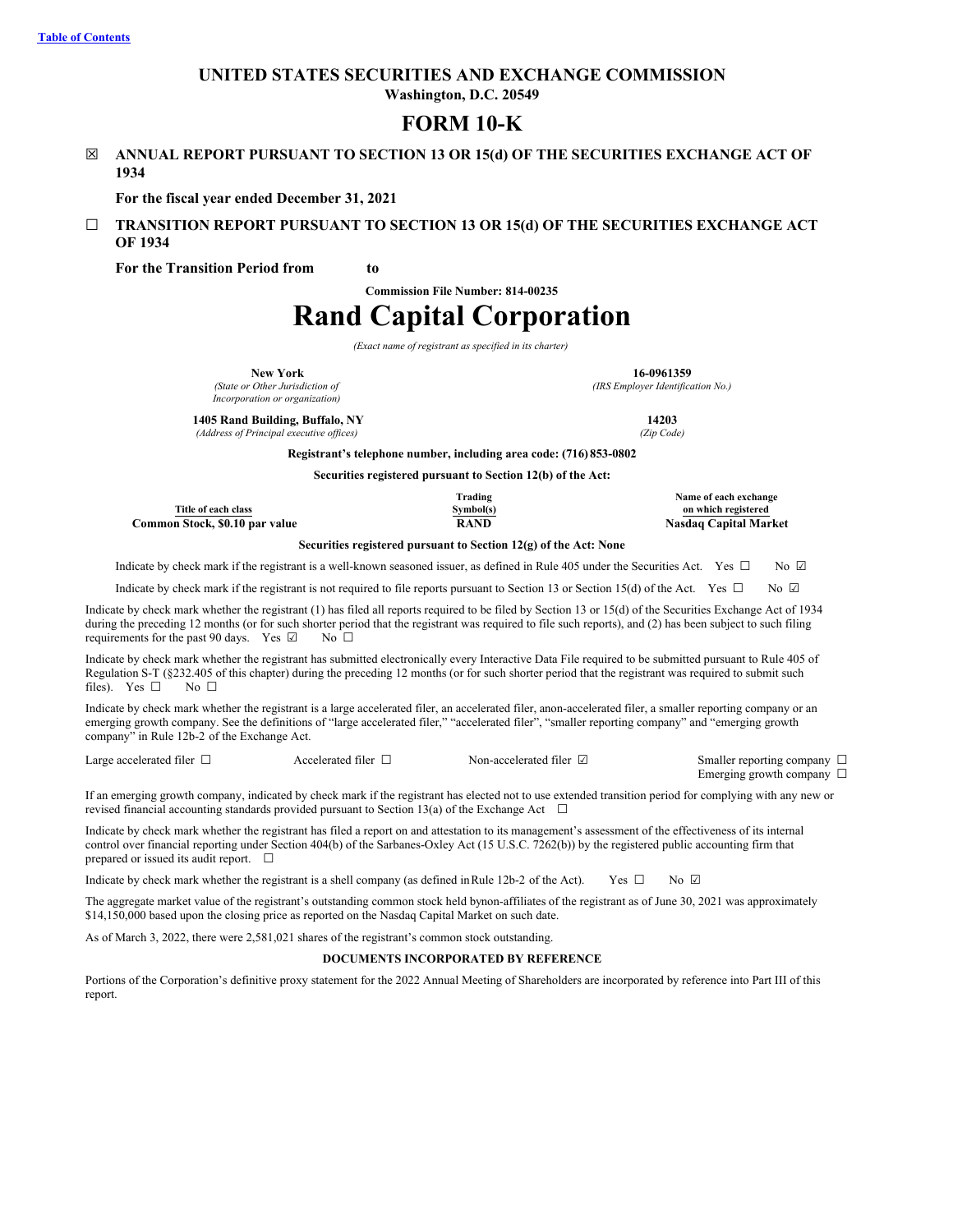[Table of Contents](#)

# UNITED STATES SECURITIES AND EXCHANGE COMMISSION

**Washington, D.C. 20549**

# FORM 10-K

☒ **ANNUAL REPORT PURSUANT TO SECTION 13 OR 15(d) OF THE SECURITIES EXCHANGE ACT OF 1934**

**For the fiscal year ended December 31, 2021**

☐ **TRANSITION REPORT PURSUANT TO SECTION 13 OR 15(d) OF THE SECURITIES EXCHANGE ACT OF 1934**

**For the Transition Period from to**

**Commission File Number: 814-00235**

# Rand Capital Corporation

*(Exact name of registrant as specified in its charter)*

| | |
|---|---|
| **New York** | **16-0961359** |
| *(State or Other Jurisdiction of Incorporation or organization)* | *(IRS Employer Identification No.)* |
| **1405 Rand Building, Buffalo, NY** | **14203** |
| *(Address of Principal executive offices)* | *(Zip Code)* |

**Registrant's telephone number, including area code: (716) 853-0802**

**Securities registered pursuant to Section 12(b) of the Act:**

| Title of each class | Trading Symbol(s) | Name of each exchange on which registered |
|---|---|---|
| **Common Stock, $0.10 par value** | **RAND** | **Nasdaq Capital Market** |

**Securities registered pursuant to Section 12(g) of the Act: None**

Indicate by check mark if the registrant is a well-known seasoned issuer, as defined in Rule 405 under the Securities Act. Yes ☐ No ☑

Indicate by check mark if the registrant is not required to file reports pursuant to Section 13 or Section 15(d) of the Act. Yes ☐ No ☑

Indicate by check mark whether the registrant (1) has filed all reports required to be filed by Section 13 or 15(d) of the Securities Exchange Act of 1934 during the preceding 12 months (or for such shorter period that the registrant was required to file such reports), and (2) has been subject to such filing requirements for the past 90 days. Yes ☑ No ☐

Indicate by check mark whether the registrant has submitted electronically every Interactive Data File required to be submitted pursuant to Rule 405 of Regulation S-T (§232.405 of this chapter) during the preceding 12 months (or for such shorter period that the registrant was required to submit such files). Yes ☐ No ☐

Indicate by check mark whether the registrant is a large accelerated filer, an accelerated filer, anon-accelerated filer, a smaller reporting company or an emerging growth company. See the definitions of "large accelerated filer," "accelerated filer", "smaller reporting company" and "emerging growth company" in Rule 12b-2 of the Exchange Act.

| | | | |
|---|---|---|---|
| Large accelerated filer ☐ | Accelerated filer ☐ | Non-accelerated filer ☑ | Smaller reporting company ☐<br>Emerging growth company ☐ |

If an emerging growth company, indicated by check mark if the registrant has elected not to use extended transition period for complying with any new or revised financial accounting standards provided pursuant to Section 13(a) of the Exchange Act ☐

Indicate by check mark whether the registrant has filed a report on and attestation to its management's assessment of the effectiveness of its internal control over financial reporting under Section 404(b) of the Sarbanes-Oxley Act (15 U.S.C. 7262(b)) by the registered public accounting firm that prepared or issued its audit report. ☐

Indicate by check mark whether the registrant is a shell company (as defined in Rule 12b-2 of the Act). Yes ☐ No ☑

The aggregate market value of the registrant's outstanding common stock held by non-affiliates of the registrant as of June 30, 2021 was approximately $14,150,000 based upon the closing price as reported on the Nasdaq Capital Market on such date.

As of March 3, 2022, there were 2,581,021 shares of the registrant's common stock outstanding.

**DOCUMENTS INCORPORATED BY REFERENCE**

Portions of the Corporation's definitive proxy statement for the 2022 Annual Meeting of Shareholders are incorporated by reference into Part III of this report.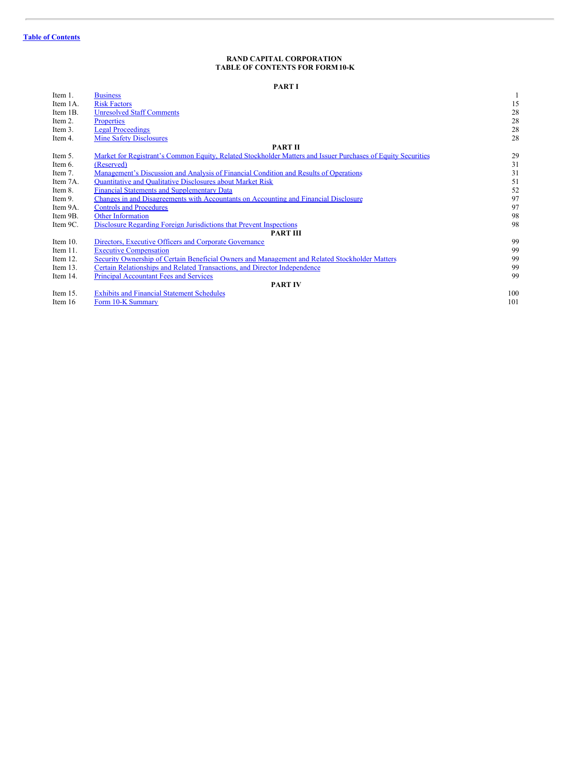Table of Contents

**RAND CAPITAL CORPORATION**
**TABLE OF CONTENTS FOR FORM 10-K**

| | | |
|---|---|---|
| | **PART I** | |
| Item 1. | Business | 1 |
| Item 1A. | Risk Factors | 15 |
| Item 1B. | Unresolved Staff Comments | 28 |
| Item 2. | Properties | 28 |
| Item 3. | Legal Proceedings | 28 |
| Item 4. | Mine Safety Disclosures | 28 |
| | **PART II** | |
| Item 5. | Market for Registrant's Common Equity, Related Stockholder Matters and Issuer Purchases of Equity Securities | 29 |
| Item 6. | (Reserved) | 31 |
| Item 7. | Management's Discussion and Analysis of Financial Condition and Results of Operations | 31 |
| Item 7A. | Quantitative and Qualitative Disclosures about Market Risk | 51 |
| Item 8. | Financial Statements and Supplementary Data | 52 |
| Item 9. | Changes in and Disagreements with Accountants on Accounting and Financial Disclosure | 97 |
| Item 9A. | Controls and Procedures | 97 |
| Item 9B. | Other Information | 98 |
| Item 9C. | Disclosure Regarding Foreign Jurisdictions that Prevent Inspections | 98 |
| | **PART III** | |
| Item 10. | Directors, Executive Officers and Corporate Governance | 99 |
| Item 11. | Executive Compensation | 99 |
| Item 12. | Security Ownership of Certain Beneficial Owners and Management and Related Stockholder Matters | 99 |
| Item 13. | Certain Relationships and Related Transactions, and Director Independence | 99 |
| Item 14. | Principal Accountant Fees and Services | 99 |
| | **PART IV** | |
| Item 15. | Exhibits and Financial Statement Schedules | 100 |
| Item 16 | Form 10-K Summary | 101 |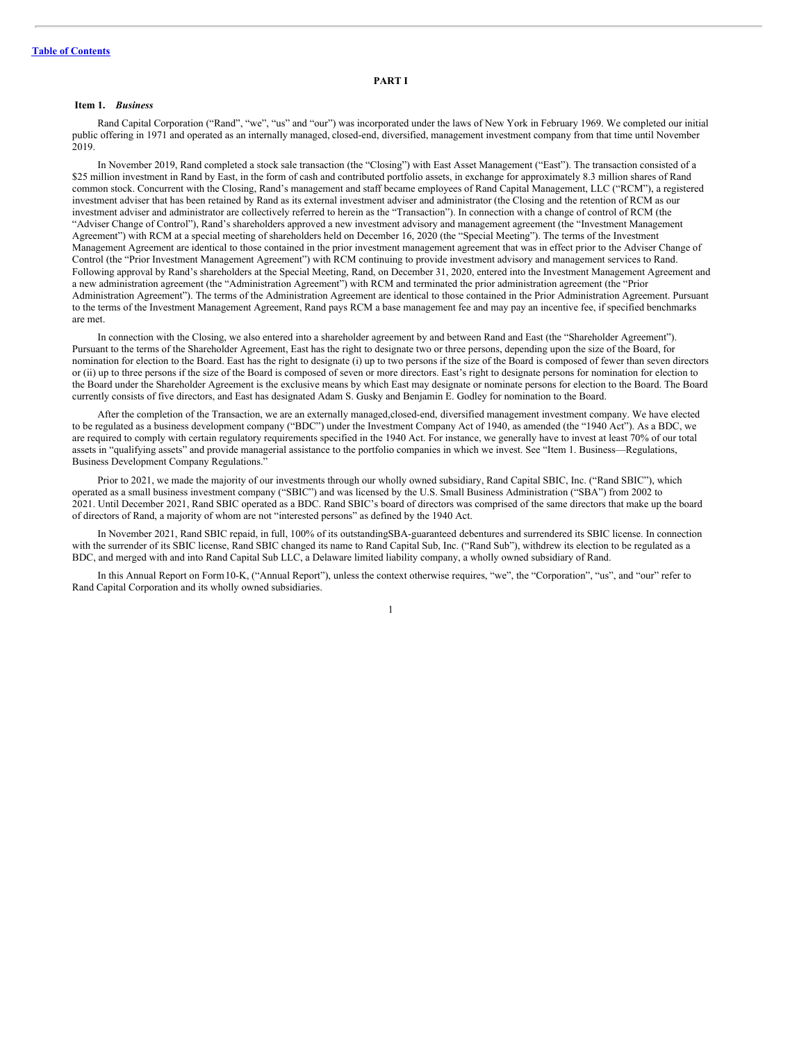[Table of Contents](#)

# PART I

## Item 1. *Business*

Rand Capital Corporation ("Rand", "we", "us" and "our") was incorporated under the laws of New York in February 1969. We completed our initial public offering in 1971 and operated as an internally managed, closed-end, diversified, management investment company from that time until November 2019.

In November 2019, Rand completed a stock sale transaction (the "Closing") with East Asset Management ("East"). The transaction consisted of a $25 million investment in Rand by East, in the form of cash and contributed portfolio assets, in exchange for approximately 8.3 million shares of Rand common stock. Concurrent with the Closing, Rand's management and staff became employees of Rand Capital Management, LLC ("RCM"), a registered investment adviser that has been retained by Rand as its external investment adviser and administrator (the Closing and the retention of RCM as our investment adviser and administrator are collectively referred to herein as the "Transaction"). In connection with a change of control of RCM (the "Adviser Change of Control"), Rand's shareholders approved a new investment advisory and management agreement (the "Investment Management Agreement") with RCM at a special meeting of shareholders held on December 16, 2020 (the "Special Meeting"). The terms of the Investment Management Agreement are identical to those contained in the prior investment management agreement that was in effect prior to the Adviser Change of Control (the "Prior Investment Management Agreement") with RCM continuing to provide investment advisory and management services to Rand. Following approval by Rand's shareholders at the Special Meeting, Rand, on December 31, 2020, entered into the Investment Management Agreement and a new administration agreement (the "Administration Agreement") with RCM and terminated the prior administration agreement (the "Prior Administration Agreement"). The terms of the Administration Agreement are identical to those contained in the Prior Administration Agreement. Pursuant to the terms of the Investment Management Agreement, Rand pays RCM a base management fee and may pay an incentive fee, if specified benchmarks are met.

In connection with the Closing, we also entered into a shareholder agreement by and between Rand and East (the "Shareholder Agreement"). Pursuant to the terms of the Shareholder Agreement, East has the right to designate two or three persons, depending upon the size of the Board, for nomination for election to the Board. East has the right to designate (i) up to two persons if the size of the Board is composed of fewer than seven directors or (ii) up to three persons if the size of the Board is composed of seven or more directors. East's right to designate persons for nomination for election to the Board under the Shareholder Agreement is the exclusive means by which East may designate or nominate persons for election to the Board. The Board currently consists of five directors, and East has designated Adam S. Gusky and Benjamin E. Godley for nomination to the Board.

After the completion of the Transaction, we are an externally managed,closed-end, diversified management investment company. We have elected to be regulated as a business development company ("BDC") under the Investment Company Act of 1940, as amended (the "1940 Act"). As a BDC, we are required to comply with certain regulatory requirements specified in the 1940 Act. For instance, we generally have to invest at least 70% of our total assets in "qualifying assets" and provide managerial assistance to the portfolio companies in which we invest. See "Item 1. Business—Regulations, Business Development Company Regulations."

Prior to 2021, we made the majority of our investments through our wholly owned subsidiary, Rand Capital SBIC, Inc. ("Rand SBIC"), which operated as a small business investment company ("SBIC") and was licensed by the U.S. Small Business Administration ("SBA") from 2002 to 2021. Until December 2021, Rand SBIC operated as a BDC. Rand SBIC's board of directors was comprised of the same directors that make up the board of directors of Rand, a majority of whom are not "interested persons" as defined by the 1940 Act.

In November 2021, Rand SBIC repaid, in full, 100% of its outstandingSBA-guaranteed debentures and surrendered its SBIC license. In connection with the surrender of its SBIC license, Rand SBIC changed its name to Rand Capital Sub, Inc. ("Rand Sub"), withdrew its election to be regulated as a BDC, and merged with and into Rand Capital Sub LLC, a Delaware limited liability company, a wholly owned subsidiary of Rand.

In this Annual Report on Form10-K, ("Annual Report"), unless the context otherwise requires, "we", the "Corporation", "us", and "our" refer to Rand Capital Corporation and its wholly owned subsidiaries.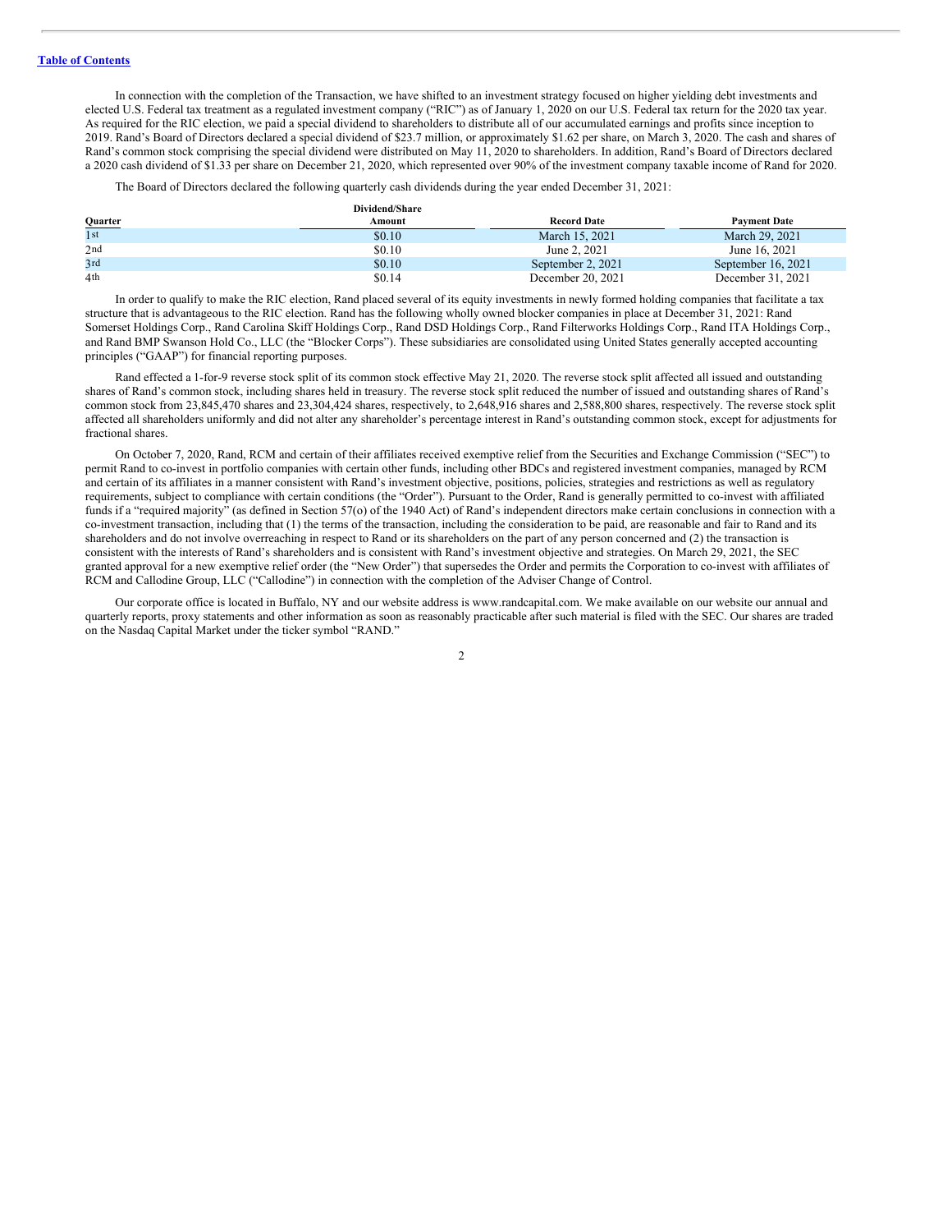In connection with the completion of the Transaction, we have shifted to an investment strategy focused on higher yielding debt investments and elected U.S. Federal tax treatment as a regulated investment company ("RIC") as of January 1, 2020 on our U.S. Federal tax return for the 2020 tax year. As required for the RIC election, we paid a special dividend to shareholders to distribute all of our accumulated earnings and profits since inception to 2019. Rand's Board of Directors declared a special dividend of $23.7 million, or approximately $1.62 per share, on March 3, 2020. The cash and shares of Rand's common stock comprising the special dividend were distributed on May 11, 2020 to shareholders. In addition, Rand's Board of Directors declared a 2020 cash dividend of $1.33 per share on December 21, 2020, which represented over 90% of the investment company taxable income of Rand for 2020.

The Board of Directors declared the following quarterly cash dividends during the year ended December 31, 2021:

| Quarter | Dividend/Share Amount | Record Date | Payment Date |
|---|---|---|---|
| 1st | $0.10 | March 15, 2021 | March 29, 2021 |
| 2nd | $0.10 | June 2, 2021 | June 16, 2021 |
| 3rd | $0.10 | September 2, 2021 | September 16, 2021 |
| 4th | $0.14 | December 20, 2021 | December 31, 2021 |

In order to qualify to make the RIC election, Rand placed several of its equity investments in newly formed holding companies that facilitate a tax structure that is advantageous to the RIC election. Rand has the following wholly owned blocker companies in place at December 31, 2021: Rand Somerset Holdings Corp., Rand Carolina Skiff Holdings Corp., Rand DSD Holdings Corp., Rand Filterworks Holdings Corp., Rand ITA Holdings Corp., and Rand BMP Swanson Hold Co., LLC (the "Blocker Corps"). These subsidiaries are consolidated using United States generally accepted accounting principles ("GAAP") for financial reporting purposes.

Rand effected a 1-for-9 reverse stock split of its common stock effective May 21, 2020. The reverse stock split affected all issued and outstanding shares of Rand's common stock, including shares held in treasury. The reverse stock split reduced the number of issued and outstanding shares of Rand's common stock from 23,845,470 shares and 23,304,424 shares, respectively, to 2,648,916 shares and 2,588,800 shares, respectively. The reverse stock split affected all shareholders uniformly and did not alter any shareholder's percentage interest in Rand's outstanding common stock, except for adjustments for fractional shares.

On October 7, 2020, Rand, RCM and certain of their affiliates received exemptive relief from the Securities and Exchange Commission ("SEC") to permit Rand to co-invest in portfolio companies with certain other funds, including other BDCs and registered investment companies, managed by RCM and certain of its affiliates in a manner consistent with Rand's investment objective, positions, policies, strategies and restrictions as well as regulatory requirements, subject to compliance with certain conditions (the "Order"). Pursuant to the Order, Rand is generally permitted to co-invest with affiliated funds if a "required majority" (as defined in Section 57(o) of the 1940 Act) of Rand's independent directors make certain conclusions in connection with a co-investment transaction, including that (1) the terms of the transaction, including the consideration to be paid, are reasonable and fair to Rand and its shareholders and do not involve overreaching in respect to Rand or its shareholders on the part of any person concerned and (2) the transaction is consistent with the interests of Rand's shareholders and is consistent with Rand's investment objective and strategies. On March 29, 2021, the SEC granted approval for a new exemptive relief order (the "New Order") that supersedes the Order and permits the Corporation to co-invest with affiliates of RCM and Callodine Group, LLC ("Callodine") in connection with the completion of the Adviser Change of Control.

Our corporate office is located in Buffalo, NY and our website address is www.randcapital.com. We make available on our website our annual and quarterly reports, proxy statements and other information as soon as reasonably practicable after such material is filed with the SEC. Our shares are traded on the Nasdaq Capital Market under the ticker symbol "RAND."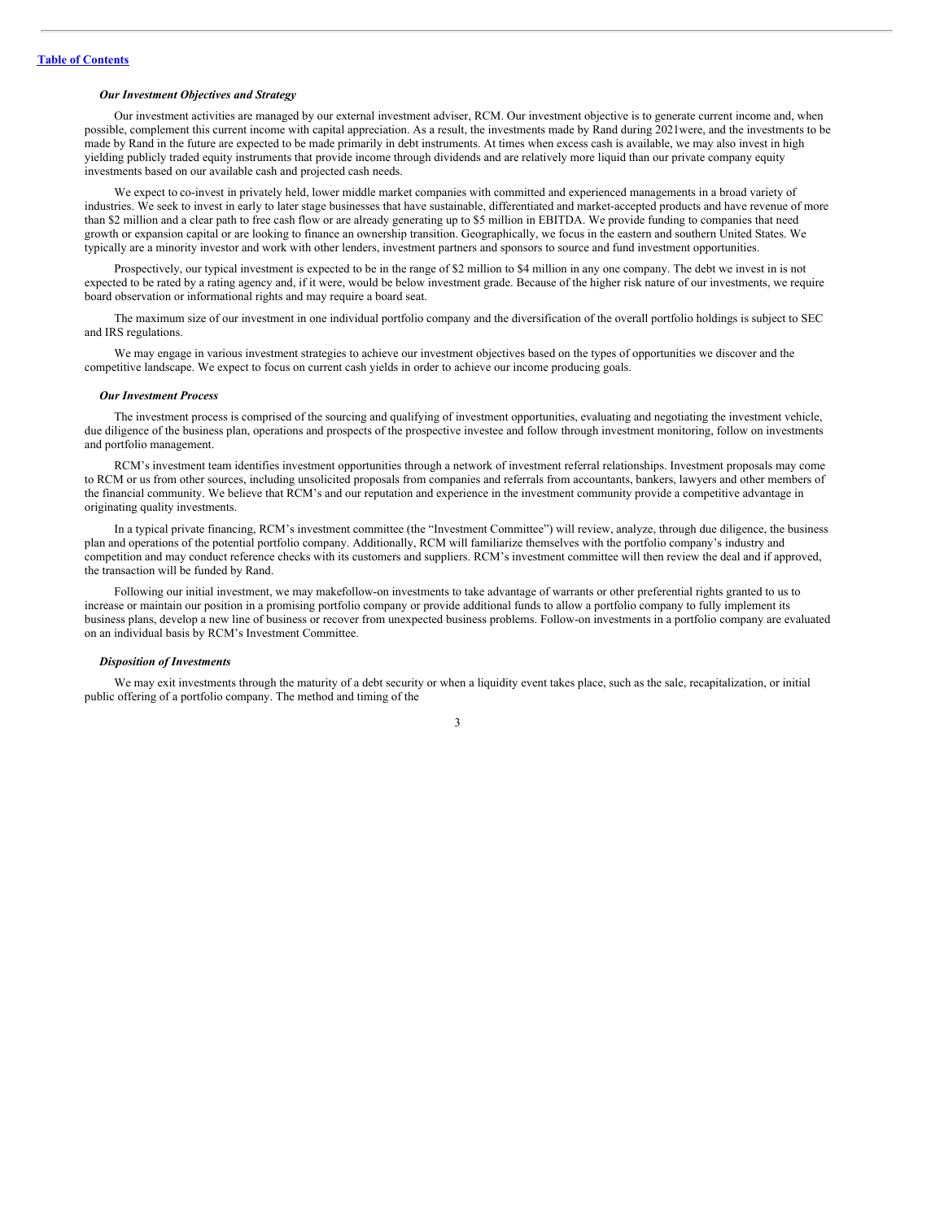### *Our Investment Objectives and Strategy*

Our investment activities are managed by our external investment adviser, RCM. Our investment objective is to generate current income and, when possible, complement this current income with capital appreciation. As a result, the investments made by Rand during 2021were, and the investments to be made by Rand in the future are expected to be made primarily in debt instruments. At times when excess cash is available, we may also invest in high yielding publicly traded equity instruments that provide income through dividends and are relatively more liquid than our private company equity investments based on our available cash and projected cash needs.

We expect to co-invest in privately held, lower middle market companies with committed and experienced managements in a broad variety of industries. We seek to invest in early to later stage businesses that have sustainable, differentiated and market-accepted products and have revenue of more than $2 million and a clear path to free cash flow or are already generating up to $5 million in EBITDA. We provide funding to companies that need growth or expansion capital or are looking to finance an ownership transition. Geographically, we focus in the eastern and southern United States. We typically are a minority investor and work with other lenders, investment partners and sponsors to source and fund investment opportunities.

Prospectively, our typical investment is expected to be in the range of $2 million to $4 million in any one company. The debt we invest in is not expected to be rated by a rating agency and, if it were, would be below investment grade. Because of the higher risk nature of our investments, we require board observation or informational rights and may require a board seat.

The maximum size of our investment in one individual portfolio company and the diversification of the overall portfolio holdings is subject to SEC and IRS regulations.

We may engage in various investment strategies to achieve our investment objectives based on the types of opportunities we discover and the competitive landscape. We expect to focus on current cash yields in order to achieve our income producing goals.

### *Our Investment Process*

The investment process is comprised of the sourcing and qualifying of investment opportunities, evaluating and negotiating the investment vehicle, due diligence of the business plan, operations and prospects of the prospective investee and follow through investment monitoring, follow on investments and portfolio management.

RCM's investment team identifies investment opportunities through a network of investment referral relationships. Investment proposals may come to RCM or us from other sources, including unsolicited proposals from companies and referrals from accountants, bankers, lawyers and other members of the financial community. We believe that RCM's and our reputation and experience in the investment community provide a competitive advantage in originating quality investments.

In a typical private financing, RCM's investment committee (the "Investment Committee") will review, analyze, through due diligence, the business plan and operations of the potential portfolio company. Additionally, RCM will familiarize themselves with the portfolio company's industry and competition and may conduct reference checks with its customers and suppliers. RCM's investment committee will then review the deal and if approved, the transaction will be funded by Rand.

Following our initial investment, we may makefollow-on investments to take advantage of warrants or other preferential rights granted to us to increase or maintain our position in a promising portfolio company or provide additional funds to allow a portfolio company to fully implement its business plans, develop a new line of business or recover from unexpected business problems. Follow-on investments in a portfolio company are evaluated on an individual basis by RCM's Investment Committee.

### *Disposition of Investments*

We may exit investments through the maturity of a debt security or when a liquidity event takes place, such as the sale, recapitalization, or initial public offering of a portfolio company. The method and timing of the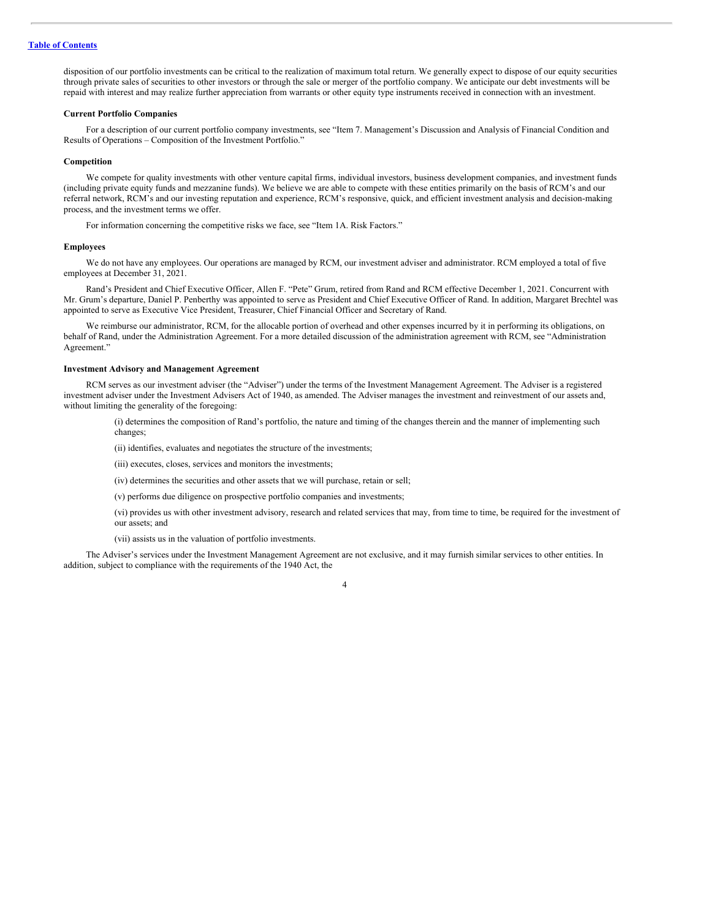disposition of our portfolio investments can be critical to the realization of maximum total return. We generally expect to dispose of our equity securities through private sales of securities to other investors or through the sale or merger of the portfolio company. We anticipate our debt investments will be repaid with interest and may realize further appreciation from warrants or other equity type instruments received in connection with an investment.

**Current Portfolio Companies**

For a description of our current portfolio company investments, see "Item 7. Management's Discussion and Analysis of Financial Condition and Results of Operations – Composition of the Investment Portfolio."

**Competition**

We compete for quality investments with other venture capital firms, individual investors, business development companies, and investment funds (including private equity funds and mezzanine funds). We believe we are able to compete with these entities primarily on the basis of RCM's and our referral network, RCM's and our investing reputation and experience, RCM's responsive, quick, and efficient investment analysis and decision-making process, and the investment terms we offer.

For information concerning the competitive risks we face, see "Item 1A. Risk Factors."

**Employees**

We do not have any employees. Our operations are managed by RCM, our investment adviser and administrator. RCM employed a total of five employees at December 31, 2021.

Rand's President and Chief Executive Officer, Allen F. "Pete" Grum, retired from Rand and RCM effective December 1, 2021. Concurrent with Mr. Grum's departure, Daniel P. Penberthy was appointed to serve as President and Chief Executive Officer of Rand. In addition, Margaret Brechtel was appointed to serve as Executive Vice President, Treasurer, Chief Financial Officer and Secretary of Rand.

We reimburse our administrator, RCM, for the allocable portion of overhead and other expenses incurred by it in performing its obligations, on behalf of Rand, under the Administration Agreement. For a more detailed discussion of the administration agreement with RCM, see "Administration Agreement."

**Investment Advisory and Management Agreement**

RCM serves as our investment adviser (the "Adviser") under the terms of the Investment Management Agreement. The Adviser is a registered investment adviser under the Investment Advisers Act of 1940, as amended. The Adviser manages the investment and reinvestment of our assets and, without limiting the generality of the foregoing:

(i) determines the composition of Rand's portfolio, the nature and timing of the changes therein and the manner of implementing such changes;

(ii) identifies, evaluates and negotiates the structure of the investments;

(iii) executes, closes, services and monitors the investments;

(iv) determines the securities and other assets that we will purchase, retain or sell;

(v) performs due diligence on prospective portfolio companies and investments;

(vi) provides us with other investment advisory, research and related services that may, from time to time, be required for the investment of our assets; and

(vii) assists us in the valuation of portfolio investments.

The Adviser's services under the Investment Management Agreement are not exclusive, and it may furnish similar services to other entities. In addition, subject to compliance with the requirements of the 1940 Act, the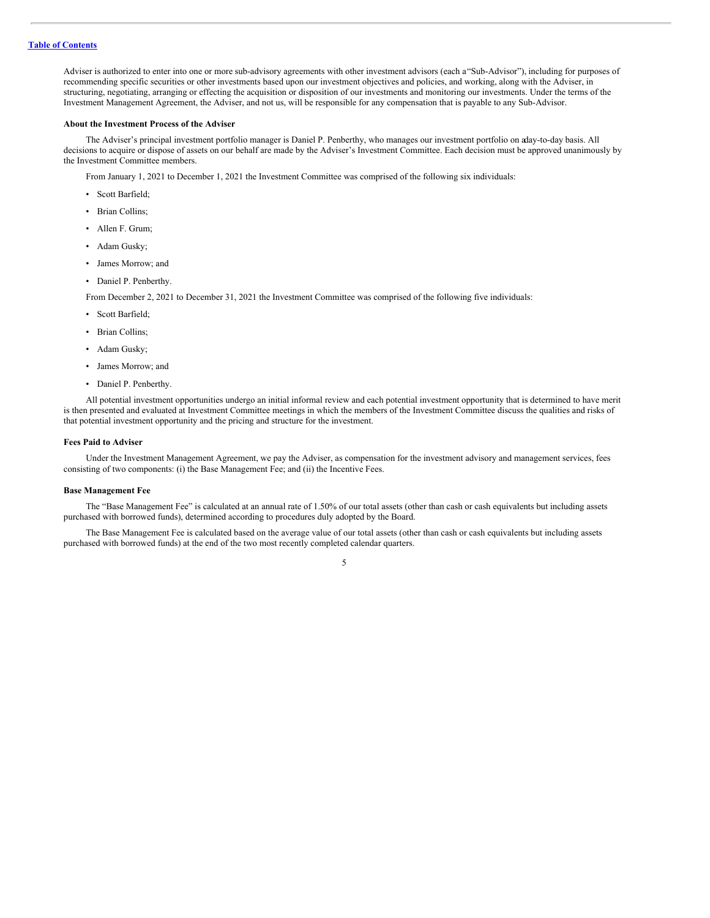Adviser is authorized to enter into one or more sub-advisory agreements with other investment advisors (each a "Sub-Advisor"), including for purposes of recommending specific securities or other investments based upon our investment objectives and policies, and working, along with the Adviser, in structuring, negotiating, arranging or effecting the acquisition or disposition of our investments and monitoring our investments. Under the terms of the Investment Management Agreement, the Adviser, and not us, will be responsible for any compensation that is payable to any Sub-Advisor.

**About the Investment Process of the Adviser**

The Adviser's principal investment portfolio manager is Daniel P. Penberthy, who manages our investment portfolio on a day-to-day basis. All decisions to acquire or dispose of assets on our behalf are made by the Adviser's Investment Committee. Each decision must be approved unanimously by the Investment Committee members.

From January 1, 2021 to December 1, 2021 the Investment Committee was comprised of the following six individuals:

- Scott Barfield;
- Brian Collins;
- Allen F. Grum;
- Adam Gusky;
- James Morrow; and
- Daniel P. Penberthy.

From December 2, 2021 to December 31, 2021 the Investment Committee was comprised of the following five individuals:

- Scott Barfield;
- Brian Collins;
- Adam Gusky;
- James Morrow; and
- Daniel P. Penberthy.

All potential investment opportunities undergo an initial informal review and each potential investment opportunity that is determined to have merit is then presented and evaluated at Investment Committee meetings in which the members of the Investment Committee discuss the qualities and risks of that potential investment opportunity and the pricing and structure for the investment.

**Fees Paid to Adviser**

Under the Investment Management Agreement, we pay the Adviser, as compensation for the investment advisory and management services, fees consisting of two components: (i) the Base Management Fee; and (ii) the Incentive Fees.

**Base Management Fee**

The "Base Management Fee" is calculated at an annual rate of 1.50% of our total assets (other than cash or cash equivalents but including assets purchased with borrowed funds), determined according to procedures duly adopted by the Board.

The Base Management Fee is calculated based on the average value of our total assets (other than cash or cash equivalents but including assets purchased with borrowed funds) at the end of the two most recently completed calendar quarters.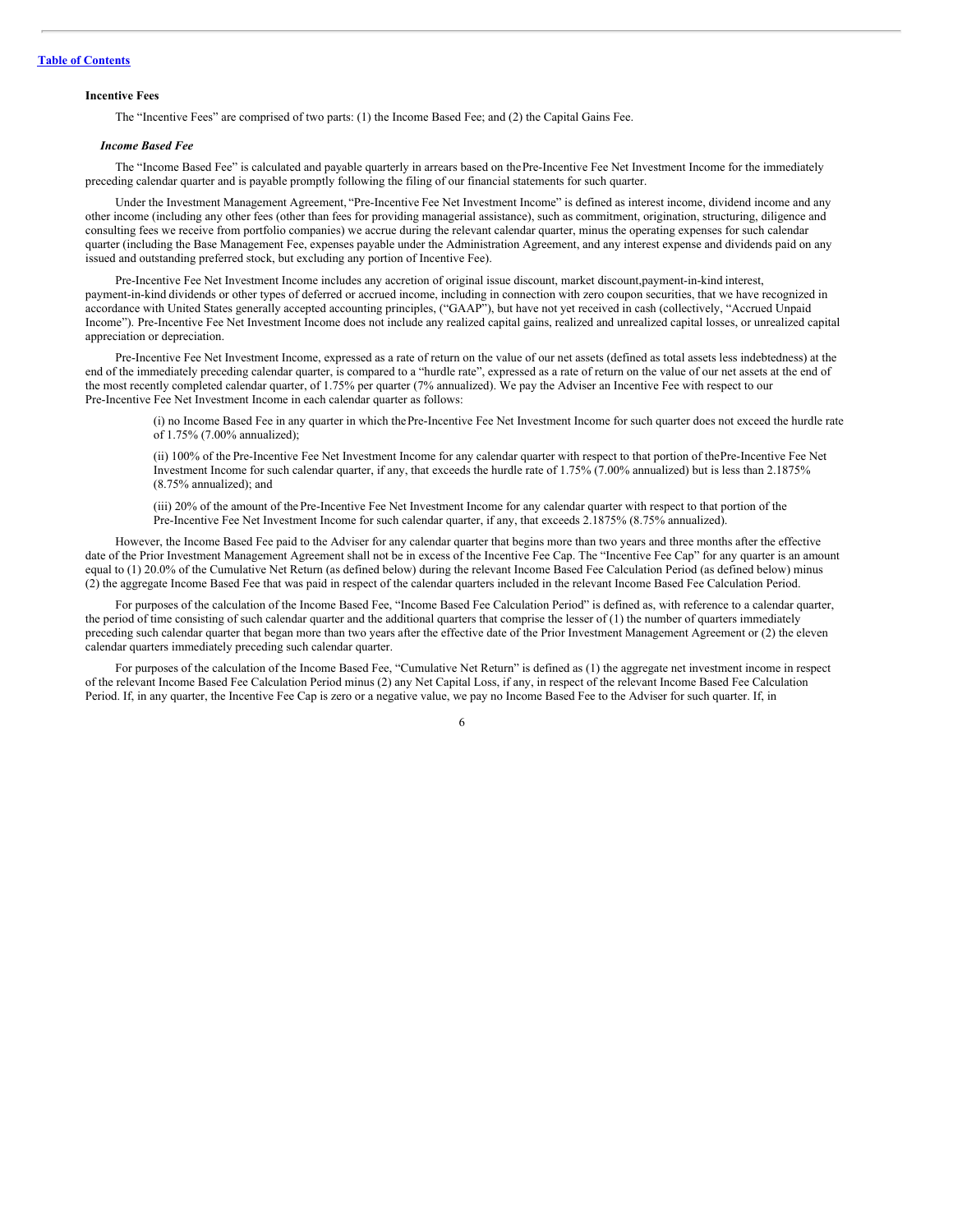**Incentive Fees**

The "Incentive Fees" are comprised of two parts: (1) the Income Based Fee; and (2) the Capital Gains Fee.

***Income Based Fee***

The "Income Based Fee" is calculated and payable quarterly in arrears based on the Pre-Incentive Fee Net Investment Income for the immediately preceding calendar quarter and is payable promptly following the filing of our financial statements for such quarter.

Under the Investment Management Agreement, "Pre-Incentive Fee Net Investment Income" is defined as interest income, dividend income and any other income (including any other fees (other than fees for providing managerial assistance), such as commitment, origination, structuring, diligence and consulting fees we receive from portfolio companies) we accrue during the relevant calendar quarter, minus the operating expenses for such calendar quarter (including the Base Management Fee, expenses payable under the Administration Agreement, and any interest expense and dividends paid on any issued and outstanding preferred stock, but excluding any portion of Incentive Fee).

Pre-Incentive Fee Net Investment Income includes any accretion of original issue discount, market discount, payment-in-kind interest, payment-in-kind dividends or other types of deferred or accrued income, including in connection with zero coupon securities, that we have recognized in accordance with United States generally accepted accounting principles, ("GAAP"), but have not yet received in cash (collectively, "Accrued Unpaid Income"). Pre-Incentive Fee Net Investment Income does not include any realized capital gains, realized and unrealized capital losses, or unrealized capital appreciation or depreciation.

Pre-Incentive Fee Net Investment Income, expressed as a rate of return on the value of our net assets (defined as total assets less indebtedness) at the end of the immediately preceding calendar quarter, is compared to a "hurdle rate", expressed as a rate of return on the value of our net assets at the end of the most recently completed calendar quarter, of 1.75% per quarter (7% annualized). We pay the Adviser an Incentive Fee with respect to our Pre-Incentive Fee Net Investment Income in each calendar quarter as follows:

(i) no Income Based Fee in any quarter in which the Pre-Incentive Fee Net Investment Income for such quarter does not exceed the hurdle rate of 1.75% (7.00% annualized);

(ii) 100% of the Pre-Incentive Fee Net Investment Income for any calendar quarter with respect to that portion of the Pre-Incentive Fee Net Investment Income for such calendar quarter, if any, that exceeds the hurdle rate of 1.75% (7.00% annualized) but is less than 2.1875% (8.75% annualized); and

(iii) 20% of the amount of the Pre-Incentive Fee Net Investment Income for any calendar quarter with respect to that portion of the Pre-Incentive Fee Net Investment Income for such calendar quarter, if any, that exceeds 2.1875% (8.75% annualized).

However, the Income Based Fee paid to the Adviser for any calendar quarter that begins more than two years and three months after the effective date of the Prior Investment Management Agreement shall not be in excess of the Incentive Fee Cap. The "Incentive Fee Cap" for any quarter is an amount equal to (1) 20.0% of the Cumulative Net Return (as defined below) during the relevant Income Based Fee Calculation Period (as defined below) minus (2) the aggregate Income Based Fee that was paid in respect of the calendar quarters included in the relevant Income Based Fee Calculation Period.

For purposes of the calculation of the Income Based Fee, "Income Based Fee Calculation Period" is defined as, with reference to a calendar quarter, the period of time consisting of such calendar quarter and the additional quarters that comprise the lesser of (1) the number of quarters immediately preceding such calendar quarter that began more than two years after the effective date of the Prior Investment Management Agreement or (2) the eleven calendar quarters immediately preceding such calendar quarter.

For purposes of the calculation of the Income Based Fee, "Cumulative Net Return" is defined as (1) the aggregate net investment income in respect of the relevant Income Based Fee Calculation Period minus (2) any Net Capital Loss, if any, in respect of the relevant Income Based Fee Calculation Period. If, in any quarter, the Incentive Fee Cap is zero or a negative value, we pay no Income Based Fee to the Adviser for such quarter. If, in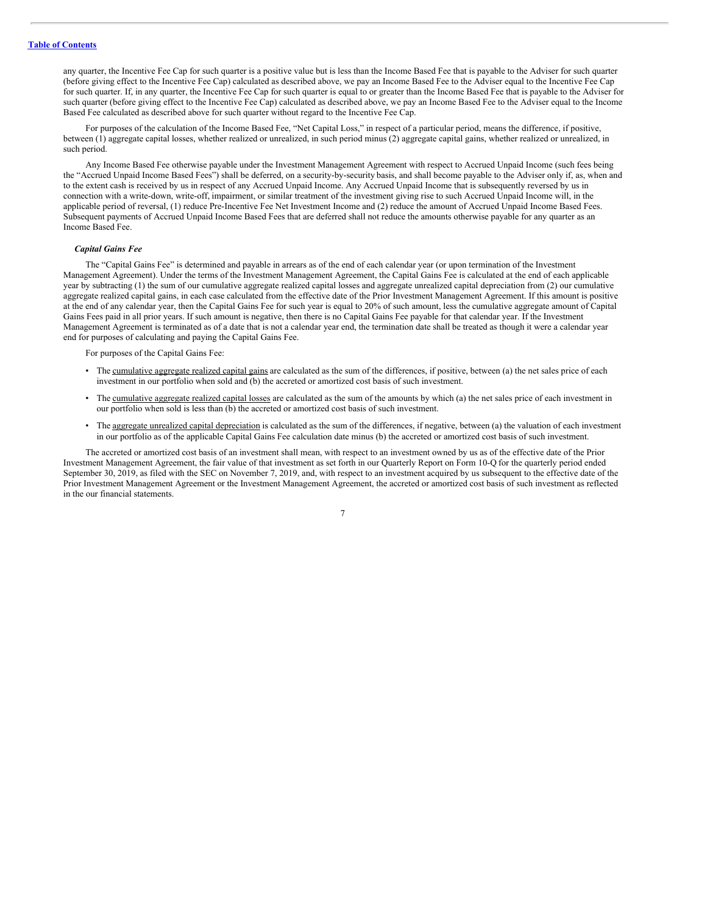any quarter, the Incentive Fee Cap for such quarter is a positive value but is less than the Income Based Fee that is payable to the Adviser for such quarter (before giving effect to the Incentive Fee Cap) calculated as described above, we pay an Income Based Fee to the Adviser equal to the Incentive Fee Cap for such quarter. If, in any quarter, the Incentive Fee Cap for such quarter is equal to or greater than the Income Based Fee that is payable to the Adviser for such quarter (before giving effect to the Incentive Fee Cap) calculated as described above, we pay an Income Based Fee to the Adviser equal to the Income Based Fee calculated as described above for such quarter without regard to the Incentive Fee Cap.

For purposes of the calculation of the Income Based Fee, "Net Capital Loss," in respect of a particular period, means the difference, if positive, between (1) aggregate capital losses, whether realized or unrealized, in such period minus (2) aggregate capital gains, whether realized or unrealized, in such period.

Any Income Based Fee otherwise payable under the Investment Management Agreement with respect to Accrued Unpaid Income (such fees being the "Accrued Unpaid Income Based Fees") shall be deferred, on a security-by-security basis, and shall become payable to the Adviser only if, as, when and to the extent cash is received by us in respect of any Accrued Unpaid Income. Any Accrued Unpaid Income that is subsequently reversed by us in connection with a write-down, write-off, impairment, or similar treatment of the investment giving rise to such Accrued Unpaid Income will, in the applicable period of reversal, (1) reduce Pre-Incentive Fee Net Investment Income and (2) reduce the amount of Accrued Unpaid Income Based Fees. Subsequent payments of Accrued Unpaid Income Based Fees that are deferred shall not reduce the amounts otherwise payable for any quarter as an Income Based Fee.

***Capital Gains Fee***

The "Capital Gains Fee" is determined and payable in arrears as of the end of each calendar year (or upon termination of the Investment Management Agreement). Under the terms of the Investment Management Agreement, the Capital Gains Fee is calculated at the end of each applicable year by subtracting (1) the sum of our cumulative aggregate realized capital losses and aggregate unrealized capital depreciation from (2) our cumulative aggregate realized capital gains, in each case calculated from the effective date of the Prior Investment Management Agreement. If this amount is positive at the end of any calendar year, then the Capital Gains Fee for such year is equal to 20% of such amount, less the cumulative aggregate amount of Capital Gains Fees paid in all prior years. If such amount is negative, then there is no Capital Gains Fee payable for that calendar year. If the Investment Management Agreement is terminated as of a date that is not a calendar year end, the termination date shall be treated as though it were a calendar year end for purposes of calculating and paying the Capital Gains Fee.

For purposes of the Capital Gains Fee:

- The cumulative aggregate realized capital gains are calculated as the sum of the differences, if positive, between (a) the net sales price of each investment in our portfolio when sold and (b) the accreted or amortized cost basis of such investment.
- The cumulative aggregate realized capital losses are calculated as the sum of the amounts by which (a) the net sales price of each investment in our portfolio when sold is less than (b) the accreted or amortized cost basis of such investment.
- The aggregate unrealized capital depreciation is calculated as the sum of the differences, if negative, between (a) the valuation of each investment in our portfolio as of the applicable Capital Gains Fee calculation date minus (b) the accreted or amortized cost basis of such investment.

The accreted or amortized cost basis of an investment shall mean, with respect to an investment owned by us as of the effective date of the Prior Investment Management Agreement, the fair value of that investment as set forth in our Quarterly Report on Form 10-Q for the quarterly period ended September 30, 2019, as filed with the SEC on November 7, 2019, and, with respect to an investment acquired by us subsequent to the effective date of the Prior Investment Management Agreement or the Investment Management Agreement, the accreted or amortized cost basis of such investment as reflected in the our financial statements.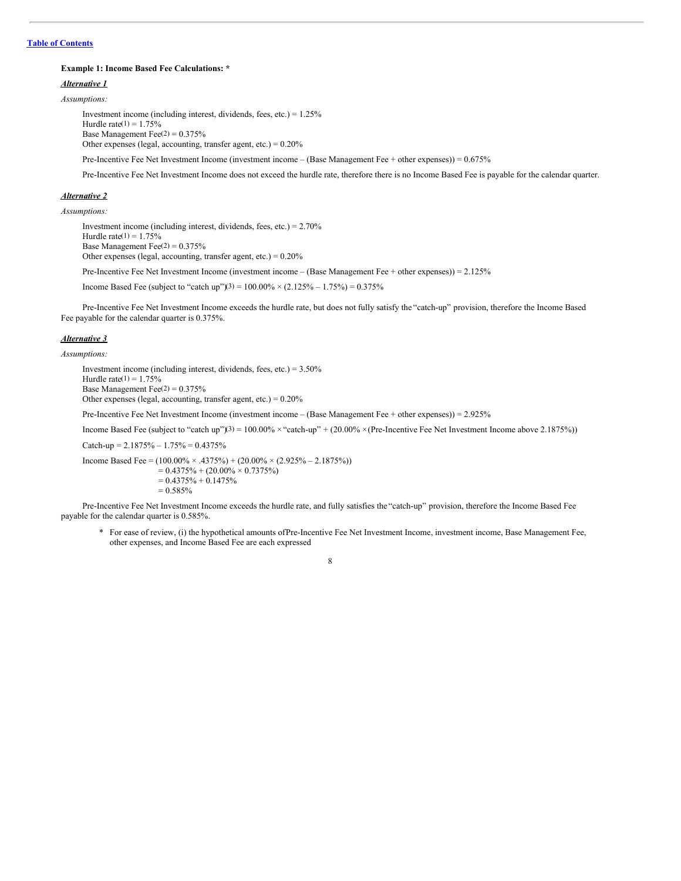**Example 1: Income Based Fee Calculations: ***

***Alternative 1***

*Assumptions:*

Investment income (including interest, dividends, fees, etc.) = 1.25%
Hurdle rate[1] = 1.75%
Base Management Fee[2] = 0.375%
Other expenses (legal, accounting, transfer agent, etc.) = 0.20%

Pre-Incentive Fee Net Investment Income (investment income – (Base Management Fee + other expenses)) = 0.675%

Pre-Incentive Fee Net Investment Income does not exceed the hurdle rate, therefore there is no Income Based Fee is payable for the calendar quarter.

***Alternative 2***

*Assumptions:*

Investment income (including interest, dividends, fees, etc.) = 2.70%
Hurdle rate[1] = 1.75%
Base Management Fee[2] = 0.375%
Other expenses (legal, accounting, transfer agent, etc.) = 0.20%

Pre-Incentive Fee Net Investment Income (investment income – (Base Management Fee + other expenses)) = 2.125%

Income Based Fee (subject to "catch up")[3] = 100.00% × (2.125% – 1.75%) = 0.375%

Pre-Incentive Fee Net Investment Income exceeds the hurdle rate, but does not fully satisfy the "catch-up" provision, therefore the Income Based Fee payable for the calendar quarter is 0.375%.

***Alternative 3***

*Assumptions:*

Investment income (including interest, dividends, fees, etc.) = 3.50%
Hurdle rate[1] = 1.75%
Base Management Fee[2] = 0.375%
Other expenses (legal, accounting, transfer agent, etc.) = 0.20%

Pre-Incentive Fee Net Investment Income (investment income – (Base Management Fee + other expenses)) = 2.925%

Income Based Fee (subject to "catch up")[3] = 100.00% × "catch-up" + (20.00% × (Pre-Incentive Fee Net Investment Income above 2.1875%))

Catch-up = 2.1875% – 1.75% = 0.4375%

Income Based Fee = (100.00% × .4375%) + (20.00% × (2.925% – 2.1875%))
= 0.4375% + (20.00% × 0.7375%)
= 0.4375% + 0.1475%
= 0.585%

Pre-Incentive Fee Net Investment Income exceeds the hurdle rate, and fully satisfies the "catch-up" provision, therefore the Income Based Fee payable for the calendar quarter is 0.585%.

\* For ease of review, (i) the hypothetical amounts of Pre-Incentive Fee Net Investment Income, investment income, Base Management Fee, other expenses, and Income Based Fee are each expressed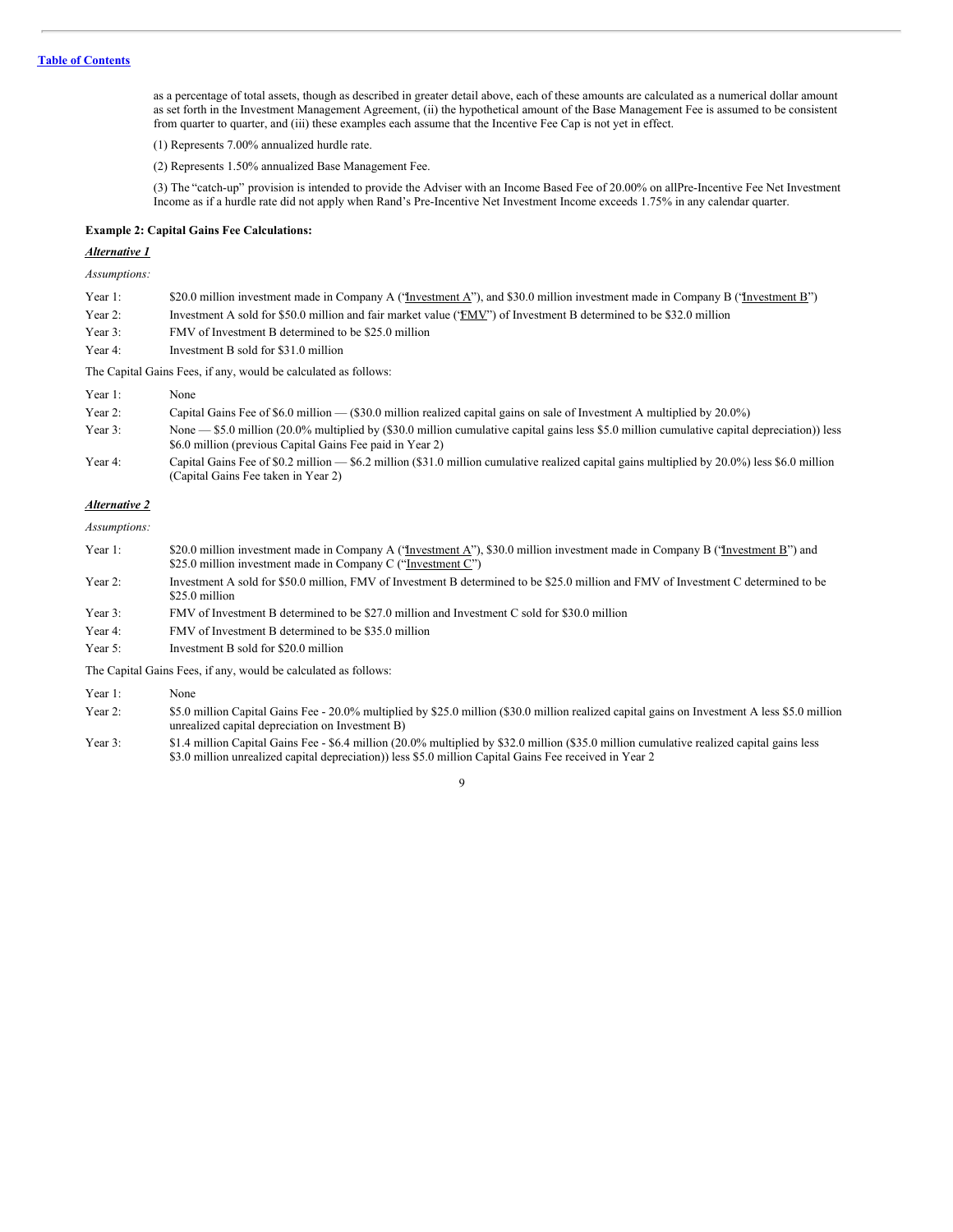as a percentage of total assets, though as described in greater detail above, each of these amounts are calculated as a numerical dollar amount as set forth in the Investment Management Agreement, (ii) the hypothetical amount of the Base Management Fee is assumed to be consistent from quarter to quarter, and (iii) these examples each assume that the Incentive Fee Cap is not yet in effect.

(1) Represents 7.00% annualized hurdle rate.

(2) Represents 1.50% annualized Base Management Fee.

(3) The "catch-up" provision is intended to provide the Adviser with an Income Based Fee of 20.00% on allPre-Incentive Fee Net Investment Income as if a hurdle rate did not apply when Rand's Pre-Incentive Net Investment Income exceeds 1.75% in any calendar quarter.

**Example 2: Capital Gains Fee Calculations:**

***Alternative 1***

*Assumptions:*

| | |
|---|---|
| Year 1: | $20.0 million investment made in Company A ("Investment A"), and $30.0 million investment made in Company B ("Investment B") |
| Year 2: | Investment A sold for $50.0 million and fair market value ("FMV") of Investment B determined to be $32.0 million |
| Year 3: | FMV of Investment B determined to be $25.0 million |
| Year 4: | Investment B sold for $31.0 million |

The Capital Gains Fees, if any, would be calculated as follows:

| | |
|---|---|
| Year 1: | None |
| Year 2: | Capital Gains Fee of $6.0 million — ($30.0 million realized capital gains on sale of Investment A multiplied by 20.0%) |
| Year 3: | None — $5.0 million (20.0% multiplied by ($30.0 million cumulative capital gains less $5.0 million cumulative capital depreciation)) less $6.0 million (previous Capital Gains Fee paid in Year 2) |
| Year 4: | Capital Gains Fee of $0.2 million — $6.2 million ($31.0 million cumulative realized capital gains multiplied by 20.0%) less $6.0 million (Capital Gains Fee taken in Year 2) |

***Alternative 2***

*Assumptions:*

| | |
|---|---|
| Year 1: | $20.0 million investment made in Company A ("Investment A"), $30.0 million investment made in Company B ("Investment B") and $25.0 million investment made in Company C ("Investment C") |
| Year 2: | Investment A sold for $50.0 million, FMV of Investment B determined to be $25.0 million and FMV of Investment C determined to be $25.0 million |
| Year 3: | FMV of Investment B determined to be $27.0 million and Investment C sold for $30.0 million |
| Year 4: | FMV of Investment B determined to be $35.0 million |
| Year 5: | Investment B sold for $20.0 million |

The Capital Gains Fees, if any, would be calculated as follows:

| | |
|---|---|
| Year 1: | None |
| Year 2: | $5.0 million Capital Gains Fee - 20.0% multiplied by $25.0 million ($30.0 million realized capital gains on Investment A less $5.0 million unrealized capital depreciation on Investment B) |
| Year 3: | $1.4 million Capital Gains Fee - $6.4 million (20.0% multiplied by $32.0 million ($35.0 million cumulative realized capital gains less $3.0 million unrealized capital depreciation)) less $5.0 million Capital Gains Fee received in Year 2 |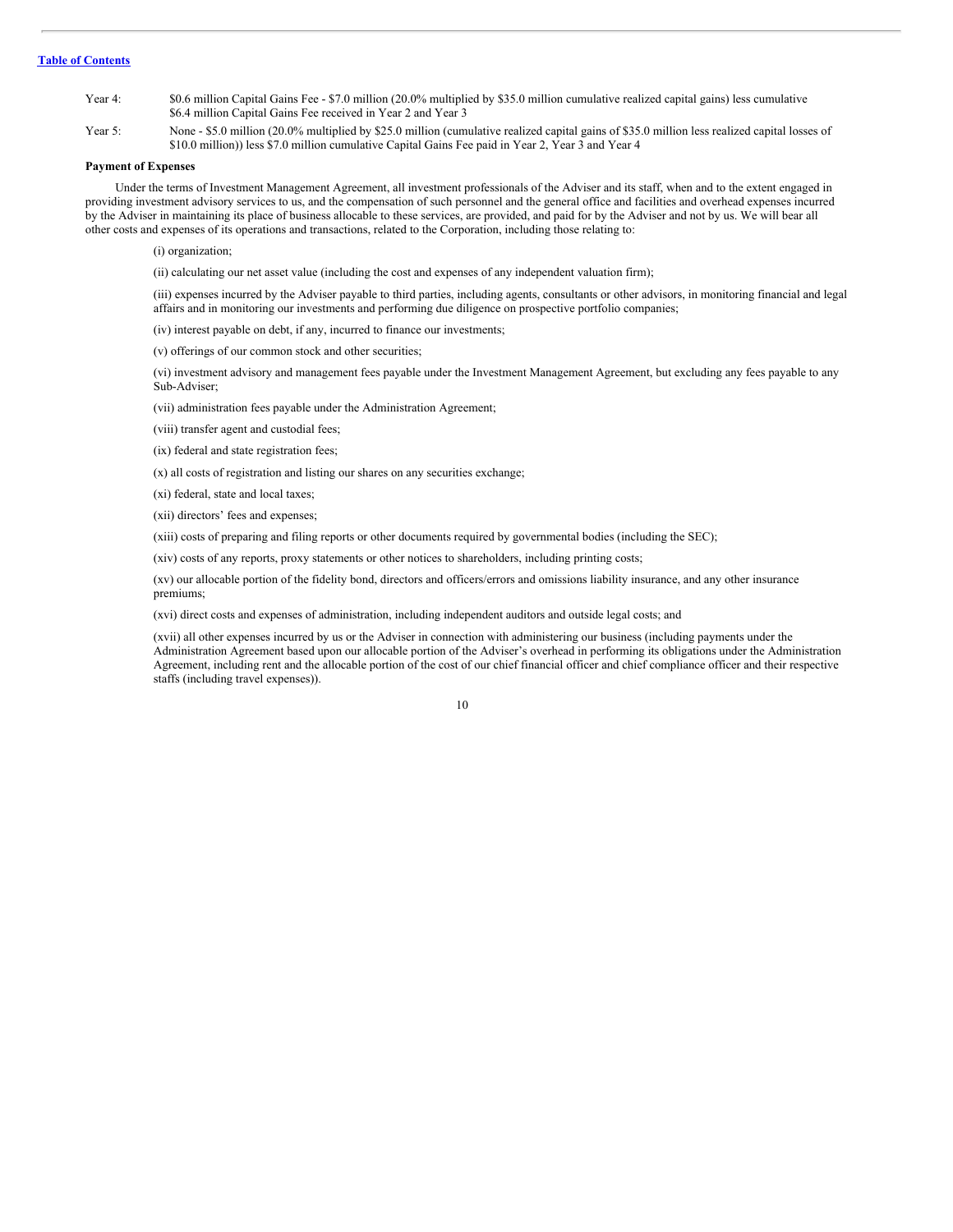Year 4: $0.6 million Capital Gains Fee - $7.0 million (20.0% multiplied by $35.0 million cumulative realized capital gains) less cumulative $6.4 million Capital Gains Fee received in Year 2 and Year 3

Year 5: None - $5.0 million (20.0% multiplied by $25.0 million (cumulative realized capital gains of $35.0 million less realized capital losses of $10.0 million)) less $7.0 million cumulative Capital Gains Fee paid in Year 2, Year 3 and Year 4

**Payment of Expenses**

Under the terms of Investment Management Agreement, all investment professionals of the Adviser and its staff, when and to the extent engaged in providing investment advisory services to us, and the compensation of such personnel and the general office and facilities and overhead expenses incurred by the Adviser in maintaining its place of business allocable to these services, are provided, and paid for by the Adviser and not by us. We will bear all other costs and expenses of its operations and transactions, related to the Corporation, including those relating to:

(i) organization;

(ii) calculating our net asset value (including the cost and expenses of any independent valuation firm);

(iii) expenses incurred by the Adviser payable to third parties, including agents, consultants or other advisors, in monitoring financial and legal affairs and in monitoring our investments and performing due diligence on prospective portfolio companies;

(iv) interest payable on debt, if any, incurred to finance our investments;

(v) offerings of our common stock and other securities;

(vi) investment advisory and management fees payable under the Investment Management Agreement, but excluding any fees payable to any Sub-Adviser;

(vii) administration fees payable under the Administration Agreement;

(viii) transfer agent and custodial fees;

(ix) federal and state registration fees;

(x) all costs of registration and listing our shares on any securities exchange;

(xi) federal, state and local taxes;

(xii) directors' fees and expenses;

(xiii) costs of preparing and filing reports or other documents required by governmental bodies (including the SEC);

(xiv) costs of any reports, proxy statements or other notices to shareholders, including printing costs;

(xv) our allocable portion of the fidelity bond, directors and officers/errors and omissions liability insurance, and any other insurance premiums;

(xvi) direct costs and expenses of administration, including independent auditors and outside legal costs; and

(xvii) all other expenses incurred by us or the Adviser in connection with administering our business (including payments under the Administration Agreement based upon our allocable portion of the Adviser's overhead in performing its obligations under the Administration Agreement, including rent and the allocable portion of the cost of our chief financial officer and chief compliance officer and their respective staffs (including travel expenses)).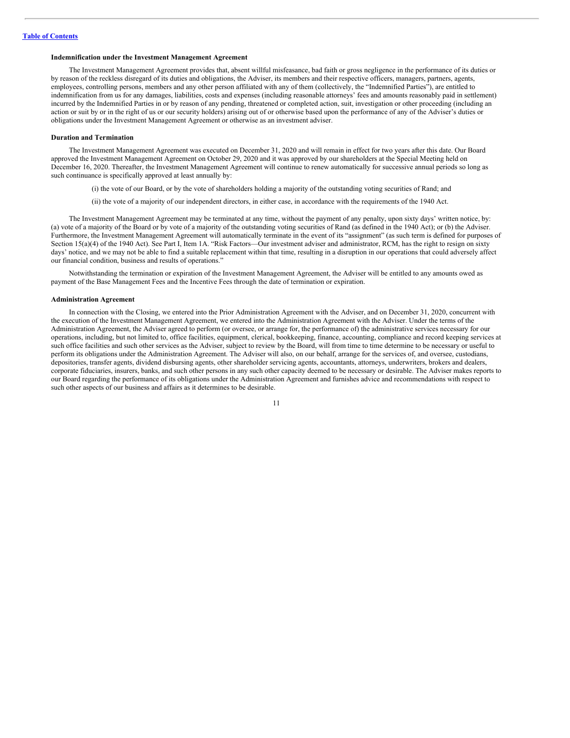### Indemnification under the Investment Management Agreement

The Investment Management Agreement provides that, absent willful misfeasance, bad faith or gross negligence in the performance of its duties or by reason of the reckless disregard of its duties and obligations, the Adviser, its members and their respective officers, managers, partners, agents, employees, controlling persons, members and any other person affiliated with any of them (collectively, the "Indemnified Parties"), are entitled to indemnification from us for any damages, liabilities, costs and expenses (including reasonable attorneys' fees and amounts reasonably paid in settlement) incurred by the Indemnified Parties in or by reason of any pending, threatened or completed action, suit, investigation or other proceeding (including an action or suit by or in the right of us or our security holders) arising out of or otherwise based upon the performance of any of the Adviser's duties or obligations under the Investment Management Agreement or otherwise as an investment adviser.

### Duration and Termination

The Investment Management Agreement was executed on December 31, 2020 and will remain in effect for two years after this date. Our Board approved the Investment Management Agreement on October 29, 2020 and it was approved by our shareholders at the Special Meeting held on December 16, 2020. Thereafter, the Investment Management Agreement will continue to renew automatically for successive annual periods so long as such continuance is specifically approved at least annually by:

(i) the vote of our Board, or by the vote of shareholders holding a majority of the outstanding voting securities of Rand; and

(ii) the vote of a majority of our independent directors, in either case, in accordance with the requirements of the 1940 Act.

The Investment Management Agreement may be terminated at any time, without the payment of any penalty, upon sixty days' written notice, by: (a) vote of a majority of the Board or by vote of a majority of the outstanding voting securities of Rand (as defined in the 1940 Act); or (b) the Adviser. Furthermore, the Investment Management Agreement will automatically terminate in the event of its "assignment" (as such term is defined for purposes of Section 15(a)(4) of the 1940 Act). See Part I, Item 1A. "Risk Factors—Our investment adviser and administrator, RCM, has the right to resign on sixty days' notice, and we may not be able to find a suitable replacement within that time, resulting in a disruption in our operations that could adversely affect our financial condition, business and results of operations."

Notwithstanding the termination or expiration of the Investment Management Agreement, the Adviser will be entitled to any amounts owed as payment of the Base Management Fees and the Incentive Fees through the date of termination or expiration.

### Administration Agreement

In connection with the Closing, we entered into the Prior Administration Agreement with the Adviser, and on December 31, 2020, concurrent with the execution of the Investment Management Agreement, we entered into the Administration Agreement with the Adviser. Under the terms of the Administration Agreement, the Adviser agreed to perform (or oversee, or arrange for, the performance of) the administrative services necessary for our operations, including, but not limited to, office facilities, equipment, clerical, bookkeeping, finance, accounting, compliance and record keeping services at such office facilities and such other services as the Adviser, subject to review by the Board, will from time to time determine to be necessary or useful to perform its obligations under the Administration Agreement. The Adviser will also, on our behalf, arrange for the services of, and oversee, custodians, depositories, transfer agents, dividend disbursing agents, other shareholder servicing agents, accountants, attorneys, underwriters, brokers and dealers, corporate fiduciaries, insurers, banks, and such other persons in any such other capacity deemed to be necessary or desirable. The Adviser makes reports to our Board regarding the performance of its obligations under the Administration Agreement and furnishes advice and recommendations with respect to such other aspects of our business and affairs as it determines to be desirable.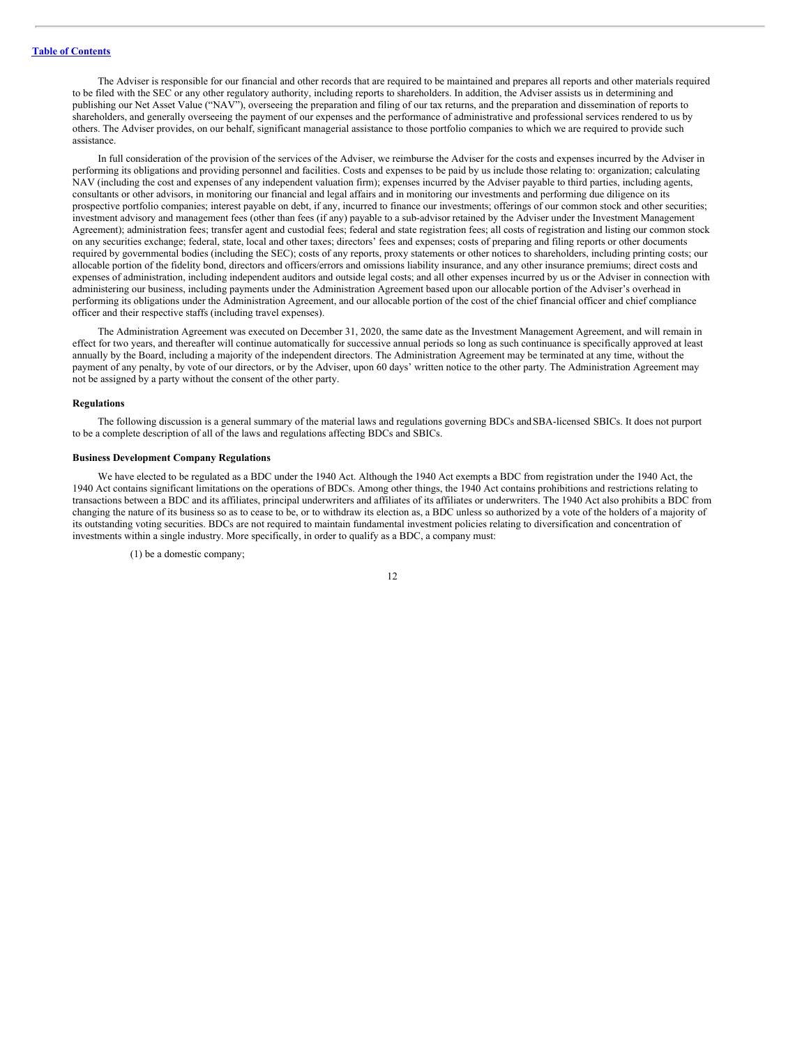The Adviser is responsible for our financial and other records that are required to be maintained and prepares all reports and other materials required to be filed with the SEC or any other regulatory authority, including reports to shareholders. In addition, the Adviser assists us in determining and publishing our Net Asset Value ("NAV"), overseeing the preparation and filing of our tax returns, and the preparation and dissemination of reports to shareholders, and generally overseeing the payment of our expenses and the performance of administrative and professional services rendered to us by others. The Adviser provides, on our behalf, significant managerial assistance to those portfolio companies to which we are required to provide such assistance.

In full consideration of the provision of the services of the Adviser, we reimburse the Adviser for the costs and expenses incurred by the Adviser in performing its obligations and providing personnel and facilities. Costs and expenses to be paid by us include those relating to: organization; calculating NAV (including the cost and expenses of any independent valuation firm); expenses incurred by the Adviser payable to third parties, including agents, consultants or other advisors, in monitoring our financial and legal affairs and in monitoring our investments and performing due diligence on its prospective portfolio companies; interest payable on debt, if any, incurred to finance our investments; offerings of our common stock and other securities; investment advisory and management fees (other than fees (if any) payable to a sub-advisor retained by the Adviser under the Investment Management Agreement); administration fees; transfer agent and custodial fees; federal and state registration fees; all costs of registration and listing our common stock on any securities exchange; federal, state, local and other taxes; directors' fees and expenses; costs of preparing and filing reports or other documents required by governmental bodies (including the SEC); costs of any reports, proxy statements or other notices to shareholders, including printing costs; our allocable portion of the fidelity bond, directors and officers/errors and omissions liability insurance, and any other insurance premiums; direct costs and expenses of administration, including independent auditors and outside legal costs; and all other expenses incurred by us or the Adviser in connection with administering our business, including payments under the Administration Agreement based upon our allocable portion of the Adviser's overhead in performing its obligations under the Administration Agreement, and our allocable portion of the cost of the chief financial officer and chief compliance officer and their respective staffs (including travel expenses).

The Administration Agreement was executed on December 31, 2020, the same date as the Investment Management Agreement, and will remain in effect for two years, and thereafter will continue automatically for successive annual periods so long as such continuance is specifically approved at least annually by the Board, including a majority of the independent directors. The Administration Agreement may be terminated at any time, without the payment of any penalty, by vote of our directors, or by the Adviser, upon 60 days' written notice to the other party. The Administration Agreement may not be assigned by a party without the consent of the other party.

**Regulations**

The following discussion is a general summary of the material laws and regulations governing BDCs and SBA-licensed SBICs. It does not purport to be a complete description of all of the laws and regulations affecting BDCs and SBICs.

**Business Development Company Regulations**

We have elected to be regulated as a BDC under the 1940 Act. Although the 1940 Act exempts a BDC from registration under the 1940 Act, the 1940 Act contains significant limitations on the operations of BDCs. Among other things, the 1940 Act contains prohibitions and restrictions relating to transactions between a BDC and its affiliates, principal underwriters and affiliates of its affiliates or underwriters. The 1940 Act also prohibits a BDC from changing the nature of its business so as to cease to be, or to withdraw its election as, a BDC unless so authorized by a vote of the holders of a majority of its outstanding voting securities. BDCs are not required to maintain fundamental investment policies relating to diversification and concentration of investments within a single industry. More specifically, in order to qualify as a BDC, a company must:

(1) be a domestic company;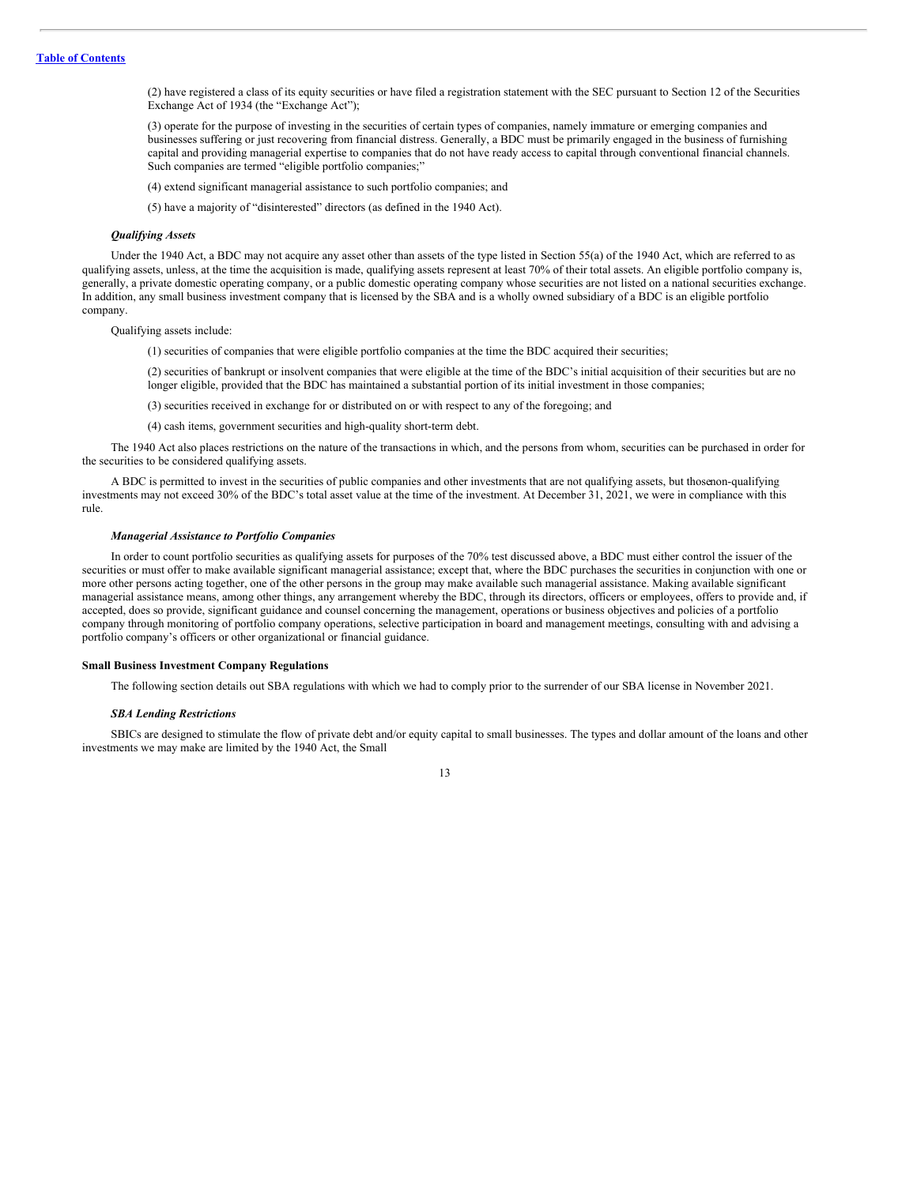(2) have registered a class of its equity securities or have filed a registration statement with the SEC pursuant to Section 12 of the Securities Exchange Act of 1934 (the "Exchange Act");

(3) operate for the purpose of investing in the securities of certain types of companies, namely immature or emerging companies and businesses suffering or just recovering from financial distress. Generally, a BDC must be primarily engaged in the business of furnishing capital and providing managerial expertise to companies that do not have ready access to capital through conventional financial channels. Such companies are termed "eligible portfolio companies;"

(4) extend significant managerial assistance to such portfolio companies; and

(5) have a majority of "disinterested" directors (as defined in the 1940 Act).

***Qualifying Assets***

Under the 1940 Act, a BDC may not acquire any asset other than assets of the type listed in Section 55(a) of the 1940 Act, which are referred to as qualifying assets, unless, at the time the acquisition is made, qualifying assets represent at least 70% of their total assets. An eligible portfolio company is, generally, a private domestic operating company, or a public domestic operating company whose securities are not listed on a national securities exchange. In addition, any small business investment company that is licensed by the SBA and is a wholly owned subsidiary of a BDC is an eligible portfolio company.

Qualifying assets include:

(1) securities of companies that were eligible portfolio companies at the time the BDC acquired their securities;

(2) securities of bankrupt or insolvent companies that were eligible at the time of the BDC's initial acquisition of their securities but are no longer eligible, provided that the BDC has maintained a substantial portion of its initial investment in those companies;

(3) securities received in exchange for or distributed on or with respect to any of the foregoing; and

(4) cash items, government securities and high-quality short-term debt.

The 1940 Act also places restrictions on the nature of the transactions in which, and the persons from whom, securities can be purchased in order for the securities to be considered qualifying assets.

A BDC is permitted to invest in the securities of public companies and other investments that are not qualifying assets, but those non-qualifying investments may not exceed 30% of the BDC's total asset value at the time of the investment. At December 31, 2021, we were in compliance with this rule.

***Managerial Assistance to Portfolio Companies***

In order to count portfolio securities as qualifying assets for purposes of the 70% test discussed above, a BDC must either control the issuer of the securities or must offer to make available significant managerial assistance; except that, where the BDC purchases the securities in conjunction with one or more other persons acting together, one of the other persons in the group may make available such managerial assistance. Making available significant managerial assistance means, among other things, any arrangement whereby the BDC, through its directors, officers or employees, offers to provide and, if accepted, does so provide, significant guidance and counsel concerning the management, operations or business objectives and policies of a portfolio company through monitoring of portfolio company operations, selective participation in board and management meetings, consulting with and advising a portfolio company's officers or other organizational or financial guidance.

**Small Business Investment Company Regulations**

The following section details out SBA regulations with which we had to comply prior to the surrender of our SBA license in November 2021.

***SBA Lending Restrictions***

SBICs are designed to stimulate the flow of private debt and/or equity capital to small businesses. The types and dollar amount of the loans and other investments we may make are limited by the 1940 Act, the Small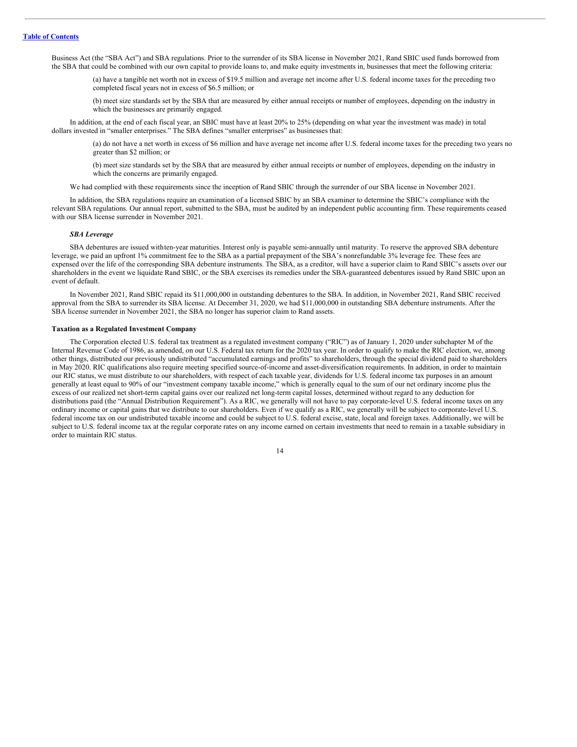Business Act (the "SBA Act") and SBA regulations. Prior to the surrender of its SBA license in November 2021, Rand SBIC used funds borrowed from the SBA that could be combined with our own capital to provide loans to, and make equity investments in, businesses that meet the following criteria:

(a) have a tangible net worth not in excess of $19.5 million and average net income after U.S. federal income taxes for the preceding two completed fiscal years not in excess of $6.5 million; or

(b) meet size standards set by the SBA that are measured by either annual receipts or number of employees, depending on the industry in which the businesses are primarily engaged.

In addition, at the end of each fiscal year, an SBIC must have at least 20% to 25% (depending on what year the investment was made) in total dollars invested in "smaller enterprises." The SBA defines "smaller enterprises" as businesses that:

(a) do not have a net worth in excess of $6 million and have average net income after U.S. federal income taxes for the preceding two years no greater than $2 million; or

(b) meet size standards set by the SBA that are measured by either annual receipts or number of employees, depending on the industry in which the concerns are primarily engaged.

We had complied with these requirements since the inception of Rand SBIC through the surrender of our SBA license in November 2021.

In addition, the SBA regulations require an examination of a licensed SBIC by an SBA examiner to determine the SBIC's compliance with the relevant SBA regulations. Our annual report, submitted to the SBA, must be audited by an independent public accounting firm. These requirements ceased with our SBA license surrender in November 2021.

***SBA Leverage***

SBA debentures are issued withten-year maturities. Interest only is payable semi-annually until maturity. To reserve the approved SBA debenture leverage, we paid an upfront 1% commitment fee to the SBA as a partial prepayment of the SBA's nonrefundable 3% leverage fee. These fees are expensed over the life of the corresponding SBA debenture instruments. The SBA, as a creditor, will have a superior claim to Rand SBIC's assets over our shareholders in the event we liquidate Rand SBIC, or the SBA exercises its remedies under the SBA-guaranteed debentures issued by Rand SBIC upon an event of default.

In November 2021, Rand SBIC repaid its $11,000,000 in outstanding debentures to the SBA. In addition, in November 2021, Rand SBIC received approval from the SBA to surrender its SBA license. At December 31, 2020, we had $11,000,000 in outstanding SBA debenture instruments. After the SBA license surrender in November 2021, the SBA no longer has superior claim to Rand assets.

**Taxation as a Regulated Investment Company**

The Corporation elected U.S. federal tax treatment as a regulated investment company ("RIC") as of January 1, 2020 under subchapter M of the Internal Revenue Code of 1986, as amended, on our U.S. Federal tax return for the 2020 tax year. In order to qualify to make the RIC election, we, among other things, distributed our previously undistributed "accumulated earnings and profits" to shareholders, through the special dividend paid to shareholders in May 2020. RIC qualifications also require meeting specified source-of-income and asset-diversification requirements. In addition, in order to maintain our RIC status, we must distribute to our shareholders, with respect of each taxable year, dividends for U.S. federal income tax purposes in an amount generally at least equal to 90% of our "investment company taxable income," which is generally equal to the sum of our net ordinary income plus the excess of our realized net short-term capital gains over our realized net long-term capital losses, determined without regard to any deduction for distributions paid (the "Annual Distribution Requirement"). As a RIC, we generally will not have to pay corporate-level U.S. federal income taxes on any ordinary income or capital gains that we distribute to our shareholders. Even if we qualify as a RIC, we generally will be subject to corporate-level U.S. federal income tax on our undistributed taxable income and could be subject to U.S. federal excise, state, local and foreign taxes. Additionally, we will be subject to U.S. federal income tax at the regular corporate rates on any income earned on certain investments that need to remain in a taxable subsidiary in order to maintain RIC status.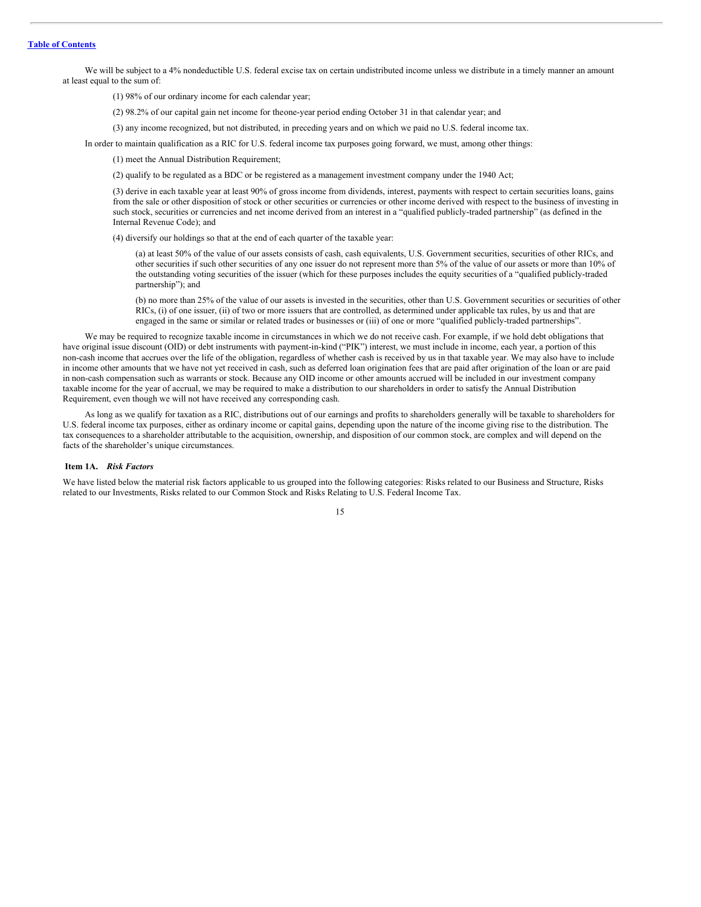We will be subject to a 4% nondeductible U.S. federal excise tax on certain undistributed income unless we distribute in a timely manner an amount at least equal to the sum of:

(1) 98% of our ordinary income for each calendar year;

(2) 98.2% of our capital gain net income for the one-year period ending October 31 in that calendar year; and

(3) any income recognized, but not distributed, in preceding years and on which we paid no U.S. federal income tax.

In order to maintain qualification as a RIC for U.S. federal income tax purposes going forward, we must, among other things:

(1) meet the Annual Distribution Requirement;

(2) qualify to be regulated as a BDC or be registered as a management investment company under the 1940 Act;

(3) derive in each taxable year at least 90% of gross income from dividends, interest, payments with respect to certain securities loans, gains from the sale or other disposition of stock or other securities or currencies or other income derived with respect to the business of investing in such stock, securities or currencies and net income derived from an interest in a "qualified publicly-traded partnership" (as defined in the Internal Revenue Code); and

(4) diversify our holdings so that at the end of each quarter of the taxable year:

(a) at least 50% of the value of our assets consists of cash, cash equivalents, U.S. Government securities, securities of other RICs, and other securities if such other securities of any one issuer do not represent more than 5% of the value of our assets or more than 10% of the outstanding voting securities of the issuer (which for these purposes includes the equity securities of a "qualified publicly-traded partnership"); and

(b) no more than 25% of the value of our assets is invested in the securities, other than U.S. Government securities or securities of other RICs, (i) of one issuer, (ii) of two or more issuers that are controlled, as determined under applicable tax rules, by us and that are engaged in the same or similar or related trades or businesses or (iii) of one or more "qualified publicly-traded partnerships".

We may be required to recognize taxable income in circumstances in which we do not receive cash. For example, if we hold debt obligations that have original issue discount (OID) or debt instruments with payment-in-kind ("PIK") interest, we must include in income, each year, a portion of this non-cash income that accrues over the life of the obligation, regardless of whether cash is received by us in that taxable year. We may also have to include in income other amounts that we have not yet received in cash, such as deferred loan origination fees that are paid after origination of the loan or are paid in non-cash compensation such as warrants or stock. Because any OID income or other amounts accrued will be included in our investment company taxable income for the year of accrual, we may be required to make a distribution to our shareholders in order to satisfy the Annual Distribution Requirement, even though we will not have received any corresponding cash.

As long as we qualify for taxation as a RIC, distributions out of our earnings and profits to shareholders generally will be taxable to shareholders for U.S. federal income tax purposes, either as ordinary income or capital gains, depending upon the nature of the income giving rise to the distribution. The tax consequences to a shareholder attributable to the acquisition, ownership, and disposition of our common stock, are complex and will depend on the facts of the shareholder's unique circumstances.

## Item 1A. *Risk Factors*

We have listed below the material risk factors applicable to us grouped into the following categories: Risks related to our Business and Structure, Risks related to our Investments, Risks related to our Common Stock and Risks Relating to U.S. Federal Income Tax.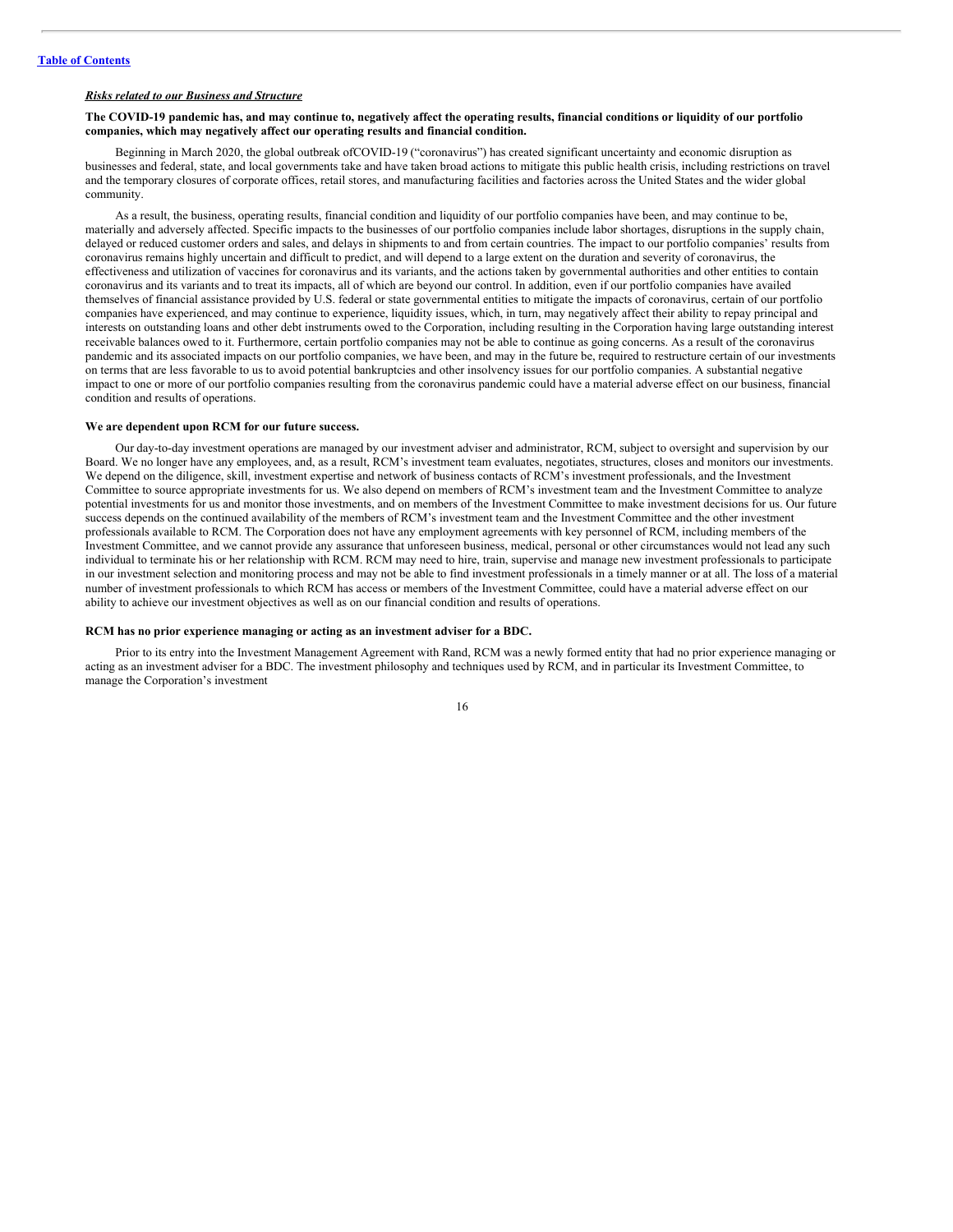***Risks related to our Business and Structure***

**The COVID-19 pandemic has, and may continue to, negatively affect the operating results, financial conditions or liquidity of our portfolio companies, which may negatively affect our operating results and financial condition.**

Beginning in March 2020, the global outbreak ofCOVID-19 ("coronavirus") has created significant uncertainty and economic disruption as businesses and federal, state, and local governments take and have taken broad actions to mitigate this public health crisis, including restrictions on travel and the temporary closures of corporate offices, retail stores, and manufacturing facilities and factories across the United States and the wider global community.

As a result, the business, operating results, financial condition and liquidity of our portfolio companies have been, and may continue to be, materially and adversely affected. Specific impacts to the businesses of our portfolio companies include labor shortages, disruptions in the supply chain, delayed or reduced customer orders and sales, and delays in shipments to and from certain countries. The impact to our portfolio companies' results from coronavirus remains highly uncertain and difficult to predict, and will depend to a large extent on the duration and severity of coronavirus, the effectiveness and utilization of vaccines for coronavirus and its variants, and the actions taken by governmental authorities and other entities to contain coronavirus and its variants and to treat its impacts, all of which are beyond our control. In addition, even if our portfolio companies have availed themselves of financial assistance provided by U.S. federal or state governmental entities to mitigate the impacts of coronavirus, certain of our portfolio companies have experienced, and may continue to experience, liquidity issues, which, in turn, may negatively affect their ability to repay principal and interests on outstanding loans and other debt instruments owed to the Corporation, including resulting in the Corporation having large outstanding interest receivable balances owed to it. Furthermore, certain portfolio companies may not be able to continue as going concerns. As a result of the coronavirus pandemic and its associated impacts on our portfolio companies, we have been, and may in the future be, required to restructure certain of our investments on terms that are less favorable to us to avoid potential bankruptcies and other insolvency issues for our portfolio companies. A substantial negative impact to one or more of our portfolio companies resulting from the coronavirus pandemic could have a material adverse effect on our business, financial condition and results of operations.

**We are dependent upon RCM for our future success.**

Our day-to-day investment operations are managed by our investment adviser and administrator, RCM, subject to oversight and supervision by our Board. We no longer have any employees, and, as a result, RCM's investment team evaluates, negotiates, structures, closes and monitors our investments. We depend on the diligence, skill, investment expertise and network of business contacts of RCM's investment professionals, and the Investment Committee to source appropriate investments for us. We also depend on members of RCM's investment team and the Investment Committee to analyze potential investments for us and monitor those investments, and on members of the Investment Committee to make investment decisions for us. Our future success depends on the continued availability of the members of RCM's investment team and the Investment Committee and the other investment professionals available to RCM. The Corporation does not have any employment agreements with key personnel of RCM, including members of the Investment Committee, and we cannot provide any assurance that unforeseen business, medical, personal or other circumstances would not lead any such individual to terminate his or her relationship with RCM. RCM may need to hire, train, supervise and manage new investment professionals to participate in our investment selection and monitoring process and may not be able to find investment professionals in a timely manner or at all. The loss of a material number of investment professionals to which RCM has access or members of the Investment Committee, could have a material adverse effect on our ability to achieve our investment objectives as well as on our financial condition and results of operations.

**RCM has no prior experience managing or acting as an investment adviser for a BDC.**

Prior to its entry into the Investment Management Agreement with Rand, RCM was a newly formed entity that had no prior experience managing or acting as an investment adviser for a BDC. The investment philosophy and techniques used by RCM, and in particular its Investment Committee, to manage the Corporation's investment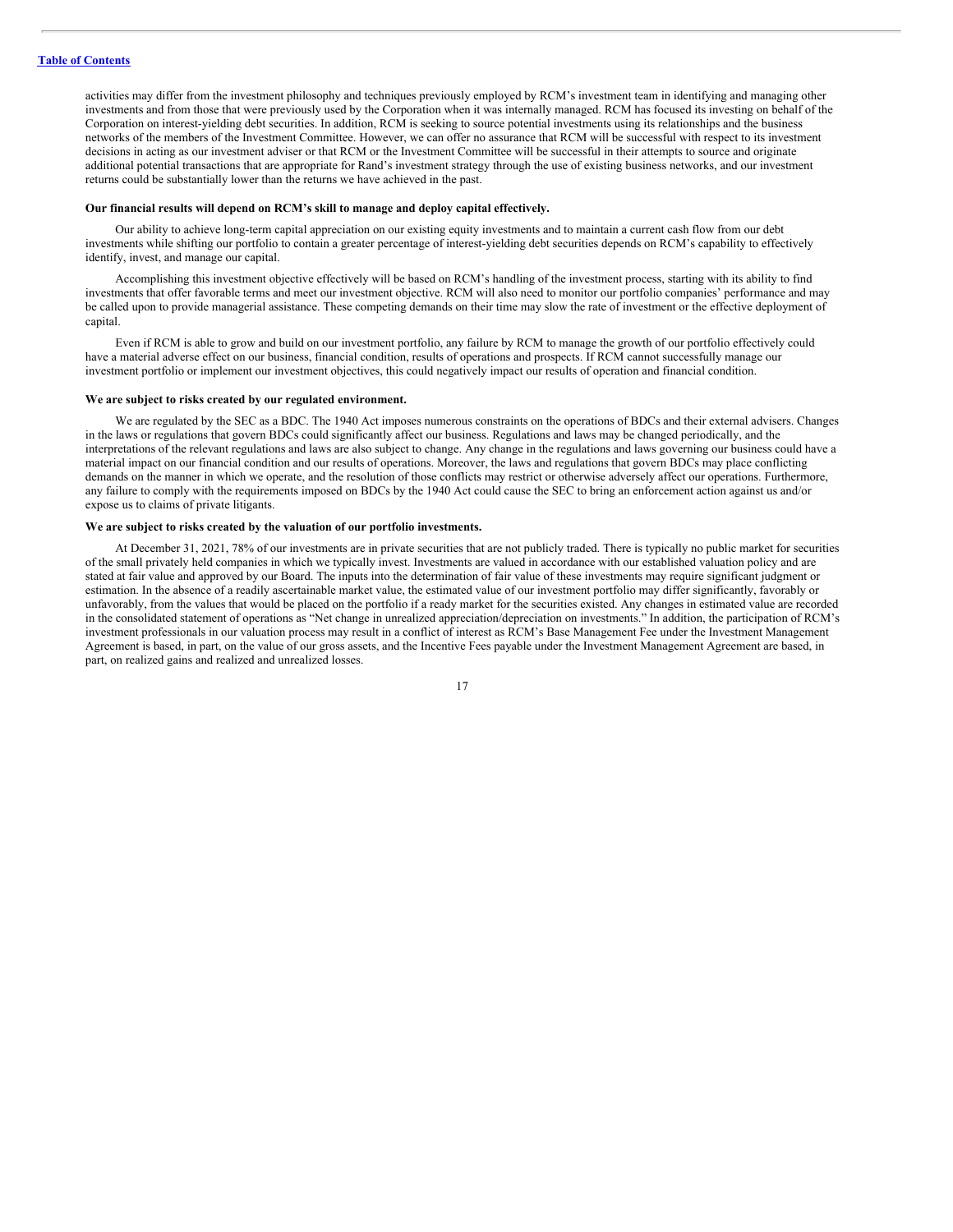activities may differ from the investment philosophy and techniques previously employed by RCM's investment team in identifying and managing other investments and from those that were previously used by the Corporation when it was internally managed. RCM has focused its investing on behalf of the Corporation on interest-yielding debt securities. In addition, RCM is seeking to source potential investments using its relationships and the business networks of the members of the Investment Committee. However, we can offer no assurance that RCM will be successful with respect to its investment decisions in acting as our investment adviser or that RCM or the Investment Committee will be successful in their attempts to source and originate additional potential transactions that are appropriate for Rand's investment strategy through the use of existing business networks, and our investment returns could be substantially lower than the returns we have achieved in the past.

**Our financial results will depend on RCM's skill to manage and deploy capital effectively.**

Our ability to achieve long-term capital appreciation on our existing equity investments and to maintain a current cash flow from our debt investments while shifting our portfolio to contain a greater percentage of interest-yielding debt securities depends on RCM's capability to effectively identify, invest, and manage our capital.

Accomplishing this investment objective effectively will be based on RCM's handling of the investment process, starting with its ability to find investments that offer favorable terms and meet our investment objective. RCM will also need to monitor our portfolio companies' performance and may be called upon to provide managerial assistance. These competing demands on their time may slow the rate of investment or the effective deployment of capital.

Even if RCM is able to grow and build on our investment portfolio, any failure by RCM to manage the growth of our portfolio effectively could have a material adverse effect on our business, financial condition, results of operations and prospects. If RCM cannot successfully manage our investment portfolio or implement our investment objectives, this could negatively impact our results of operation and financial condition.

**We are subject to risks created by our regulated environment.**

We are regulated by the SEC as a BDC. The 1940 Act imposes numerous constraints on the operations of BDCs and their external advisers. Changes in the laws or regulations that govern BDCs could significantly affect our business. Regulations and laws may be changed periodically, and the interpretations of the relevant regulations and laws are also subject to change. Any change in the regulations and laws governing our business could have a material impact on our financial condition and our results of operations. Moreover, the laws and regulations that govern BDCs may place conflicting demands on the manner in which we operate, and the resolution of those conflicts may restrict or otherwise adversely affect our operations. Furthermore, any failure to comply with the requirements imposed on BDCs by the 1940 Act could cause the SEC to bring an enforcement action against us and/or expose us to claims of private litigants.

**We are subject to risks created by the valuation of our portfolio investments.**

At December 31, 2021, 78% of our investments are in private securities that are not publicly traded. There is typically no public market for securities of the small privately held companies in which we typically invest. Investments are valued in accordance with our established valuation policy and are stated at fair value and approved by our Board. The inputs into the determination of fair value of these investments may require significant judgment or estimation. In the absence of a readily ascertainable market value, the estimated value of our investment portfolio may differ significantly, favorably or unfavorably, from the values that would be placed on the portfolio if a ready market for the securities existed. Any changes in estimated value are recorded in the consolidated statement of operations as "Net change in unrealized appreciation/depreciation on investments." In addition, the participation of RCM's investment professionals in our valuation process may result in a conflict of interest as RCM's Base Management Fee under the Investment Management Agreement is based, in part, on the value of our gross assets, and the Incentive Fees payable under the Investment Management Agreement are based, in part, on realized gains and realized and unrealized losses.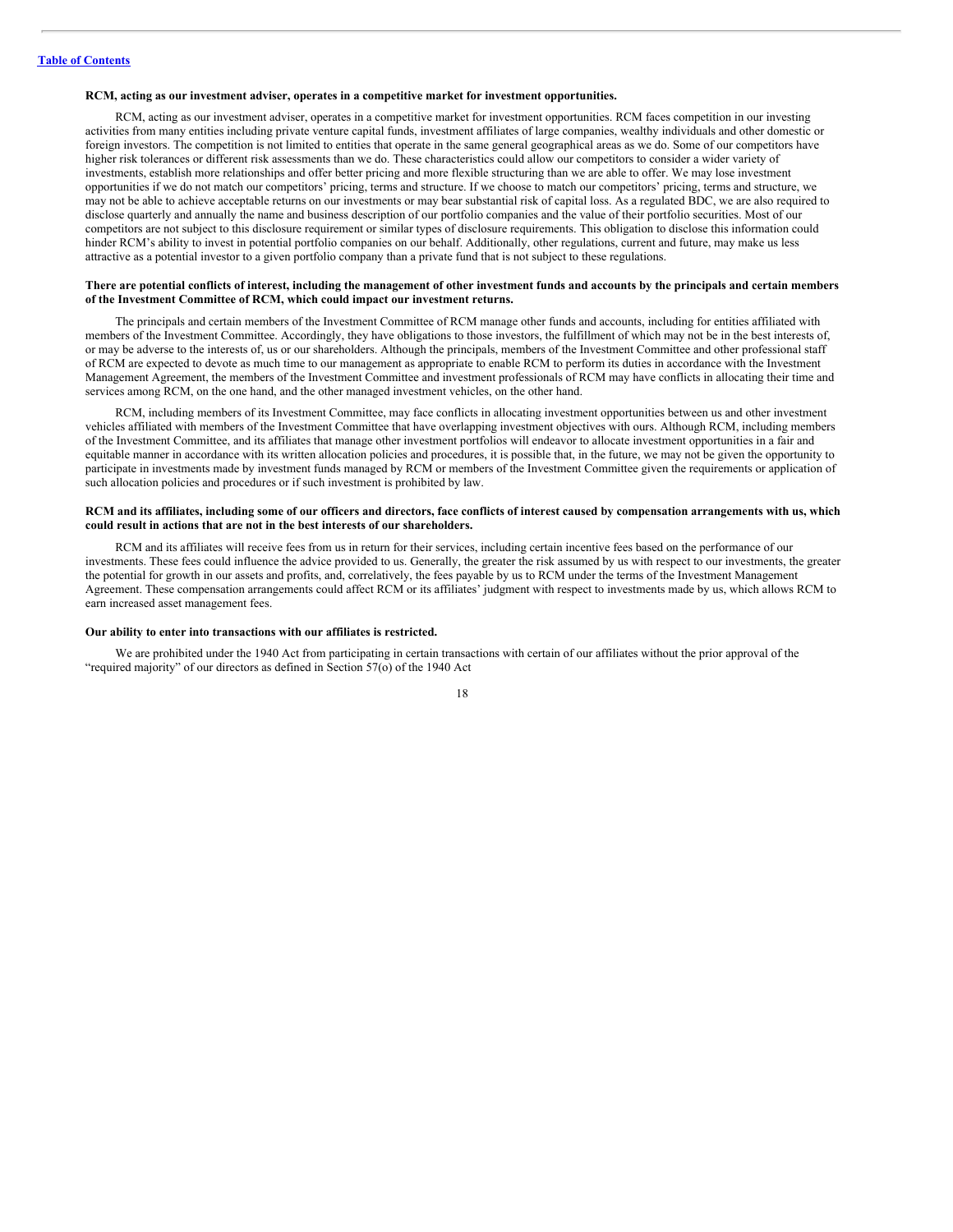**RCM, acting as our investment adviser, operates in a competitive market for investment opportunities.**

RCM, acting as our investment adviser, operates in a competitive market for investment opportunities. RCM faces competition in our investing activities from many entities including private venture capital funds, investment affiliates of large companies, wealthy individuals and other domestic or foreign investors. The competition is not limited to entities that operate in the same general geographical areas as we do. Some of our competitors have higher risk tolerances or different risk assessments than we do. These characteristics could allow our competitors to consider a wider variety of investments, establish more relationships and offer better pricing and more flexible structuring than we are able to offer. We may lose investment opportunities if we do not match our competitors' pricing, terms and structure. If we choose to match our competitors' pricing, terms and structure, we may not be able to achieve acceptable returns on our investments or may bear substantial risk of capital loss. As a regulated BDC, we are also required to disclose quarterly and annually the name and business description of our portfolio companies and the value of their portfolio securities. Most of our competitors are not subject to this disclosure requirement or similar types of disclosure requirements. This obligation to disclose this information could hinder RCM's ability to invest in potential portfolio companies on our behalf. Additionally, other regulations, current and future, may make us less attractive as a potential investor to a given portfolio company than a private fund that is not subject to these regulations.

**There are potential conflicts of interest, including the management of other investment funds and accounts by the principals and certain members of the Investment Committee of RCM, which could impact our investment returns.**

The principals and certain members of the Investment Committee of RCM manage other funds and accounts, including for entities affiliated with members of the Investment Committee. Accordingly, they have obligations to those investors, the fulfillment of which may not be in the best interests of, or may be adverse to the interests of, us or our shareholders. Although the principals, members of the Investment Committee and other professional staff of RCM are expected to devote as much time to our management as appropriate to enable RCM to perform its duties in accordance with the Investment Management Agreement, the members of the Investment Committee and investment professionals of RCM may have conflicts in allocating their time and services among RCM, on the one hand, and the other managed investment vehicles, on the other hand.

RCM, including members of its Investment Committee, may face conflicts in allocating investment opportunities between us and other investment vehicles affiliated with members of the Investment Committee that have overlapping investment objectives with ours. Although RCM, including members of the Investment Committee, and its affiliates that manage other investment portfolios will endeavor to allocate investment opportunities in a fair and equitable manner in accordance with its written allocation policies and procedures, it is possible that, in the future, we may not be given the opportunity to participate in investments made by investment funds managed by RCM or members of the Investment Committee given the requirements or application of such allocation policies and procedures or if such investment is prohibited by law.

**RCM and its affiliates, including some of our officers and directors, face conflicts of interest caused by compensation arrangements with us, which could result in actions that are not in the best interests of our shareholders.**

RCM and its affiliates will receive fees from us in return for their services, including certain incentive fees based on the performance of our investments. These fees could influence the advice provided to us. Generally, the greater the risk assumed by us with respect to our investments, the greater the potential for growth in our assets and profits, and, correlatively, the fees payable by us to RCM under the terms of the Investment Management Agreement. These compensation arrangements could affect RCM or its affiliates' judgment with respect to investments made by us, which allows RCM to earn increased asset management fees.

**Our ability to enter into transactions with our affiliates is restricted.**

We are prohibited under the 1940 Act from participating in certain transactions with certain of our affiliates without the prior approval of the "required majority" of our directors as defined in Section 57(o) of the 1940 Act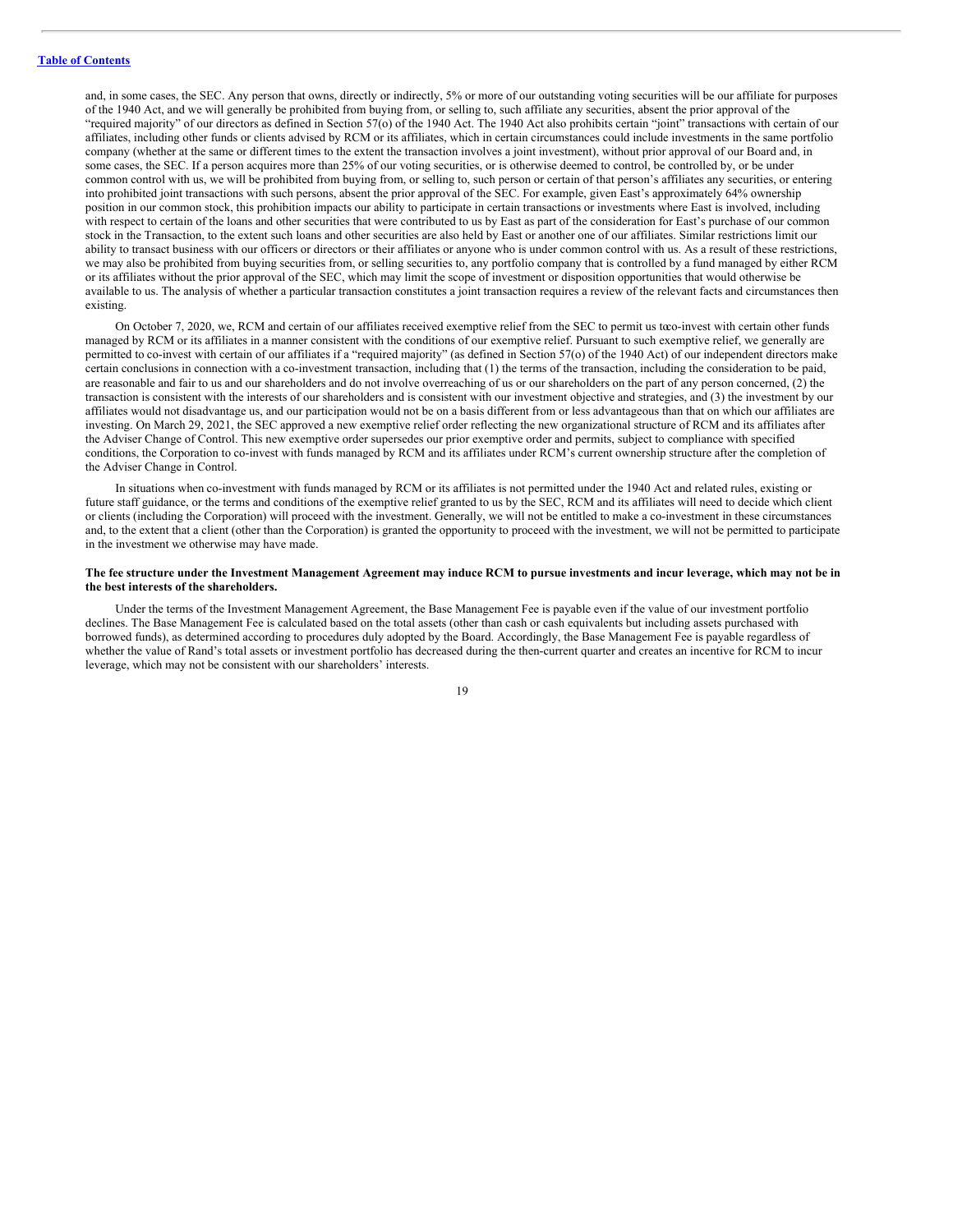and, in some cases, the SEC. Any person that owns, directly or indirectly, 5% or more of our outstanding voting securities will be our affiliate for purposes of the 1940 Act, and we will generally be prohibited from buying from, or selling to, such affiliate any securities, absent the prior approval of the "required majority" of our directors as defined in Section 57(o) of the 1940 Act. The 1940 Act also prohibits certain "joint" transactions with certain of our affiliates, including other funds or clients advised by RCM or its affiliates, which in certain circumstances could include investments in the same portfolio company (whether at the same or different times to the extent the transaction involves a joint investment), without prior approval of our Board and, in some cases, the SEC. If a person acquires more than 25% of our voting securities, or is otherwise deemed to control, be controlled by, or be under common control with us, we will be prohibited from buying from, or selling to, such person or certain of that person's affiliates any securities, or entering into prohibited joint transactions with such persons, absent the prior approval of the SEC. For example, given East's approximately 64% ownership position in our common stock, this prohibition impacts our ability to participate in certain transactions or investments where East is involved, including with respect to certain of the loans and other securities that were contributed to us by East as part of the consideration for East's purchase of our common stock in the Transaction, to the extent such loans and other securities are also held by East or another one of our affiliates. Similar restrictions limit our ability to transact business with our officers or directors or their affiliates or anyone who is under common control with us. As a result of these restrictions, we may also be prohibited from buying securities from, or selling securities to, any portfolio company that is controlled by a fund managed by either RCM or its affiliates without the prior approval of the SEC, which may limit the scope of investment or disposition opportunities that would otherwise be available to us. The analysis of whether a particular transaction constitutes a joint transaction requires a review of the relevant facts and circumstances then existing.

On October 7, 2020, we, RCM and certain of our affiliates received exemptive relief from the SEC to permit us toco-invest with certain other funds managed by RCM or its affiliates in a manner consistent with the conditions of our exemptive relief. Pursuant to such exemptive relief, we generally are permitted to co-invest with certain of our affiliates if a "required majority" (as defined in Section 57(o) of the 1940 Act) of our independent directors make certain conclusions in connection with a co-investment transaction, including that (1) the terms of the transaction, including the consideration to be paid, are reasonable and fair to us and our shareholders and do not involve overreaching of us or our shareholders on the part of any person concerned, (2) the transaction is consistent with the interests of our shareholders and is consistent with our investment objective and strategies, and (3) the investment by our affiliates would not disadvantage us, and our participation would not be on a basis different from or less advantageous than that on which our affiliates are investing. On March 29, 2021, the SEC approved a new exemptive relief order reflecting the new organizational structure of RCM and its affiliates after the Adviser Change of Control. This new exemptive order supersedes our prior exemptive order and permits, subject to compliance with specified conditions, the Corporation to co-invest with funds managed by RCM and its affiliates under RCM's current ownership structure after the completion of the Adviser Change in Control.

In situations when co-investment with funds managed by RCM or its affiliates is not permitted under the 1940 Act and related rules, existing or future staff guidance, or the terms and conditions of the exemptive relief granted to us by the SEC, RCM and its affiliates will need to decide which client or clients (including the Corporation) will proceed with the investment. Generally, we will not be entitled to make a co-investment in these circumstances and, to the extent that a client (other than the Corporation) is granted the opportunity to proceed with the investment, we will not be permitted to participate in the investment we otherwise may have made.

**The fee structure under the Investment Management Agreement may induce RCM to pursue investments and incur leverage, which may not be in the best interests of the shareholders.**

Under the terms of the Investment Management Agreement, the Base Management Fee is payable even if the value of our investment portfolio declines. The Base Management Fee is calculated based on the total assets (other than cash or cash equivalents but including assets purchased with borrowed funds), as determined according to procedures duly adopted by the Board. Accordingly, the Base Management Fee is payable regardless of whether the value of Rand's total assets or investment portfolio has decreased during the then-current quarter and creates an incentive for RCM to incur leverage, which may not be consistent with our shareholders' interests.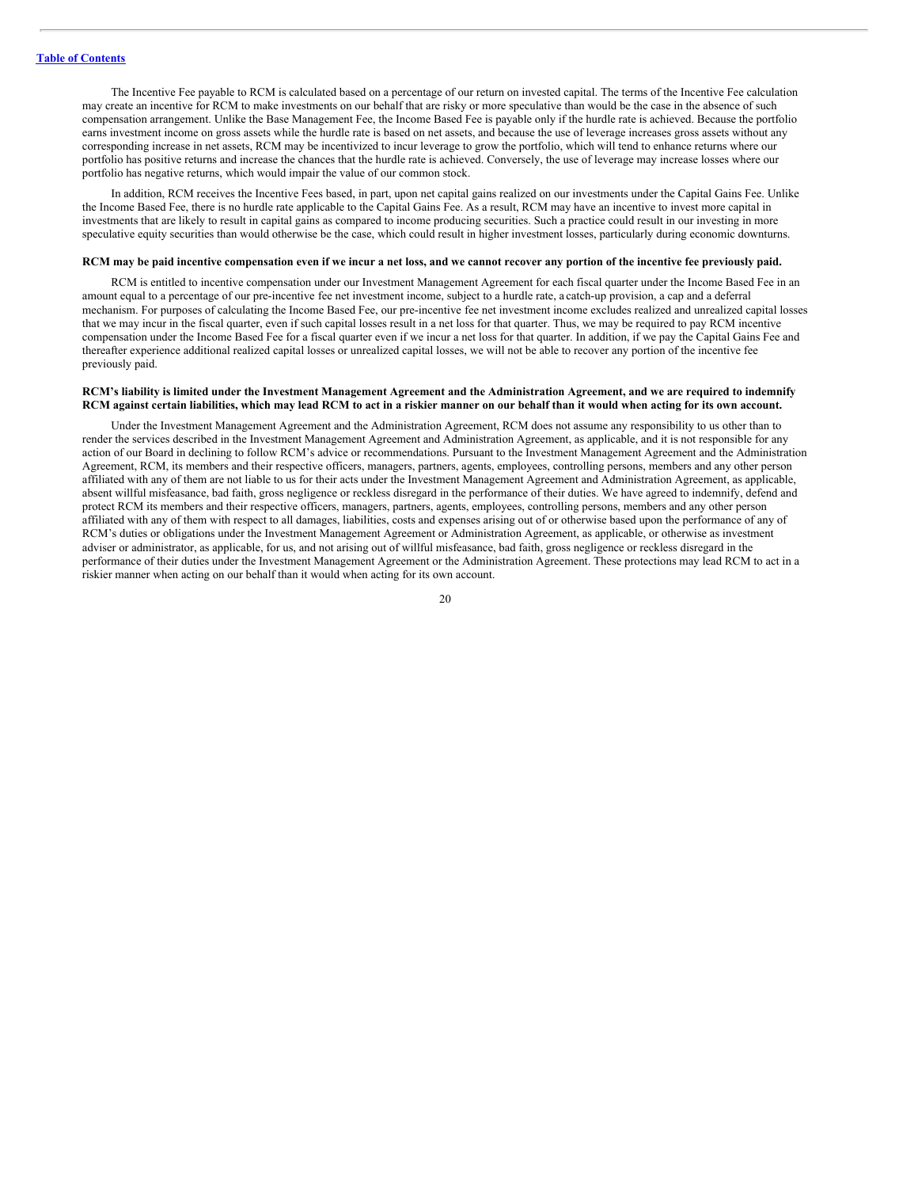The Incentive Fee payable to RCM is calculated based on a percentage of our return on invested capital. The terms of the Incentive Fee calculation may create an incentive for RCM to make investments on our behalf that are risky or more speculative than would be the case in the absence of such compensation arrangement. Unlike the Base Management Fee, the Income Based Fee is payable only if the hurdle rate is achieved. Because the portfolio earns investment income on gross assets while the hurdle rate is based on net assets, and because the use of leverage increases gross assets without any corresponding increase in net assets, RCM may be incentivized to incur leverage to grow the portfolio, which will tend to enhance returns where our portfolio has positive returns and increase the chances that the hurdle rate is achieved. Conversely, the use of leverage may increase losses where our portfolio has negative returns, which would impair the value of our common stock.

In addition, RCM receives the Incentive Fees based, in part, upon net capital gains realized on our investments under the Capital Gains Fee. Unlike the Income Based Fee, there is no hurdle rate applicable to the Capital Gains Fee. As a result, RCM may have an incentive to invest more capital in investments that are likely to result in capital gains as compared to income producing securities. Such a practice could result in our investing in more speculative equity securities than would otherwise be the case, which could result in higher investment losses, particularly during economic downturns.

**RCM may be paid incentive compensation even if we incur a net loss, and we cannot recover any portion of the incentive fee previously paid.**

RCM is entitled to incentive compensation under our Investment Management Agreement for each fiscal quarter under the Income Based Fee in an amount equal to a percentage of our pre-incentive fee net investment income, subject to a hurdle rate, a catch-up provision, a cap and a deferral mechanism. For purposes of calculating the Income Based Fee, our pre-incentive fee net investment income excludes realized and unrealized capital losses that we may incur in the fiscal quarter, even if such capital losses result in a net loss for that quarter. Thus, we may be required to pay RCM incentive compensation under the Income Based Fee for a fiscal quarter even if we incur a net loss for that quarter. In addition, if we pay the Capital Gains Fee and thereafter experience additional realized capital losses or unrealized capital losses, we will not be able to recover any portion of the incentive fee previously paid.

**RCM's liability is limited under the Investment Management Agreement and the Administration Agreement, and we are required to indemnify RCM against certain liabilities, which may lead RCM to act in a riskier manner on our behalf than it would when acting for its own account.**

Under the Investment Management Agreement and the Administration Agreement, RCM does not assume any responsibility to us other than to render the services described in the Investment Management Agreement and Administration Agreement, as applicable, and it is not responsible for any action of our Board in declining to follow RCM's advice or recommendations. Pursuant to the Investment Management Agreement and the Administration Agreement, RCM, its members and their respective officers, managers, partners, agents, employees, controlling persons, members and any other person affiliated with any of them are not liable to us for their acts under the Investment Management Agreement and Administration Agreement, as applicable, absent willful misfeasance, bad faith, gross negligence or reckless disregard in the performance of their duties. We have agreed to indemnify, defend and protect RCM its members and their respective officers, managers, partners, agents, employees, controlling persons, members and any other person affiliated with any of them with respect to all damages, liabilities, costs and expenses arising out of or otherwise based upon the performance of any of RCM's duties or obligations under the Investment Management Agreement or Administration Agreement, as applicable, or otherwise as investment adviser or administrator, as applicable, for us, and not arising out of willful misfeasance, bad faith, gross negligence or reckless disregard in the performance of their duties under the Investment Management Agreement or the Administration Agreement. These protections may lead RCM to act in a riskier manner when acting on our behalf than it would when acting for its own account.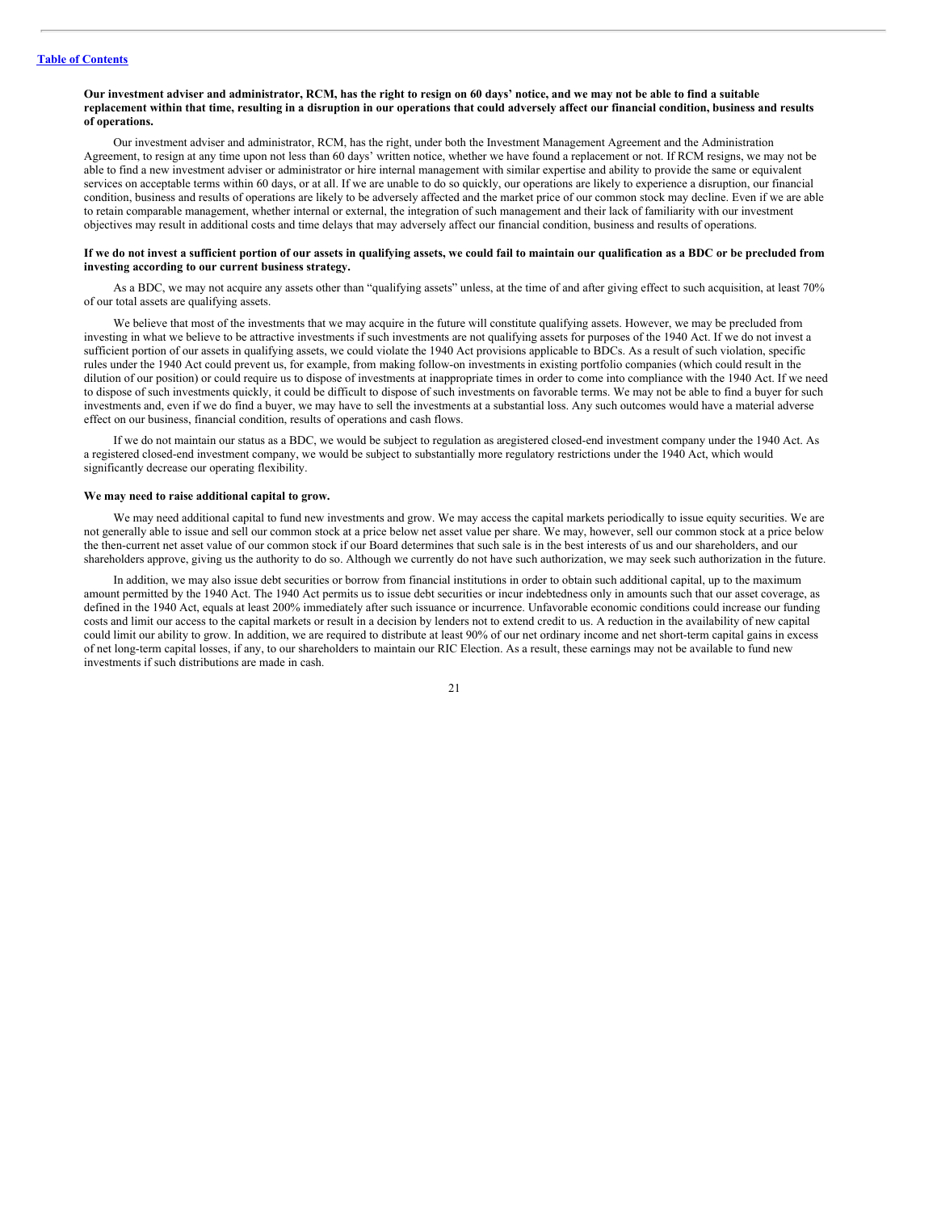**Our investment adviser and administrator, RCM, has the right to resign on 60 days' notice, and we may not be able to find a suitable replacement within that time, resulting in a disruption in our operations that could adversely affect our financial condition, business and results of operations.**

Our investment adviser and administrator, RCM, has the right, under both the Investment Management Agreement and the Administration Agreement, to resign at any time upon not less than 60 days' written notice, whether we have found a replacement or not. If RCM resigns, we may not be able to find a new investment adviser or administrator or hire internal management with similar expertise and ability to provide the same or equivalent services on acceptable terms within 60 days, or at all. If we are unable to do so quickly, our operations are likely to experience a disruption, our financial condition, business and results of operations are likely to be adversely affected and the market price of our common stock may decline. Even if we are able to retain comparable management, whether internal or external, the integration of such management and their lack of familiarity with our investment objectives may result in additional costs and time delays that may adversely affect our financial condition, business and results of operations.

**If we do not invest a sufficient portion of our assets in qualifying assets, we could fail to maintain our qualification as a BDC or be precluded from investing according to our current business strategy.**

As a BDC, we may not acquire any assets other than "qualifying assets" unless, at the time of and after giving effect to such acquisition, at least 70% of our total assets are qualifying assets.

We believe that most of the investments that we may acquire in the future will constitute qualifying assets. However, we may be precluded from investing in what we believe to be attractive investments if such investments are not qualifying assets for purposes of the 1940 Act. If we do not invest a sufficient portion of our assets in qualifying assets, we could violate the 1940 Act provisions applicable to BDCs. As a result of such violation, specific rules under the 1940 Act could prevent us, for example, from making follow-on investments in existing portfolio companies (which could result in the dilution of our position) or could require us to dispose of investments at inappropriate times in order to come into compliance with the 1940 Act. If we need to dispose of such investments quickly, it could be difficult to dispose of such investments on favorable terms. We may not be able to find a buyer for such investments and, even if we do find a buyer, we may have to sell the investments at a substantial loss. Any such outcomes would have a material adverse effect on our business, financial condition, results of operations and cash flows.

If we do not maintain our status as a BDC, we would be subject to regulation as aregistered closed-end investment company under the 1940 Act. As a registered closed-end investment company, we would be subject to substantially more regulatory restrictions under the 1940 Act, which would significantly decrease our operating flexibility.

**We may need to raise additional capital to grow.**

We may need additional capital to fund new investments and grow. We may access the capital markets periodically to issue equity securities. We are not generally able to issue and sell our common stock at a price below net asset value per share. We may, however, sell our common stock at a price below the then-current net asset value of our common stock if our Board determines that such sale is in the best interests of us and our shareholders, and our shareholders approve, giving us the authority to do so. Although we currently do not have such authorization, we may seek such authorization in the future.

In addition, we may also issue debt securities or borrow from financial institutions in order to obtain such additional capital, up to the maximum amount permitted by the 1940 Act. The 1940 Act permits us to issue debt securities or incur indebtedness only in amounts such that our asset coverage, as defined in the 1940 Act, equals at least 200% immediately after such issuance or incurrence. Unfavorable economic conditions could increase our funding costs and limit our access to the capital markets or result in a decision by lenders not to extend credit to us. A reduction in the availability of new capital could limit our ability to grow. In addition, we are required to distribute at least 90% of our net ordinary income and net short-term capital gains in excess of net long-term capital losses, if any, to our shareholders to maintain our RIC Election. As a result, these earnings may not be available to fund new investments if such distributions are made in cash.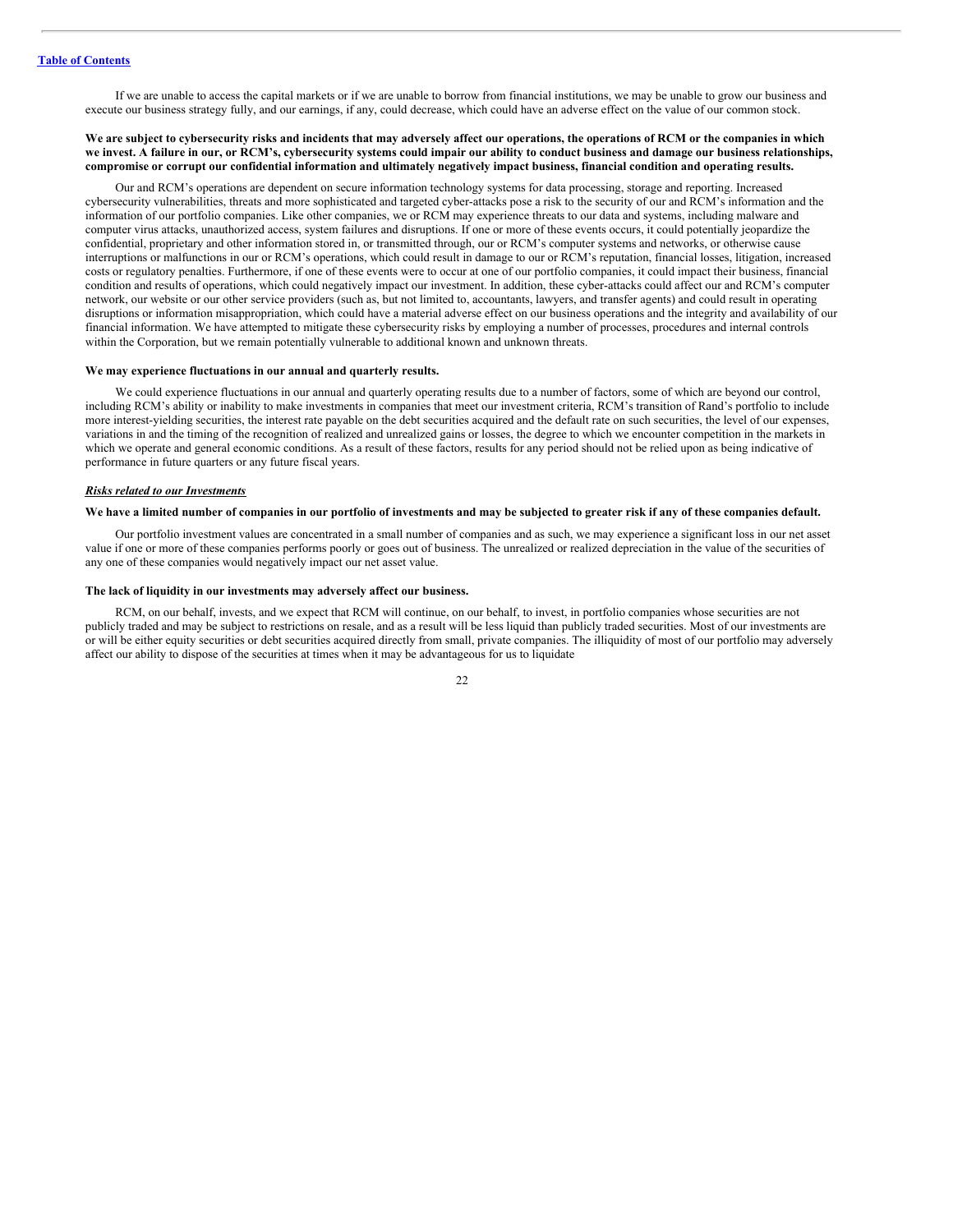If we are unable to access the capital markets or if we are unable to borrow from financial institutions, we may be unable to grow our business and execute our business strategy fully, and our earnings, if any, could decrease, which could have an adverse effect on the value of our common stock.

**We are subject to cybersecurity risks and incidents that may adversely affect our operations, the operations of RCM or the companies in which we invest. A failure in our, or RCM's, cybersecurity systems could impair our ability to conduct business and damage our business relationships, compromise or corrupt our confidential information and ultimately negatively impact business, financial condition and operating results.**

Our and RCM's operations are dependent on secure information technology systems for data processing, storage and reporting. Increased cybersecurity vulnerabilities, threats and more sophisticated and targeted cyber-attacks pose a risk to the security of our and RCM's information and the information of our portfolio companies. Like other companies, we or RCM may experience threats to our data and systems, including malware and computer virus attacks, unauthorized access, system failures and disruptions. If one or more of these events occurs, it could potentially jeopardize the confidential, proprietary and other information stored in, or transmitted through, our or RCM's computer systems and networks, or otherwise cause interruptions or malfunctions in our or RCM's operations, which could result in damage to our or RCM's reputation, financial losses, litigation, increased costs or regulatory penalties. Furthermore, if one of these events were to occur at one of our portfolio companies, it could impact their business, financial condition and results of operations, which could negatively impact our investment. In addition, these cyber-attacks could affect our and RCM's computer network, our website or our other service providers (such as, but not limited to, accountants, lawyers, and transfer agents) and could result in operating disruptions or information misappropriation, which could have a material adverse effect on our business operations and the integrity and availability of our financial information. We have attempted to mitigate these cybersecurity risks by employing a number of processes, procedures and internal controls within the Corporation, but we remain potentially vulnerable to additional known and unknown threats.

**We may experience fluctuations in our annual and quarterly results.**

We could experience fluctuations in our annual and quarterly operating results due to a number of factors, some of which are beyond our control, including RCM's ability or inability to make investments in companies that meet our investment criteria, RCM's transition of Rand's portfolio to include more interest-yielding securities, the interest rate payable on the debt securities acquired and the default rate on such securities, the level of our expenses, variations in and the timing of the recognition of realized and unrealized gains or losses, the degree to which we encounter competition in the markets in which we operate and general economic conditions. As a result of these factors, results for any period should not be relied upon as being indicative of performance in future quarters or any future fiscal years.

***Risks related to our Investments***

**We have a limited number of companies in our portfolio of investments and may be subjected to greater risk if any of these companies default.**

Our portfolio investment values are concentrated in a small number of companies and as such, we may experience a significant loss in our net asset value if one or more of these companies performs poorly or goes out of business. The unrealized or realized depreciation in the value of the securities of any one of these companies would negatively impact our net asset value.

**The lack of liquidity in our investments may adversely affect our business.**

RCM, on our behalf, invests, and we expect that RCM will continue, on our behalf, to invest, in portfolio companies whose securities are not publicly traded and may be subject to restrictions on resale, and as a result will be less liquid than publicly traded securities. Most of our investments are or will be either equity securities or debt securities acquired directly from small, private companies. The illiquidity of most of our portfolio may adversely affect our ability to dispose of the securities at times when it may be advantageous for us to liquidate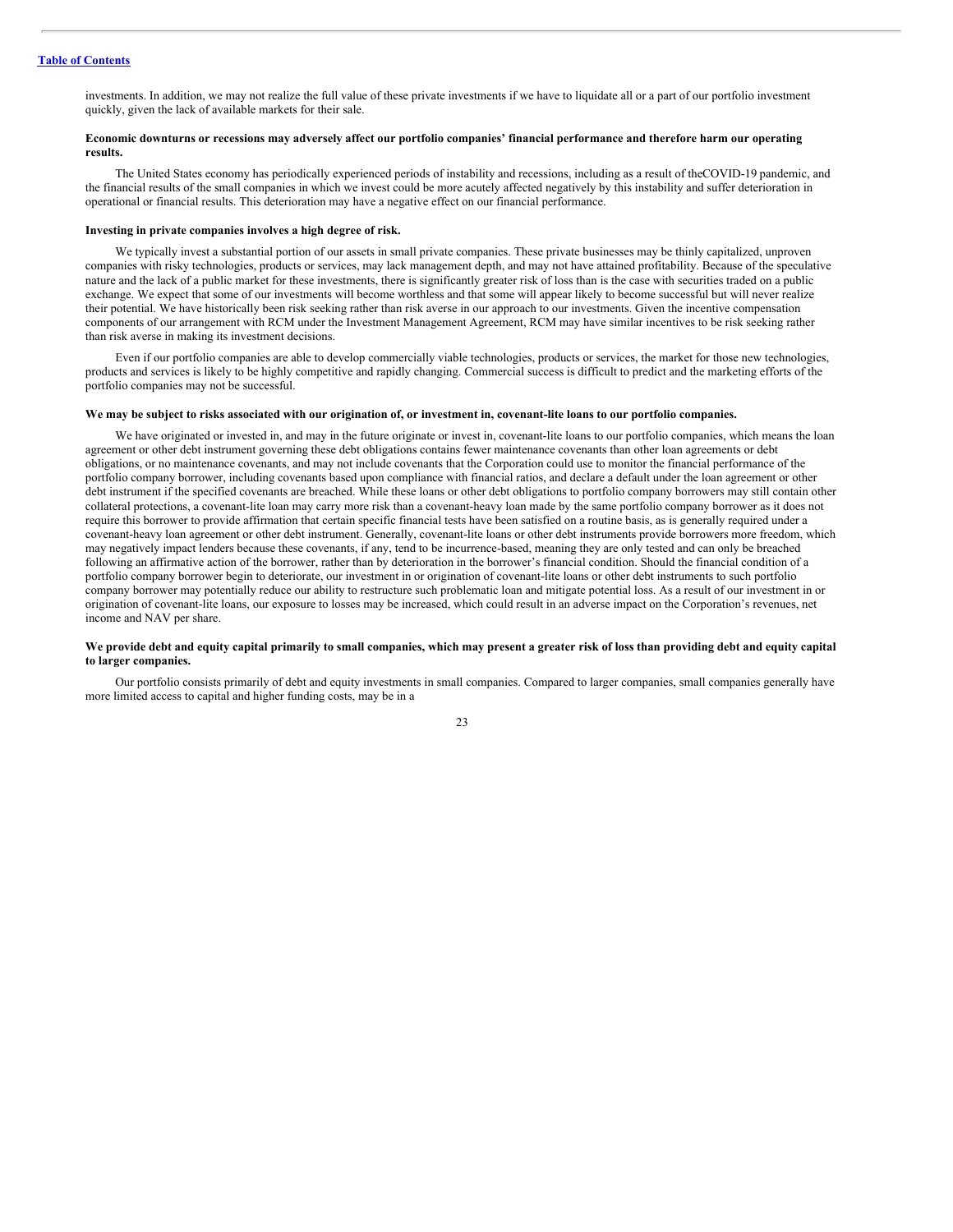investments. In addition, we may not realize the full value of these private investments if we have to liquidate all or a part of our portfolio investment quickly, given the lack of available markets for their sale.

**Economic downturns or recessions may adversely affect our portfolio companies' financial performance and therefore harm our operating results.**

The United States economy has periodically experienced periods of instability and recessions, including as a result of theCOVID-19 pandemic, and the financial results of the small companies in which we invest could be more acutely affected negatively by this instability and suffer deterioration in operational or financial results. This deterioration may have a negative effect on our financial performance.

**Investing in private companies involves a high degree of risk.**

We typically invest a substantial portion of our assets in small private companies. These private businesses may be thinly capitalized, unproven companies with risky technologies, products or services, may lack management depth, and may not have attained profitability. Because of the speculative nature and the lack of a public market for these investments, there is significantly greater risk of loss than is the case with securities traded on a public exchange. We expect that some of our investments will become worthless and that some will appear likely to become successful but will never realize their potential. We have historically been risk seeking rather than risk averse in our approach to our investments. Given the incentive compensation components of our arrangement with RCM under the Investment Management Agreement, RCM may have similar incentives to be risk seeking rather than risk averse in making its investment decisions.

Even if our portfolio companies are able to develop commercially viable technologies, products or services, the market for those new technologies, products and services is likely to be highly competitive and rapidly changing. Commercial success is difficult to predict and the marketing efforts of the portfolio companies may not be successful.

**We may be subject to risks associated with our origination of, or investment in, covenant-lite loans to our portfolio companies.**

We have originated or invested in, and may in the future originate or invest in, covenant-lite loans to our portfolio companies, which means the loan agreement or other debt instrument governing these debt obligations contains fewer maintenance covenants than other loan agreements or debt obligations, or no maintenance covenants, and may not include covenants that the Corporation could use to monitor the financial performance of the portfolio company borrower, including covenants based upon compliance with financial ratios, and declare a default under the loan agreement or other debt instrument if the specified covenants are breached. While these loans or other debt obligations to portfolio company borrowers may still contain other collateral protections, a covenant-lite loan may carry more risk than a covenant-heavy loan made by the same portfolio company borrower as it does not require this borrower to provide affirmation that certain specific financial tests have been satisfied on a routine basis, as is generally required under a covenant-heavy loan agreement or other debt instrument. Generally, covenant-lite loans or other debt instruments provide borrowers more freedom, which may negatively impact lenders because these covenants, if any, tend to be incurrence-based, meaning they are only tested and can only be breached following an affirmative action of the borrower, rather than by deterioration in the borrower's financial condition. Should the financial condition of a portfolio company borrower begin to deteriorate, our investment in or origination of covenant-lite loans or other debt instruments to such portfolio company borrower may potentially reduce our ability to restructure such problematic loan and mitigate potential loss. As a result of our investment in or origination of covenant-lite loans, our exposure to losses may be increased, which could result in an adverse impact on the Corporation's revenues, net income and NAV per share.

**We provide debt and equity capital primarily to small companies, which may present a greater risk of loss than providing debt and equity capital to larger companies.**

Our portfolio consists primarily of debt and equity investments in small companies. Compared to larger companies, small companies generally have more limited access to capital and higher funding costs, may be in a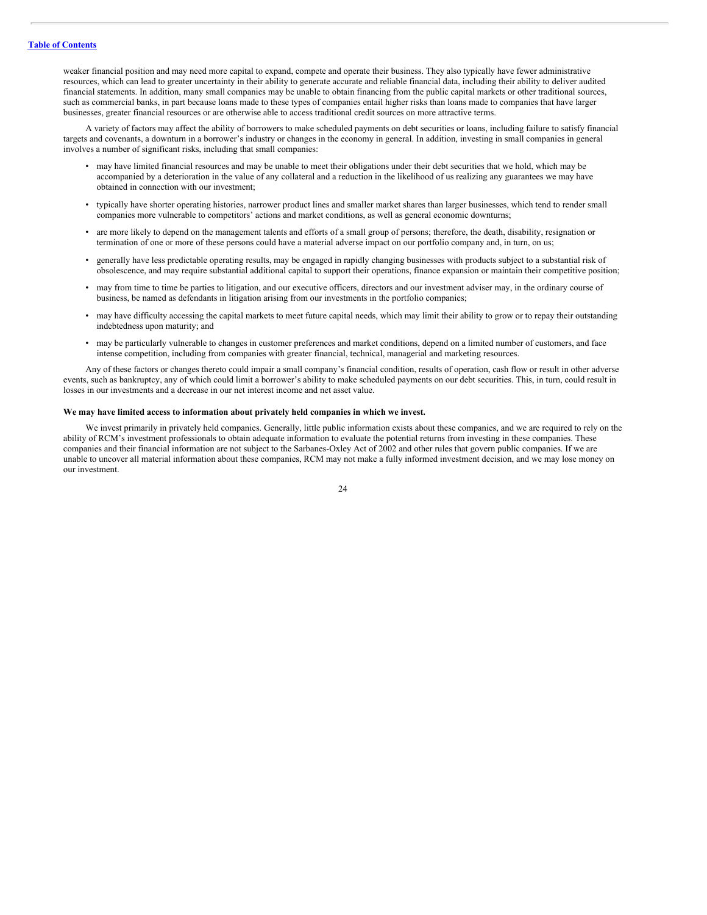weaker financial position and may need more capital to expand, compete and operate their business. They also typically have fewer administrative resources, which can lead to greater uncertainty in their ability to generate accurate and reliable financial data, including their ability to deliver audited financial statements. In addition, many small companies may be unable to obtain financing from the public capital markets or other traditional sources, such as commercial banks, in part because loans made to these types of companies entail higher risks than loans made to companies that have larger businesses, greater financial resources or are otherwise able to access traditional credit sources on more attractive terms.

A variety of factors may affect the ability of borrowers to make scheduled payments on debt securities or loans, including failure to satisfy financial targets and covenants, a downturn in a borrower's industry or changes in the economy in general. In addition, investing in small companies in general involves a number of significant risks, including that small companies:

- may have limited financial resources and may be unable to meet their obligations under their debt securities that we hold, which may be accompanied by a deterioration in the value of any collateral and a reduction in the likelihood of us realizing any guarantees we may have obtained in connection with our investment;
- typically have shorter operating histories, narrower product lines and smaller market shares than larger businesses, which tend to render small companies more vulnerable to competitors' actions and market conditions, as well as general economic downturns;
- are more likely to depend on the management talents and efforts of a small group of persons; therefore, the death, disability, resignation or termination of one or more of these persons could have a material adverse impact on our portfolio company and, in turn, on us;
- generally have less predictable operating results, may be engaged in rapidly changing businesses with products subject to a substantial risk of obsolescence, and may require substantial additional capital to support their operations, finance expansion or maintain their competitive position;
- may from time to time be parties to litigation, and our executive officers, directors and our investment adviser may, in the ordinary course of business, be named as defendants in litigation arising from our investments in the portfolio companies;
- may have difficulty accessing the capital markets to meet future capital needs, which may limit their ability to grow or to repay their outstanding indebtedness upon maturity; and
- may be particularly vulnerable to changes in customer preferences and market conditions, depend on a limited number of customers, and face intense competition, including from companies with greater financial, technical, managerial and marketing resources.

Any of these factors or changes thereto could impair a small company's financial condition, results of operation, cash flow or result in other adverse events, such as bankruptcy, any of which could limit a borrower's ability to make scheduled payments on our debt securities. This, in turn, could result in losses in our investments and a decrease in our net interest income and net asset value.

**We may have limited access to information about privately held companies in which we invest.**

We invest primarily in privately held companies. Generally, little public information exists about these companies, and we are required to rely on the ability of RCM's investment professionals to obtain adequate information to evaluate the potential returns from investing in these companies. These companies and their financial information are not subject to the Sarbanes-Oxley Act of 2002 and other rules that govern public companies. If we are unable to uncover all material information about these companies, RCM may not make a fully informed investment decision, and we may lose money on our investment.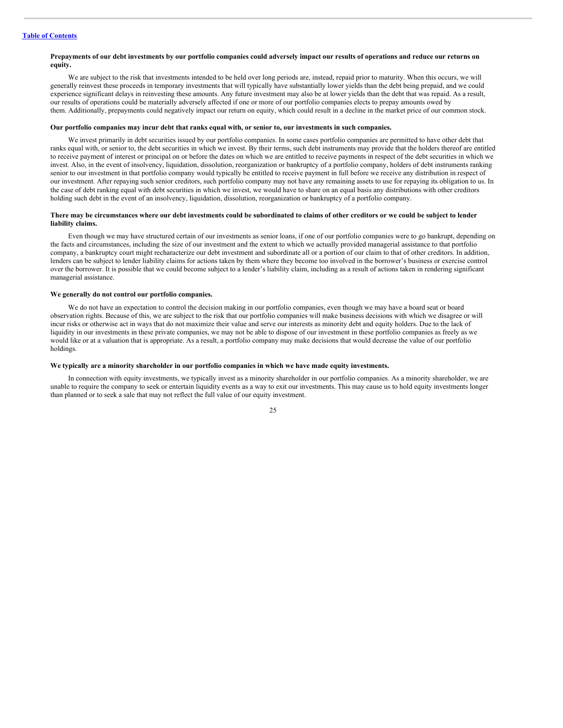**Prepayments of our debt investments by our portfolio companies could adversely impact our results of operations and reduce our returns on equity.**

We are subject to the risk that investments intended to be held over long periods are, instead, repaid prior to maturity. When this occurs, we will generally reinvest these proceeds in temporary investments that will typically have substantially lower yields than the debt being prepaid, and we could experience significant delays in reinvesting these amounts. Any future investment may also be at lower yields than the debt that was repaid. As a result, our results of operations could be materially adversely affected if one or more of our portfolio companies elects to prepay amounts owed by them. Additionally, prepayments could negatively impact our return on equity, which could result in a decline in the market price of our common stock.

**Our portfolio companies may incur debt that ranks equal with, or senior to, our investments in such companies.**

We invest primarily in debt securities issued by our portfolio companies. In some cases portfolio companies are permitted to have other debt that ranks equal with, or senior to, the debt securities in which we invest. By their terms, such debt instruments may provide that the holders thereof are entitled to receive payment of interest or principal on or before the dates on which we are entitled to receive payments in respect of the debt securities in which we invest. Also, in the event of insolvency, liquidation, dissolution, reorganization or bankruptcy of a portfolio company, holders of debt instruments ranking senior to our investment in that portfolio company would typically be entitled to receive payment in full before we receive any distribution in respect of our investment. After repaying such senior creditors, such portfolio company may not have any remaining assets to use for repaying its obligation to us. In the case of debt ranking equal with debt securities in which we invest, we would have to share on an equal basis any distributions with other creditors holding such debt in the event of an insolvency, liquidation, dissolution, reorganization or bankruptcy of a portfolio company.

**There may be circumstances where our debt investments could be subordinated to claims of other creditors or we could be subject to lender liability claims.**

Even though we may have structured certain of our investments as senior loans, if one of our portfolio companies were to go bankrupt, depending on the facts and circumstances, including the size of our investment and the extent to which we actually provided managerial assistance to that portfolio company, a bankruptcy court might recharacterize our debt investment and subordinate all or a portion of our claim to that of other creditors. In addition, lenders can be subject to lender liability claims for actions taken by them where they become too involved in the borrower's business or exercise control over the borrower. It is possible that we could become subject to a lender's liability claim, including as a result of actions taken in rendering significant managerial assistance.

**We generally do not control our portfolio companies.**

We do not have an expectation to control the decision making in our portfolio companies, even though we may have a board seat or board observation rights. Because of this, we are subject to the risk that our portfolio companies will make business decisions with which we disagree or will incur risks or otherwise act in ways that do not maximize their value and serve our interests as minority debt and equity holders. Due to the lack of liquidity in our investments in these private companies, we may not be able to dispose of our investment in these portfolio companies as freely as we would like or at a valuation that is appropriate. As a result, a portfolio company may make decisions that would decrease the value of our portfolio holdings.

**We typically are a minority shareholder in our portfolio companies in which we have made equity investments.**

In connection with equity investments, we typically invest as a minority shareholder in our portfolio companies. As a minority shareholder, we are unable to require the company to seek or entertain liquidity events as a way to exit our investments. This may cause us to hold equity investments longer than planned or to seek a sale that may not reflect the full value of our equity investment.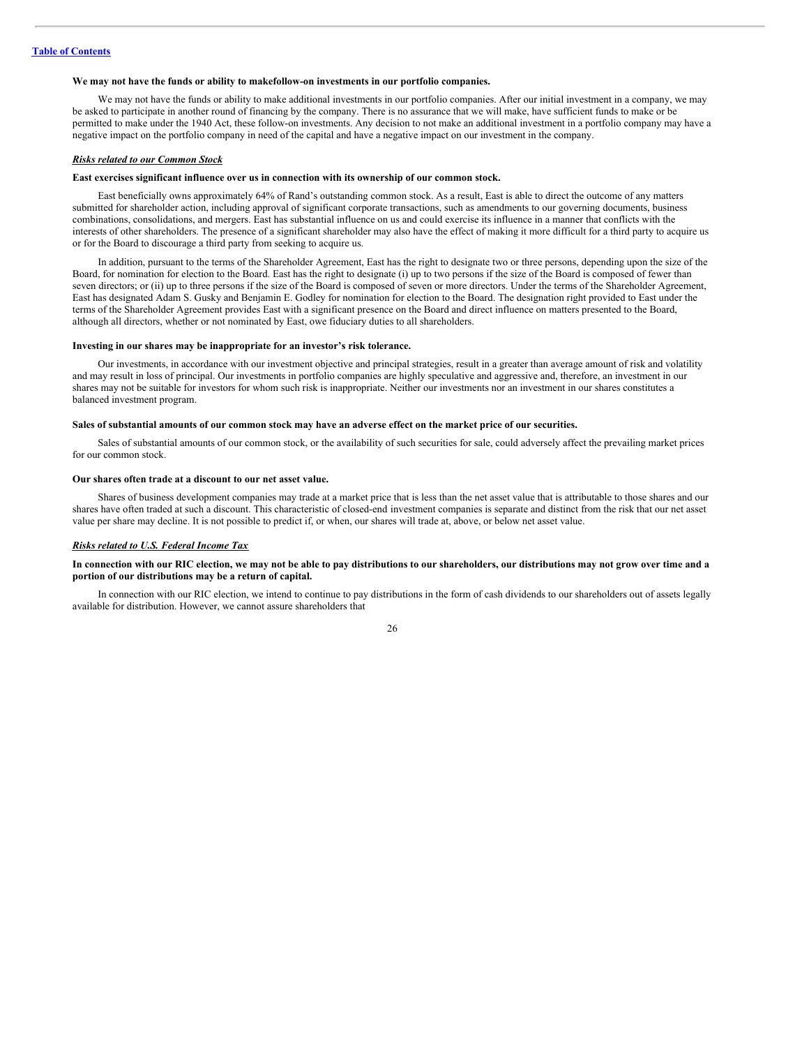**We may not have the funds or ability to makefollow-on investments in our portfolio companies.**

We may not have the funds or ability to make additional investments in our portfolio companies. After our initial investment in a company, we may be asked to participate in another round of financing by the company. There is no assurance that we will make, have sufficient funds to make or be permitted to make under the 1940 Act, these follow-on investments. Any decision to not make an additional investment in a portfolio company may have a negative impact on the portfolio company in need of the capital and have a negative impact on our investment in the company.

***Risks related to our Common Stock***

**East exercises significant influence over us in connection with its ownership of our common stock.**

East beneficially owns approximately 64% of Rand's outstanding common stock. As a result, East is able to direct the outcome of any matters submitted for shareholder action, including approval of significant corporate transactions, such as amendments to our governing documents, business combinations, consolidations, and mergers. East has substantial influence on us and could exercise its influence in a manner that conflicts with the interests of other shareholders. The presence of a significant shareholder may also have the effect of making it more difficult for a third party to acquire us or for the Board to discourage a third party from seeking to acquire us.

In addition, pursuant to the terms of the Shareholder Agreement, East has the right to designate two or three persons, depending upon the size of the Board, for nomination for election to the Board. East has the right to designate (i) up to two persons if the size of the Board is composed of fewer than seven directors; or (ii) up to three persons if the size of the Board is composed of seven or more directors. Under the terms of the Shareholder Agreement, East has designated Adam S. Gusky and Benjamin E. Godley for nomination for election to the Board. The designation right provided to East under the terms of the Shareholder Agreement provides East with a significant presence on the Board and direct influence on matters presented to the Board, although all directors, whether or not nominated by East, owe fiduciary duties to all shareholders.

**Investing in our shares may be inappropriate for an investor's risk tolerance.**

Our investments, in accordance with our investment objective and principal strategies, result in a greater than average amount of risk and volatility and may result in loss of principal. Our investments in portfolio companies are highly speculative and aggressive and, therefore, an investment in our shares may not be suitable for investors for whom such risk is inappropriate. Neither our investments nor an investment in our shares constitutes a balanced investment program.

**Sales of substantial amounts of our common stock may have an adverse effect on the market price of our securities.**

Sales of substantial amounts of our common stock, or the availability of such securities for sale, could adversely affect the prevailing market prices for our common stock.

**Our shares often trade at a discount to our net asset value.**

Shares of business development companies may trade at a market price that is less than the net asset value that is attributable to those shares and our shares have often traded at such a discount. This characteristic of closed-end investment companies is separate and distinct from the risk that our net asset value per share may decline. It is not possible to predict if, or when, our shares will trade at, above, or below net asset value.

***Risks related to U.S. Federal Income Tax***

**In connection with our RIC election, we may not be able to pay distributions to our shareholders, our distributions may not grow over time and a portion of our distributions may be a return of capital.**

In connection with our RIC election, we intend to continue to pay distributions in the form of cash dividends to our shareholders out of assets legally available for distribution. However, we cannot assure shareholders that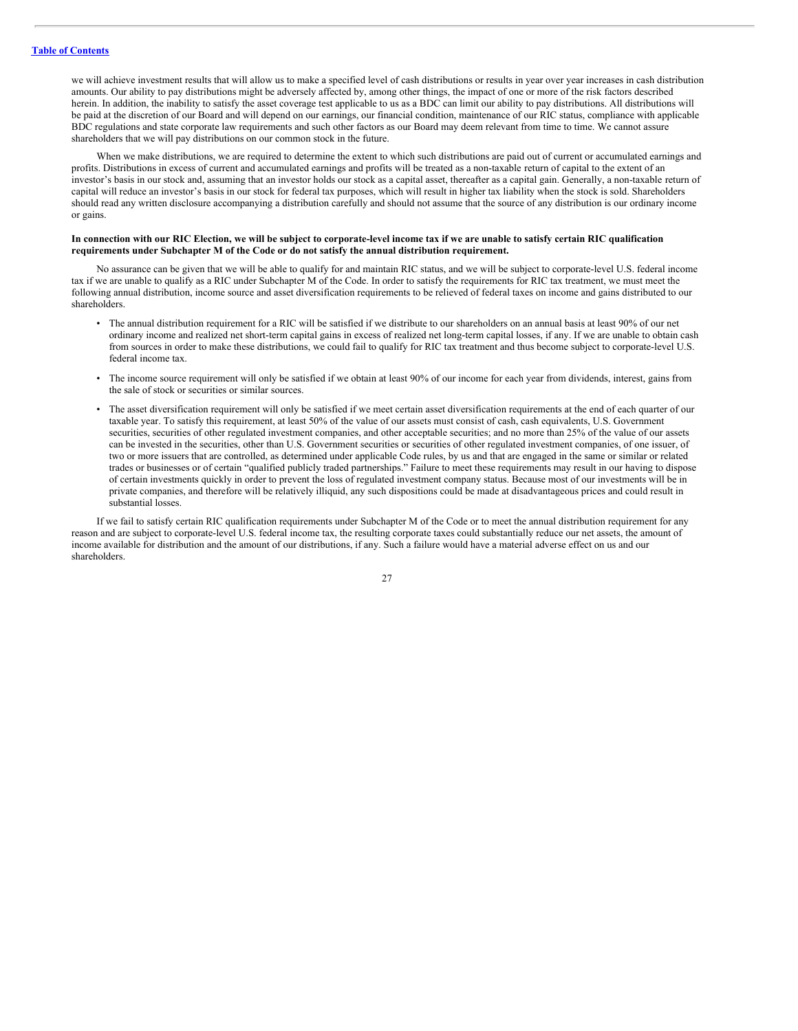we will achieve investment results that will allow us to make a specified level of cash distributions or results in year over year increases in cash distribution amounts. Our ability to pay distributions might be adversely affected by, among other things, the impact of one or more of the risk factors described herein. In addition, the inability to satisfy the asset coverage test applicable to us as a BDC can limit our ability to pay distributions. All distributions will be paid at the discretion of our Board and will depend on our earnings, our financial condition, maintenance of our RIC status, compliance with applicable BDC regulations and state corporate law requirements and such other factors as our Board may deem relevant from time to time. We cannot assure shareholders that we will pay distributions on our common stock in the future.

When we make distributions, we are required to determine the extent to which such distributions are paid out of current or accumulated earnings and profits. Distributions in excess of current and accumulated earnings and profits will be treated as a non-taxable return of capital to the extent of an investor's basis in our stock and, assuming that an investor holds our stock as a capital asset, thereafter as a capital gain. Generally, a non-taxable return of capital will reduce an investor's basis in our stock for federal tax purposes, which will result in higher tax liability when the stock is sold. Shareholders should read any written disclosure accompanying a distribution carefully and should not assume that the source of any distribution is our ordinary income or gains.

**In connection with our RIC Election, we will be subject to corporate-level income tax if we are unable to satisfy certain RIC qualification requirements under Subchapter M of the Code or do not satisfy the annual distribution requirement.**

No assurance can be given that we will be able to qualify for and maintain RIC status, and we will be subject to corporate-level U.S. federal income tax if we are unable to qualify as a RIC under Subchapter M of the Code. In order to satisfy the requirements for RIC tax treatment, we must meet the following annual distribution, income source and asset diversification requirements to be relieved of federal taxes on income and gains distributed to our shareholders.

- The annual distribution requirement for a RIC will be satisfied if we distribute to our shareholders on an annual basis at least 90% of our net ordinary income and realized net short-term capital gains in excess of realized net long-term capital losses, if any. If we are unable to obtain cash from sources in order to make these distributions, we could fail to qualify for RIC tax treatment and thus become subject to corporate-level U.S. federal income tax.

- The income source requirement will only be satisfied if we obtain at least 90% of our income for each year from dividends, interest, gains from the sale of stock or securities or similar sources.

- The asset diversification requirement will only be satisfied if we meet certain asset diversification requirements at the end of each quarter of our taxable year. To satisfy this requirement, at least 50% of the value of our assets must consist of cash, cash equivalents, U.S. Government securities, securities of other regulated investment companies, and other acceptable securities; and no more than 25% of the value of our assets can be invested in the securities, other than U.S. Government securities or securities of other regulated investment companies, of one issuer, of two or more issuers that are controlled, as determined under applicable Code rules, by us and that are engaged in the same or similar or related trades or businesses or of certain "qualified publicly traded partnerships." Failure to meet these requirements may result in our having to dispose of certain investments quickly in order to prevent the loss of regulated investment company status. Because most of our investments will be in private companies, and therefore will be relatively illiquid, any such dispositions could be made at disadvantageous prices and could result in substantial losses.

If we fail to satisfy certain RIC qualification requirements under Subchapter M of the Code or to meet the annual distribution requirement for any reason and are subject to corporate-level U.S. federal income tax, the resulting corporate taxes could substantially reduce our net assets, the amount of income available for distribution and the amount of our distributions, if any. Such a failure would have a material adverse effect on us and our shareholders.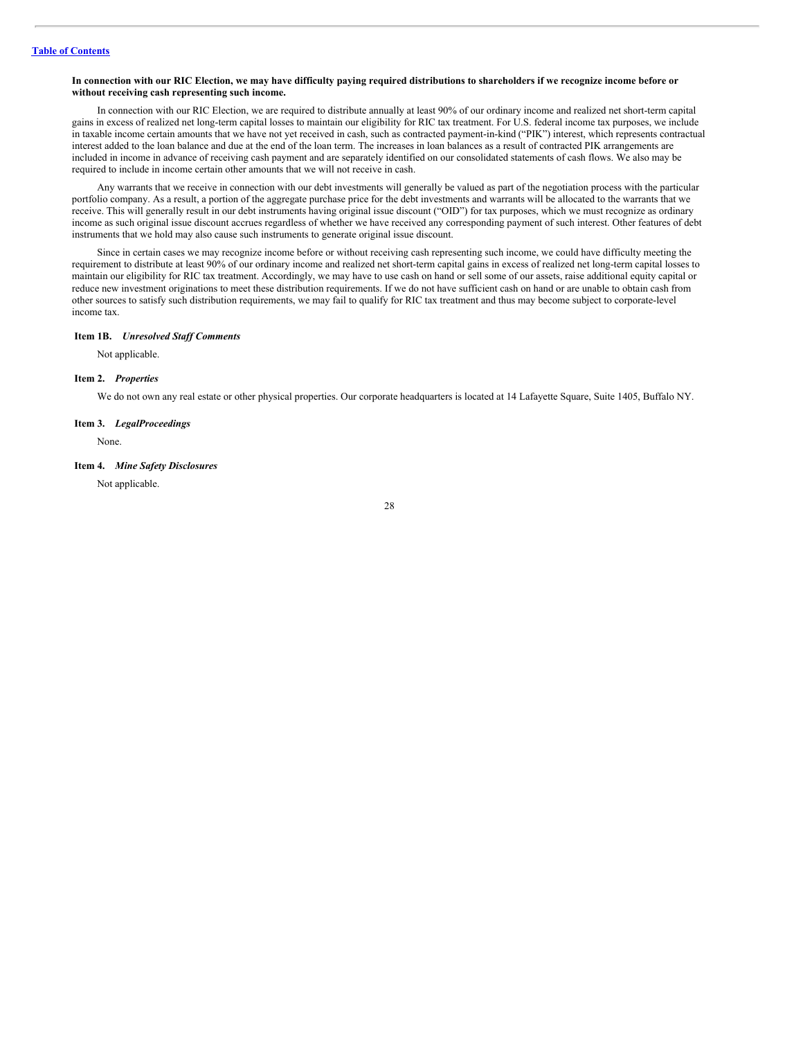**In connection with our RIC Election, we may have difficulty paying required distributions to shareholders if we recognize income before or without receiving cash representing such income.**

In connection with our RIC Election, we are required to distribute annually at least 90% of our ordinary income and realized net short-term capital gains in excess of realized net long-term capital losses to maintain our eligibility for RIC tax treatment. For U.S. federal income tax purposes, we include in taxable income certain amounts that we have not yet received in cash, such as contracted payment-in-kind ("PIK") interest, which represents contractual interest added to the loan balance and due at the end of the loan term. The increases in loan balances as a result of contracted PIK arrangements are included in income in advance of receiving cash payment and are separately identified on our consolidated statements of cash flows. We also may be required to include in income certain other amounts that we will not receive in cash.

Any warrants that we receive in connection with our debt investments will generally be valued as part of the negotiation process with the particular portfolio company. As a result, a portion of the aggregate purchase price for the debt investments and warrants will be allocated to the warrants that we receive. This will generally result in our debt instruments having original issue discount ("OID") for tax purposes, which we must recognize as ordinary income as such original issue discount accrues regardless of whether we have received any corresponding payment of such interest. Other features of debt instruments that we hold may also cause such instruments to generate original issue discount.

Since in certain cases we may recognize income before or without receiving cash representing such income, we could have difficulty meeting the requirement to distribute at least 90% of our ordinary income and realized net short-term capital gains in excess of realized net long-term capital losses to maintain our eligibility for RIC tax treatment. Accordingly, we may have to use cash on hand or sell some of our assets, raise additional equity capital or reduce new investment originations to meet these distribution requirements. If we do not have sufficient cash on hand or are unable to obtain cash from other sources to satisfy such distribution requirements, we may fail to qualify for RIC tax treatment and thus may become subject to corporate-level income tax.

## Item 1B. *Unresolved Staff Comments*

Not applicable.

## Item 2. *Properties*

We do not own any real estate or other physical properties. Our corporate headquarters is located at 14 Lafayette Square, Suite 1405, Buffalo NY.

## Item 3. *LegalProceedings*

None.

## Item 4. *Mine Safety Disclosures*

Not applicable.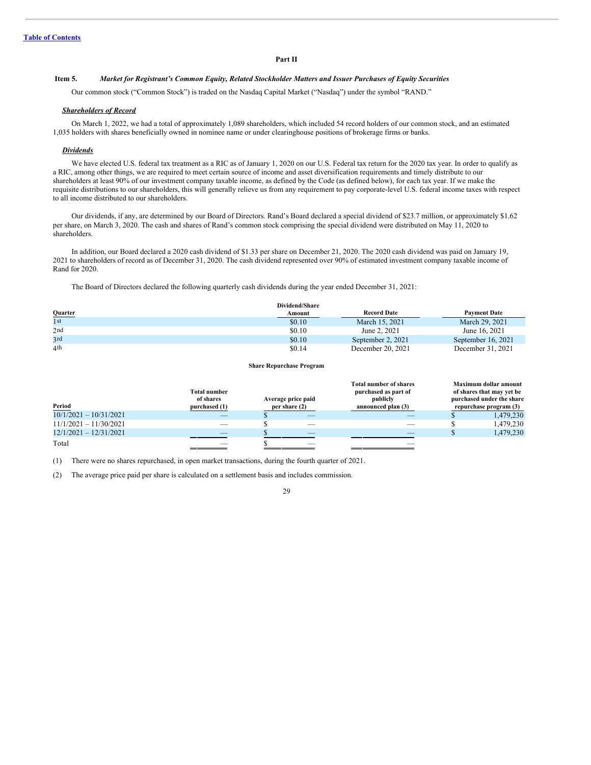# Part II

## Item 5. *Market for Registrant's Common Equity, Related Stockholder Matters and Issuer Purchases of Equity Securities*

Our common stock ("Common Stock") is traded on the Nasdaq Capital Market ("Nasdaq") under the symbol "RAND."

### ***Shareholders of Record***

On March 1, 2022, we had a total of approximately 1,089 shareholders, which included 54 record holders of our common stock, and an estimated 1,035 holders with shares beneficially owned in nominee name or under clearinghouse positions of brokerage firms or banks.

### ***Dividends***

We have elected U.S. federal tax treatment as a RIC as of January 1, 2020 on our U.S. Federal tax return for the 2020 tax year. In order to qualify as a RIC, among other things, we are required to meet certain source of income and asset diversification requirements and timely distribute to our shareholders at least 90% of our investment company taxable income, as defined by the Code (as defined below), for each tax year. If we make the requisite distributions to our shareholders, this will generally relieve us from any requirement to pay corporate-level U.S. federal income taxes with respect to all income distributed to our shareholders.

Our dividends, if any, are determined by our Board of Directors. Rand's Board declared a special dividend of $23.7 million, or approximately $1.62 per share, on March 3, 2020. The cash and shares of Rand's common stock comprising the special dividend were distributed on May 11, 2020 to shareholders.

In addition, our Board declared a 2020 cash dividend of $1.33 per share on December 21, 2020. The 2020 cash dividend was paid on January 19, 2021 to shareholders of record as of December 31, 2020. The cash dividend represented over 90% of estimated investment company taxable income of Rand for 2020.

The Board of Directors declared the following quarterly cash dividends during the year ended December 31, 2021:

| Quarter | Dividend/Share Amount | Record Date | Payment Date |
|---|---|---|---|
| 1st | $0.10 | March 15, 2021 | March 29, 2021 |
| 2nd | $0.10 | June 2, 2021 | June 16, 2021 |
| 3rd | $0.10 | September 2, 2021 | September 16, 2021 |
| 4th | $0.14 | December 20, 2021 | December 31, 2021 |

**Share Repurchase Program**

| Period | Total number of shares purchased (1) | Average price paid per share (2) | Total number of shares purchased as part of publicly announced plan (3) | Maximum dollar amount of shares that may yet be purchased under the share repurchase program (3) |
|---|---|---|---|---|
| 10/1/2021 – 10/31/2021 | — | $ — | — | $ 1,479,230 |
| 11/1/2021 – 11/30/2021 | — | $ — | — | $ 1,479,230 |
| 12/1/2021 – 12/31/2021 | — | $ — | — | $ 1,479,230 |
| Total | — | $ — | — | |

(1) There were no shares repurchased, in open market transactions, during the fourth quarter of 2021.

(2) The average price paid per share is calculated on a settlement basis and includes commission.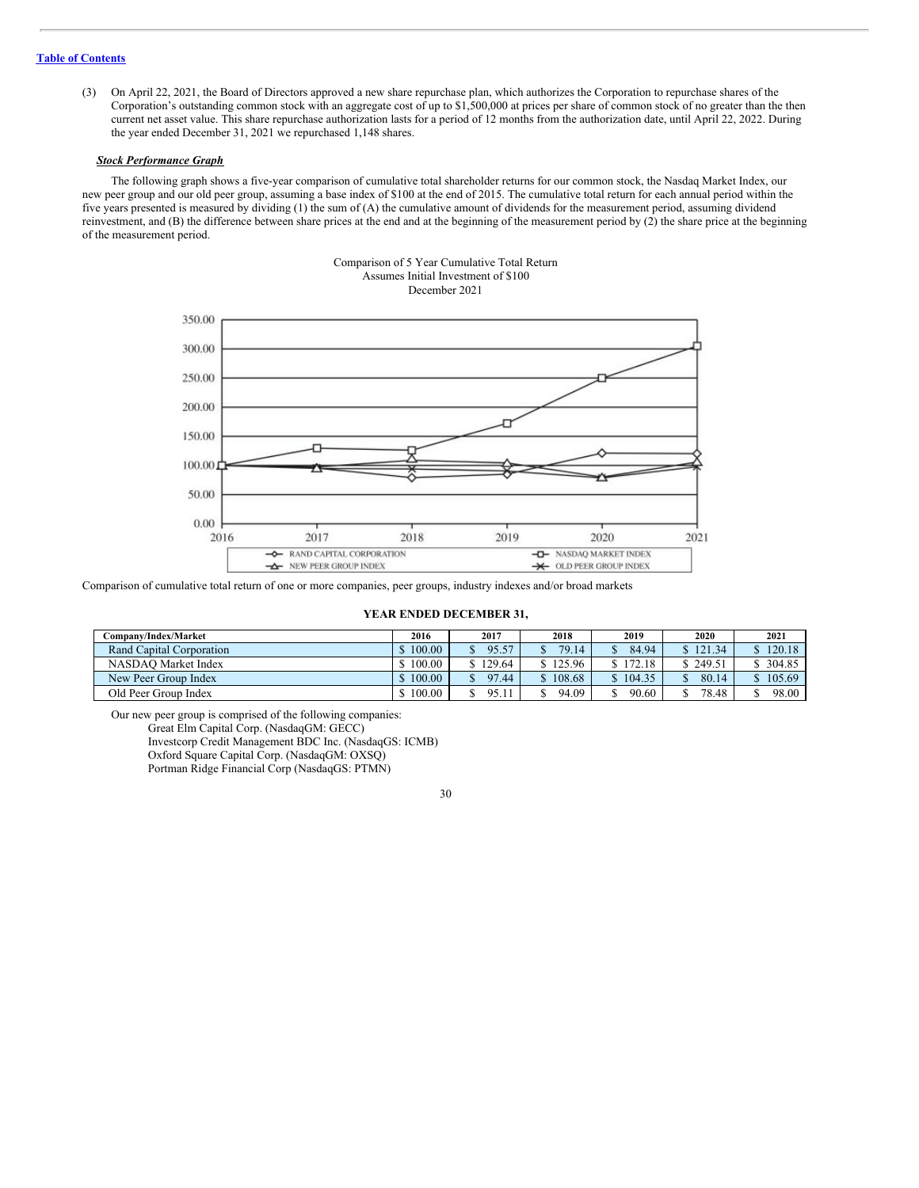(3) On April 22, 2021, the Board of Directors approved a new share repurchase plan, which authorizes the Corporation to repurchase shares of the Corporation's outstanding common stock with an aggregate cost of up to $1,500,000 at prices per share of common stock of no greater than the then current net asset value. This share repurchase authorization lasts for a period of 12 months from the authorization date, until April 22, 2022. During the year ended December 31, 2021 we repurchased 1,148 shares.

***Stock Performance Graph***

The following graph shows a five-year comparison of cumulative total shareholder returns for our common stock, the Nasdaq Market Index, our new peer group and our old peer group, assuming a base index of $100 at the end of 2015. The cumulative total return for each annual period within the five years presented is measured by dividing (1) the sum of (A) the cumulative amount of dividends for the measurement period, assuming dividend reinvestment, and (B) the difference between share prices at the end and at the beginning of the measurement period by (2) the share price at the beginning of the measurement period.

Comparison of 5 Year Cumulative Total Return
Assumes Initial Investment of $100
December 2021

Comparison of cumulative total return of one or more companies, peer groups, industry indexes and/or broad markets

**YEAR ENDED DECEMBER 31,**

| Company/Index/Market | 2016 | 2017 | 2018 | 2019 | 2020 | 2021 |
|---|---|---|---|---|---|---|
| Rand Capital Corporation | $ 100.00 | $ 95.57 | $ 79.14 | $ 84.94 | $ 121.34 | $ 120.18 |
| NASDAQ Market Index | $ 100.00 | $ 129.64 | $ 125.96 | $ 172.18 | $ 249.51 | $ 304.85 |
| New Peer Group Index | $ 100.00 | $ 97.44 | $ 108.68 | $ 104.35 | $ 80.14 | $ 105.69 |
| Old Peer Group Index | $ 100.00 | $ 95.11 | $ 94.09 | $ 90.60 | $ 78.48 | $ 98.00 |

Our new peer group is comprised of the following companies:

- Great Elm Capital Corp. (NasdaqGM: GECC)
- Investcorp Credit Management BDC Inc. (NasdaqGS: ICMB)
- Oxford Square Capital Corp. (NasdaqGM: OXSQ)
- Portman Ridge Financial Corp (NasdaqGS: PTMN)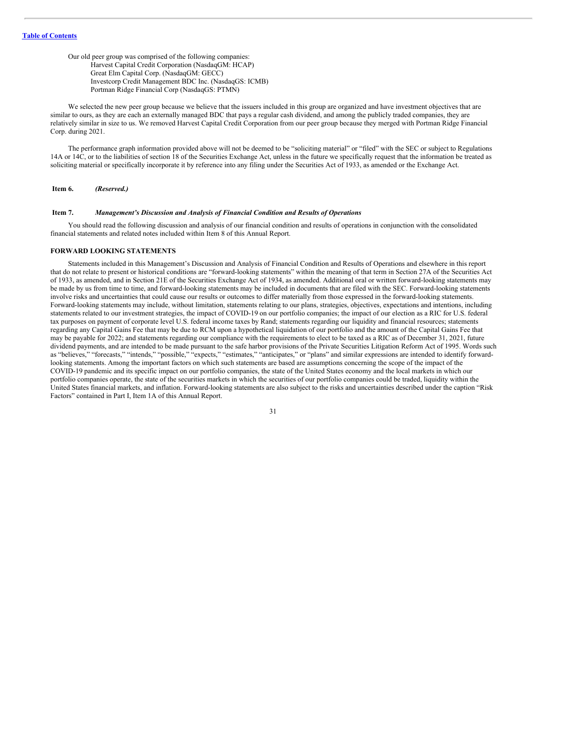Our old peer group was comprised of the following companies:

- Harvest Capital Credit Corporation (NasdaqGM: HCAP)
- Great Elm Capital Corp. (NasdaqGM: GECC)
- Investcorp Credit Management BDC Inc. (NasdaqGS: ICMB)
- Portman Ridge Financial Corp (NasdaqGS: PTMN)

We selected the new peer group because we believe that the issuers included in this group are organized and have investment objectives that are similar to ours, as they are each an externally managed BDC that pays a regular cash dividend, and among the publicly traded companies, they are relatively similar in size to us. We removed Harvest Capital Credit Corporation from our peer group because they merged with Portman Ridge Financial Corp. during 2021.

The performance graph information provided above will not be deemed to be "soliciting material" or "filed" with the SEC or subject to Regulations 14A or 14C, or to the liabilities of section 18 of the Securities Exchange Act, unless in the future we specifically request that the information be treated as soliciting material or specifically incorporate it by reference into any filing under the Securities Act of 1933, as amended or the Exchange Act.

## Item 6. *(Reserved.)*

## Item 7. *Management's Discussion and Analysis of Financial Condition and Results of Operations*

You should read the following discussion and analysis of our financial condition and results of operations in conjunction with the consolidated financial statements and related notes included within Item 8 of this Annual Report.

### FORWARD LOOKING STATEMENTS

Statements included in this Management's Discussion and Analysis of Financial Condition and Results of Operations and elsewhere in this report that do not relate to present or historical conditions are "forward-looking statements" within the meaning of that term in Section 27A of the Securities Act of 1933, as amended, and in Section 21E of the Securities Exchange Act of 1934, as amended. Additional oral or written forward-looking statements may be made by us from time to time, and forward-looking statements may be included in documents that are filed with the SEC. Forward-looking statements involve risks and uncertainties that could cause our results or outcomes to differ materially from those expressed in the forward-looking statements. Forward-looking statements may include, without limitation, statements relating to our plans, strategies, objectives, expectations and intentions, including statements related to our investment strategies, the impact of COVID-19 on our portfolio companies; the impact of our election as a RIC for U.S. federal tax purposes on payment of corporate level U.S. federal income taxes by Rand; statements regarding our liquidity and financial resources; statements regarding any Capital Gains Fee that may be due to RCM upon a hypothetical liquidation of our portfolio and the amount of the Capital Gains Fee that may be payable for 2022; and statements regarding our compliance with the requirements to elect to be taxed as a RIC as of December 31, 2021, future dividend payments, and are intended to be made pursuant to the safe harbor provisions of the Private Securities Litigation Reform Act of 1995. Words such as "believes," "forecasts," "intends," "possible," "expects," "estimates," "anticipates," or "plans" and similar expressions are intended to identify forward-looking statements. Among the important factors on which such statements are based are assumptions concerning the scope of the impact of the COVID-19 pandemic and its specific impact on our portfolio companies, the state of the United States economy and the local markets in which our portfolio companies operate, the state of the securities markets in which the securities of our portfolio companies could be traded, liquidity within the United States financial markets, and inflation. Forward-looking statements are also subject to the risks and uncertainties described under the caption "Risk Factors" contained in Part I, Item 1A of this Annual Report.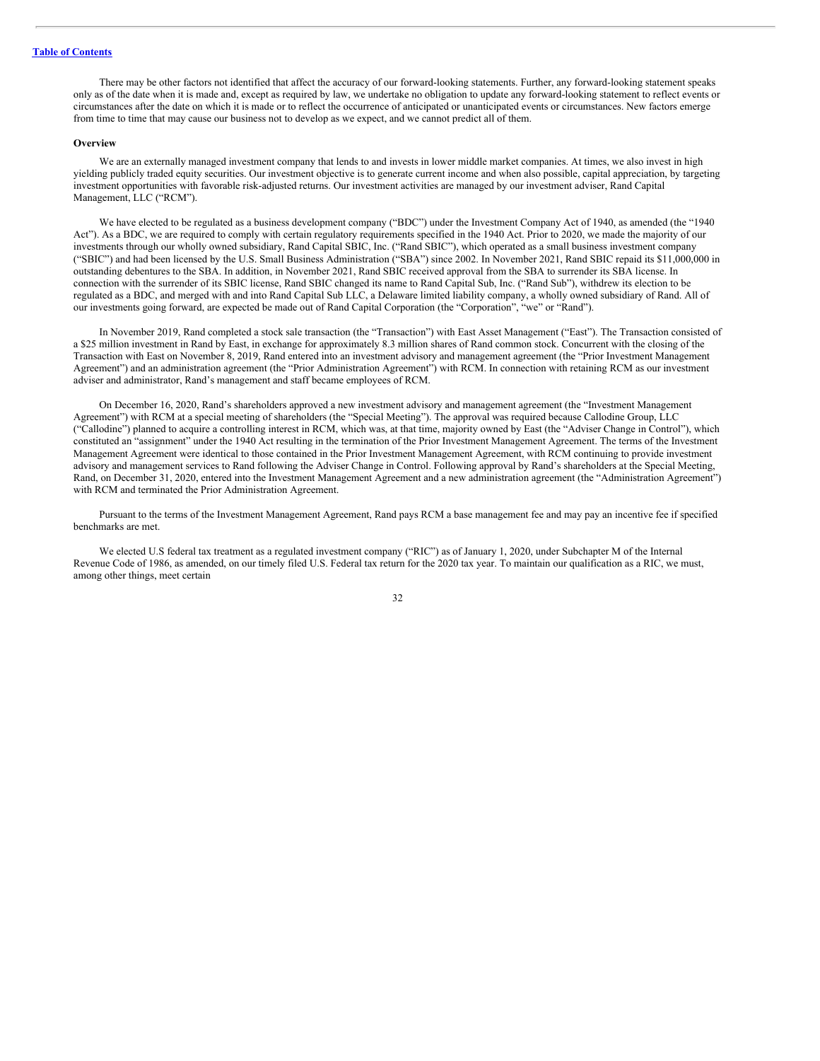There may be other factors not identified that affect the accuracy of our forward-looking statements. Further, any forward-looking statement speaks only as of the date when it is made and, except as required by law, we undertake no obligation to update any forward-looking statement to reflect events or circumstances after the date on which it is made or to reflect the occurrence of anticipated or unanticipated events or circumstances. New factors emerge from time to time that may cause our business not to develop as we expect, and we cannot predict all of them.

**Overview**

We are an externally managed investment company that lends to and invests in lower middle market companies. At times, we also invest in high yielding publicly traded equity securities. Our investment objective is to generate current income and when also possible, capital appreciation, by targeting investment opportunities with favorable risk-adjusted returns. Our investment activities are managed by our investment adviser, Rand Capital Management, LLC ("RCM").

We have elected to be regulated as a business development company ("BDC") under the Investment Company Act of 1940, as amended (the "1940 Act"). As a BDC, we are required to comply with certain regulatory requirements specified in the 1940 Act. Prior to 2020, we made the majority of our investments through our wholly owned subsidiary, Rand Capital SBIC, Inc. ("Rand SBIC"), which operated as a small business investment company ("SBIC") and had been licensed by the U.S. Small Business Administration ("SBA") since 2002. In November 2021, Rand SBIC repaid its $11,000,000 in outstanding debentures to the SBA. In addition, in November 2021, Rand SBIC received approval from the SBA to surrender its SBA license. In connection with the surrender of its SBIC license, Rand SBIC changed its name to Rand Capital Sub, Inc. ("Rand Sub"), withdrew its election to be regulated as a BDC, and merged with and into Rand Capital Sub LLC, a Delaware limited liability company, a wholly owned subsidiary of Rand. All of our investments going forward, are expected be made out of Rand Capital Corporation (the "Corporation", "we" or "Rand").

In November 2019, Rand completed a stock sale transaction (the "Transaction") with East Asset Management ("East"). The Transaction consisted of a $25 million investment in Rand by East, in exchange for approximately 8.3 million shares of Rand common stock. Concurrent with the closing of the Transaction with East on November 8, 2019, Rand entered into an investment advisory and management agreement (the "Prior Investment Management Agreement") and an administration agreement (the "Prior Administration Agreement") with RCM. In connection with retaining RCM as our investment adviser and administrator, Rand's management and staff became employees of RCM.

On December 16, 2020, Rand's shareholders approved a new investment advisory and management agreement (the "Investment Management Agreement") with RCM at a special meeting of shareholders (the "Special Meeting"). The approval was required because Callodine Group, LLC ("Callodine") planned to acquire a controlling interest in RCM, which was, at that time, majority owned by East (the "Adviser Change in Control"), which constituted an "assignment" under the 1940 Act resulting in the termination of the Prior Investment Management Agreement. The terms of the Investment Management Agreement were identical to those contained in the Prior Investment Management Agreement, with RCM continuing to provide investment advisory and management services to Rand following the Adviser Change in Control. Following approval by Rand's shareholders at the Special Meeting, Rand, on December 31, 2020, entered into the Investment Management Agreement and a new administration agreement (the "Administration Agreement") with RCM and terminated the Prior Administration Agreement.

Pursuant to the terms of the Investment Management Agreement, Rand pays RCM a base management fee and may pay an incentive fee if specified benchmarks are met.

We elected U.S federal tax treatment as a regulated investment company ("RIC") as of January 1, 2020, under Subchapter M of the Internal Revenue Code of 1986, as amended, on our timely filed U.S. Federal tax return for the 2020 tax year. To maintain our qualification as a RIC, we must, among other things, meet certain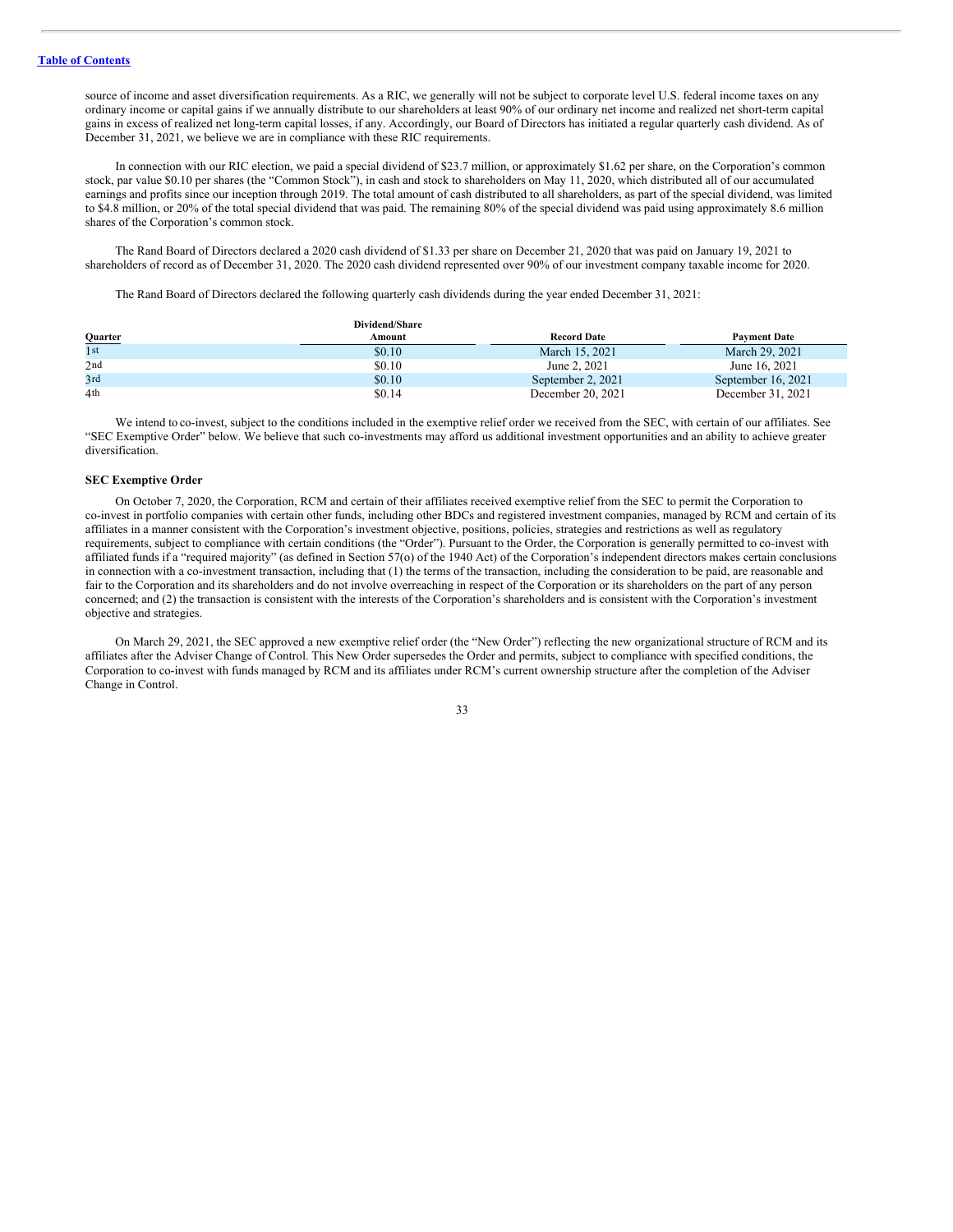source of income and asset diversification requirements. As a RIC, we generally will not be subject to corporate level U.S. federal income taxes on any ordinary income or capital gains if we annually distribute to our shareholders at least 90% of our ordinary net income and realized net short-term capital gains in excess of realized net long-term capital losses, if any. Accordingly, our Board of Directors has initiated a regular quarterly cash dividend. As of December 31, 2021, we believe we are in compliance with these RIC requirements.

In connection with our RIC election, we paid a special dividend of $23.7 million, or approximately $1.62 per share, on the Corporation's common stock, par value $0.10 per shares (the "Common Stock"), in cash and stock to shareholders on May 11, 2020, which distributed all of our accumulated earnings and profits since our inception through 2019. The total amount of cash distributed to all shareholders, as part of the special dividend, was limited to $4.8 million, or 20% of the total special dividend that was paid. The remaining 80% of the special dividend was paid using approximately 8.6 million shares of the Corporation's common stock.

The Rand Board of Directors declared a 2020 cash dividend of $1.33 per share on December 21, 2020 that was paid on January 19, 2021 to shareholders of record as of December 31, 2020. The 2020 cash dividend represented over 90% of our investment company taxable income for 2020.

The Rand Board of Directors declared the following quarterly cash dividends during the year ended December 31, 2021:

| Quarter | Dividend/Share Amount | Record Date | Payment Date |
|---|---|---|---|
| 1st | $0.10 | March 15, 2021 | March 29, 2021 |
| 2nd | $0.10 | June 2, 2021 | June 16, 2021 |
| 3rd | $0.10 | September 2, 2021 | September 16, 2021 |
| 4th | $0.14 | December 20, 2021 | December 31, 2021 |

We intend to co-invest, subject to the conditions included in the exemptive relief order we received from the SEC, with certain of our affiliates. See "SEC Exemptive Order" below. We believe that such co-investments may afford us additional investment opportunities and an ability to achieve greater diversification.

**SEC Exemptive Order**

On October 7, 2020, the Corporation, RCM and certain of their affiliates received exemptive relief from the SEC to permit the Corporation to co-invest in portfolio companies with certain other funds, including other BDCs and registered investment companies, managed by RCM and certain of its affiliates in a manner consistent with the Corporation's investment objective, positions, policies, strategies and restrictions as well as regulatory requirements, subject to compliance with certain conditions (the "Order"). Pursuant to the Order, the Corporation is generally permitted to co-invest with affiliated funds if a "required majority" (as defined in Section 57(o) of the 1940 Act) of the Corporation's independent directors makes certain conclusions in connection with a co-investment transaction, including that (1) the terms of the transaction, including the consideration to be paid, are reasonable and fair to the Corporation and its shareholders and do not involve overreaching in respect of the Corporation or its shareholders on the part of any person concerned; and (2) the transaction is consistent with the interests of the Corporation's shareholders and is consistent with the Corporation's investment objective and strategies.

On March 29, 2021, the SEC approved a new exemptive relief order (the "New Order") reflecting the new organizational structure of RCM and its affiliates after the Adviser Change of Control. This New Order supersedes the Order and permits, subject to compliance with specified conditions, the Corporation to co-invest with funds managed by RCM and its affiliates under RCM's current ownership structure after the completion of the Adviser Change in Control.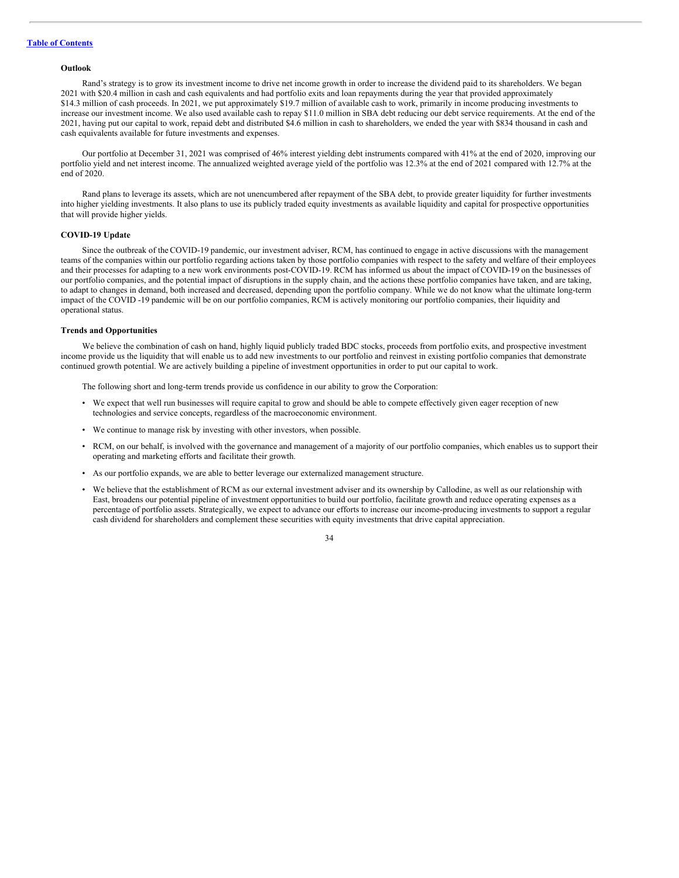**Outlook**

Rand's strategy is to grow its investment income to drive net income growth in order to increase the dividend paid to its shareholders. We began 2021 with $20.4 million in cash and cash equivalents and had portfolio exits and loan repayments during the year that provided approximately $14.3 million of cash proceeds. In 2021, we put approximately $19.7 million of available cash to work, primarily in income producing investments to increase our investment income. We also used available cash to repay $11.0 million in SBA debt reducing our debt service requirements. At the end of the 2021, having put our capital to work, repaid debt and distributed $4.6 million in cash to shareholders, we ended the year with $834 thousand in cash and cash equivalents available for future investments and expenses.

Our portfolio at December 31, 2021 was comprised of 46% interest yielding debt instruments compared with 41% at the end of 2020, improving our portfolio yield and net interest income. The annualized weighted average yield of the portfolio was 12.3% at the end of 2021 compared with 12.7% at the end of 2020.

Rand plans to leverage its assets, which are not unencumbered after repayment of the SBA debt, to provide greater liquidity for further investments into higher yielding investments. It also plans to use its publicly traded equity investments as available liquidity and capital for prospective opportunities that will provide higher yields.

**COVID-19 Update**

Since the outbreak of the COVID-19 pandemic, our investment adviser, RCM, has continued to engage in active discussions with the management teams of the companies within our portfolio regarding actions taken by those portfolio companies with respect to the safety and welfare of their employees and their processes for adapting to a new work environments post-COVID-19. RCM has informed us about the impact of COVID-19 on the businesses of our portfolio companies, and the potential impact of disruptions in the supply chain, and the actions these portfolio companies have taken, and are taking, to adapt to changes in demand, both increased and decreased, depending upon the portfolio company. While we do not know what the ultimate long-term impact of the COVID -19 pandemic will be on our portfolio companies, RCM is actively monitoring our portfolio companies, their liquidity and operational status.

**Trends and Opportunities**

We believe the combination of cash on hand, highly liquid publicly traded BDC stocks, proceeds from portfolio exits, and prospective investment income provide us the liquidity that will enable us to add new investments to our portfolio and reinvest in existing portfolio companies that demonstrate continued growth potential. We are actively building a pipeline of investment opportunities in order to put our capital to work.

The following short and long-term trends provide us confidence in our ability to grow the Corporation:

- We expect that well run businesses will require capital to grow and should be able to compete effectively given eager reception of new technologies and service concepts, regardless of the macroeconomic environment.
- We continue to manage risk by investing with other investors, when possible.
- RCM, on our behalf, is involved with the governance and management of a majority of our portfolio companies, which enables us to support their operating and marketing efforts and facilitate their growth.
- As our portfolio expands, we are able to better leverage our externalized management structure.
- We believe that the establishment of RCM as our external investment adviser and its ownership by Callodine, as well as our relationship with East, broadens our potential pipeline of investment opportunities to build our portfolio, facilitate growth and reduce operating expenses as a percentage of portfolio assets. Strategically, we expect to advance our efforts to increase our income-producing investments to support a regular cash dividend for shareholders and complement these securities with equity investments that drive capital appreciation.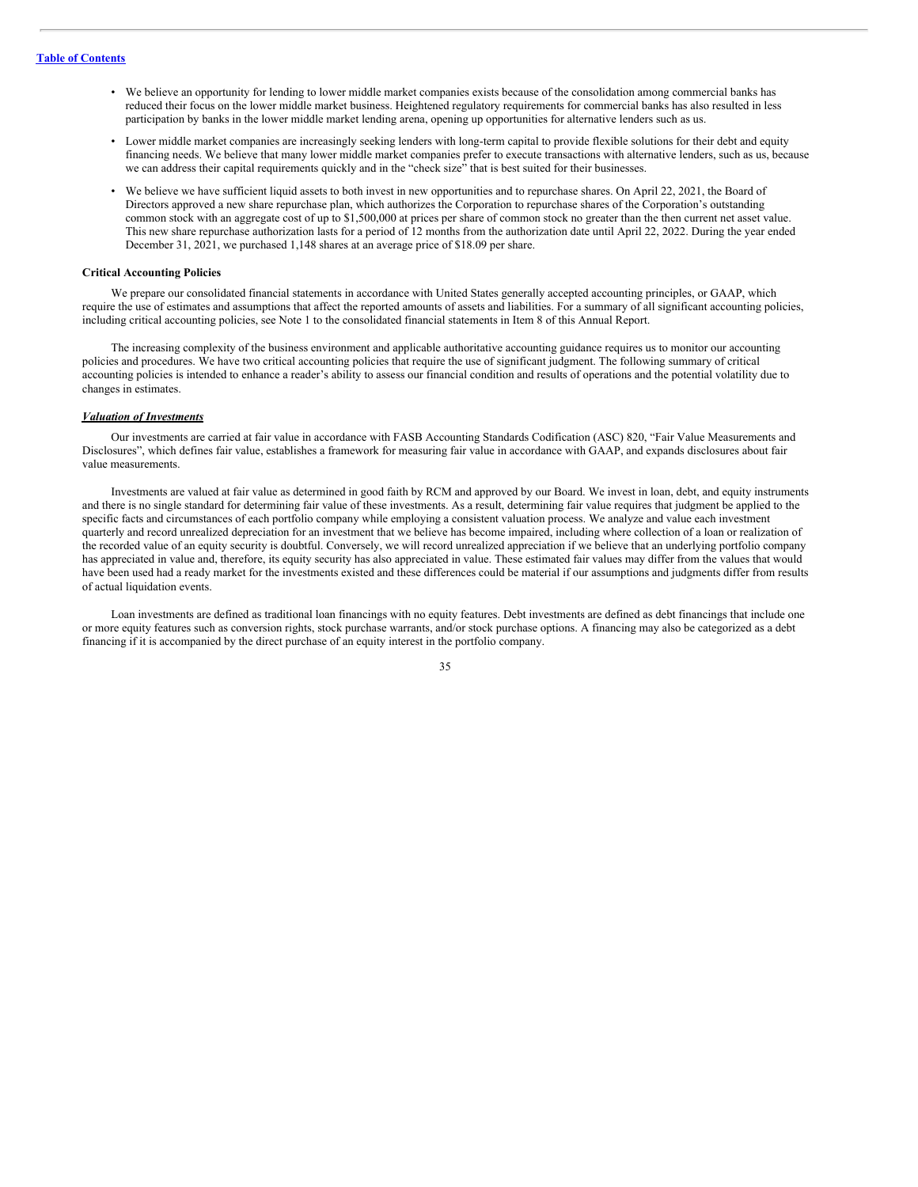- We believe an opportunity for lending to lower middle market companies exists because of the consolidation among commercial banks has reduced their focus on the lower middle market business. Heightened regulatory requirements for commercial banks has also resulted in less participation by banks in the lower middle market lending arena, opening up opportunities for alternative lenders such as us.
- Lower middle market companies are increasingly seeking lenders with long-term capital to provide flexible solutions for their debt and equity financing needs. We believe that many lower middle market companies prefer to execute transactions with alternative lenders, such as us, because we can address their capital requirements quickly and in the "check size" that is best suited for their businesses.
- We believe we have sufficient liquid assets to both invest in new opportunities and to repurchase shares. On April 22, 2021, the Board of Directors approved a new share repurchase plan, which authorizes the Corporation to repurchase shares of the Corporation's outstanding common stock with an aggregate cost of up to $1,500,000 at prices per share of common stock no greater than the then current net asset value. This new share repurchase authorization lasts for a period of 12 months from the authorization date until April 22, 2022. During the year ended December 31, 2021, we purchased 1,148 shares at an average price of $18.09 per share.

**Critical Accounting Policies**

We prepare our consolidated financial statements in accordance with United States generally accepted accounting principles, or GAAP, which require the use of estimates and assumptions that affect the reported amounts of assets and liabilities. For a summary of all significant accounting policies, including critical accounting policies, see Note 1 to the consolidated financial statements in Item 8 of this Annual Report.

The increasing complexity of the business environment and applicable authoritative accounting guidance requires us to monitor our accounting policies and procedures. We have two critical accounting policies that require the use of significant judgment. The following summary of critical accounting policies is intended to enhance a reader's ability to assess our financial condition and results of operations and the potential volatility due to changes in estimates.

***Valuation of Investments***

Our investments are carried at fair value in accordance with FASB Accounting Standards Codification (ASC) 820, "Fair Value Measurements and Disclosures", which defines fair value, establishes a framework for measuring fair value in accordance with GAAP, and expands disclosures about fair value measurements.

Investments are valued at fair value as determined in good faith by RCM and approved by our Board. We invest in loan, debt, and equity instruments and there is no single standard for determining fair value of these investments. As a result, determining fair value requires that judgment be applied to the specific facts and circumstances of each portfolio company while employing a consistent valuation process. We analyze and value each investment quarterly and record unrealized depreciation for an investment that we believe has become impaired, including where collection of a loan or realization of the recorded value of an equity security is doubtful. Conversely, we will record unrealized appreciation if we believe that an underlying portfolio company has appreciated in value and, therefore, its equity security has also appreciated in value. These estimated fair values may differ from the values that would have been used had a ready market for the investments existed and these differences could be material if our assumptions and judgments differ from results of actual liquidation events.

Loan investments are defined as traditional loan financings with no equity features. Debt investments are defined as debt financings that include one or more equity features such as conversion rights, stock purchase warrants, and/or stock purchase options. A financing may also be categorized as a debt financing if it is accompanied by the direct purchase of an equity interest in the portfolio company.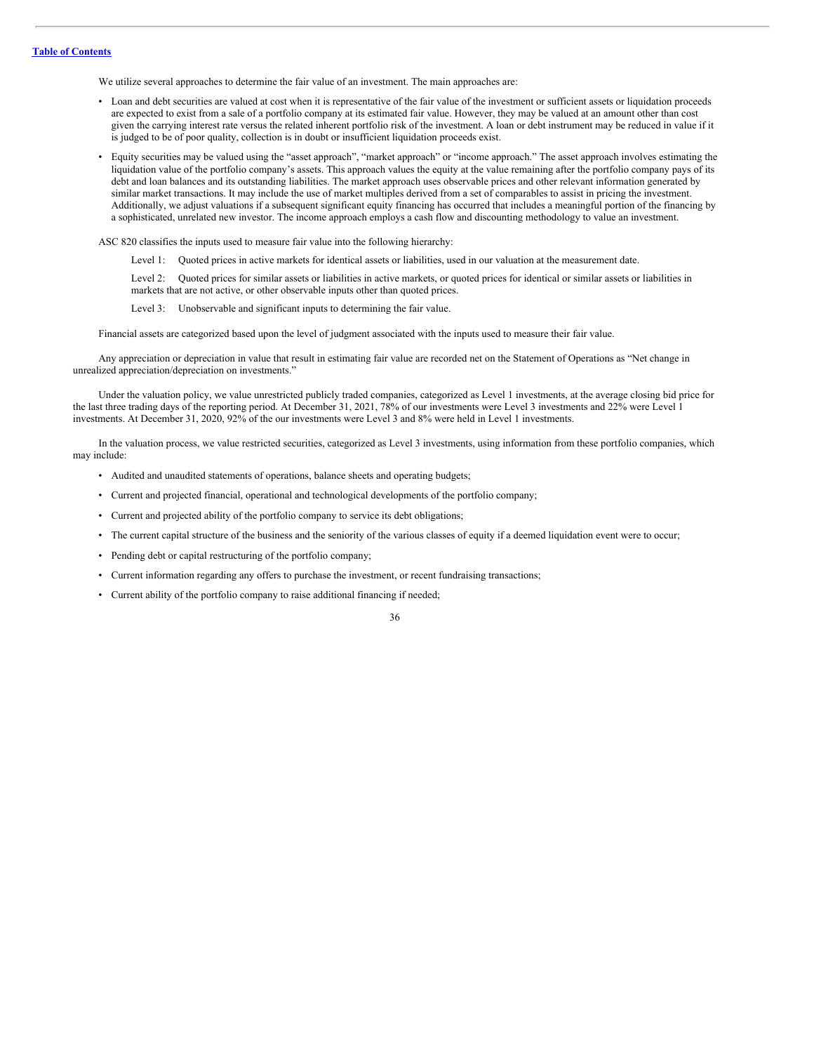We utilize several approaches to determine the fair value of an investment. The main approaches are:

- Loan and debt securities are valued at cost when it is representative of the fair value of the investment or sufficient assets or liquidation proceeds are expected to exist from a sale of a portfolio company at its estimated fair value. However, they may be valued at an amount other than cost given the carrying interest rate versus the related inherent portfolio risk of the investment. A loan or debt instrument may be reduced in value if it is judged to be of poor quality, collection is in doubt or insufficient liquidation proceeds exist.
- Equity securities may be valued using the "asset approach", "market approach" or "income approach." The asset approach involves estimating the liquidation value of the portfolio company's assets. This approach values the equity at the value remaining after the portfolio company pays of its debt and loan balances and its outstanding liabilities. The market approach uses observable prices and other relevant information generated by similar market transactions. It may include the use of market multiples derived from a set of comparables to assist in pricing the investment. Additionally, we adjust valuations if a subsequent significant equity financing has occurred that includes a meaningful portion of the financing by a sophisticated, unrelated new investor. The income approach employs a cash flow and discounting methodology to value an investment.

ASC 820 classifies the inputs used to measure fair value into the following hierarchy:

Level 1: Quoted prices in active markets for identical assets or liabilities, used in our valuation at the measurement date.

Level 2: Quoted prices for similar assets or liabilities in active markets, or quoted prices for identical or similar assets or liabilities in markets that are not active, or other observable inputs other than quoted prices.

Level 3: Unobservable and significant inputs to determining the fair value.

Financial assets are categorized based upon the level of judgment associated with the inputs used to measure their fair value.

Any appreciation or depreciation in value that result in estimating fair value are recorded net on the Statement of Operations as "Net change in unrealized appreciation/depreciation on investments."

Under the valuation policy, we value unrestricted publicly traded companies, categorized as Level 1 investments, at the average closing bid price for the last three trading days of the reporting period. At December 31, 2021, 78% of our investments were Level 3 investments and 22% were Level 1 investments. At December 31, 2020, 92% of the our investments were Level 3 and 8% were held in Level 1 investments.

In the valuation process, we value restricted securities, categorized as Level 3 investments, using information from these portfolio companies, which may include:

- Audited and unaudited statements of operations, balance sheets and operating budgets;
- Current and projected financial, operational and technological developments of the portfolio company;
- Current and projected ability of the portfolio company to service its debt obligations;
- The current capital structure of the business and the seniority of the various classes of equity if a deemed liquidation event were to occur;
- Pending debt or capital restructuring of the portfolio company;
- Current information regarding any offers to purchase the investment, or recent fundraising transactions;
- Current ability of the portfolio company to raise additional financing if needed;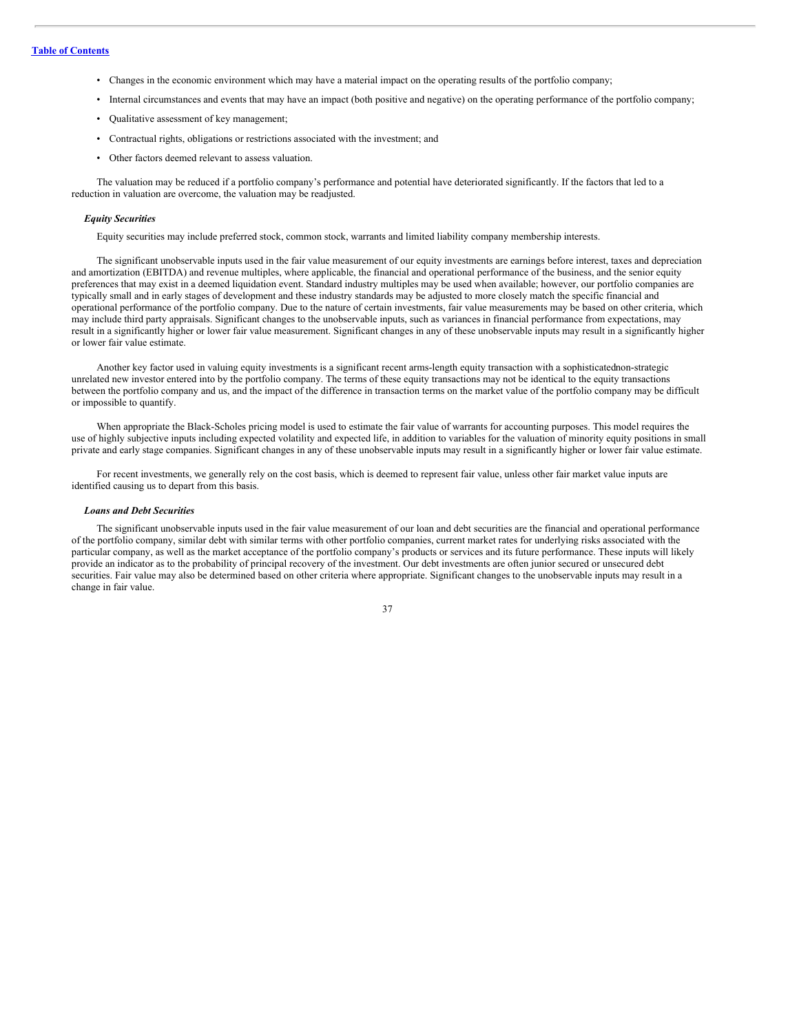- Changes in the economic environment which may have a material impact on the operating results of the portfolio company;
- Internal circumstances and events that may have an impact (both positive and negative) on the operating performance of the portfolio company;
- Qualitative assessment of key management;
- Contractual rights, obligations or restrictions associated with the investment; and
- Other factors deemed relevant to assess valuation.

The valuation may be reduced if a portfolio company's performance and potential have deteriorated significantly. If the factors that led to a reduction in valuation are overcome, the valuation may be readjusted.

***Equity Securities***

Equity securities may include preferred stock, common stock, warrants and limited liability company membership interests.

The significant unobservable inputs used in the fair value measurement of our equity investments are earnings before interest, taxes and depreciation and amortization (EBITDA) and revenue multiples, where applicable, the financial and operational performance of the business, and the senior equity preferences that may exist in a deemed liquidation event. Standard industry multiples may be used when available; however, our portfolio companies are typically small and in early stages of development and these industry standards may be adjusted to more closely match the specific financial and operational performance of the portfolio company. Due to the nature of certain investments, fair value measurements may be based on other criteria, which may include third party appraisals. Significant changes to the unobservable inputs, such as variances in financial performance from expectations, may result in a significantly higher or lower fair value measurement. Significant changes in any of these unobservable inputs may result in a significantly higher or lower fair value estimate.

Another key factor used in valuing equity investments is a significant recent arms-length equity transaction with a sophisticatednon-strategic unrelated new investor entered into by the portfolio company. The terms of these equity transactions may not be identical to the equity transactions between the portfolio company and us, and the impact of the difference in transaction terms on the market value of the portfolio company may be difficult or impossible to quantify.

When appropriate the Black-Scholes pricing model is used to estimate the fair value of warrants for accounting purposes. This model requires the use of highly subjective inputs including expected volatility and expected life, in addition to variables for the valuation of minority equity positions in small private and early stage companies. Significant changes in any of these unobservable inputs may result in a significantly higher or lower fair value estimate.

For recent investments, we generally rely on the cost basis, which is deemed to represent fair value, unless other fair market value inputs are identified causing us to depart from this basis.

***Loans and Debt Securities***

The significant unobservable inputs used in the fair value measurement of our loan and debt securities are the financial and operational performance of the portfolio company, similar debt with similar terms with other portfolio companies, current market rates for underlying risks associated with the particular company, as well as the market acceptance of the portfolio company's products or services and its future performance. These inputs will likely provide an indicator as to the probability of principal recovery of the investment. Our debt investments are often junior secured or unsecured debt securities. Fair value may also be determined based on other criteria where appropriate. Significant changes to the unobservable inputs may result in a change in fair value.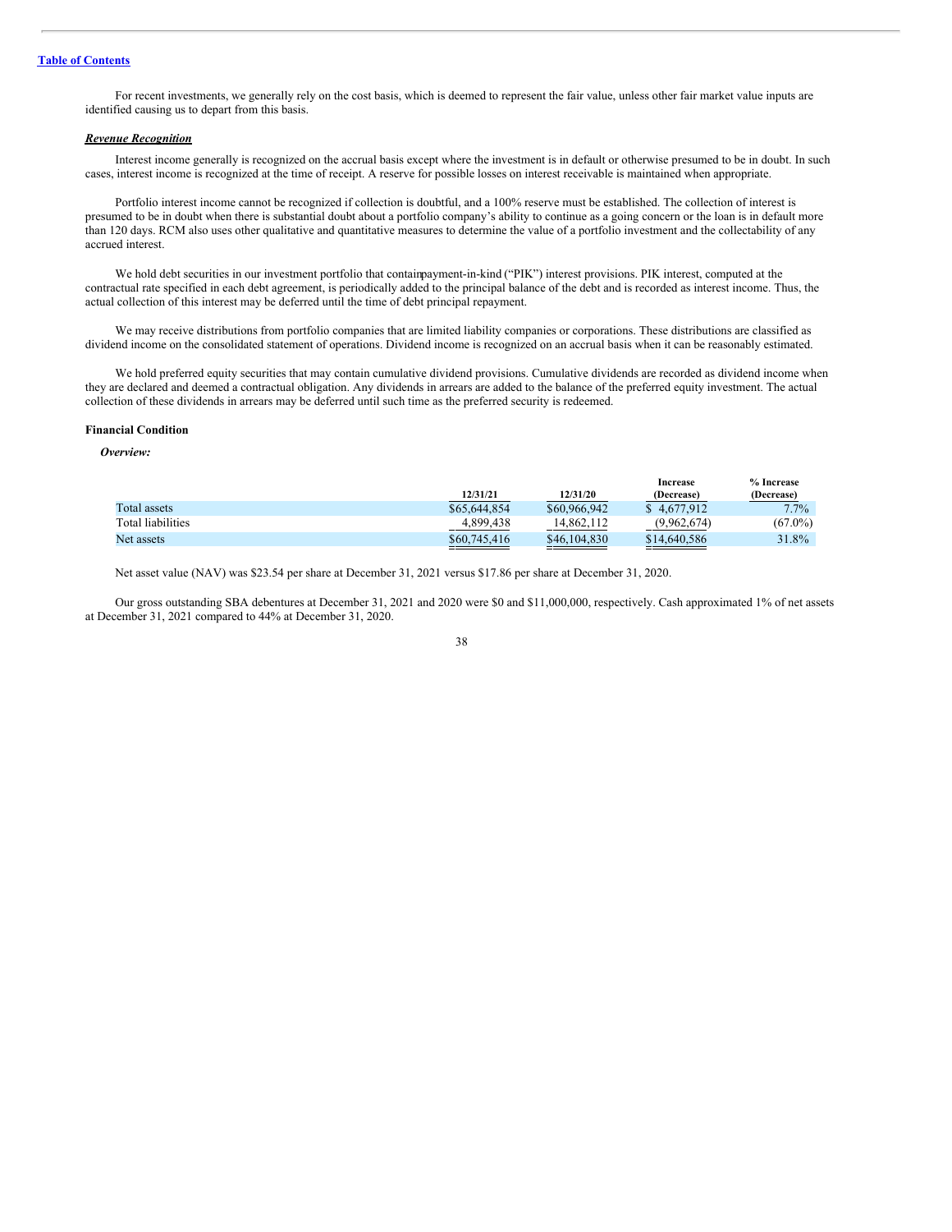[Table of Contents](#)

For recent investments, we generally rely on the cost basis, which is deemed to represent the fair value, unless other fair market value inputs are identified causing us to depart from this basis.

***Revenue Recognition***

Interest income generally is recognized on the accrual basis except where the investment is in default or otherwise presumed to be in doubt. In such cases, interest income is recognized at the time of receipt. A reserve for possible losses on interest receivable is maintained when appropriate.

Portfolio interest income cannot be recognized if collection is doubtful, and a 100% reserve must be established. The collection of interest is presumed to be in doubt when there is substantial doubt about a portfolio company's ability to continue as a going concern or the loan is in default more than 120 days. RCM also uses other qualitative and quantitative measures to determine the value of a portfolio investment and the collectability of any accrued interest.

We hold debt securities in our investment portfolio that contain payment-in-kind ("PIK") interest provisions. PIK interest, computed at the contractual rate specified in each debt agreement, is periodically added to the principal balance of the debt and is recorded as interest income. Thus, the actual collection of this interest may be deferred until the time of debt principal repayment.

We may receive distributions from portfolio companies that are limited liability companies or corporations. These distributions are classified as dividend income on the consolidated statement of operations. Dividend income is recognized on an accrual basis when it can be reasonably estimated.

We hold preferred equity securities that may contain cumulative dividend provisions. Cumulative dividends are recorded as dividend income when they are declared and deemed a contractual obligation. Any dividends in arrears are added to the balance of the preferred equity investment. The actual collection of these dividends in arrears may be deferred until such time as the preferred security is redeemed.

**Financial Condition**

***Overview:***

| | 12/31/21 | 12/31/20 | Increase (Decrease) | % Increase (Decrease) |
|---|---|---|---|---|
| Total assets | $65,644,854 | $60,966,942 | $ 4,677,912 | 7.7% |
| Total liabilities | 4,899,438 | 14,862,112 | (9,962,674) | (67.0%) |
| Net assets | $60,745,416 | $46,104,830 | $14,640,586 | 31.8% |

Net asset value (NAV) was $23.54 per share at December 31, 2021 versus $17.86 per share at December 31, 2020.

Our gross outstanding SBA debentures at December 31, 2021 and 2020 were $0 and $11,000,000, respectively. Cash approximated 1% of net assets at December 31, 2021 compared to 44% at December 31, 2020.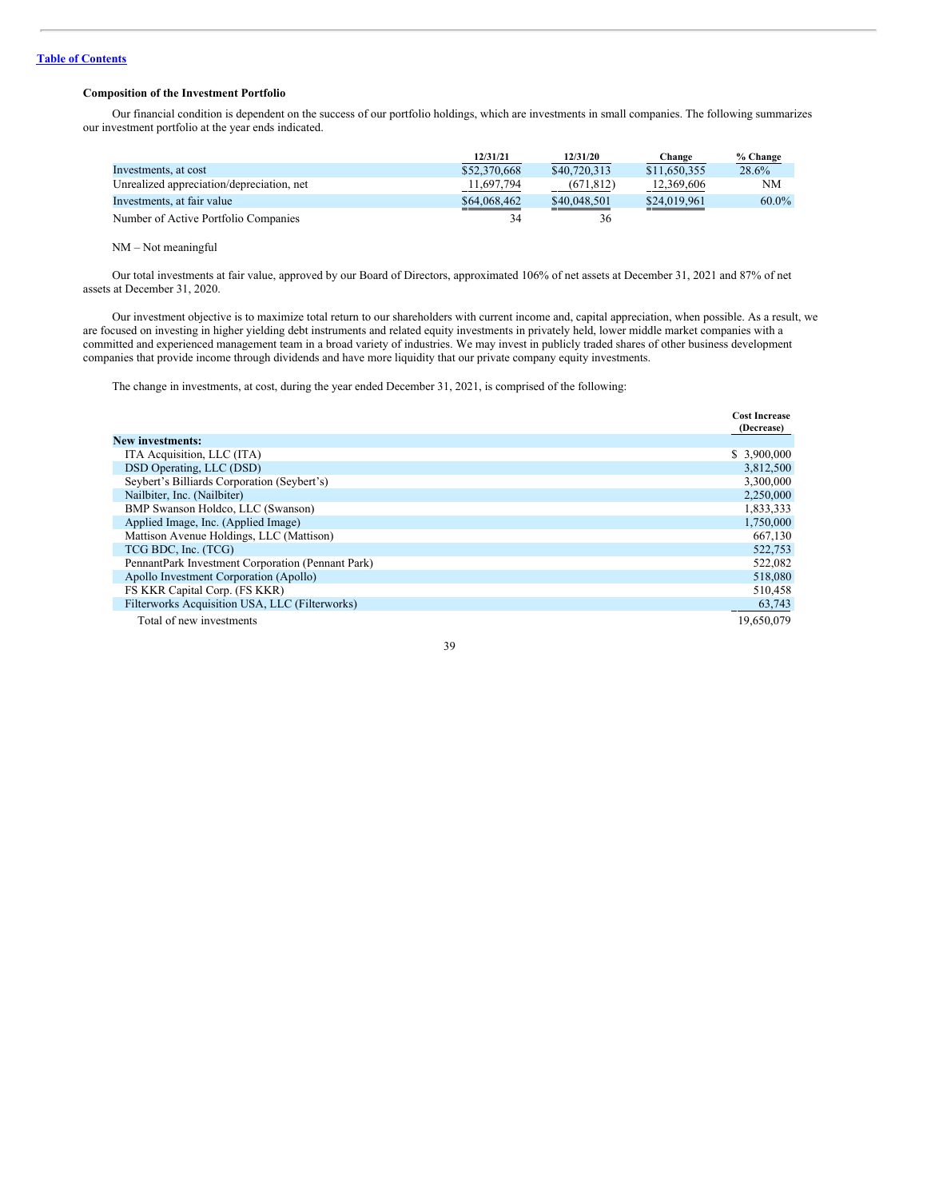Table of Contents

### Composition of the Investment Portfolio

Our financial condition is dependent on the success of our portfolio holdings, which are investments in small companies. The following summarizes our investment portfolio at the year ends indicated.

| | 12/31/21 | 12/31/20 | Change | % Change |
|---|---|---|---|---|
| Investments, at cost | $52,370,668 | $40,720,313 | $11,650,355 | 28.6% |
| Unrealized appreciation/depreciation, net | 11,697,794 | (671,812) | 12,369,606 | NM |
| Investments, at fair value | $64,068,462 | $40,048,501 | $24,019,961 | 60.0% |
| Number of Active Portfolio Companies | 34 | 36 | | |

NM – Not meaningful

Our total investments at fair value, approved by our Board of Directors, approximated 106% of net assets at December 31, 2021 and 87% of net assets at December 31, 2020.

Our investment objective is to maximize total return to our shareholders with current income and, capital appreciation, when possible. As a result, we are focused on investing in higher yielding debt instruments and related equity investments in privately held, lower middle market companies with a committed and experienced management team in a broad variety of industries. We may invest in publicly traded shares of other business development companies that provide income through dividends and have more liquidity that our private company equity investments.

The change in investments, at cost, during the year ended December 31, 2021, is comprised of the following:

| | Cost Increase (Decrease) |
|---|---|
| **New investments:** | |
| ITA Acquisition, LLC (ITA) | $ 3,900,000 |
| DSD Operating, LLC (DSD) | 3,812,500 |
| Seybert's Billiards Corporation (Seybert's) | 3,300,000 |
| Nailbiter, Inc. (Nailbiter) | 2,250,000 |
| BMP Swanson Holdco, LLC (Swanson) | 1,833,333 |
| Applied Image, Inc. (Applied Image) | 1,750,000 |
| Mattison Avenue Holdings, LLC (Mattison) | 667,130 |
| TCG BDC, Inc. (TCG) | 522,753 |
| PennantPark Investment Corporation (Pennant Park) | 522,082 |
| Apollo Investment Corporation (Apollo) | 518,080 |
| FS KKR Capital Corp. (FS KKR) | 510,458 |
| Filterworks Acquisition USA, LLC (Filterworks) | 63,743 |
| Total of new investments | 19,650,079 |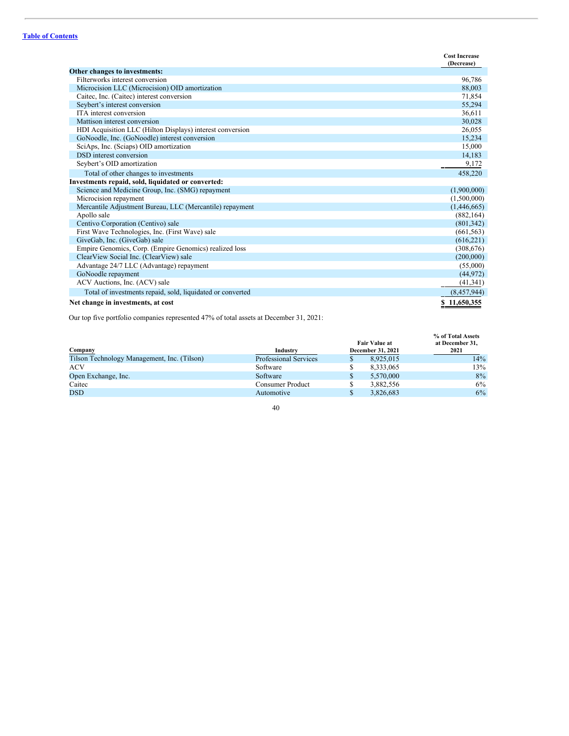| | Cost Increase (Decrease) |
|---|---|
| **Other changes to investments:** | |
| Filterworks interest conversion | 96,786 |
| Microcision LLC (Microcision) OID amortization | 88,003 |
| Caitec, Inc. (Caitec) interest conversion | 71,854 |
| Seybert's interest conversion | 55,294 |
| ITA interest conversion | 36,611 |
| Mattison interest conversion | 30,028 |
| HDI Acquisition LLC (Hilton Displays) interest conversion | 26,055 |
| GoNoodle, Inc. (GoNoodle) interest conversion | 15,234 |
| SciAps, Inc. (Sciaps) OID amortization | 15,000 |
| DSD interest conversion | 14,183 |
| Seybert's OID amortization | 9,172 |
| Total of other changes to investments | 458,220 |
| **Investments repaid, sold, liquidated or converted:** | |
| Science and Medicine Group, Inc. (SMG) repayment | (1,900,000) |
| Microcision repayment | (1,500,000) |
| Mercantile Adjustment Bureau, LLC (Mercantile) repayment | (1,446,665) |
| Apollo sale | (882,164) |
| Centivo Corporation (Centivo) sale | (801,342) |
| First Wave Technologies, Inc. (First Wave) sale | (661,563) |
| GiveGab, Inc. (GiveGab) sale | (616,221) |
| Empire Genomics, Corp. (Empire Genomics) realized loss | (308,676) |
| ClearView Social Inc. (ClearView) sale | (200,000) |
| Advantage 24/7 LLC (Advantage) repayment | (55,000) |
| GoNoodle repayment | (44,972) |
| ACV Auctions, Inc. (ACV) sale | (41,341) |
| Total of investments repaid, sold, liquidated or converted | (8,457,944) |
| **Net change in investments, at cost** | **$ 11,650,355** |

Our top five portfolio companies represented 47% of total assets at December 31, 2021:

| Company | Industry | Fair Value at December 31, 2021 | % of Total Assets at December 31, 2021 |
|---|---|---|---|
| Tilson Technology Management, Inc. (Tilson) | Professional Services | $ 8,925,015 | 14% |
| ACV | Software | $ 8,333,065 | 13% |
| Open Exchange, Inc. | Software | $ 5,570,000 | 8% |
| Caitec | Consumer Product | $ 3,882,556 | 6% |
| DSD | Automotive | $ 3,826,683 | 6% |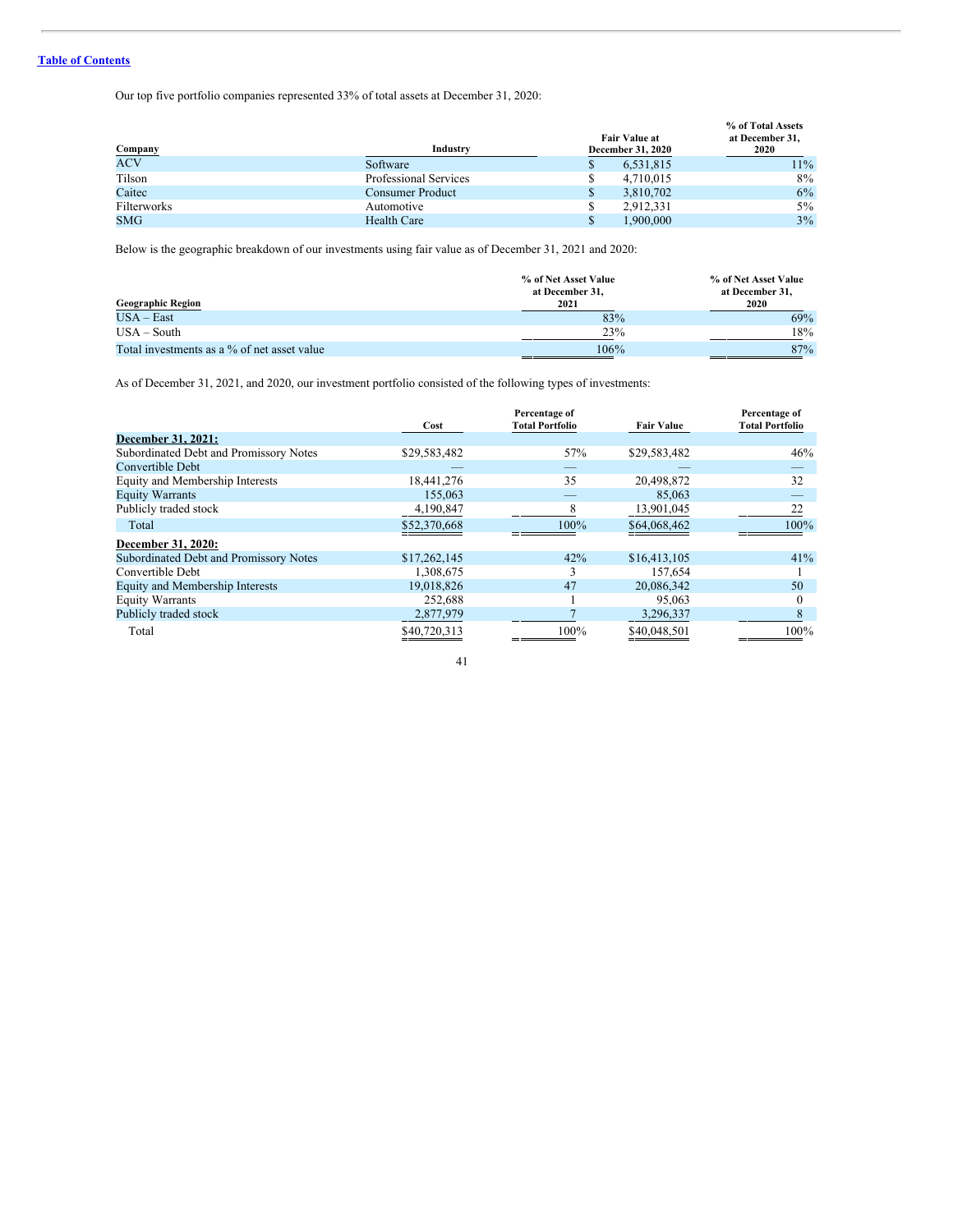Table of Contents

Our top five portfolio companies represented 33% of total assets at December 31, 2020:

| Company | Industry | Fair Value at December 31, 2020 | % of Total Assets at December 31, 2020 |
|---|---|---|---|
| ACV | Software | $ 6,531,815 | 11% |
| Tilson | Professional Services | $ 4,710,015 | 8% |
| Caitec | Consumer Product | $ 3,810,702 | 6% |
| Filterworks | Automotive | $ 2,912,331 | 5% |
| SMG | Health Care | $ 1,900,000 | 3% |

Below is the geographic breakdown of our investments using fair value as of December 31, 2021 and 2020:

| Geographic Region | % of Net Asset Value at December 31, 2021 | % of Net Asset Value at December 31, 2020 |
|---|---|---|
| USA – East | 83% | 69% |
| USA – South | 23% | 18% |
| Total investments as a % of net asset value | 106% | 87% |

As of December 31, 2021, and 2020, our investment portfolio consisted of the following types of investments:

| | Cost | Percentage of Total Portfolio | Fair Value | Percentage of Total Portfolio |
|---|---|---|---|---|
| **December 31, 2021:** | | | | |
| Subordinated Debt and Promissory Notes | $29,583,482 | 57% | $29,583,482 | 46% |
| Convertible Debt | — | — | — | — |
| Equity and Membership Interests | 18,441,276 | 35 | 20,498,872 | 32 |
| Equity Warrants | 155,063 | — | 85,063 | — |
| Publicly traded stock | 4,190,847 | 8 | 13,901,045 | 22 |
| Total | $52,370,668 | 100% | $64,068,462 | 100% |
| **December 31, 2020:** | | | | |
| Subordinated Debt and Promissory Notes | $17,262,145 | 42% | $16,413,105 | 41% |
| Convertible Debt | 1,308,675 | 3 | 157,654 | 1 |
| Equity and Membership Interests | 19,018,826 | 47 | 20,086,342 | 50 |
| Equity Warrants | 252,688 | 1 | 95,063 | 0 |
| Publicly traded stock | 2,877,979 | 7 | 3,296,337 | 8 |
| Total | $40,720,313 | 100% | $40,048,501 | 100% |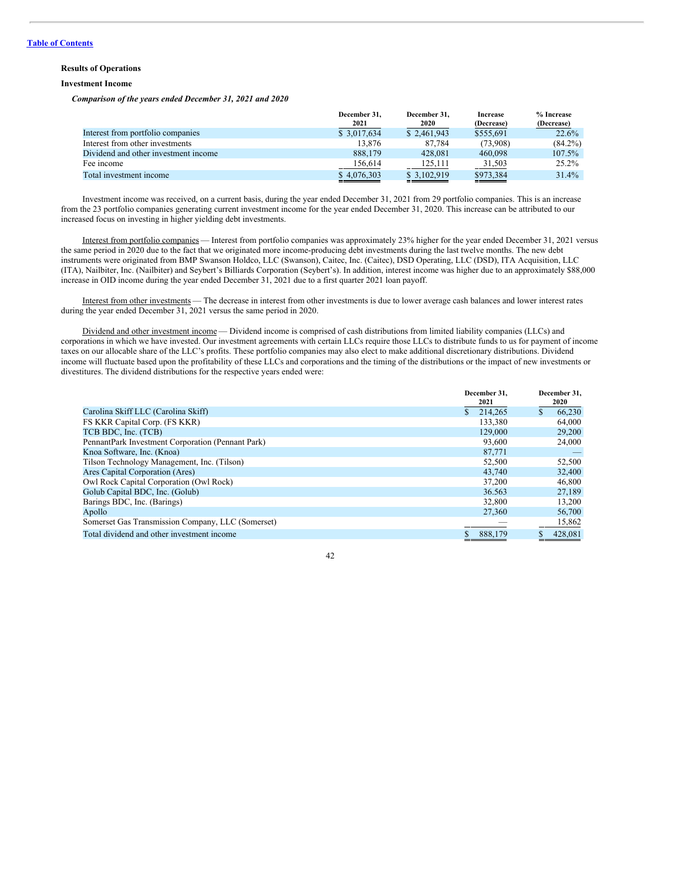[Table of Contents](#)

**Results of Operations**

**Investment Income**

***Comparison of the years ended December 31, 2021 and 2020***

| | December 31, 2021 | December 31, 2020 | Increase (Decrease) | % Increase (Decrease) |
|---|---|---|---|---|
| Interest from portfolio companies | $ 3,017,634 | $ 2,461,943 | $555,691 | 22.6% |
| Interest from other investments | 13,876 | 87,784 | (73,908) | (84.2%) |
| Dividend and other investment income | 888,179 | 428,081 | 460,098 | 107.5% |
| Fee income | 156,614 | 125,111 | 31,503 | 25.2% |
| Total investment income | $ 4,076,303 | $ 3,102,919 | $973,384 | 31.4% |

Investment income was received, on a current basis, during the year ended December 31, 2021 from 29 portfolio companies. This is an increase from the 23 portfolio companies generating current investment income for the year ended December 31, 2020. This increase can be attributed to our increased focus on investing in higher yielding debt investments.

Interest from portfolio companies — Interest from portfolio companies was approximately 23% higher for the year ended December 31, 2021 versus the same period in 2020 due to the fact that we originated more income-producing debt investments during the last twelve months. The new debt instruments were originated from BMP Swanson Holdco, LLC (Swanson), Caitec, Inc. (Caitec), DSD Operating, LLC (DSD), ITA Acquisition, LLC (ITA), Nailbiter, Inc. (Nailbiter) and Seybert's Billiards Corporation (Seybert's). In addition, interest income was higher due to an approximately $88,000 increase in OID income during the year ended December 31, 2021 due to a first quarter 2021 loan payoff.

Interest from other investments — The decrease in interest from other investments is due to lower average cash balances and lower interest rates during the year ended December 31, 2021 versus the same period in 2020.

Dividend and other investment income — Dividend income is comprised of cash distributions from limited liability companies (LLCs) and corporations in which we have invested. Our investment agreements with certain LLCs require those LLCs to distribute funds to us for payment of income taxes on our allocable share of the LLC's profits. These portfolio companies may also elect to make additional discretionary distributions. Dividend income will fluctuate based upon the profitability of these LLCs and corporations and the timing of the distributions or the impact of new investments or divestitures. The dividend distributions for the respective years ended were:

| | December 31, 2021 | December 31, 2020 |
|---|---|---|
| Carolina Skiff LLC (Carolina Skiff) | $ 214,265 | $ 66,230 |
| FS KKR Capital Corp. (FS KKR) | 133,380 | 64,000 |
| TCB BDC, Inc. (TCB) | 129,000 | 29,200 |
| PennantPark Investment Corporation (Pennant Park) | 93,600 | 24,000 |
| Knoa Software, Inc. (Knoa) | 87,771 | — |
| Tilson Technology Management, Inc. (Tilson) | 52,500 | 52,500 |
| Ares Capital Corporation (Ares) | 43,740 | 32,400 |
| Owl Rock Capital Corporation (Owl Rock) | 37,200 | 46,800 |
| Golub Capital BDC, Inc. (Golub) | 36,563 | 27,189 |
| Barings BDC, Inc. (Barings) | 32,800 | 13,200 |
| Apollo | 27,360 | 56,700 |
| Somerset Gas Transmission Company, LLC (Somerset) | — | 15,862 |
| Total dividend and other investment income | $ 888,179 | $ 428,081 |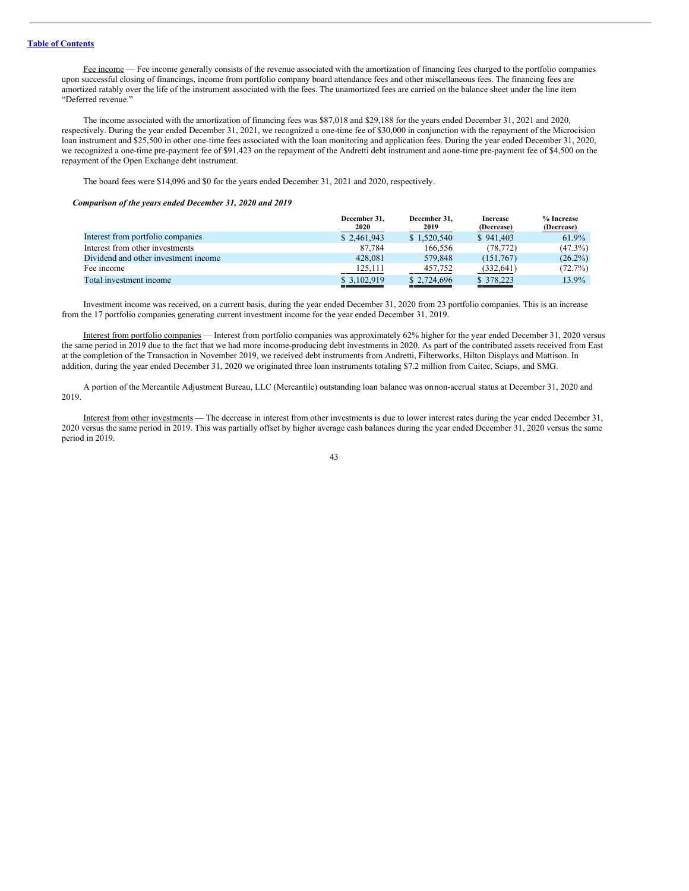Fee income — Fee income generally consists of the revenue associated with the amortization of financing fees charged to the portfolio companies upon successful closing of financings, income from portfolio company board attendance fees and other miscellaneous fees. The financing fees are amortized ratably over the life of the instrument associated with the fees. The unamortized fees are carried on the balance sheet under the line item "Deferred revenue."

The income associated with the amortization of financing fees was $87,018 and $29,188 for the years ended December 31, 2021 and 2020, respectively. During the year ended December 31, 2021, we recognized a one-time fee of $30,000 in conjunction with the repayment of the Microcision loan instrument and $25,500 in other one-time fees associated with the loan monitoring and application fees. During the year ended December 31, 2020, we recognized a one-time pre-payment fee of $91,423 on the repayment of the Andretti debt instrument and a one-time pre-payment fee of $4,500 on the repayment of the Open Exchange debt instrument.

The board fees were $14,096 and $0 for the years ended December 31, 2021 and 2020, respectively.

***Comparison of the years ended December 31, 2020 and 2019***

| | December 31, 2020 | December 31, 2019 | Increase (Decrease) | % Increase (Decrease) |
|---|---|---|---|---|
| Interest from portfolio companies | $ 2,461,943 | $ 1,520,540 | $ 941,403 | 61.9% |
| Interest from other investments | 87,784 | 166,556 | (78,772) | (47.3%) |
| Dividend and other investment income | 428,081 | 579,848 | (151,767) | (26.2%) |
| Fee income | 125,111 | 457,752 | (332,641) | (72.7%) |
| Total investment income | $ 3,102,919 | $ 2,724,696 | $ 378,223 | 13.9% |

Investment income was received, on a current basis, during the year ended December 31, 2020 from 23 portfolio companies. This is an increase from the 17 portfolio companies generating current investment income for the year ended December 31, 2019.

Interest from portfolio companies — Interest from portfolio companies was approximately 62% higher for the year ended December 31, 2020 versus the same period in 2019 due to the fact that we had more income-producing debt investments in 2020. As part of the contributed assets received from East at the completion of the Transaction in November 2019, we received debt instruments from Andretti, Filterworks, Hilton Displays and Mattison. In addition, during the year ended December 31, 2020 we originated three loan instruments totaling $7.2 million from Caitec, Sciaps, and SMG.

A portion of the Mercantile Adjustment Bureau, LLC (Mercantile) outstanding loan balance was on non-accrual status at December 31, 2020 and 2019.

Interest from other investments — The decrease in interest from other investments is due to lower interest rates during the year ended December 31, 2020 versus the same period in 2019. This was partially offset by higher average cash balances during the year ended December 31, 2020 versus the same period in 2019.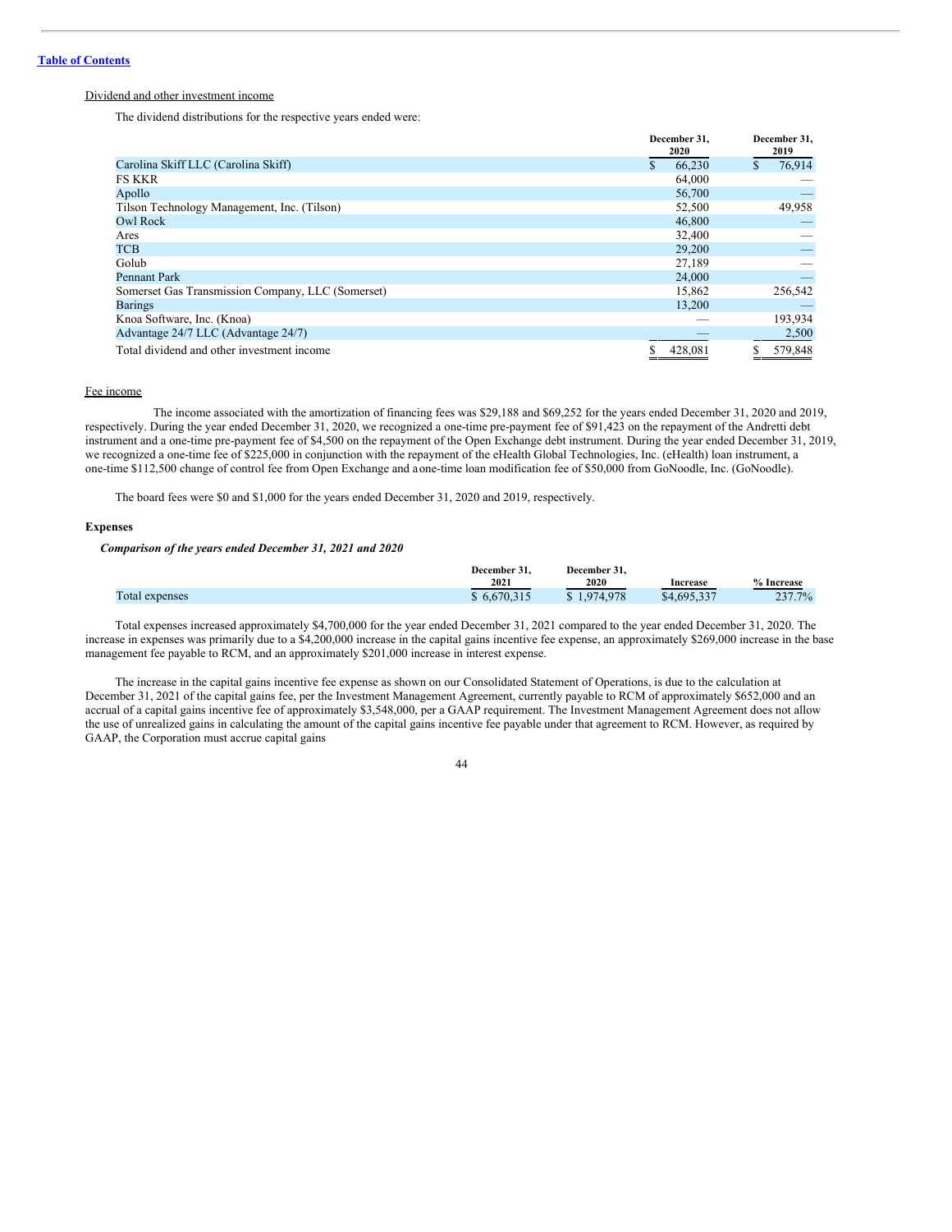Dividend and other investment income

The dividend distributions for the respective years ended were:

| | December 31, 2020 | December 31, 2019 |
|---|---|---|
| Carolina Skiff LLC (Carolina Skiff) | $ 66,230 | $ 76,914 |
| FS KKR | 64,000 | — |
| Apollo | 56,700 | — |
| Tilson Technology Management, Inc. (Tilson) | 52,500 | 49,958 |
| Owl Rock | 46,800 | — |
| Ares | 32,400 | — |
| TCB | 29,200 | — |
| Golub | 27,189 | — |
| Pennant Park | 24,000 | — |
| Somerset Gas Transmission Company, LLC (Somerset) | 15,862 | 256,542 |
| Barings | 13,200 | — |
| Knoa Software, Inc. (Knoa) | — | 193,934 |
| Advantage 24/7 LLC (Advantage 24/7) | — | 2,500 |
| Total dividend and other investment income | $ 428,081 | $ 579,848 |

Fee income

The income associated with the amortization of financing fees was $29,188 and $69,252 for the years ended December 31, 2020 and 2019, respectively. During the year ended December 31, 2020, we recognized a one-time pre-payment fee of $91,423 on the repayment of the Andretti debt instrument and a one-time pre-payment fee of $4,500 on the repayment of the Open Exchange debt instrument. During the year ended December 31, 2019, we recognized a one-time fee of $225,000 in conjunction with the repayment of the eHealth Global Technologies, Inc. (eHealth) loan instrument, a one-time $112,500 change of control fee from Open Exchange and a one-time loan modification fee of $50,000 from GoNoodle, Inc. (GoNoodle).

The board fees were $0 and $1,000 for the years ended December 31, 2020 and 2019, respectively.

**Expenses**

***Comparison of the years ended December 31, 2021 and 2020***

| | December 31, 2021 | December 31, 2020 | Increase | % Increase |
|---|---|---|---|---|
| Total expenses | $ 6,670,315 | $ 1,974,978 | $4,695,337 | 237.7% |

Total expenses increased approximately $4,700,000 for the year ended December 31, 2021 compared to the year ended December 31, 2020. The increase in expenses was primarily due to a $4,200,000 increase in the capital gains incentive fee expense, an approximately $269,000 increase in the base management fee payable to RCM, and an approximately $201,000 increase in interest expense.

The increase in the capital gains incentive fee expense as shown on our Consolidated Statement of Operations, is due to the calculation at December 31, 2021 of the capital gains fee, per the Investment Management Agreement, currently payable to RCM of approximately $652,000 and an accrual of a capital gains incentive fee of approximately $3,548,000, per a GAAP requirement. The Investment Management Agreement does not allow the use of unrealized gains in calculating the amount of the capital gains incentive fee payable under that agreement to RCM. However, as required by GAAP, the Corporation must accrue capital gains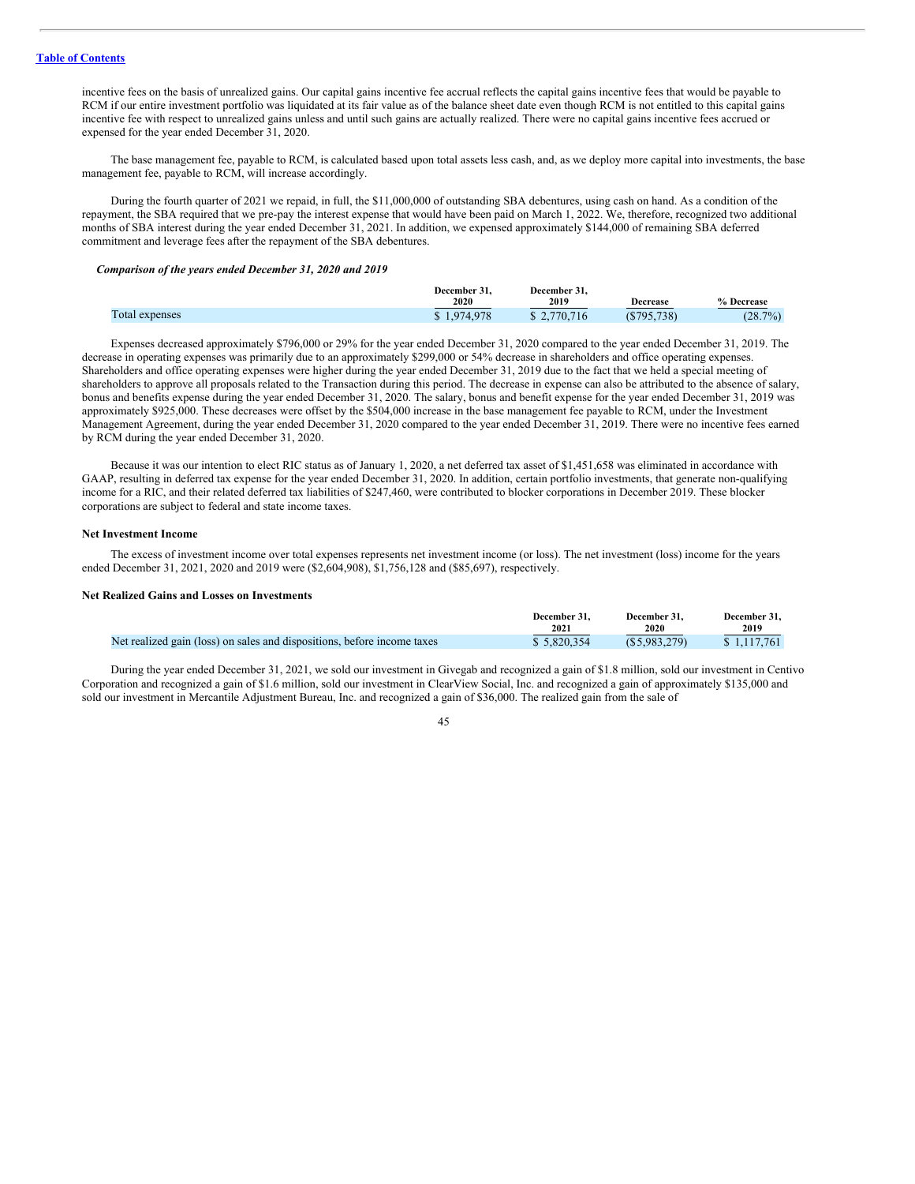incentive fees on the basis of unrealized gains. Our capital gains incentive fee accrual reflects the capital gains incentive fees that would be payable to RCM if our entire investment portfolio was liquidated at its fair value as of the balance sheet date even though RCM is not entitled to this capital gains incentive fee with respect to unrealized gains unless and until such gains are actually realized. There were no capital gains incentive fees accrued or expensed for the year ended December 31, 2020.

The base management fee, payable to RCM, is calculated based upon total assets less cash, and, as we deploy more capital into investments, the base management fee, payable to RCM, will increase accordingly.

During the fourth quarter of 2021 we repaid, in full, the $11,000,000 of outstanding SBA debentures, using cash on hand. As a condition of the repayment, the SBA required that we pre-pay the interest expense that would have been paid on March 1, 2022. We, therefore, recognized two additional months of SBA interest during the year ended December 31, 2021. In addition, we expensed approximately $144,000 of remaining SBA deferred commitment and leverage fees after the repayment of the SBA debentures.

***Comparison of the years ended December 31, 2020 and 2019***

| | December 31, 2020 | December 31, 2019 | Decrease | % Decrease |
|---|---|---|---|---|
| Total expenses | $ 1,974,978 | $ 2,770,716 | ($795,738) | (28.7%) |

Expenses decreased approximately $796,000 or 29% for the year ended December 31, 2020 compared to the year ended December 31, 2019. The decrease in operating expenses was primarily due to an approximately $299,000 or 54% decrease in shareholders and office operating expenses. Shareholders and office operating expenses were higher during the year ended December 31, 2019 due to the fact that we held a special meeting of shareholders to approve all proposals related to the Transaction during this period. The decrease in expense can also be attributed to the absence of salary, bonus and benefits expense during the year ended December 31, 2020. The salary, bonus and benefit expense for the year ended December 31, 2019 was approximately $925,000. These decreases were offset by the $504,000 increase in the base management fee payable to RCM, under the Investment Management Agreement, during the year ended December 31, 2020 compared to the year ended December 31, 2019. There were no incentive fees earned by RCM during the year ended December 31, 2020.

Because it was our intention to elect RIC status as of January 1, 2020, a net deferred tax asset of $1,451,658 was eliminated in accordance with GAAP, resulting in deferred tax expense for the year ended December 31, 2020. In addition, certain portfolio investments, that generate non-qualifying income for a RIC, and their related deferred tax liabilities of $247,460, were contributed to blocker corporations in December 2019. These blocker corporations are subject to federal and state income taxes.

**Net Investment Income**

The excess of investment income over total expenses represents net investment income (or loss). The net investment (loss) income for the years ended December 31, 2021, 2020 and 2019 were ($2,604,908), $1,756,128 and ($85,697), respectively.

**Net Realized Gains and Losses on Investments**

| | December 31, 2021 | December 31, 2020 | December 31, 2019 |
|---|---|---|---|
| Net realized gain (loss) on sales and dispositions, before income taxes | $ 5,820,354 | ($5,983,279) | $ 1,117,761 |

During the year ended December 31, 2021, we sold our investment in Givegab and recognized a gain of $1.8 million, sold our investment in Centivo Corporation and recognized a gain of $1.6 million, sold our investment in ClearView Social, Inc. and recognized a gain of approximately $135,000 and sold our investment in Mercantile Adjustment Bureau, Inc. and recognized a gain of $36,000. The realized gain from the sale of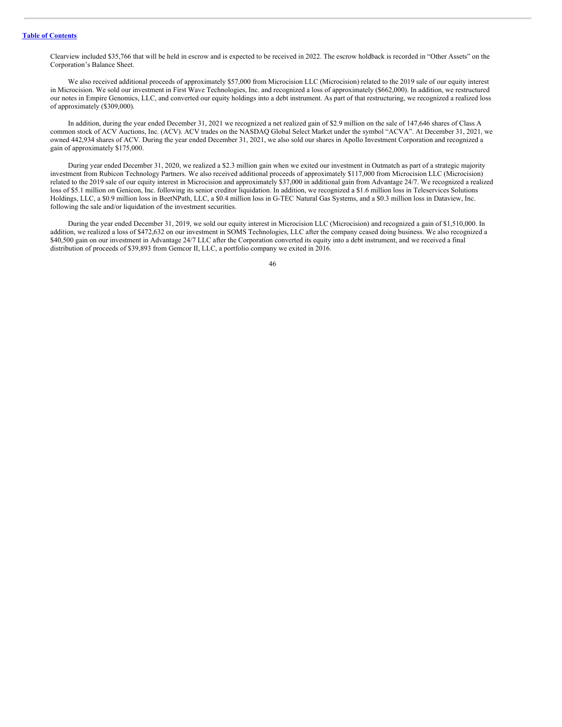Clearview included $35,766 that will be held in escrow and is expected to be received in 2022. The escrow holdback is recorded in "Other Assets" on the Corporation's Balance Sheet.

We also received additional proceeds of approximately $57,000 from Microcision LLC (Microcision) related to the 2019 sale of our equity interest in Microcision. We sold our investment in First Wave Technologies, Inc. and recognized a loss of approximately ($662,000). In addition, we restructured our notes in Empire Genomics, LLC, and converted our equity holdings into a debt instrument. As part of that restructuring, we recognized a realized loss of approximately ($309,000).

In addition, during the year ended December 31, 2021 we recognized a net realized gain of $2.9 million on the sale of 147,646 shares of Class A common stock of ACV Auctions, Inc. (ACV). ACV trades on the NASDAQ Global Select Market under the symbol "ACVA". At December 31, 2021, we owned 442,934 shares of ACV. During the year ended December 31, 2021, we also sold our shares in Apollo Investment Corporation and recognized a gain of approximately $175,000.

During year ended December 31, 2020, we realized a $2.3 million gain when we exited our investment in Outmatch as part of a strategic majority investment from Rubicon Technology Partners. We also received additional proceeds of approximately $117,000 from Microcision LLC (Microcision) related to the 2019 sale of our equity interest in Microcision and approximately $37,000 in additional gain from Advantage 24/7. We recognized a realized loss of $5.1 million on Genicon, Inc. following its senior creditor liquidation. In addition, we recognized a $1.6 million loss in Teleservices Solutions Holdings, LLC, a $0.9 million loss in BeetNPath, LLC, a $0.4 million loss in G-TEC Natural Gas Systems, and a $0.3 million loss in Dataview, Inc. following the sale and/or liquidation of the investment securities.

During the year ended December 31, 2019, we sold our equity interest in Microcision LLC (Microcision) and recognized a gain of $1,510,000. In addition, we realized a loss of $472,632 on our investment in SOMS Technologies, LLC after the company ceased doing business. We also recognized a $40,500 gain on our investment in Advantage 24/7 LLC after the Corporation converted its equity into a debt instrument, and we received a final distribution of proceeds of $39,893 from Gemcor II, LLC, a portfolio company we exited in 2016.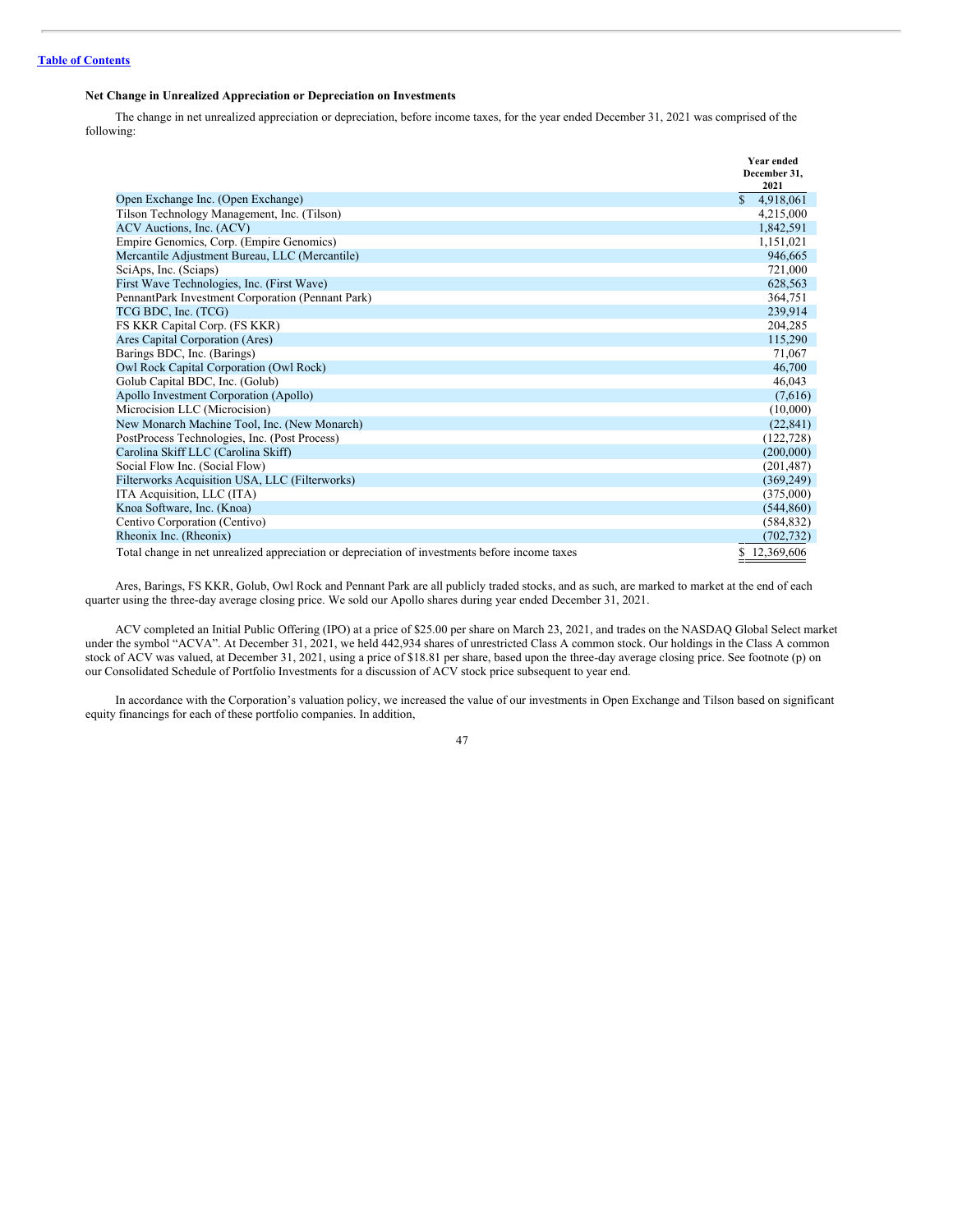### Net Change in Unrealized Appreciation or Depreciation on Investments

The change in net unrealized appreciation or depreciation, before income taxes, for the year ended December 31, 2021 was comprised of the following:

| | Year ended December 31, 2021 |
|---|---|
| Open Exchange Inc. (Open Exchange) | $ 4,918,061 |
| Tilson Technology Management, Inc. (Tilson) | 4,215,000 |
| ACV Auctions, Inc. (ACV) | 1,842,591 |
| Empire Genomics, Corp. (Empire Genomics) | 1,151,021 |
| Mercantile Adjustment Bureau, LLC (Mercantile) | 946,665 |
| SciAps, Inc. (Sciaps) | 721,000 |
| First Wave Technologies, Inc. (First Wave) | 628,563 |
| PennantPark Investment Corporation (Pennant Park) | 364,751 |
| TCG BDC, Inc. (TCG) | 239,914 |
| FS KKR Capital Corp. (FS KKR) | 204,285 |
| Ares Capital Corporation (Ares) | 115,290 |
| Barings BDC, Inc. (Barings) | 71,067 |
| Owl Rock Capital Corporation (Owl Rock) | 46,700 |
| Golub Capital BDC, Inc. (Golub) | 46,043 |
| Apollo Investment Corporation (Apollo) | (7,616) |
| Microcision LLC (Microcision) | (10,000) |
| New Monarch Machine Tool, Inc. (New Monarch) | (22,841) |
| PostProcess Technologies, Inc. (Post Process) | (122,728) |
| Carolina Skiff LLC (Carolina Skiff) | (200,000) |
| Social Flow Inc. (Social Flow) | (201,487) |
| Filterworks Acquisition USA, LLC (Filterworks) | (369,249) |
| ITA Acquisition, LLC (ITA) | (375,000) |
| Knoa Software, Inc. (Knoa) | (544,860) |
| Centivo Corporation (Centivo) | (584,832) |
| Rheonix Inc. (Rheonix) | (702,732) |
| Total change in net unrealized appreciation or depreciation of investments before income taxes | $ 12,369,606 |

Ares, Barings, FS KKR, Golub, Owl Rock and Pennant Park are all publicly traded stocks, and as such, are marked to market at the end of each quarter using the three-day average closing price. We sold our Apollo shares during year ended December 31, 2021.

ACV completed an Initial Public Offering (IPO) at a price of $25.00 per share on March 23, 2021, and trades on the NASDAQ Global Select market under the symbol "ACVA". At December 31, 2021, we held 442,934 shares of unrestricted Class A common stock. Our holdings in the Class A common stock of ACV was valued, at December 31, 2021, using a price of $18.81 per share, based upon the three-day average closing price. See footnote (p) on our Consolidated Schedule of Portfolio Investments for a discussion of ACV stock price subsequent to year end.

In accordance with the Corporation's valuation policy, we increased the value of our investments in Open Exchange and Tilson based on significant equity financings for each of these portfolio companies. In addition,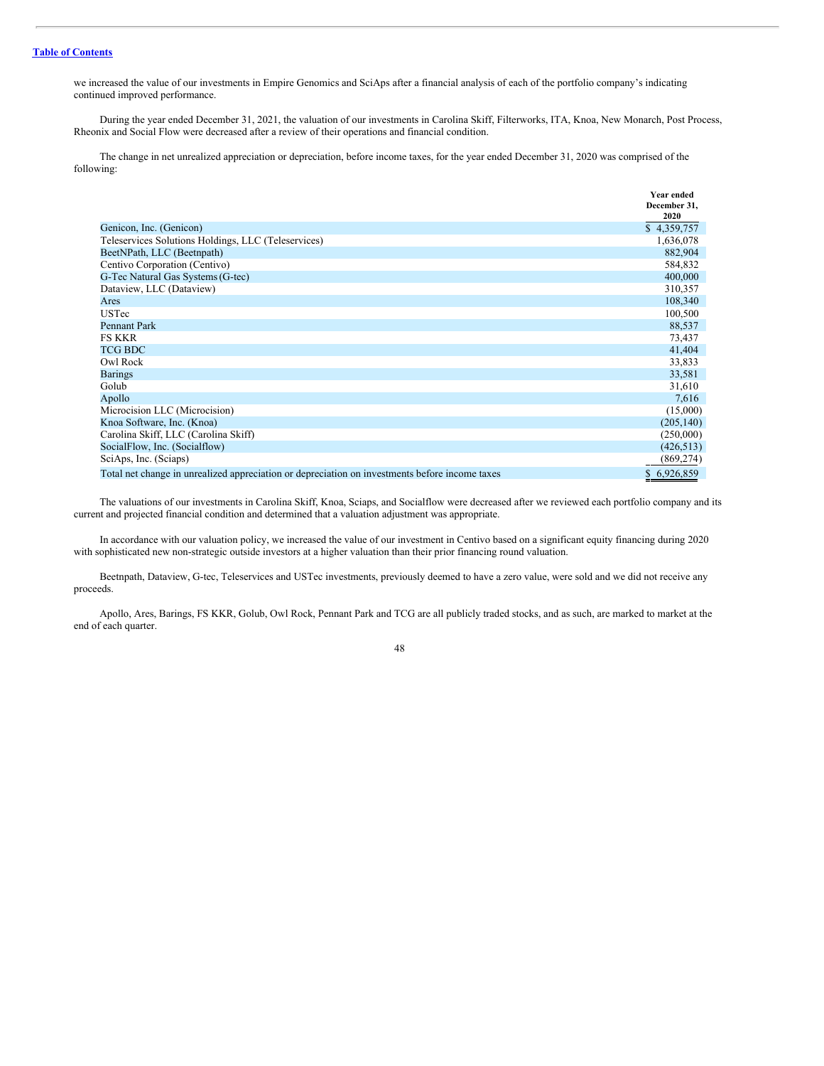we increased the value of our investments in Empire Genomics and SciAps after a financial analysis of each of the portfolio company's indicating continued improved performance.

During the year ended December 31, 2021, the valuation of our investments in Carolina Skiff, Filterworks, ITA, Knoa, New Monarch, Post Process, Rheonix and Social Flow were decreased after a review of their operations and financial condition.

The change in net unrealized appreciation or depreciation, before income taxes, for the year ended December 31, 2020 was comprised of the following:

| | Year ended December 31, 2020 |
|---|---|
| Genicon, Inc. (Genicon) | $ 4,359,757 |
| Teleservices Solutions Holdings, LLC (Teleservices) | 1,636,078 |
| BeetNPath, LLC (Beetnpath) | 882,904 |
| Centivo Corporation (Centivo) | 584,832 |
| G-Tec Natural Gas Systems (G-tec) | 400,000 |
| Dataview, LLC (Dataview) | 310,357 |
| Ares | 108,340 |
| USTec | 100,500 |
| Pennant Park | 88,537 |
| FS KKR | 73,437 |
| TCG BDC | 41,404 |
| Owl Rock | 33,833 |
| Barings | 33,581 |
| Golub | 31,610 |
| Apollo | 7,616 |
| Microcision LLC (Microcision) | (15,000) |
| Knoa Software, Inc. (Knoa) | (205,140) |
| Carolina Skiff, LLC (Carolina Skiff) | (250,000) |
| SocialFlow, Inc. (Socialflow) | (426,513) |
| SciAps, Inc. (Sciaps) | (869,274) |
| Total net change in unrealized appreciation or depreciation on investments before income taxes | $ 6,926,859 |

The valuations of our investments in Carolina Skiff, Knoa, Sciaps, and Socialflow were decreased after we reviewed each portfolio company and its current and projected financial condition and determined that a valuation adjustment was appropriate.

In accordance with our valuation policy, we increased the value of our investment in Centivo based on a significant equity financing during 2020 with sophisticated new non-strategic outside investors at a higher valuation than their prior financing round valuation.

Beetnpath, Dataview, G-tec, Teleservices and USTec investments, previously deemed to have a zero value, were sold and we did not receive any proceeds.

Apollo, Ares, Barings, FS KKR, Golub, Owl Rock, Pennant Park and TCG are all publicly traded stocks, and as such, are marked to market at the end of each quarter.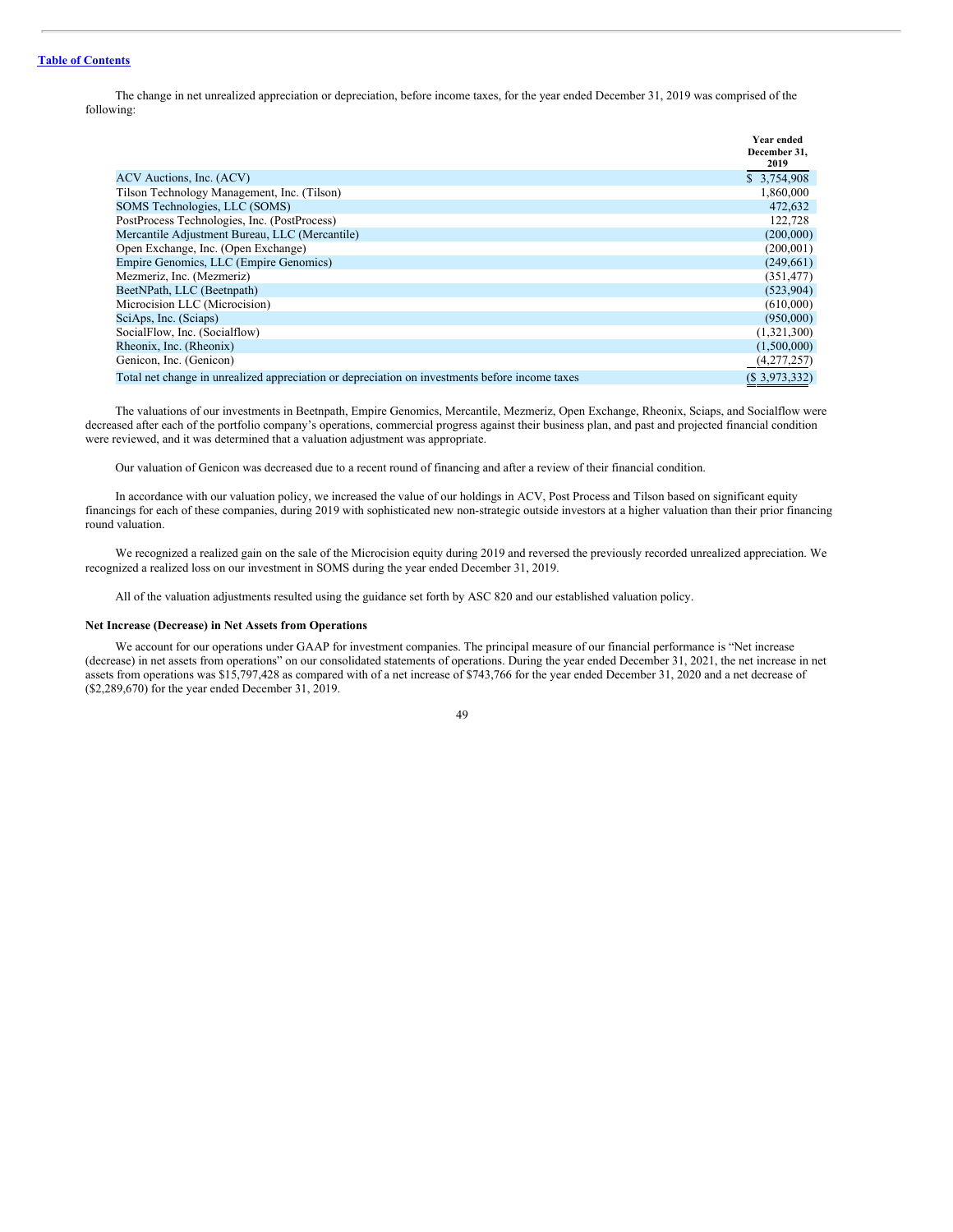The change in net unrealized appreciation or depreciation, before income taxes, for the year ended December 31, 2019 was comprised of the following:

| | Year ended December 31, 2019 |
|---|---|
| ACV Auctions, Inc. (ACV) | $ 3,754,908 |
| Tilson Technology Management, Inc. (Tilson) | 1,860,000 |
| SOMS Technologies, LLC (SOMS) | 472,632 |
| PostProcess Technologies, Inc. (PostProcess) | 122,728 |
| Mercantile Adjustment Bureau, LLC (Mercantile) | (200,000) |
| Open Exchange, Inc. (Open Exchange) | (200,001) |
| Empire Genomics, LLC (Empire Genomics) | (249,661) |
| Mezmeriz, Inc. (Mezmeriz) | (351,477) |
| BeetNPath, LLC (Beetnpath) | (523,904) |
| Microcision LLC (Microcision) | (610,000) |
| SciAps, Inc. (Sciaps) | (950,000) |
| SocialFlow, Inc. (Socialflow) | (1,321,300) |
| Rheonix, Inc. (Rheonix) | (1,500,000) |
| Genicon, Inc. (Genicon) | (4,277,257) |
| Total net change in unrealized appreciation or depreciation on investments before income taxes | ($ 3,973,332) |

The valuations of our investments in Beetnpath, Empire Genomics, Mercantile, Mezmeriz, Open Exchange, Rheonix, Sciaps, and Socialflow were decreased after each of the portfolio company's operations, commercial progress against their business plan, and past and projected financial condition were reviewed, and it was determined that a valuation adjustment was appropriate.

Our valuation of Genicon was decreased due to a recent round of financing and after a review of their financial condition.

In accordance with our valuation policy, we increased the value of our holdings in ACV, Post Process and Tilson based on significant equity financings for each of these companies, during 2019 with sophisticated new non-strategic outside investors at a higher valuation than their prior financing round valuation.

We recognized a realized gain on the sale of the Microcision equity during 2019 and reversed the previously recorded unrealized appreciation. We recognized a realized loss on our investment in SOMS during the year ended December 31, 2019.

All of the valuation adjustments resulted using the guidance set forth by ASC 820 and our established valuation policy.

**Net Increase (Decrease) in Net Assets from Operations**

We account for our operations under GAAP for investment companies. The principal measure of our financial performance is "Net increase (decrease) in net assets from operations" on our consolidated statements of operations. During the year ended December 31, 2021, the net increase in net assets from operations was $15,797,428 as compared with of a net increase of $743,766 for the year ended December 31, 2020 and a net decrease of ($2,289,670) for the year ended December 31, 2019.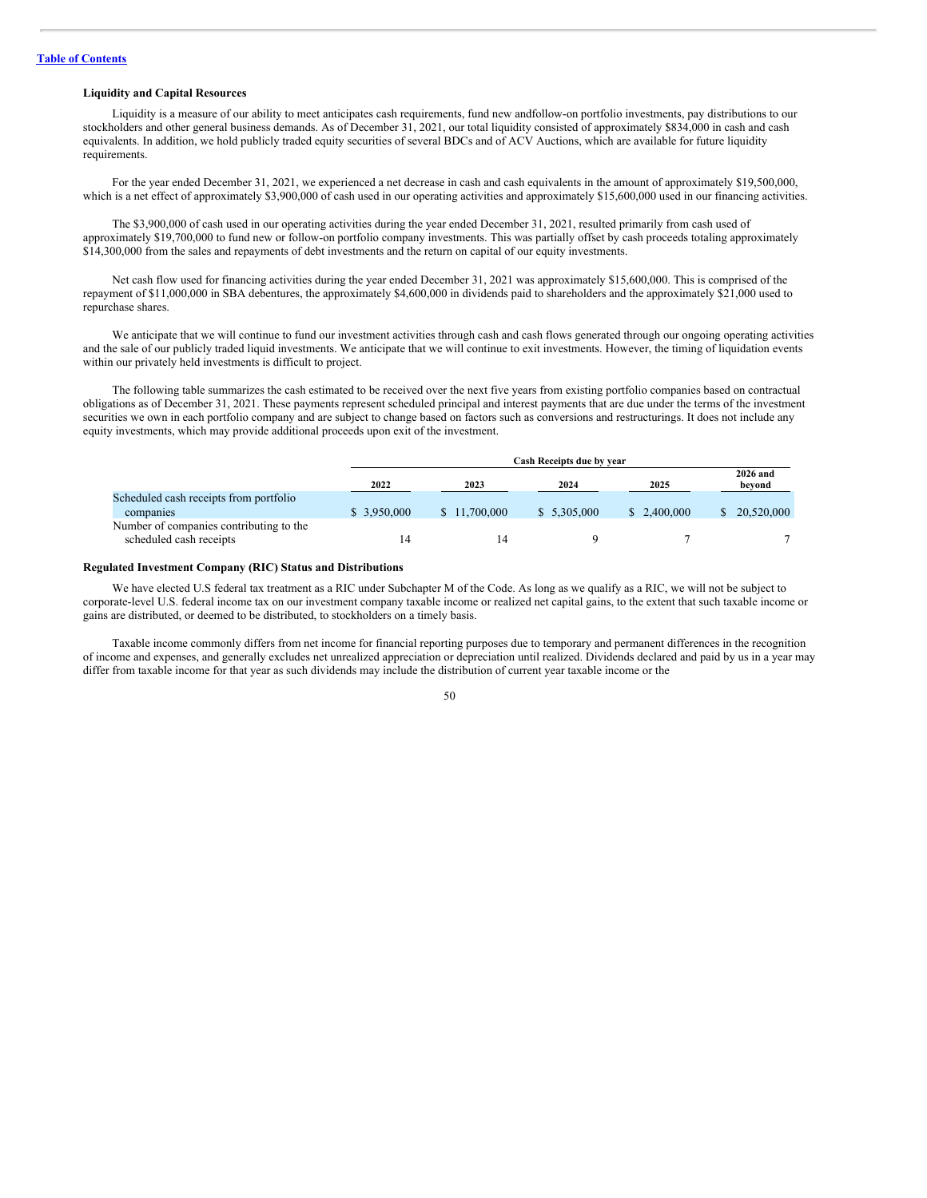### Liquidity and Capital Resources

Liquidity is a measure of our ability to meet anticipates cash requirements, fund new andfollow-on portfolio investments, pay distributions to our stockholders and other general business demands. As of December 31, 2021, our total liquidity consisted of approximately $834,000 in cash and cash equivalents. In addition, we hold publicly traded equity securities of several BDCs and of ACV Auctions, which are available for future liquidity requirements.

For the year ended December 31, 2021, we experienced a net decrease in cash and cash equivalents in the amount of approximately $19,500,000, which is a net effect of approximately $3,900,000 of cash used in our operating activities and approximately $15,600,000 used in our financing activities.

The $3,900,000 of cash used in our operating activities during the year ended December 31, 2021, resulted primarily from cash used of approximately $19,700,000 to fund new or follow-on portfolio company investments. This was partially offset by cash proceeds totaling approximately $14,300,000 from the sales and repayments of debt investments and the return on capital of our equity investments.

Net cash flow used for financing activities during the year ended December 31, 2021 was approximately $15,600,000. This is comprised of the repayment of $11,000,000 in SBA debentures, the approximately $4,600,000 in dividends paid to shareholders and the approximately $21,000 used to repurchase shares.

We anticipate that we will continue to fund our investment activities through cash and cash flows generated through our ongoing operating activities and the sale of our publicly traded liquid investments. We anticipate that we will continue to exit investments. However, the timing of liquidation events within our privately held investments is difficult to project.

The following table summarizes the cash estimated to be received over the next five years from existing portfolio companies based on contractual obligations as of December 31, 2021. These payments represent scheduled principal and interest payments that are due under the terms of the investment securities we own in each portfolio company and are subject to change based on factors such as conversions and restructurings. It does not include any equity investments, which may provide additional proceeds upon exit of the investment.

| | Cash Receipts due by year | | | | |
|---|---|---|---|---|---|
| | 2022 | 2023 | 2024 | 2025 | 2026 and beyond |
| Scheduled cash receipts from portfolio companies | $ 3,950,000 | $ 11,700,000 | $ 5,305,000 | $ 2,400,000 | $ 20,520,000 |
| Number of companies contributing to the scheduled cash receipts | 14 | 14 | 9 | 7 | 7 |

### Regulated Investment Company (RIC) Status and Distributions

We have elected U.S federal tax treatment as a RIC under Subchapter M of the Code. As long as we qualify as a RIC, we will not be subject to corporate-level U.S. federal income tax on our investment company taxable income or realized net capital gains, to the extent that such taxable income or gains are distributed, or deemed to be distributed, to stockholders on a timely basis.

Taxable income commonly differs from net income for financial reporting purposes due to temporary and permanent differences in the recognition of income and expenses, and generally excludes net unrealized appreciation or depreciation until realized. Dividends declared and paid by us in a year may differ from taxable income for that year as such dividends may include the distribution of current year taxable income or the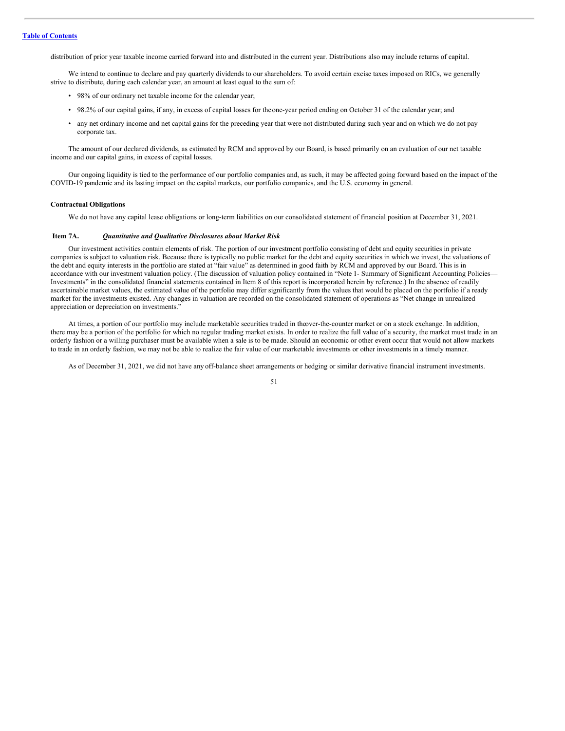distribution of prior year taxable income carried forward into and distributed in the current year. Distributions also may include returns of capital.

We intend to continue to declare and pay quarterly dividends to our shareholders. To avoid certain excise taxes imposed on RICs, we generally strive to distribute, during each calendar year, an amount at least equal to the sum of:

- 98% of our ordinary net taxable income for the calendar year;
- 98.2% of our capital gains, if any, in excess of capital losses for the one-year period ending on October 31 of the calendar year; and
- any net ordinary income and net capital gains for the preceding year that were not distributed during such year and on which we do not pay corporate tax.

The amount of our declared dividends, as estimated by RCM and approved by our Board, is based primarily on an evaluation of our net taxable income and our capital gains, in excess of capital losses.

Our ongoing liquidity is tied to the performance of our portfolio companies and, as such, it may be affected going forward based on the impact of the COVID-19 pandemic and its lasting impact on the capital markets, our portfolio companies, and the U.S. economy in general.

**Contractual Obligations**

We do not have any capital lease obligations or long-term liabilities on our consolidated statement of financial position at December 31, 2021.

## Item 7A. *Quantitative and Qualitative Disclosures about Market Risk*

Our investment activities contain elements of risk. The portion of our investment portfolio consisting of debt and equity securities in private companies is subject to valuation risk. Because there is typically no public market for the debt and equity securities in which we invest, the valuations of the debt and equity interests in the portfolio are stated at "fair value" as determined in good faith by RCM and approved by our Board. This is in accordance with our investment valuation policy. (The discussion of valuation policy contained in "Note 1- Summary of Significant Accounting Policies—Investments" in the consolidated financial statements contained in Item 8 of this report is incorporated herein by reference.) In the absence of readily ascertainable market values, the estimated value of the portfolio may differ significantly from the values that would be placed on the portfolio if a ready market for the investments existed. Any changes in valuation are recorded on the consolidated statement of operations as "Net change in unrealized appreciation or depreciation on investments."

At times, a portion of our portfolio may include marketable securities traded in the over-the-counter market or on a stock exchange. In addition, there may be a portion of the portfolio for which no regular trading market exists. In order to realize the full value of a security, the market must trade in an orderly fashion or a willing purchaser must be available when a sale is to be made. Should an economic or other event occur that would not allow markets to trade in an orderly fashion, we may not be able to realize the fair value of our marketable investments or other investments in a timely manner.

As of December 31, 2021, we did not have any off-balance sheet arrangements or hedging or similar derivative financial instrument investments.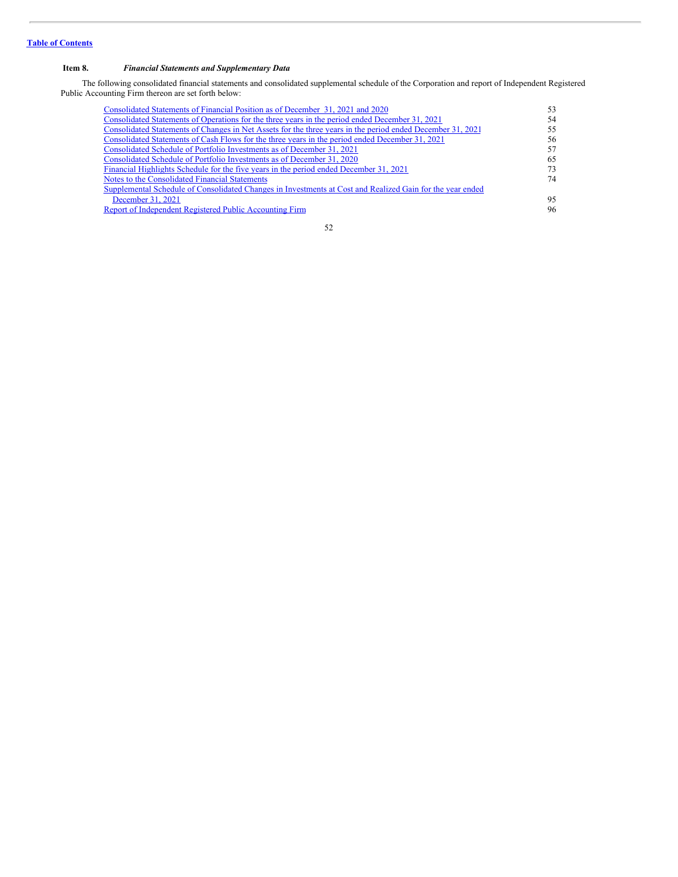[Table of Contents](#)

### Item 8. *Financial Statements and Supplementary Data*

The following consolidated financial statements and consolidated supplemental schedule of the Corporation and report of Independent Registered Public Accounting Firm thereon are set forth below:

| | |
|---|---|
| Consolidated Statements of Financial Position as of December 31, 2021 and 2020 | 53 |
| Consolidated Statements of Operations for the three years in the period ended December 31, 2021 | 54 |
| Consolidated Statements of Changes in Net Assets for the three years in the period ended December 31, 2021 | 55 |
| Consolidated Statements of Cash Flows for the three years in the period ended December 31, 2021 | 56 |
| Consolidated Schedule of Portfolio Investments as of December 31, 2021 | 57 |
| Consolidated Schedule of Portfolio Investments as of December 31, 2020 | 65 |
| Financial Highlights Schedule for the five years in the period ended December 31, 2021 | 73 |
| Notes to the Consolidated Financial Statements | 74 |
| Supplemental Schedule of Consolidated Changes in Investments at Cost and Realized Gain for the year ended December 31, 2021 | 95 |
| Report of Independent Registered Public Accounting Firm | 96 |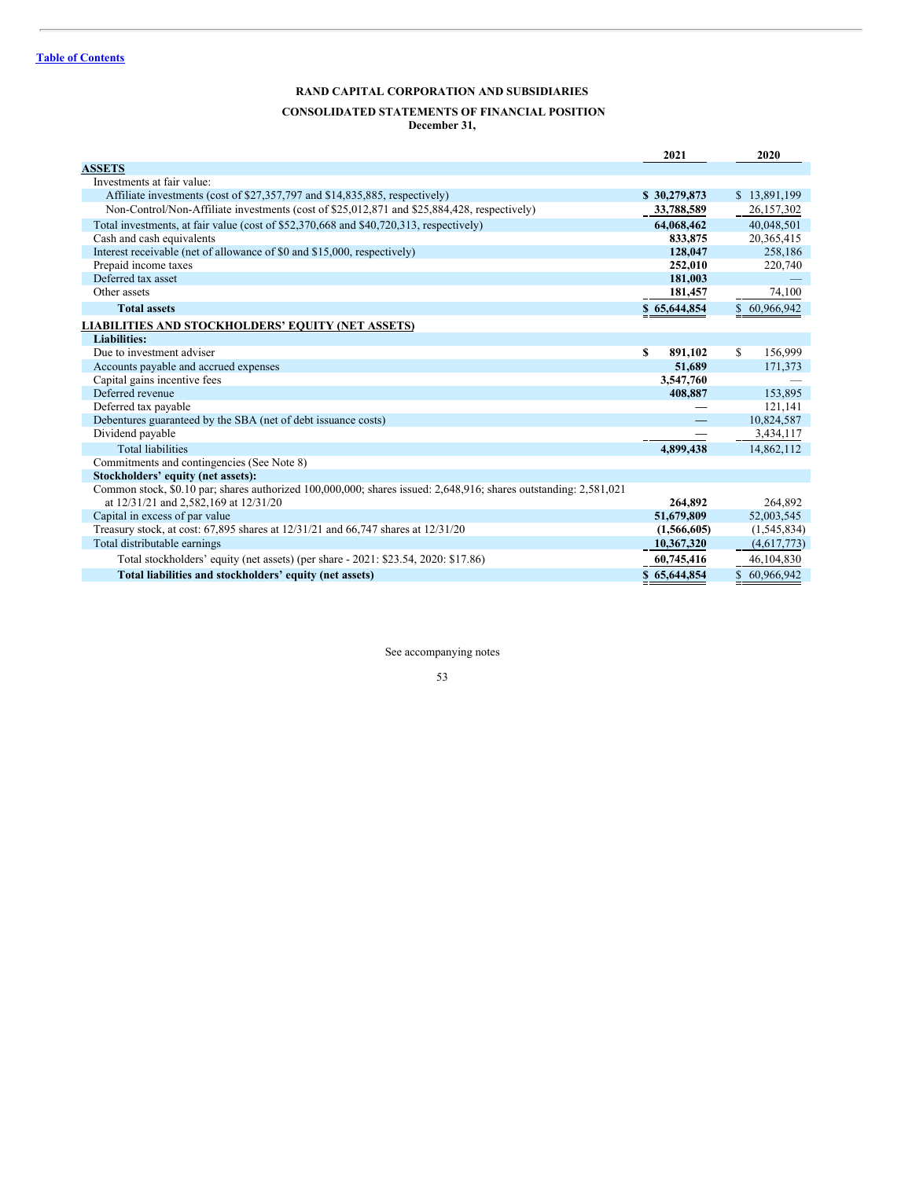[Table of Contents](#)

**RAND CAPITAL CORPORATION AND SUBSIDIARIES**

**CONSOLIDATED STATEMENTS OF FINANCIAL POSITION**
**December 31,**

| | 2021 | 2020 |
|---|---|---|
| **ASSETS** | | |
| Investments at fair value: | | |
| Affiliate investments (cost of $27,357,797 and $14,835,885, respectively) | **$ 30,279,873** | $ 13,891,199 |
| Non-Control/Non-Affiliate investments (cost of $25,012,871 and $25,884,428, respectively) | **33,788,589** | 26,157,302 |
| Total investments, at fair value (cost of $52,370,668 and $40,720,313, respectively) | **64,068,462** | 40,048,501 |
| Cash and cash equivalents | **833,875** | 20,365,415 |
| Interest receivable (net of allowance of $0 and $15,000, respectively) | **128,047** | 258,186 |
| Prepaid income taxes | **252,010** | 220,740 |
| Deferred tax asset | **181,003** | — |
| Other assets | **181,457** | 74,100 |
| **Total assets** | **$ 65,644,854** | $ 60,966,942 |
| **LIABILITIES AND STOCKHOLDERS' EQUITY (NET ASSETS)** | | |
| **Liabilities:** | | |
| Due to investment adviser | **$ 891,102** | $ 156,999 |
| Accounts payable and accrued expenses | **51,689** | 171,373 |
| Capital gains incentive fees | **3,547,760** | — |
| Deferred revenue | **408,887** | 153,895 |
| Deferred tax payable | — | 121,141 |
| Debentures guaranteed by the SBA (net of debt issuance costs) | — | 10,824,587 |
| Dividend payable | — | 3,434,117 |
| Total liabilities | **4,899,438** | 14,862,112 |
| Commitments and contingencies (See Note 8) | | |
| **Stockholders' equity (net assets):** | | |
| Common stock, $0.10 par; shares authorized 100,000,000; shares issued: 2,648,916; shares outstanding: 2,581,021 at 12/31/21 and 2,582,169 at 12/31/20 | **264,892** | 264,892 |
| Capital in excess of par value | **51,679,809** | 52,003,545 |
| Treasury stock, at cost: 67,895 shares at 12/31/21 and 66,747 shares at 12/31/20 | **(1,566,605)** | (1,545,834) |
| Total distributable earnings | **10,367,320** | (4,617,773) |
| Total stockholders' equity (net assets) (per share - 2021: $23.54, 2020: $17.86) | **60,745,416** | 46,104,830 |
| **Total liabilities and stockholders' equity (net assets)** | **$ 65,644,854** | $ 60,966,942 |

See accompanying notes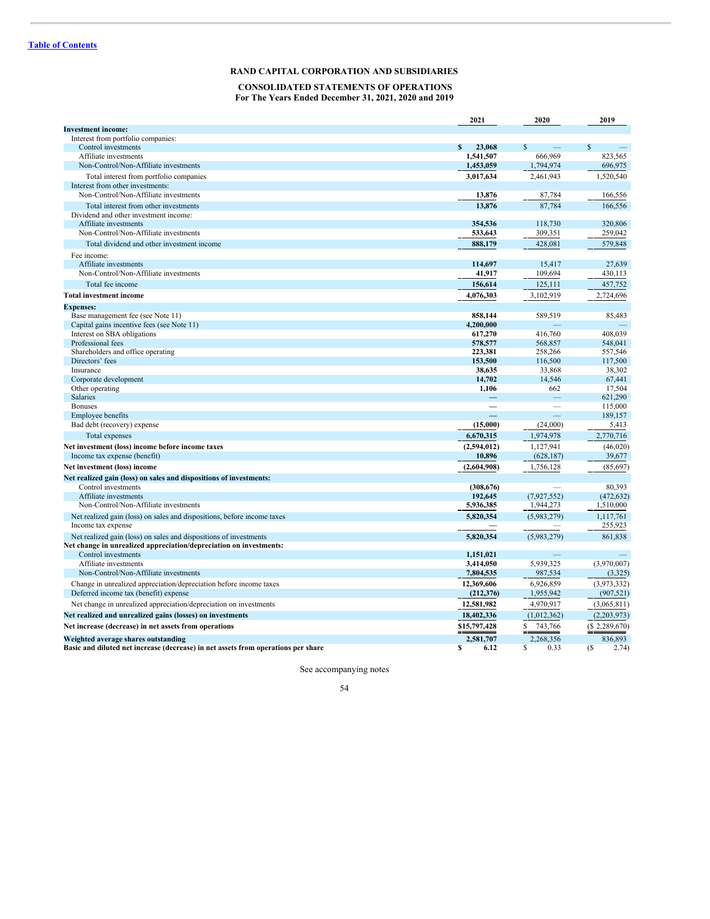[Table of Contents](#)

# RAND CAPITAL CORPORATION AND SUBSIDIARIES

## CONSOLIDATED STATEMENTS OF OPERATIONS
### For The Years Ended December 31, 2021, 2020 and 2019

| | 2021 | 2020 | 2019 |
|---|---|---|---|
| **Investment income:** | | | |
| Interest from portfolio companies: | | | |
| Control investments | **$ 23,068** | $ — | $ — |
| Affiliate investments | **1,541,507** | 666,969 | 823,565 |
| Non-Control/Non-Affiliate investments | **1,453,059** | 1,794,974 | 696,975 |
| Total interest from portfolio companies | **3,017,634** | 2,461,943 | 1,520,540 |
| Interest from other investments: | | | |
| Non-Control/Non-Affiliate investments | **13,876** | 87,784 | 166,556 |
| Total interest from other investments | **13,876** | 87,784 | 166,556 |
| Dividend and other investment income: | | | |
| Affiliate investments | **354,536** | 118,730 | 320,806 |
| Non-Control/Non-Affiliate investments | **533,643** | 309,351 | 259,042 |
| Total dividend and other investment income | **888,179** | 428,081 | 579,848 |
| Fee income: | | | |
| Affiliate investments | **114,697** | 15,417 | 27,639 |
| Non-Control/Non-Affiliate investments | **41,917** | 109,694 | 430,113 |
| Total fee income | **156,614** | 125,111 | 457,752 |
| **Total investment income** | **4,076,303** | 3,102,919 | 2,724,696 |
| **Expenses:** | | | |
| Base management fee (see Note 11) | **858,144** | 589,519 | 85,483 |
| Capital gains incentive fees (see Note 11) | **4,200,000** | — | — |
| Interest on SBA obligations | **617,270** | 416,760 | 408,039 |
| Professional fees | **578,577** | 568,857 | 548,041 |
| Shareholders and office operating | **223,381** | 258,266 | 557,546 |
| Directors' fees | **153,500** | 116,500 | 117,500 |
| Insurance | **38,635** | 33,868 | 38,302 |
| Corporate development | **14,702** | 14,546 | 67,441 |
| Other operating | **1,106** | 662 | 17,504 |
| Salaries | **—** | — | 621,290 |
| Bonuses | **—** | — | 115,000 |
| Employee benefits | **—** | — | 189,157 |
| Bad debt (recovery) expense | **(15,000)** | (24,000) | 5,413 |
| Total expenses | **6,670,315** | 1,974,978 | 2,770,716 |
| **Net investment (loss) income before income taxes** | **(2,594,012)** | 1,127,941 | (46,020) |
| Income tax expense (benefit) | **10,896** | (628,187) | 39,677 |
| **Net investment (loss) income** | **(2,604,908)** | 1,756,128 | (85,697) |
| **Net realized gain (loss) on sales and dispositions of investments:** | | | |
| Control investments | **(308,676)** | — | 80,393 |
| Affiliate investments | **192,645** | (7,927,552) | (472,632) |
| Non-Control/Non-Affiliate investments | **5,936,385** | 1,944,273 | 1,510,000 |
| Net realized gain (loss) on sales and dispositions, before income taxes | **5,820,354** | (5,983,279) | 1,117,761 |
| Income tax expense | **—** | — | 255,923 |
| Net realized gain (loss) on sales and dispositions of investments | **5,820,354** | (5,983,279) | 861,838 |
| **Net change in unrealized appreciation/depreciation on investments:** | | | |
| Control investments | **1,151,021** | — | — |
| Affiliate investments | **3,414,050** | 5,939,325 | (3,970,007) |
| Non-Control/Non-Affiliate investments | **7,804,535** | 987,534 | (3,325) |
| Change in unrealized appreciation/depreciation before income taxes | **12,369,606** | 6,926,859 | (3,973,332) |
| Deferred income tax (benefit) expense | **(212,376)** | 1,955,942 | (907,521) |
| Net change in unrealized appreciation/depreciation on investments | **12,581,982** | 4,970,917 | (3,065,811) |
| **Net realized and unrealized gains (losses) on investments** | **18,402,336** | (1,012,362) | (2,203,973) |
| **Net increase (decrease) in net assets from operations** | **$15,797,428** | $ 743,766 | ($ 2,289,670) |
| **Weighted average shares outstanding** | **2,581,707** | 2,268,356 | 836,893 |
| **Basic and diluted net increase (decrease) in net assets from operations per share** | **$ 6.12** | $ 0.33 | ($ 2.74) |

See accompanying notes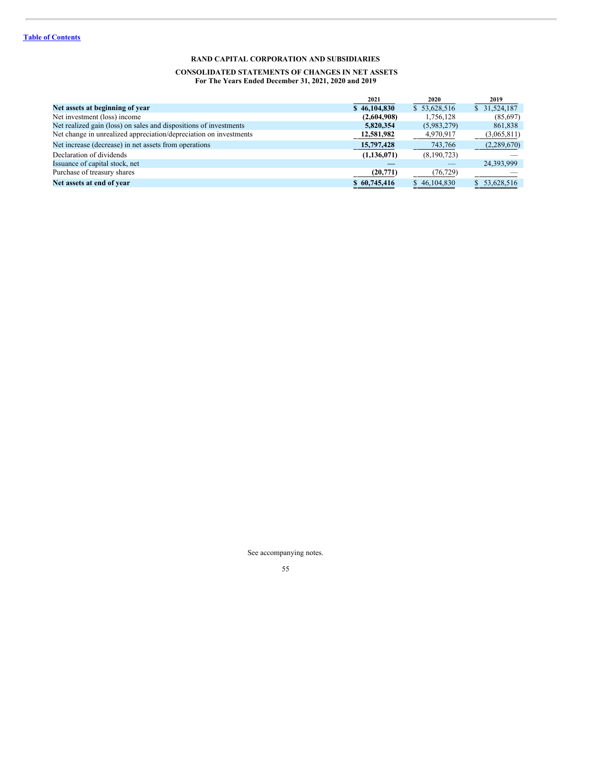# RAND CAPITAL CORPORATION AND SUBSIDIARIES

## CONSOLIDATED STATEMENTS OF CHANGES IN NET ASSETS
### For The Years Ended December 31, 2021, 2020 and 2019

| | 2021 | 2020 | 2019 |
|---|---|---|---|
| **Net assets at beginning of year** | **$ 46,104,830** | $ 53,628,516 | $ 31,524,187 |
| Net investment (loss) income | **(2,604,908)** | 1,756,128 | (85,697) |
| Net realized gain (loss) on sales and dispositions of investments | **5,820,354** | (5,983,279) | 861,838 |
| Net change in unrealized appreciation/depreciation on investments | **12,581,982** | 4,970,917 | (3,065,811) |
| Net increase (decrease) in net assets from operations | **15,797,428** | 743,766 | (2,289,670) |
| Declaration of dividends | **(1,136,071)** | (8,190,723) | — |
| Issuance of capital stock, net | **—** | — | 24,393,999 |
| Purchase of treasury shares | **(20,771)** | (76,729) | — |
| **Net assets at end of year** | **$ 60,745,416** | $ 46,104,830 | $ 53,628,516 |

See accompanying notes.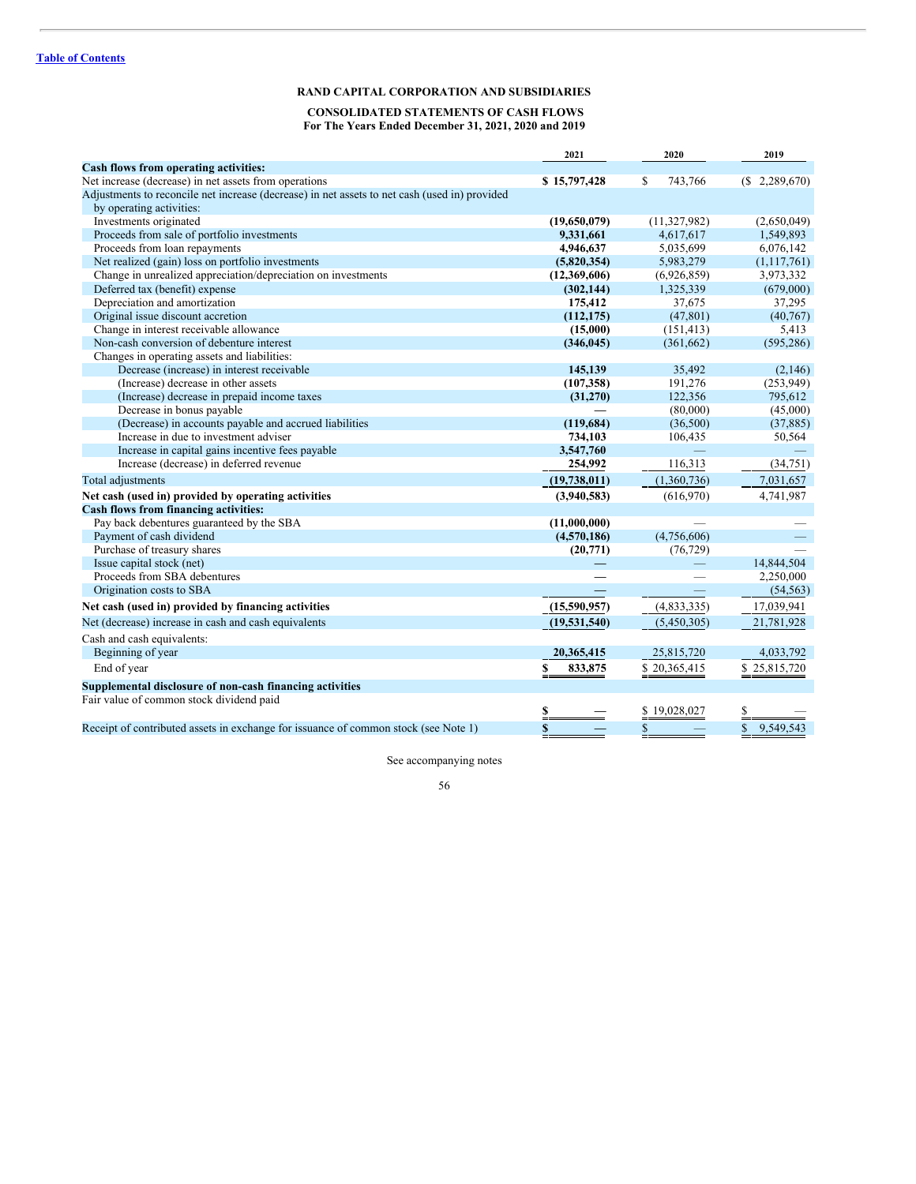[Table of Contents](#)

**RAND CAPITAL CORPORATION AND SUBSIDIARIES**

**CONSOLIDATED STATEMENTS OF CASH FLOWS**
**For The Years Ended December 31, 2021, 2020 and 2019**

| | 2021 | 2020 | 2019 |
|---|---|---|---|
| **Cash flows from operating activities:** | | | |
| Net increase (decrease) in net assets from operations | **$ 15,797,428** | $ 743,766 | ($ 2,289,670) |
| Adjustments to reconcile net increase (decrease) in net assets to net cash (used in) provided by operating activities: | | | |
| Investments originated | **(19,650,079)** | (11,327,982) | (2,650,049) |
| Proceeds from sale of portfolio investments | **9,331,661** | 4,617,617 | 1,549,893 |
| Proceeds from loan repayments | **4,946,637** | 5,035,699 | 6,076,142 |
| Net realized (gain) loss on portfolio investments | **(5,820,354)** | 5,983,279 | (1,117,761) |
| Change in unrealized appreciation/depreciation on investments | **(12,369,606)** | (6,926,859) | 3,973,332 |
| Deferred tax (benefit) expense | **(302,144)** | 1,325,339 | (679,000) |
| Depreciation and amortization | **175,412** | 37,675 | 37,295 |
| Original issue discount accretion | **(112,175)** | (47,801) | (40,767) |
| Change in interest receivable allowance | **(15,000)** | (151,413) | 5,413 |
| Non-cash conversion of debenture interest | **(346,045)** | (361,662) | (595,286) |
| Changes in operating assets and liabilities: | | | |
| Decrease (increase) in interest receivable | **145,139** | 35,492 | (2,146) |
| (Increase) decrease in other assets | **(107,358)** | 191,276 | (253,949) |
| (Increase) decrease in prepaid income taxes | **(31,270)** | 122,356 | 795,612 |
| Decrease in bonus payable | **—** | (80,000) | (45,000) |
| (Decrease) in accounts payable and accrued liabilities | **(119,684)** | (36,500) | (37,885) |
| Increase in due to investment adviser | **734,103** | 106,435 | 50,564 |
| Increase in capital gains incentive fees payable | **3,547,760** | — | — |
| Increase (decrease) in deferred revenue | **254,992** | 116,313 | (34,751) |
| Total adjustments | **(19,738,011)** | (1,360,736) | 7,031,657 |
| **Net cash (used in) provided by operating activities** | **(3,940,583)** | (616,970) | 4,741,987 |
| **Cash flows from financing activities:** | | | |
| Pay back debentures guaranteed by the SBA | **(11,000,000)** | — | — |
| Payment of cash dividend | **(4,570,186)** | (4,756,606) | — |
| Purchase of treasury shares | **(20,771)** | (76,729) | — |
| Issue capital stock (net) | **—** | — | 14,844,504 |
| Proceeds from SBA debentures | **—** | — | 2,250,000 |
| Origination costs to SBA | **—** | — | (54,563) |
| **Net cash (used in) provided by financing activities** | **(15,590,957)** | (4,833,335) | 17,039,941 |
| Net (decrease) increase in cash and cash equivalents | **(19,531,540)** | (5,450,305) | 21,781,928 |
| Cash and cash equivalents: | | | |
| Beginning of year | **20,365,415** | 25,815,720 | 4,033,792 |
| End of year | **$ 833,875** | $ 20,365,415 | $ 25,815,720 |
| **Supplemental disclosure of non-cash financing activities** | | | |
| Fair value of common stock dividend paid | **$ —** | $ 19,028,027 | $ — |
| Receipt of contributed assets in exchange for issuance of common stock (see Note 1) | **$ —** | $ — | $ 9,549,543 |

See accompanying notes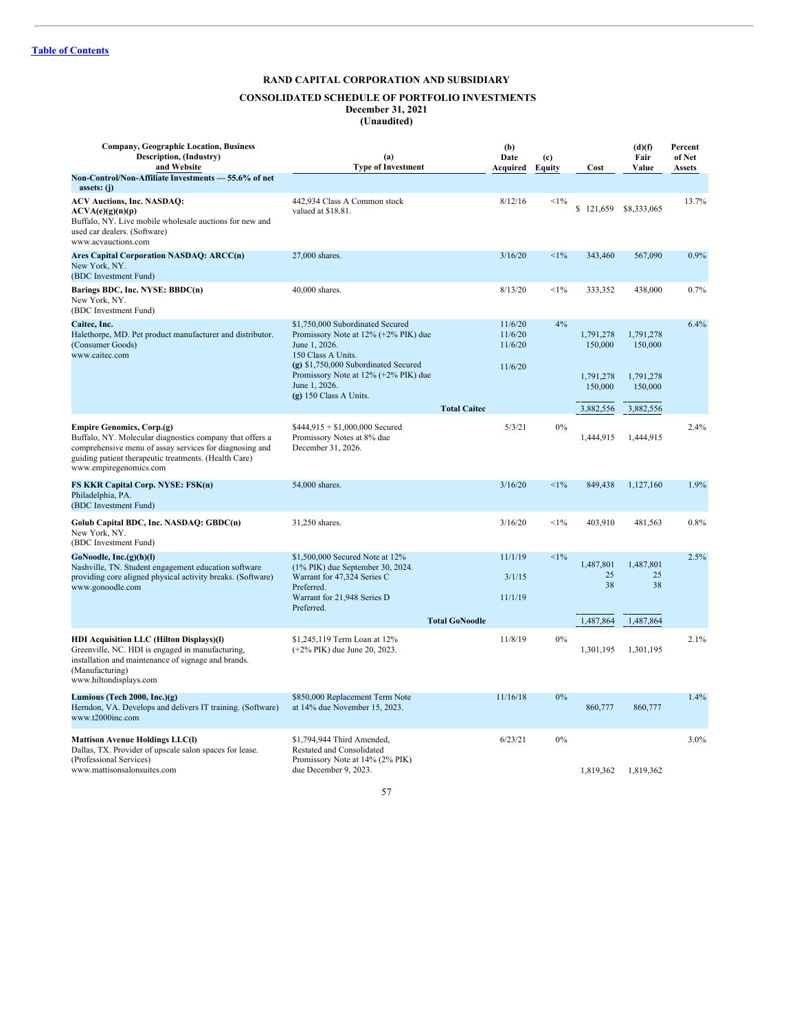[Table of Contents](#)

# RAND CAPITAL CORPORATION AND SUBSIDIARY

## CONSOLIDATED SCHEDULE OF PORTFOLIO INVESTMENTS

**December 31, 2021**

**(Unaudited)**

| Company, Geographic Location, Business Description, (Industry) and Website | (a) Type of Investment | (b) Date Acquired | (c) Equity | Cost | (d)(f) Fair Value | Percent of Net Assets |
|---|---|---|---|---|---|---|
| **Non-Control/Non-Affiliate Investments — 55.6% of net assets: (j)** | | | | | | |
| **ACV Auctions, Inc. NASDAQ: ACVA(e)(g)(n)(p)** Buffalo, NY. Live mobile wholesale auctions for new and used car dealers. (Software) www.acvauctions.com | 442,934 Class A Common stock valued at $18.81. | 8/12/16 | <1% | $ 121,659 | $8,333,065 | 13.7% |
| **Ares Capital Corporation NASDAQ: ARCC(n)** New York, NY. (BDC Investment Fund) | 27,000 shares. | 3/16/20 | <1% | 343,460 | 567,090 | 0.9% |
| **Barings BDC, Inc. NYSE: BBDC(n)** New York, NY. (BDC Investment Fund) | 40,000 shares. | 8/13/20 | <1% | 333,352 | 438,000 | 0.7% |
| **Caitec, Inc.** Halethorpe, MD. Pet product manufacturer and distributor. (Consumer Goods) www.caitec.com | $1,750,000 Subordinated Secured Promissory Note at 12% (+2% PIK) due June 1, 2026. | 11/6/20 | 4% | 1,791,278 | 1,791,278 | 6.4% |
| | 150 Class A Units. | 11/6/20 | | 150,000 | 150,000 | |
| | **(g)** $1,750,000 Subordinated Secured Promissory Note at 12% (+2% PIK) due June 1, 2026. | 11/6/20 | | 1,791,278 | 1,791,278 | |
| | **(g)** 150 Class A Units. | 11/6/20 | | 150,000 | 150,000 | |
| | **Total Caitec** | | | 3,882,556 | 3,882,556 | |
| **Empire Genomics, Corp.(g)** Buffalo, NY. Molecular diagnostics company that offers a comprehensive menu of assay services for diagnosing and guiding patient therapeutic treatments. (Health Care) www.empiregenomics.com | $444,915 + $1,000,000 Secured Promissory Notes at 8% due December 31, 2026. | 5/3/21 | 0% | 1,444,915 | 1,444,915 | 2.4% |
| **FS KKR Capital Corp. NYSE: FSK(n)** Philadelphia, PA. (BDC Investment Fund) | 54,000 shares. | 3/16/20 | <1% | 849,438 | 1,127,160 | 1.9% |
| **Golub Capital BDC, Inc. NASDAQ: GBDC(n)** New York, NY. (BDC Investment Fund) | 31,250 shares. | 3/16/20 | <1% | 403,910 | 481,563 | 0.8% |
| **GoNoodle, Inc.(g)(h)(l)** Nashville, TN. Student engagement education software providing core aligned physical activity breaks. (Software) www.gonoodle.com | $1,500,000 Secured Note at 12% (1% PIK) due September 30, 2024. | 11/1/19 | <1% | 1,487,801 | 1,487,801 | 2.5% |
| | Warrant for 47,324 Series C Preferred. | 3/1/15 | | 25 | 25 | |
| | Warrant for 21,948 Series D Preferred. | 11/1/19 | | 38 | 38 | |
| | **Total GoNoodle** | | | 1,487,864 | 1,487,864 | |
| **HDI Acquisition LLC (Hilton Displays)(l)** Greenville, NC. HDI is engaged in manufacturing, installation and maintenance of signage and brands. (Manufacturing) www.hiltondisplays.com | $1,245,119 Term Loan at 12% (+2% PIK) due June 20, 2023. | 11/8/19 | 0% | 1,301,195 | 1,301,195 | 2.1% |
| **Lumious (Tech 2000, Inc.)(g)** Herndon, VA. Develops and delivers IT training. (Software) www.t2000inc.com | $850,000 Replacement Term Note at 14% due November 15, 2023. | 11/16/18 | 0% | 860,777 | 860,777 | 1.4% |
| **Mattison Avenue Holdings LLC(l)** Dallas, TX. Provider of upscale salon spaces for lease. (Professional Services) www.mattisonsalonsuites.com | $1,794,944 Third Amended, Restated and Consolidated Promissory Note at 14% (2% PIK) due December 9, 2023. | 6/23/21 | 0% | 1,819,362 | 1,819,362 | 3.0% |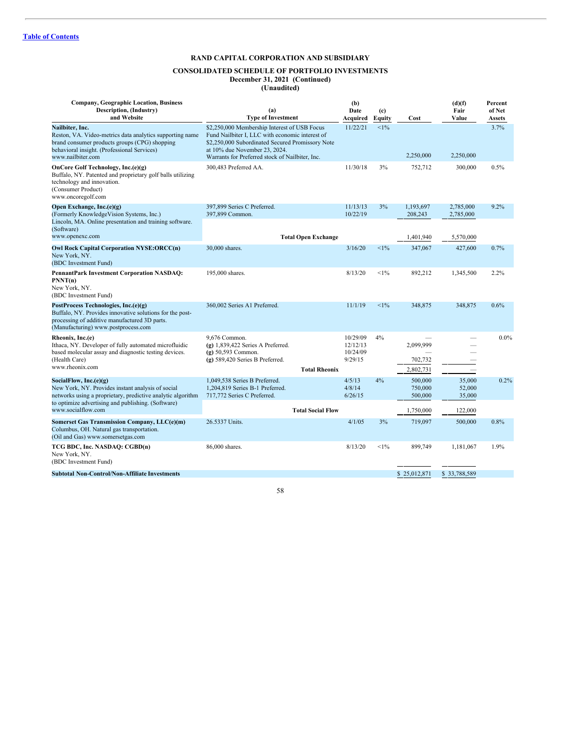**RAND CAPITAL CORPORATION AND SUBSIDIARY**

**CONSOLIDATED SCHEDULE OF PORTFOLIO INVESTMENTS**
**December 31, 2021 (Continued)**
**(Unaudited)**

| Company, Geographic Location, Business Description, (Industry) and Website | (a) Type of Investment | (b) Date Acquired | (c) Equity | Cost | (d)(f) Fair Value | Percent of Net Assets |
|---|---|---|---|---|---|---|
| **Nailbiter, Inc.** Reston, VA. Video-metrics data analytics supporting name brand consumer products groups (CPG) shopping behavioral insight. (Professional Services) www.nailbiter.com | $2,250,000 Membership Interest of USB Focus Fund Nailbiter I, LLC with economic interest of $2,250,000 Subordinated Secured Promissory Note at 10% due November 23, 2024. Warrants for Preferred stock of Nailbiter, Inc. | 11/22/21 | <1% | 2,250,000 | 2,250,000 | 3.7% |
| **OnCore Golf Technology, Inc.(e)(g)** Buffalo, NY. Patented and proprietary golf balls utilizing technology and innovation. (Consumer Product) www.oncoregolf.com | 300,483 Preferred AA. | 11/30/18 | 3% | 752,712 | 300,000 | 0.5% |
| **Open Exchange, Inc.(e)(g)** (Formerly KnowledgeVision Systems, Inc.) Lincoln, MA. Online presentation and training software. (Software) www.openexc.com | 397,899 Series C Preferred. | 11/13/13 | 3% | 1,193,697 | 2,785,000 | 9.2% |
| | 397,899 Common. | 10/22/19 | | 208,243 | 2,785,000 | |
| | **Total Open Exchange** | | | 1,401,940 | 5,570,000 | |
| **Owl Rock Capital Corporation NYSE:ORCC(n)** New York, NY. (BDC Investment Fund) | 30,000 shares. | 3/16/20 | <1% | 347,067 | 427,600 | 0.7% |
| **PennantPark Investment Corporation NASDAQ: PNNT(n)** New York, NY. (BDC Investment Fund) | 195,000 shares. | 8/13/20 | <1% | 892,212 | 1,345,500 | 2.2% |
| **PostProcess Technologies, Inc.(e)(g)** Buffalo, NY. Provides innovative solutions for the post-processing of additive manufactured 3D parts. (Manufacturing) www.postprocess.com | 360,002 Series A1 Preferred. | 11/1/19 | <1% | 348,875 | 348,875 | 0.6% |
| **Rheonix, Inc.(e)** Ithaca, NY. Developer of fully automated microfluidic based molecular assay and diagnostic testing devices. (Health Care) www.rheonix.com | 9,676 Common. | 10/29/09 | 4% | — | — | 0.0% |
| | (g) 1,839,422 Series A Preferred. | 12/12/13 | | 2,099,999 | — | |
| | (g) 50,593 Common. | 10/24/09 | | — | — | |
| | (g) 589,420 Series B Preferred. | 9/29/15 | | 702,732 | — | |
| | **Total Rheonix** | | | 2,802,731 | — | |
| **SocialFlow, Inc.(e)(g)** New York, NY. Provides instant analysis of social networks using a proprietary, predictive analytic algorithm to optimize advertising and publishing. (Software) www.socialflow.com | 1,049,538 Series B Preferred. | 4/5/13 | 4% | 500,000 | 35,000 | 0.2% |
| | 1,204,819 Series B-1 Preferred. | 4/8/14 | | 750,000 | 52,000 | |
| | 717,772 Series C Preferred. | 6/26/15 | | 500,000 | 35,000 | |
| | **Total Social Flow** | | | 1,750,000 | 122,000 | |
| **Somerset Gas Transmission Company, LLC(e)(m)** Columbus, OH. Natural gas transportation. (Oil and Gas) www.somersetgas.com | 26.5337 Units. | 4/1/05 | 3% | 719,097 | 500,000 | 0.8% |
| **TCG BDC, Inc. NASDAQ: CGBD(n)** New York, NY. (BDC Investment Fund) | 86,000 shares. | 8/13/20 | <1% | 899,749 | 1,181,067 | 1.9% |
| **Subtotal Non-Control/Non-Affiliate Investments** | | | | $ 25,012,871 | $ 33,788,589 | |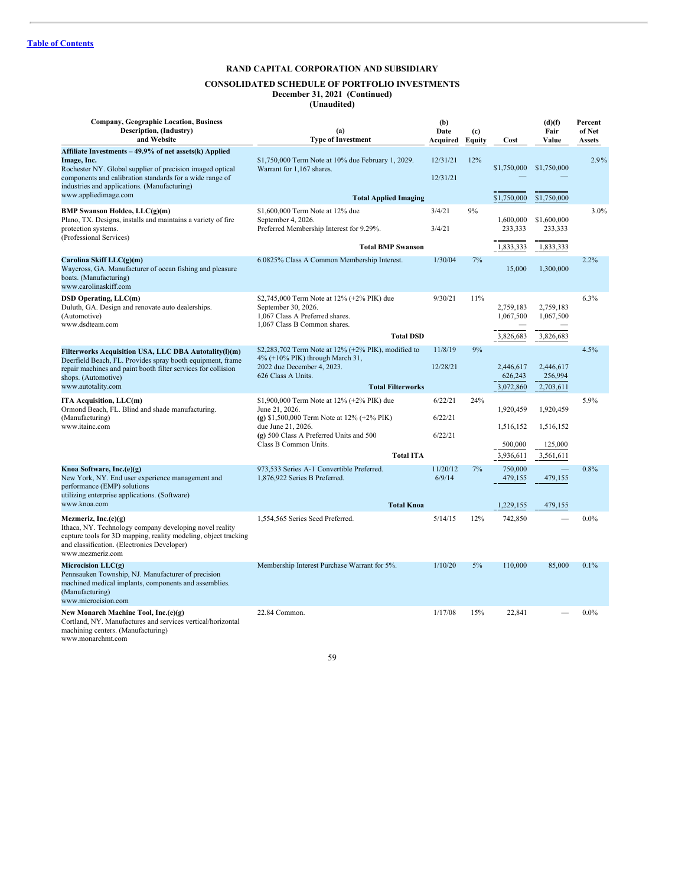[Table of Contents](#)

## RAND CAPITAL CORPORATION AND SUBSIDIARY

### CONSOLIDATED SCHEDULE OF PORTFOLIO INVESTMENTS
### December 31, 2021 (Continued)
### (Unaudited)

| Company, Geographic Location, Business Description, (Industry) and Website | (a) Type of Investment | (b) Date Acquired | (c) Equity | Cost | (d)(f) Fair Value | Percent of Net Assets |
|---|---|---|---|---|---|---|
| **Affiliate Investments – 49.9% of net assets(k) Applied Image, Inc.** Rochester NY. Global supplier of precision imaged optical components and calibration standards for a wide range of industries and applications. (Manufacturing) www.appliedimage.com | $1,750,000 Term Note at 10% due February 1, 2029. | 12/31/21 | 12% | $1,750,000 | $1,750,000 | 2.9% |
| | Warrant for 1,167 shares. | 12/31/21 | | — | — | |
| | **Total Applied Imaging** | | | $1,750,000 | $1,750,000 | |
| **BMP Swanson Holdco, LLC(g)(m)** Plano, TX. Designs, installs and maintains a variety of fire protection systems. (Professional Services) | $1,600,000 Term Note at 12% due September 4, 2026. | 3/4/21 | 9% | 1,600,000 | $1,600,000 | 3.0% |
| | Preferred Membership Interest for 9.29%. | 3/4/21 | | 233,333 | 233,333 | |
| | **Total BMP Swanson** | | | 1,833,333 | 1,833,333 | |
| **Carolina Skiff LLC(g)(m)** Waycross, GA. Manufacturer of ocean fishing and pleasure boats. (Manufacturing) www.carolinaskiff.com | 6.0825% Class A Common Membership Interest. | 1/30/04 | 7% | 15,000 | 1,300,000 | 2.2% |
| **DSD Operating, LLC(m)** Duluth, GA. Design and renovate auto dealerships. (Automotive) www.dsdteam.com | $2,745,000 Term Note at 12% (+2% PIK) due September 30, 2026. | 9/30/21 | 11% | 2,759,183 | 2,759,183 | 6.3% |
| | 1,067 Class A Preferred shares. | | | 1,067,500 | 1,067,500 | |
| | 1,067 Class B Common shares. | | | — | — | |
| | **Total DSD** | | | 3,826,683 | 3,826,683 | |
| **Filterworks Acquisition USA, LLC DBA Autotality(l)(m)** Deerfield Beach, FL. Provides spray booth equipment, frame repair machines and paint booth filter services for collision shops. (Automotive) www.autotality.com | $2,283,702 Term Note at 12% (+2% PIK), modified to 4% (+10% PIK) through March 31, 2022 due December 4, 2023. | 11/8/19 | 9% | 2,446,617 | 2,446,617 | 4.5% |
| | 626 Class A Units. | 12/28/21 | | 626,243 | 256,994 | |
| | **Total Filterworks** | | | 3,072,860 | 2,703,611 | |
| **ITA Acquisition, LLC(m)** Ormond Beach, FL. Blind and shade manufacturing. (Manufacturing) www.itainc.com | $1,900,000 Term Note at 12% (+2% PIK) due June 21, 2026. | 6/22/21 | 24% | 1,920,459 | 1,920,459 | 5.9% |
| | (g) $1,500,000 Term Note at 12% (+2% PIK) due June 21, 2026. | 6/22/21 | | 1,516,152 | 1,516,152 | |
| | (g) 500 Class A Preferred Units and 500 Class B Common Units. | 6/22/21 | | 500,000 | 125,000 | |
| | **Total ITA** | | | 3,936,611 | 3,561,611 | |
| **Knoa Software, Inc.(e)(g)** New York, NY. End user experience management and performance (EMP) solutions utilizing enterprise applications. (Software) www.knoa.com | 973,533 Series A-1 Convertible Preferred. | 11/20/12 | 7% | 750,000 | — | 0.8% |
| | 1,876,922 Series B Preferred. | 6/9/14 | | 479,155 | 479,155 | |
| | **Total Knoa** | | | 1,229,155 | 479,155 | |
| **Mezmeriz, Inc.(e)(g)** Ithaca, NY. Technology company developing novel reality capture tools for 3D mapping, reality modeling, object tracking and classification. (Electronics Developer) www.mezmeriz.com | 1,554,565 Series Seed Preferred. | 5/14/15 | 12% | 742,850 | — | 0.0% |
| **Microcision LLC(g)** Pennsauken Township, NJ. Manufacturer of precision machined medical implants, components and assemblies. (Manufacturing) www.microcision.com | Membership Interest Purchase Warrant for 5%. | 1/10/20 | 5% | 110,000 | 85,000 | 0.1% |
| **New Monarch Machine Tool, Inc.(e)(g)** Cortland, NY. Manufactures and services vertical/horizontal machining centers. (Manufacturing) www.monarchmt.com | 22.84 Common. | 1/17/08 | 15% | 22,841 | — | 0.0% |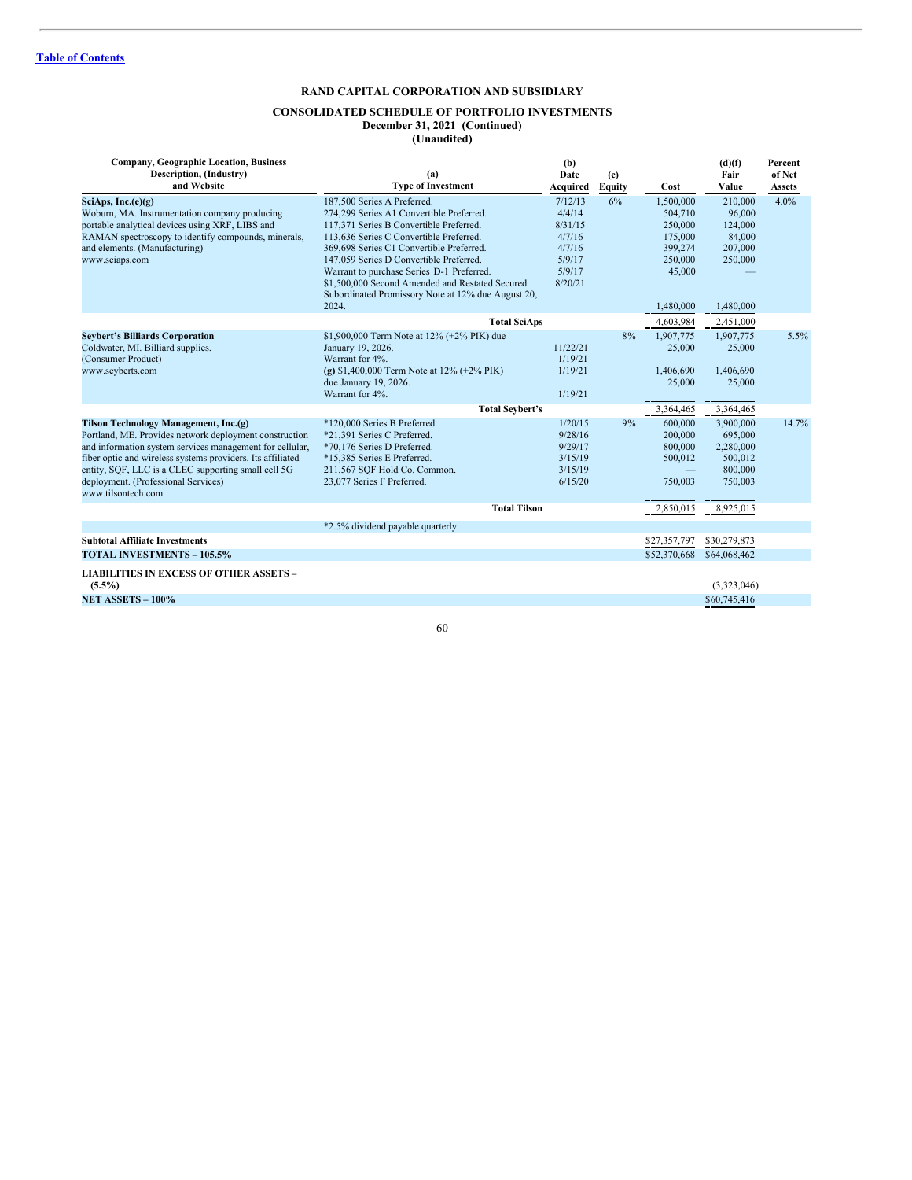[Table of Contents](#)

**RAND CAPITAL CORPORATION AND SUBSIDIARY**

**CONSOLIDATED SCHEDULE OF PORTFOLIO INVESTMENTS**
**December 31, 2021 (Continued)**
**(Unaudited)**

| Company, Geographic Location, Business Description, (Industry) and Website | (a) Type of Investment | (b) Date Acquired | (c) Equity | Cost | (d)(f) Fair Value | Percent of Net Assets |
|---|---|---|---|---|---|---|
| **SciAps, Inc.(e)(g)** | 187,500 Series A Preferred. | 7/12/13 | 6% | 1,500,000 | 210,000 | 4.0% |
| Woburn, MA. Instrumentation company producing | 274,299 Series A1 Convertible Preferred. | 4/4/14 | | 504,710 | 96,000 | |
| portable analytical devices using XRF, LIBS and | 117,371 Series B Convertible Preferred. | 8/31/15 | | 250,000 | 124,000 | |
| RAMAN spectroscopy to identify compounds, minerals, | 113,636 Series C Convertible Preferred. | 4/7/16 | | 175,000 | 84,000 | |
| and elements. (Manufacturing) | 369,698 Series C1 Convertible Preferred. | 4/7/16 | | 399,274 | 207,000 | |
| www.sciaps.com | 147,059 Series D Convertible Preferred. | 5/9/17 | | 250,000 | 250,000 | |
| | Warrant to purchase Series D-1 Preferred. | 5/9/17 | | 45,000 | — | |
| | $1,500,000 Second Amended and Restated Secured Subordinated Promissory Note at 12% due August 20, 2024. | 8/20/21 | | 1,480,000 | 1,480,000 | |
| | **Total SciAps** | | | 4,603,984 | 2,451,000 | |
| **Seybert's Billiards Corporation** | $1,900,000 Term Note at 12% (+2% PIK) due | | 8% | 1,907,775 | 1,907,775 | 5.5% |
| Coldwater, MI. Billiard supplies. | January 19, 2026. | 11/22/21 | | 25,000 | 25,000 | |
| (Consumer Product) | Warrant for 4%. | 1/19/21 | | | | |
| www.seyberts.com | **(g)** $1,400,000 Term Note at 12% (+2% PIK) | 1/19/21 | | 1,406,690 | 1,406,690 | |
| | due January 19, 2026. | | | 25,000 | 25,000 | |
| | Warrant for 4%. | 1/19/21 | | | | |
| | **Total Seybert's** | | | 3,364,465 | 3,364,465 | |
| **Tilson Technology Management, Inc.(g)** | *120,000 Series B Preferred. | 1/20/15 | 9% | 600,000 | 3,900,000 | 14.7% |
| Portland, ME. Provides network deployment construction | *21,391 Series C Preferred. | 9/28/16 | | 200,000 | 695,000 | |
| and information system services management for cellular, | *70,176 Series D Preferred. | 9/29/17 | | 800,000 | 2,280,000 | |
| fiber optic and wireless systems providers. Its affiliated | *15,385 Series E Preferred. | 3/15/19 | | 500,012 | 500,012 | |
| entity, SQF, LLC is a CLEC supporting small cell 5G | 211,567 SQF Hold Co. Common. | 3/15/19 | | — | 800,000 | |
| deployment. (Professional Services) | 23,077 Series F Preferred. | 6/15/20 | | 750,003 | 750,003 | |
| www.tilsontech.com | | | | | | |
| | **Total Tilson** | | | 2,850,015 | 8,925,015 | |
| | *2.5% dividend payable quarterly. | | | | | |
| **Subtotal Affiliate Investments** | | | | $27,357,797 | $30,279,873 | |
| **TOTAL INVESTMENTS – 105.5%** | | | | $52,370,668 | $64,068,462 | |
| **LIABILITIES IN EXCESS OF OTHER ASSETS – (5.5%)** | | | | | (3,323,046) | |
| **NET ASSETS – 100%** | | | | | $60,745,416 | |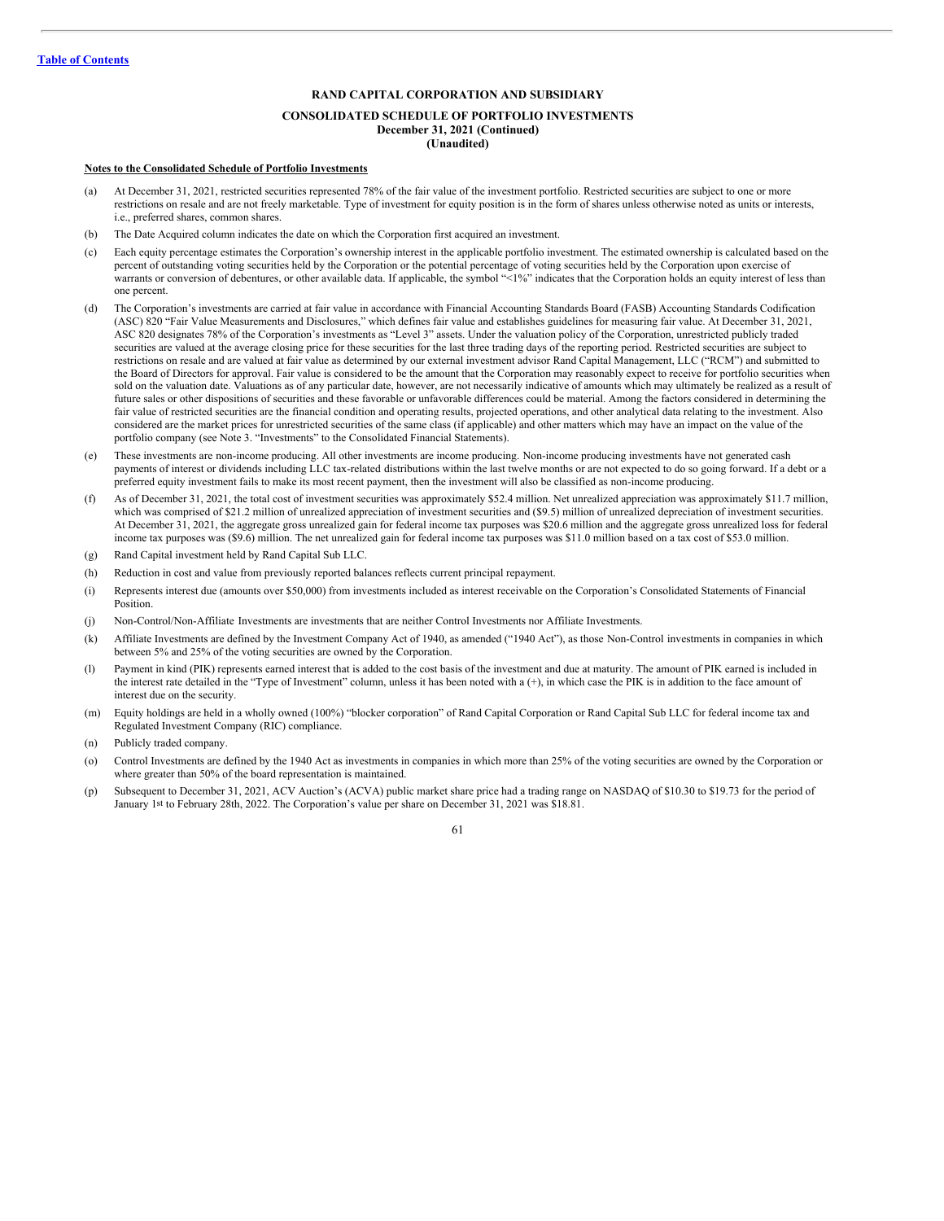[Table of Contents](#)

**RAND CAPITAL CORPORATION AND SUBSIDIARY**

**CONSOLIDATED SCHEDULE OF PORTFOLIO INVESTMENTS**
**December 31, 2021 (Continued)**
**(Unaudited)**

**Notes to the Consolidated Schedule of Portfolio Investments**

(a) At December 31, 2021, restricted securities represented 78% of the fair value of the investment portfolio. Restricted securities are subject to one or more restrictions on resale and are not freely marketable. Type of investment for equity position is in the form of shares unless otherwise noted as units or interests, i.e., preferred shares, common shares.

(b) The Date Acquired column indicates the date on which the Corporation first acquired an investment.

(c) Each equity percentage estimates the Corporation's ownership interest in the applicable portfolio investment. The estimated ownership is calculated based on the percent of outstanding voting securities held by the Corporation or the potential percentage of voting securities held by the Corporation upon exercise of warrants or conversion of debentures, or other available data. If applicable, the symbol "<1%" indicates that the Corporation holds an equity interest of less than one percent.

(d) The Corporation's investments are carried at fair value in accordance with Financial Accounting Standards Board (FASB) Accounting Standards Codification (ASC) 820 "Fair Value Measurements and Disclosures," which defines fair value and establishes guidelines for measuring fair value. At December 31, 2021, ASC 820 designates 78% of the Corporation's investments as "Level 3" assets. Under the valuation policy of the Corporation, unrestricted publicly traded securities are valued at the average closing price for these securities for the last three trading days of the reporting period. Restricted securities are subject to restrictions on resale and are valued at fair value as determined by our external investment advisor Rand Capital Management, LLC ("RCM") and submitted to the Board of Directors for approval. Fair value is considered to be the amount that the Corporation may reasonably expect to receive for portfolio securities when sold on the valuation date. Valuations as of any particular date, however, are not necessarily indicative of amounts which may ultimately be realized as a result of future sales or other dispositions of securities and these favorable or unfavorable differences could be material. Among the factors considered in determining the fair value of restricted securities are the financial condition and operating results, projected operations, and other analytical data relating to the investment. Also considered are the market prices for unrestricted securities of the same class (if applicable) and other matters which may have an impact on the value of the portfolio company (see Note 3. "Investments" to the Consolidated Financial Statements).

(e) These investments are non-income producing. All other investments are income producing. Non-income producing investments have not generated cash payments of interest or dividends including LLC tax-related distributions within the last twelve months or are not expected to do so going forward. If a debt or a preferred equity investment fails to make its most recent payment, then the investment will also be classified as non-income producing.

(f) As of December 31, 2021, the total cost of investment securities was approximately $52.4 million. Net unrealized appreciation was approximately $11.7 million, which was comprised of $21.2 million of unrealized appreciation of investment securities and ($9.5) million of unrealized depreciation of investment securities. At December 31, 2021, the aggregate gross unrealized gain for federal income tax purposes was $20.6 million and the aggregate gross unrealized loss for federal income tax purposes was ($9.6) million. The net unrealized gain for federal income tax purposes was $11.0 million based on a tax cost of $53.0 million.

(g) Rand Capital investment held by Rand Capital Sub LLC.

(h) Reduction in cost and value from previously reported balances reflects current principal repayment.

(i) Represents interest due (amounts over $50,000) from investments included as interest receivable on the Corporation's Consolidated Statements of Financial Position.

(j) Non-Control/Non-Affiliate Investments are investments that are neither Control Investments nor Affiliate Investments.

(k) Affiliate Investments are defined by the Investment Company Act of 1940, as amended ("1940 Act"), as those Non-Control investments in companies in which between 5% and 25% of the voting securities are owned by the Corporation.

(l) Payment in kind (PIK) represents earned interest that is added to the cost basis of the investment and due at maturity. The amount of PIK earned is included in the interest rate detailed in the "Type of Investment" column, unless it has been noted with a (+), in which case the PIK is in addition to the face amount of interest due on the security.

(m) Equity holdings are held in a wholly owned (100%) "blocker corporation" of Rand Capital Corporation or Rand Capital Sub LLC for federal income tax and Regulated Investment Company (RIC) compliance.

(n) Publicly traded company.

(o) Control Investments are defined by the 1940 Act as investments in companies in which more than 25% of the voting securities are owned by the Corporation or where greater than 50% of the board representation is maintained.

(p) Subsequent to December 31, 2021, ACV Auction's (ACVA) public market share price had a trading range on NASDAQ of $10.30 to $19.73 for the period of January 1st to February 28th, 2022. The Corporation's value per share on December 31, 2021 was $18.81.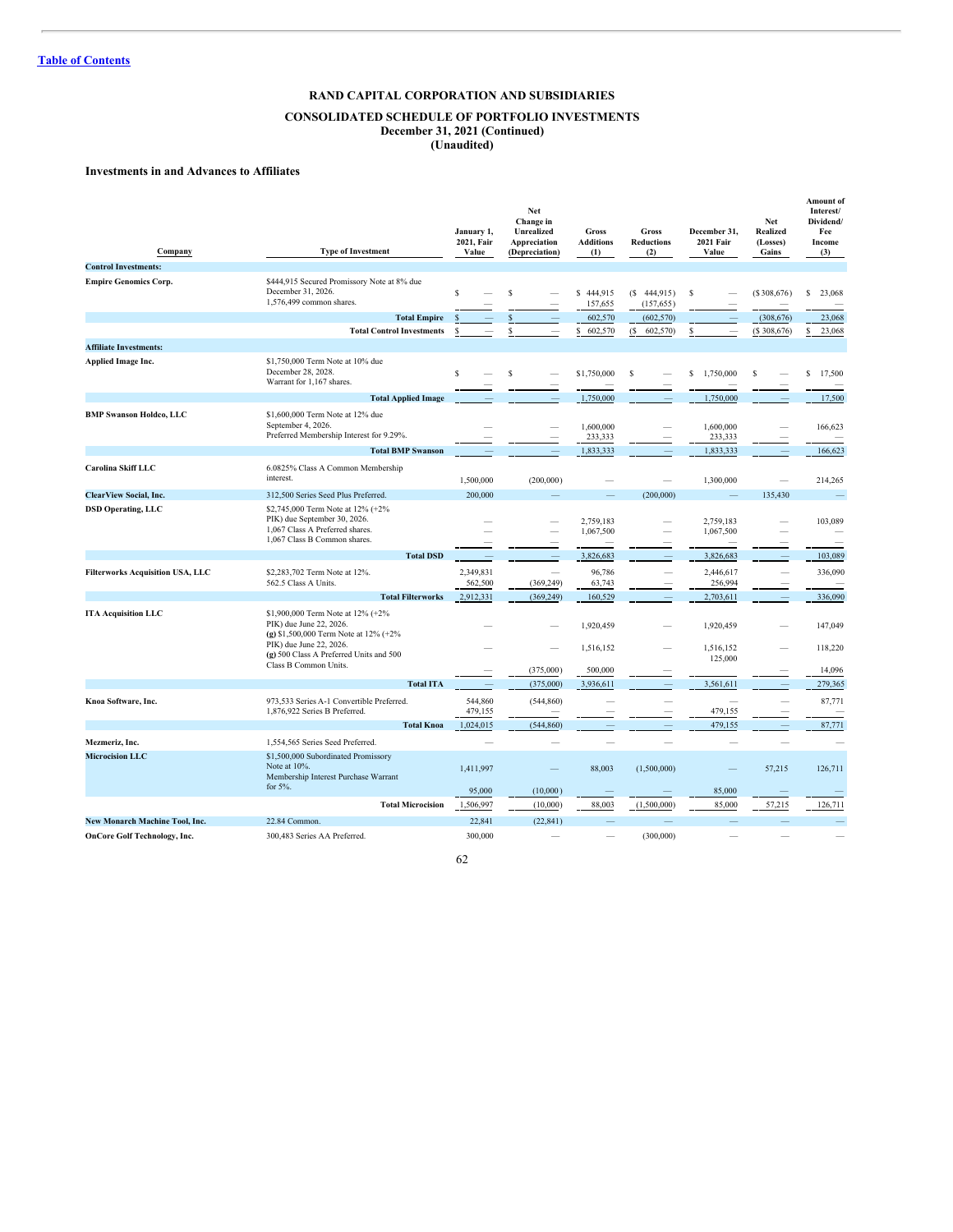**RAND CAPITAL CORPORATION AND SUBSIDIARIES**

**CONSOLIDATED SCHEDULE OF PORTFOLIO INVESTMENTS**
**December 31, 2021 (Continued)**
**(Unaudited)**

### Investments in and Advances to Affiliates

| Company | Type of Investment | January 1, 2021, Fair Value | Net Change in Unrealized Appreciation (Depreciation) | Gross Additions (1) | Gross Reductions (2) | December 31, 2021 Fair Value | Net Realized (Losses) Gains | Amount of Interest/ Dividend/ Fee Income (3) |
|---|---|---|---|---|---|---|---|---|
| **Control Investments:** | | | | | | | | |
| **Empire Genomics Corp.** | $444,915 Secured Promissory Note at 8% due December 31, 2026. | $ — | $ — | $ 444,915 | ($ 444,915) | $ — | ($308,676) | $ 23,068 |
| | 1,576,499 common shares. | — | — | 157,655 | (157,655) | — | — | — |
| | **Total Empire** | $ — | $ — | 602,570 | (602,570) | — | (308,676) | 23,068 |
| | **Total Control Investments** | $ — | $ — | $ 602,570 | ($ 602,570) | $ — | ($ 308,676) | $ 23,068 |
| **Affiliate Investments:** | | | | | | | | |
| **Applied Image Inc.** | $1,750,000 Term Note at 10% due December 28, 2028. | $ — | $ — | $1,750,000 | $ — | $ 1,750,000 | $ — | $ 17,500 |
| | Warrant for 1,167 shares. | — | — | — | — | — | — | — |
| | **Total Applied Image** | — | — | 1,750,000 | — | 1,750,000 | — | 17,500 |
| **BMP Swanson Holdco, LLC** | $1,600,000 Term Note at 12% due September 4, 2026. | — | — | 1,600,000 | — | 1,600,000 | — | 166,623 |
| | Preferred Membership Interest for 9.29%. | — | — | 233,333 | — | 233,333 | — | — |
| | **Total BMP Swanson** | — | — | 1,833,333 | — | 1,833,333 | — | 166,623 |
| **Carolina Skiff LLC** | 6.0825% Class A Common Membership interest. | 1,500,000 | (200,000) | — | — | 1,300,000 | — | 214,265 |
| **ClearView Social, Inc.** | 312,500 Series Seed Plus Preferred. | 200,000 | — | — | (200,000) | — | 135,430 | — |
| **DSD Operating, LLC** | $2,745,000 Term Note at 12% (+2% PIK) due September 30, 2026. | — | — | 2,759,183 | — | 2,759,183 | — | 103,089 |
| | 1,067 Class A Preferred shares. | — | — | 1,067,500 | — | 1,067,500 | — | — |
| | 1,067 Class B Common shares. | — | — | — | — | — | — | — |
| | **Total DSD** | — | — | 3,826,683 | — | 3,826,683 | — | 103,089 |
| **Filterworks Acquisition USA, LLC** | $2,283,702 Term Note at 12%. | 2,349,831 | — | 96,786 | — | 2,446,617 | — | 336,090 |
| | 562.5 Class A Units. | 562,500 | (369,249) | 63,743 | — | 256,994 | — | — |
| | **Total Filterworks** | 2,912,331 | (369,249) | 160,529 | — | 2,703,611 | — | 336,090 |
| **ITA Acquisition LLC** | $1,900,000 Term Note at 12% (+2% PIK) due June 22, 2026. | — | — | 1,920,459 | — | 1,920,459 | — | 147,049 |
| | **(g)** $1,500,000 Term Note at 12% (+2% PIK) due June 22, 2026. | — | — | 1,516,152 | — | 1,516,152 | — | 118,220 |
| | **(g)** 500 Class A Preferred Units and 500 Class B Common Units. | — | (375,000) | 500,000 | — | 125,000 | — | 14,096 |
| | **Total ITA** | — | (375,000) | 3,936,611 | — | 3,561,611 | — | 279,365 |
| **Knoa Software, Inc.** | 973,533 Series A-1 Convertible Preferred. | 544,860 | (544,860) | — | — | — | — | 87,771 |
| | 1,876,922 Series B Preferred. | 479,155 | — | — | — | 479,155 | — | — |
| | **Total Knoa** | 1,024,015 | (544,860) | — | — | 479,155 | — | 87,771 |
| **Mezmeriz, Inc.** | 1,554,565 Series Seed Preferred. | — | — | — | — | — | — | — |
| **Microcision LLC** | $1,500,000 Subordinated Promissory Note at 10%. | 1,411,997 | — | 88,003 | (1,500,000) | — | 57,215 | 126,711 |
| | Membership Interest Purchase Warrant for 5%. | 95,000 | (10,000) | — | — | 85,000 | — | — |
| | **Total Microcision** | 1,506,997 | (10,000) | 88,003 | (1,500,000) | 85,000 | 57,215 | 126,711 |
| **New Monarch Machine Tool, Inc.** | 22.84 Common. | 22,841 | (22,841) | — | — | — | — | — |
| **OnCore Golf Technology, Inc.** | 300,483 Series AA Preferred. | 300,000 | — | — | (300,000) | — | — | — |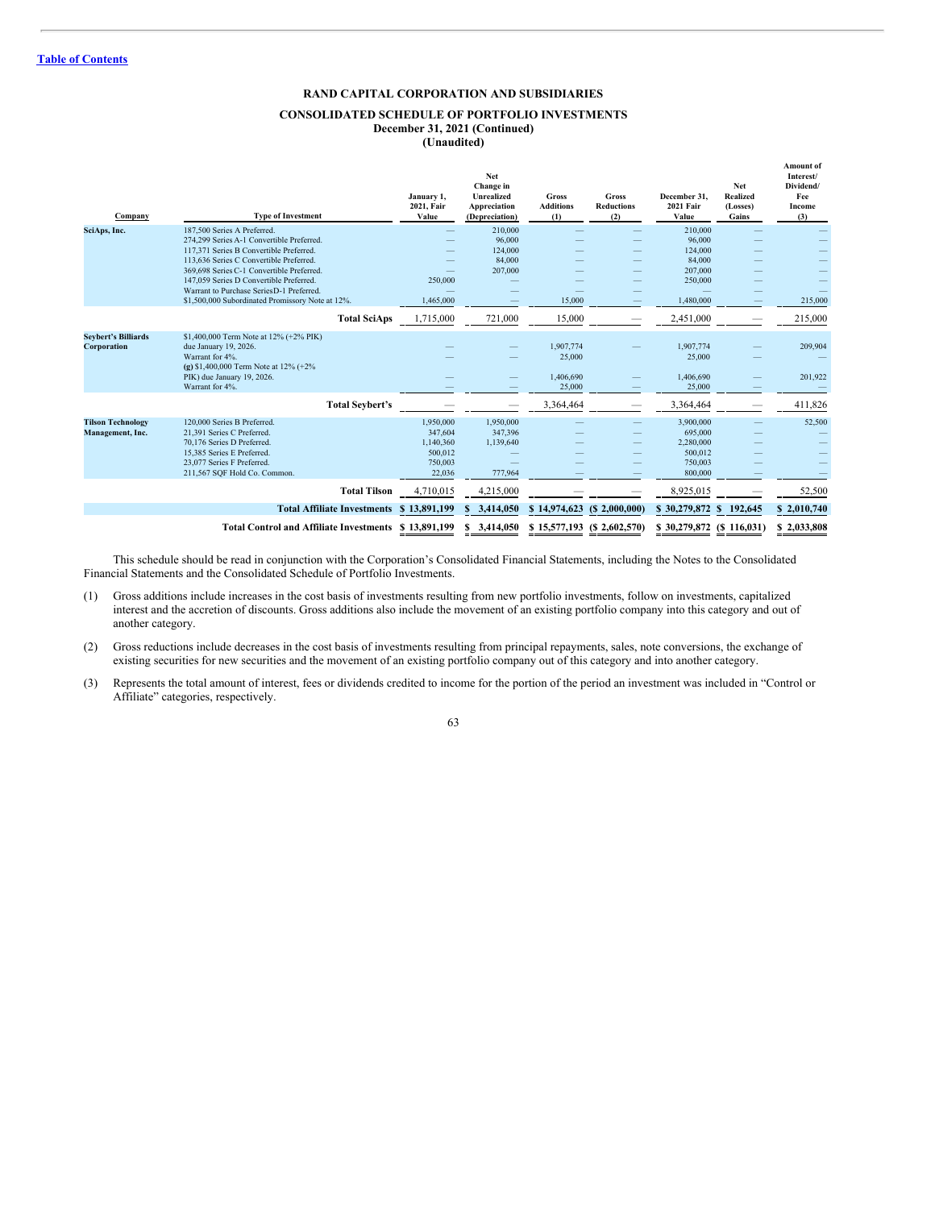RAND CAPITAL CORPORATION AND SUBSIDIARIES

CONSOLIDATED SCHEDULE OF PORTFOLIO INVESTMENTS
December 31, 2021 (Continued)
(Unaudited)

| Company | Type of Investment | January 1, 2021, Fair Value | Net Change in Unrealized Appreciation (Depreciation) | Gross Additions (1) | Gross Reductions (2) | December 31, 2021 Fair Value | Net Realized (Losses) Gains | Amount of Interest/ Dividend/ Fee Income (3) |
|---|---|---|---|---|---|---|---|---|
| **SciAps, Inc.** | 187,500 Series A Preferred. | — | 210,000 | — | — | 210,000 | — | — |
| | 274,299 Series A-1 Convertible Preferred. | — | 96,000 | — | — | 96,000 | — | — |
| | 117,371 Series B Convertible Preferred. | — | 124,000 | — | — | 124,000 | — | — |
| | 113,636 Series C Convertible Preferred. | — | 84,000 | — | — | 84,000 | — | — |
| | 369,698 Series C-1 Convertible Preferred. | — | 207,000 | — | — | 207,000 | — | — |
| | 147,059 Series D Convertible Preferred. | 250,000 | — | — | — | 250,000 | — | — |
| | Warrant to Purchase Series D-1 Preferred. | — | — | — | — | — | — | — |
| | $1,500,000 Subordinated Promissory Note at 12%. | 1,465,000 | — | 15,000 | — | 1,480,000 | — | 215,000 |
| | **Total SciAps** | 1,715,000 | 721,000 | 15,000 | — | 2,451,000 | — | 215,000 |
| **Seybert's Billiards Corporation** | $1,400,000 Term Note at 12% (+2% PIK) due January 19, 2026. | — | — | 1,907,774 | — | 1,907,774 | — | 209,904 |
| | Warrant for 4%. | — | — | 25,000 | | 25,000 | — | — |
| | **(g)** $1,400,000 Term Note at 12% (+2% PIK) due January 19, 2026. | — | — | 1,406,690 | — | 1,406,690 | — | 201,922 |
| | Warrant for 4%. | — | — | 25,000 | — | 25,000 | — | — |
| | **Total Seybert's** | — | — | 3,364,464 | — | 3,364,464 | — | 411,826 |
| **Tilson Technology Management, Inc.** | 120,000 Series B Preferred. | 1,950,000 | 1,950,000 | — | — | 3,900,000 | — | 52,500 |
| | 21,391 Series C Preferred. | 347,604 | 347,396 | — | — | 695,000 | — | — |
| | 70,176 Series D Preferred. | 1,140,360 | 1,139,640 | — | — | 2,280,000 | — | — |
| | 15,385 Series E Preferred. | 500,012 | — | — | — | 500,012 | — | — |
| | 23,077 Series F Preferred. | 750,003 | — | — | — | 750,003 | — | — |
| | 211,567 SQF Hold Co. Common. | 22,036 | 777,964 | — | — | 800,000 | — | — |
| | **Total Tilson** | 4,710,015 | 4,215,000 | — | — | 8,925,015 | — | 52,500 |
| | **Total Affiliate Investments** | **$ 13,891,199** | **$ 3,414,050** | **$ 14,974,623** | **($ 2,000,000)** | **$ 30,279,872** | **$ 192,645** | **$ 2,010,740** |
| | **Total Control and Affiliate Investments** | **$ 13,891,199** | **$ 3,414,050** | **$ 15,577,193** | **($ 2,602,570)** | **$ 30,279,872** | **($ 116,031)** | **$ 2,033,808** |

This schedule should be read in conjunction with the Corporation's Consolidated Financial Statements, including the Notes to the Consolidated Financial Statements and the Consolidated Schedule of Portfolio Investments.

(1) Gross additions include increases in the cost basis of investments resulting from new portfolio investments, follow on investments, capitalized interest and the accretion of discounts. Gross additions also include the movement of an existing portfolio company into this category and out of another category.

(2) Gross reductions include decreases in the cost basis of investments resulting from principal repayments, sales, note conversions, the exchange of existing securities for new securities and the movement of an existing portfolio company out of this category and into another category.

(3) Represents the total amount of interest, fees or dividends credited to income for the portion of the period an investment was included in "Control or Affiliate" categories, respectively.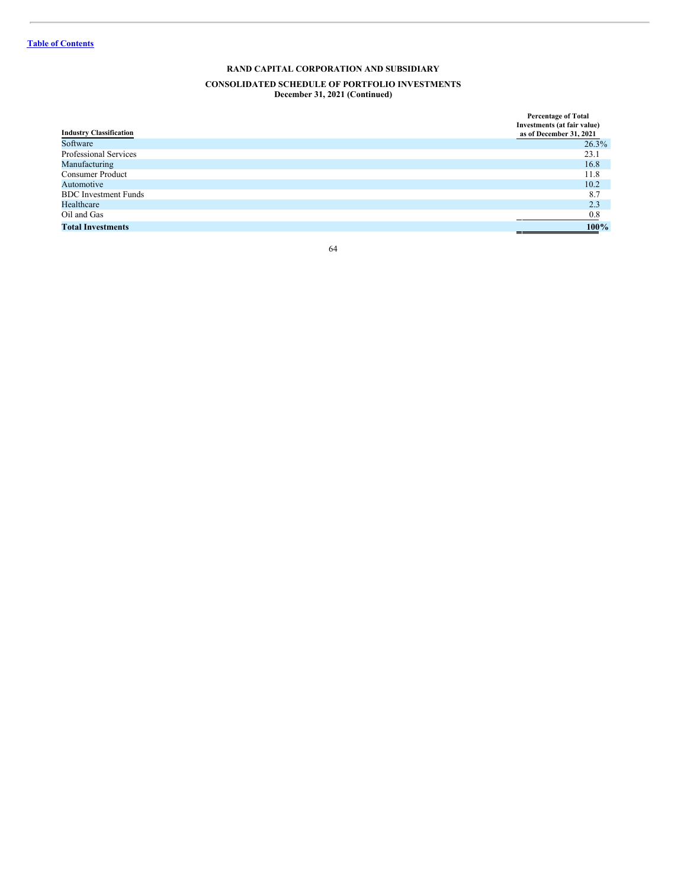**RAND CAPITAL CORPORATION AND SUBSIDIARY**

**CONSOLIDATED SCHEDULE OF PORTFOLIO INVESTMENTS**
**December 31, 2021 (Continued)**

| Industry Classification | Percentage of Total Investments (at fair value) as of December 31, 2021 |
|---|---|
| Software | 26.3% |
| Professional Services | 23.1 |
| Manufacturing | 16.8 |
| Consumer Product | 11.8 |
| Automotive | 10.2 |
| BDC Investment Funds | 8.7 |
| Healthcare | 2.3 |
| Oil and Gas | 0.8 |
| **Total Investments** | **100%** |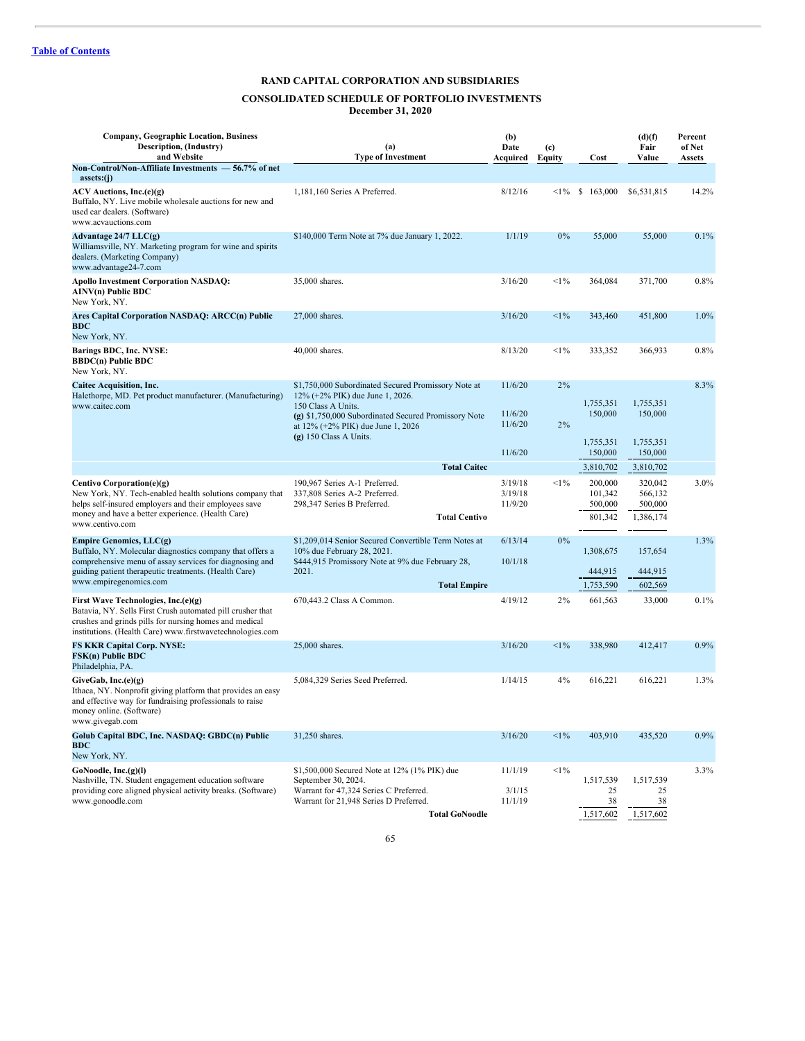Table of Contents

# RAND CAPITAL CORPORATION AND SUBSIDIARIES

## CONSOLIDATED SCHEDULE OF PORTFOLIO INVESTMENTS
### December 31, 2020

| Company, Geographic Location, Business Description, (Industry) and Website | (a) Type of Investment | (b) Date Acquired | (c) Equity | Cost | (d)(f) Fair Value | Percent of Net Assets |
|---|---|---|---|---|---|---|
| **Non-Control/Non-Affiliate Investments — 56.7% of net assets:(j)** | | | | | | |
| **ACV Auctions, Inc.(e)(g)** Buffalo, NY. Live mobile wholesale auctions for new and used car dealers. (Software) www.acvauctions.com | 1,181,160 Series A Preferred. | 8/12/16 | <1% | $ 163,000 | $6,531,815 | 14.2% |
| **Advantage 24/7 LLC(g)** Williamsville, NY. Marketing program for wine and spirits dealers. (Marketing Company) www.advantage24-7.com | $140,000 Term Note at 7% due January 1, 2022. | 1/1/19 | 0% | 55,000 | 55,000 | 0.1% |
| **Apollo Investment Corporation NASDAQ: AINV(n) Public BDC** New York, NY. | 35,000 shares. | 3/16/20 | <1% | 364,084 | 371,700 | 0.8% |
| **Ares Capital Corporation NASDAQ: ARCC(n) Public BDC** New York, NY. | 27,000 shares. | 3/16/20 | <1% | 343,460 | 451,800 | 1.0% |
| **Barings BDC, Inc. NYSE: BBDC(n) Public BDC** New York, NY. | 40,000 shares. | 8/13/20 | <1% | 333,352 | 366,933 | 0.8% |
| **Caitec Acquisition, Inc.** Halethorpe, MD. Pet product manufacturer. (Manufacturing) www.caitec.com | $1,750,000 Subordinated Secured Promissory Note at 12% (+2% PIK) due June 1, 2026. | 11/6/20 | 2% | 1,755,351 | 1,755,351 | 8.3% |
| | 150 Class A Units. | 11/6/20 | | 150,000 | 150,000 | |
| | (g) $1,750,000 Subordinated Secured Promissory Note at 12% (+2% PIK) due June 1, 2026 | 11/6/20 | 2% | 1,755,351 | 1,755,351 | |
| | (g) 150 Class A Units. | 11/6/20 | | 150,000 | 150,000 | |
| | **Total Caitec** | | | 3,810,702 | 3,810,702 | |
| **Centivo Corporation(e)(g)** New York, NY. Tech-enabled health solutions company that helps self-insured employers and their employees save money and have a better experience. (Health Care) www.centivo.com | 190,967 Series A-1 Preferred. | 3/19/18 | <1% | 200,000 | 320,042 | 3.0% |
| | 337,808 Series A-2 Preferred. | 3/19/18 | | 101,342 | 566,132 | |
| | 298,347 Series B Preferred. | 11/9/20 | | 500,000 | 500,000 | |
| | **Total Centivo** | | | 801,342 | 1,386,174 | |
| **Empire Genomics, LLC(g)** Buffalo, NY. Molecular diagnostics company that offers a comprehensive menu of assay services for diagnosing and guiding patient therapeutic treatments. (Health Care) www.empiregenomics.com | $1,209,014 Senior Secured Convertible Term Notes at 10% due February 28, 2021. | 6/13/14 | 0% | 1,308,675 | 157,654 | 1.3% |
| | $444,915 Promissory Note at 9% due February 28, 2021. | 10/1/18 | | 444,915 | 444,915 | |
| | **Total Empire** | | | 1,753,590 | 602,569 | |
| **First Wave Technologies, Inc.(e)(g)** Batavia, NY. Sells First Crush automated pill crusher that crushes and grinds pills for nursing homes and medical institutions. (Health Care) www.firstwavetechnologies.com | 670,443.2 Class A Common. | 4/19/12 | 2% | 661,563 | 33,000 | 0.1% |
| **FS KKR Capital Corp. NYSE: FSK(n) Public BDC** Philadelphia, PA. | 25,000 shares. | 3/16/20 | <1% | 338,980 | 412,417 | 0.9% |
| **GiveGab, Inc.(e)(g)** Ithaca, NY. Nonprofit giving platform that provides an easy and effective way for fundraising professionals to raise money online. (Software) www.givegab.com | 5,084,329 Series Seed Preferred. | 1/14/15 | 4% | 616,221 | 616,221 | 1.3% |
| **Golub Capital BDC, Inc. NASDAQ: GBDC(n) Public BDC** New York, NY. | 31,250 shares. | 3/16/20 | <1% | 403,910 | 435,520 | 0.9% |
| **GoNoodle, Inc.(g)(l)** Nashville, TN. Student engagement education software providing core aligned physical activity breaks. (Software) www.gonoodle.com | $1,500,000 Secured Note at 12% (1% PIK) due September 30, 2024. | 11/1/19 | <1% | 1,517,539 | 1,517,539 | 3.3% |
| | Warrant for 47,324 Series C Preferred. | 3/1/15 | | 25 | 25 | |
| | Warrant for 21,948 Series D Preferred. | 11/1/19 | | 38 | 38 | |
| | **Total GoNoodle** | | | 1,517,602 | 1,517,602 | |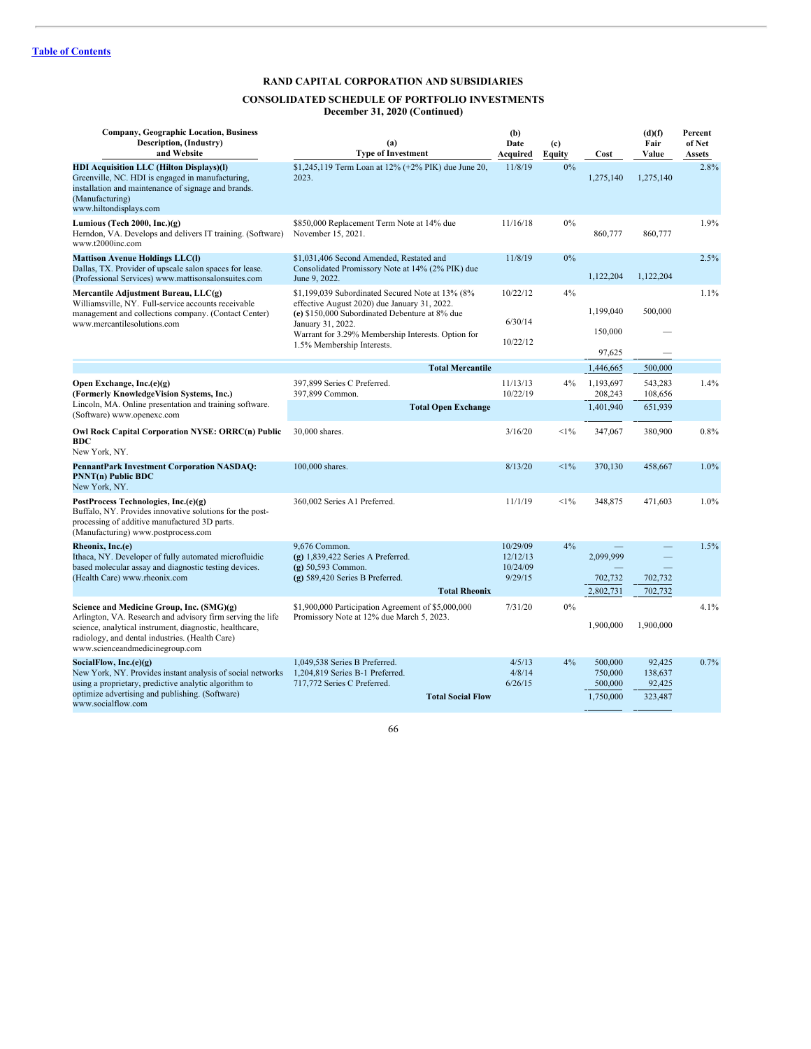Table of Contents

**RAND CAPITAL CORPORATION AND SUBSIDIARIES**

**CONSOLIDATED SCHEDULE OF PORTFOLIO INVESTMENTS**
**December 31, 2020 (Continued)**

| Company, Geographic Location, Business Description, (Industry) and Website | (a) Type of Investment | (b) Date Acquired | (c) Equity | Cost | (d)(f) Fair Value | Percent of Net Assets |
|---|---|---|---|---|---|---|
| **HDI Acquisition LLC (Hilton Displays)(l)** Greenville, NC. HDI is engaged in manufacturing, installation and maintenance of signage and brands. (Manufacturing) www.hiltondisplays.com | $1,245,119 Term Loan at 12% (+2% PIK) due June 20, 2023. | 11/8/19 | 0% | 1,275,140 | 1,275,140 | 2.8% |
| **Lumious (Tech 2000, Inc.)(g)** Herndon, VA. Develops and delivers IT training. (Software) www.t2000inc.com | $850,000 Replacement Term Note at 14% due November 15, 2021. | 11/16/18 | 0% | 860,777 | 860,777 | 1.9% |
| **Mattison Avenue Holdings LLC(l)** Dallas, TX. Provider of upscale salon spaces for lease. (Professional Services) www.mattisonsalonsuites.com | $1,031,406 Second Amended, Restated and Consolidated Promissory Note at 14% (2% PIK) due June 9, 2022. | 11/8/19 | 0% | 1,122,204 | 1,122,204 | 2.5% |
| **Mercantile Adjustment Bureau, LLC(g)** Williamsville, NY. Full-service accounts receivable management and collections company. (Contact Center) www.mercantilesolutions.com | $1,199,039 Subordinated Secured Note at 13% (8% effective August 2020) due January 31, 2022. | 10/22/12 | 4% | 1,199,040 | 500,000 | 1.1% |
| | **(e)** $150,000 Subordinated Debenture at 8% due January 31, 2022. | 6/30/14 | | 150,000 | — | |
| | Warrant for 3.29% Membership Interests. Option for 1.5% Membership Interests. | 10/22/12 | | 97,625 | — | |
| | **Total Mercantile** | | | 1,446,665 | 500,000 | |
| **Open Exchange, Inc.(e)(g) (Formerly KnowledgeVision Systems, Inc.)** Lincoln, MA. Online presentation and training software. (Software) www.openexc.com | 397,899 Series C Preferred. | 11/13/13 | 4% | 1,193,697 | 543,283 | 1.4% |
| | 397,899 Common. | 10/22/19 | | 208,243 | 108,656 | |
| | **Total Open Exchange** | | | 1,401,940 | 651,939 | |
| **Owl Rock Capital Corporation NYSE: ORRC(n) Public BDC** New York, NY. | 30,000 shares. | 3/16/20 | <1% | 347,067 | 380,900 | 0.8% |
| **PennantPark Investment Corporation NASDAQ: PNNT(n) Public BDC** New York, NY. | 100,000 shares. | 8/13/20 | <1% | 370,130 | 458,667 | 1.0% |
| **PostProcess Technologies, Inc.(e)(g)** Buffalo, NY. Provides innovative solutions for the post-processing of additive manufactured 3D parts. (Manufacturing) www.postprocess.com | 360,002 Series A1 Preferred. | 11/1/19 | <1% | 348,875 | 471,603 | 1.0% |
| **Rheonix, Inc.(e)** Ithaca, NY. Developer of fully automated microfluidic based molecular assay and diagnostic testing devices. (Health Care) www.rheonix.com | 9,676 Common. | 10/29/09 | 4% | — | — | 1.5% |
| | **(g)** 1,839,422 Series A Preferred. | 12/12/13 | | 2,099,999 | — | |
| | **(g)** 50,593 Common. | 10/24/09 | | — | — | |
| | **(g)** 589,420 Series B Preferred. | 9/29/15 | | 702,732 | 702,732 | |
| | **Total Rheonix** | | | 2,802,731 | 702,732 | |
| **Science and Medicine Group, Inc. (SMG)(g)** Arlington, VA. Research and advisory firm serving the life science, analytical instrument, diagnostic, healthcare, radiology, and dental industries. (Health Care) www.scienceandmedicinegroup.com | $1,900,000 Participation Agreement of $5,000,000 Promissory Note at 12% due March 5, 2023. | 7/31/20 | 0% | 1,900,000 | 1,900,000 | 4.1% |
| **SocialFlow, Inc.(e)(g)** New York, NY. Provides instant analysis of social networks using a proprietary, predictive analytic algorithm to optimize advertising and publishing. (Software) www.socialflow.com | 1,049,538 Series B Preferred. | 4/5/13 | 4% | 500,000 | 92,425 | 0.7% |
| | 1,204,819 Series B-1 Preferred. | 4/8/14 | | 750,000 | 138,637 | |
| | 717,772 Series C Preferred. | 6/26/15 | | 500,000 | 92,425 | |
| | **Total Social Flow** | | | 1,750,000 | 323,487 | |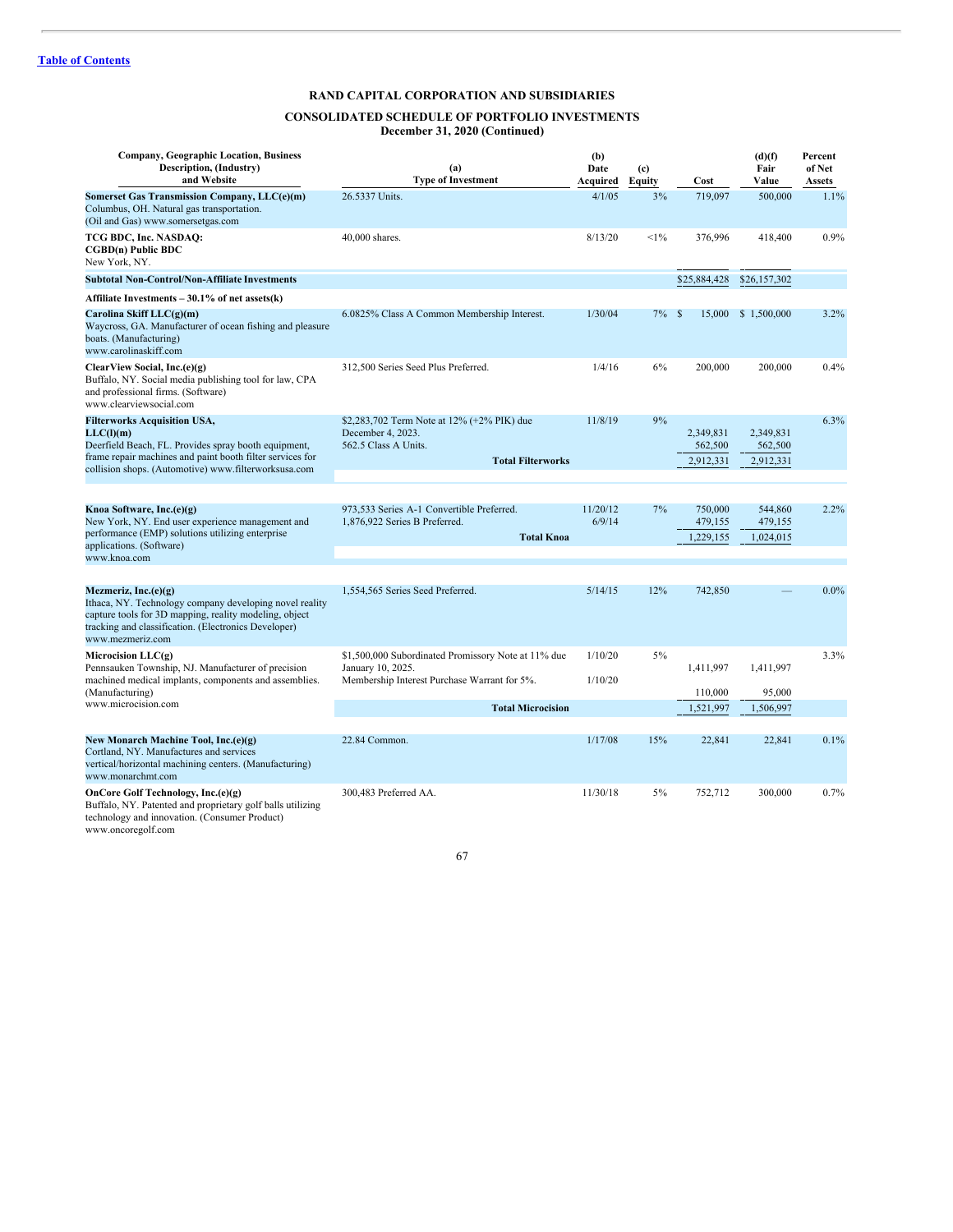**Table of Contents**

## RAND CAPITAL CORPORATION AND SUBSIDIARIES

### CONSOLIDATED SCHEDULE OF PORTFOLIO INVESTMENTS
### December 31, 2020 (Continued)

| Company, Geographic Location, Business Description, (Industry) and Website | (a) Type of Investment | (b) Date Acquired | (c) Equity | Cost | (d)(f) Fair Value | Percent of Net Assets |
|---|---|---|---|---|---|---|
| **Somerset Gas Transmission Company, LLC(e)(m)** Columbus, OH. Natural gas transportation. (Oil and Gas) www.somersetgas.com | 26.5337 Units. | 4/1/05 | 3% | 719,097 | 500,000 | 1.1% |
| **TCG BDC, Inc. NASDAQ: CGBD(n) Public BDC** New York, NY. | 40,000 shares. | 8/13/20 | <1% | 376,996 | 418,400 | 0.9% |
| **Subtotal Non-Control/Non-Affiliate Investments** | | | | $25,884,428 | $26,157,302 | |
| **Affiliate Investments – 30.1% of net assets(k)** | | | | | | |
| **Carolina Skiff LLC(g)(m)** Waycross, GA. Manufacturer of ocean fishing and pleasure boats. (Manufacturing) www.carolinaskiff.com | 6.0825% Class A Common Membership Interest. | 1/30/04 | 7% | $ 15,000 | $ 1,500,000 | 3.2% |
| **ClearView Social, Inc.(e)(g)** Buffalo, NY. Social media publishing tool for law, CPA and professional firms. (Software) www.clearviewsocial.com | 312,500 Series Seed Plus Preferred. | 1/4/16 | 6% | 200,000 | 200,000 | 0.4% |
| **Filterworks Acquisition USA, LLC(l)(m)** Deerfield Beach, FL. Provides spray booth equipment, frame repair machines and paint booth filter services for collision shops. (Automotive) www.filterworksusa.com | $2,283,702 Term Note at 12% (+2% PIK) due December 4, 2023. | 11/8/19 | 9% | 2,349,831 | 2,349,831 | 6.3% |
| | 562.5 Class A Units. | | | 562,500 | 562,500 | |
| | **Total Filterworks** | | | 2,912,331 | 2,912,331 | |
| **Knoa Software, Inc.(e)(g)** New York, NY. End user experience management and performance (EMP) solutions utilizing enterprise applications. (Software) www.knoa.com | 973,533 Series A-1 Convertible Preferred. | 11/20/12 | 7% | 750,000 | 544,860 | 2.2% |
| | 1,876,922 Series B Preferred. | 6/9/14 | | 479,155 | 479,155 | |
| | **Total Knoa** | | | 1,229,155 | 1,024,015 | |
| **Mezmeriz, Inc.(e)(g)** Ithaca, NY. Technology company developing novel reality capture tools for 3D mapping, reality modeling, object tracking and classification. (Electronics Developer) www.mezmeriz.com | 1,554,565 Series Seed Preferred. | 5/14/15 | 12% | 742,850 | — | 0.0% |
| **Microcision LLC(g)** Pennsauken Township, NJ. Manufacturer of precision machined medical implants, components and assemblies. (Manufacturing) www.microcision.com | $1,500,000 Subordinated Promissory Note at 11% due January 10, 2025. | 1/10/20 | 5% | 1,411,997 | 1,411,997 | 3.3% |
| | Membership Interest Purchase Warrant for 5%. | 1/10/20 | | 110,000 | 95,000 | |
| | **Total Microcision** | | | 1,521,997 | 1,506,997 | |
| **New Monarch Machine Tool, Inc.(e)(g)** Cortland, NY. Manufactures and services vertical/horizontal machining centers. (Manufacturing) www.monarchmt.com | 22.84 Common. | 1/17/08 | 15% | 22,841 | 22,841 | 0.1% |
| **OnCore Golf Technology, Inc.(e)(g)** Buffalo, NY. Patented and proprietary golf balls utilizing technology and innovation. (Consumer Product) www.oncoregolf.com | 300,483 Preferred AA. | 11/30/18 | 5% | 752,712 | 300,000 | 0.7% |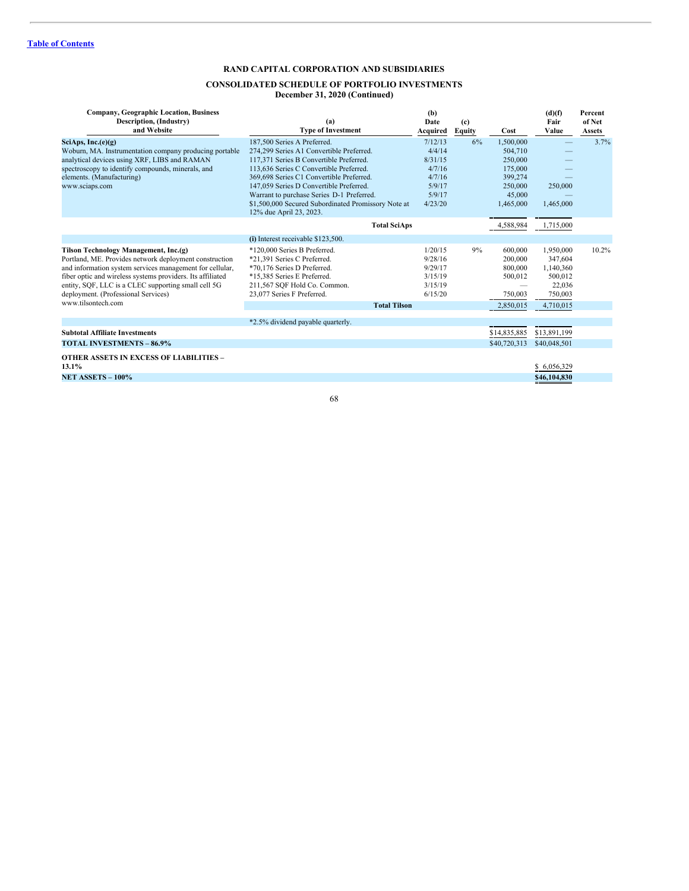**Table of Contents**

# RAND CAPITAL CORPORATION AND SUBSIDIARIES

## CONSOLIDATED SCHEDULE OF PORTFOLIO INVESTMENTS
### December 31, 2020 (Continued)

| Company, Geographic Location, Business Description, (Industry) and Website | (a) Type of Investment | (b) Date Acquired | (c) Equity | Cost | (d)(f) Fair Value | Percent of Net Assets |
|---|---|---|---|---|---|---|
| **SciAps, Inc.(e)(g)** | 187,500 Series A Preferred. | 7/12/13 | 6% | 1,500,000 | — | 3.7% |
| Woburn, MA. Instrumentation company producing portable | 274,299 Series A1 Convertible Preferred. | 4/4/14 | | 504,710 | — | |
| analytical devices using XRF, LIBS and RAMAN | 117,371 Series B Convertible Preferred. | 8/31/15 | | 250,000 | — | |
| spectroscopy to identify compounds, minerals, and | 113,636 Series C Convertible Preferred. | 4/7/16 | | 175,000 | — | |
| elements. (Manufacturing) | 369,698 Series C1 Convertible Preferred. | 4/7/16 | | 399,274 | — | |
| www.sciaps.com | 147,059 Series D Convertible Preferred. | 5/9/17 | | 250,000 | 250,000 | |
| | Warrant to purchase Series D-1 Preferred. | 5/9/17 | | 45,000 | — | |
| | $1,500,000 Secured Subordinated Promissory Note at 12% due April 23, 2023. | 4/23/20 | | 1,465,000 | 1,465,000 | |
| | **Total SciAps** | | | 4,588,984 | 1,715,000 | |
| | **(i)** Interest receivable $123,500. | | | | | |
| **Tilson Technology Management, Inc.(g)** | *120,000 Series B Preferred. | 1/20/15 | 9% | 600,000 | 1,950,000 | 10.2% |
| Portland, ME. Provides network deployment construction | *21,391 Series C Preferred. | 9/28/16 | | 200,000 | 347,604 | |
| and information system services management for cellular, | *70,176 Series D Preferred. | 9/29/17 | | 800,000 | 1,140,360 | |
| fiber optic and wireless systems providers. Its affiliated | *15,385 Series E Preferred. | 3/15/19 | | 500,012 | 500,012 | |
| entity, SQF, LLC is a CLEC supporting small cell 5G | 211,567 SQF Hold Co. Common. | 3/15/19 | | — | 22,036 | |
| deployment. (Professional Services) | 23,077 Series F Preferred. | 6/15/20 | | 750,003 | 750,003 | |
| www.tilsontech.com | **Total Tilson** | | | 2,850,015 | 4,710,015 | |
| | *2.5% dividend payable quarterly. | | | | | |
| **Subtotal Affiliate Investments** | | | | $14,835,885 | $13,891,199 | |
| **TOTAL INVESTMENTS – 86.9%** | | | | $40,720,313 | $40,048,501 | |
| **OTHER ASSETS IN EXCESS OF LIABILITIES – 13.1%** | | | | | $ 6,056,329 | |
| **NET ASSETS – 100%** | | | | | **$46,104,830** | |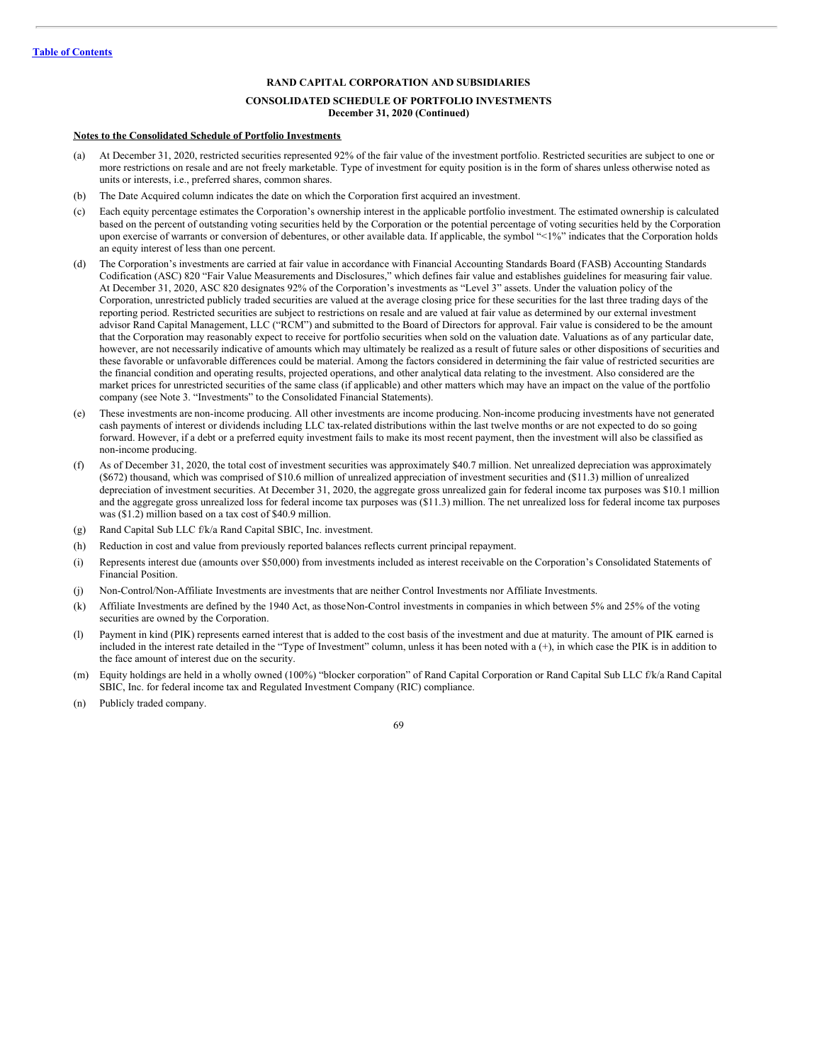[Table of Contents](#)

**RAND CAPITAL CORPORATION AND SUBSIDIARIES**

**CONSOLIDATED SCHEDULE OF PORTFOLIO INVESTMENTS**
**December 31, 2020 (Continued)**

**Notes to the Consolidated Schedule of Portfolio Investments**

(a) At December 31, 2020, restricted securities represented 92% of the fair value of the investment portfolio. Restricted securities are subject to one or more restrictions on resale and are not freely marketable. Type of investment for equity position is in the form of shares unless otherwise noted as units or interests, i.e., preferred shares, common shares.

(b) The Date Acquired column indicates the date on which the Corporation first acquired an investment.

(c) Each equity percentage estimates the Corporation's ownership interest in the applicable portfolio investment. The estimated ownership is calculated based on the percent of outstanding voting securities held by the Corporation or the potential percentage of voting securities held by the Corporation upon exercise of warrants or conversion of debentures, or other available data. If applicable, the symbol "<1%" indicates that the Corporation holds an equity interest of less than one percent.

(d) The Corporation's investments are carried at fair value in accordance with Financial Accounting Standards Board (FASB) Accounting Standards Codification (ASC) 820 "Fair Value Measurements and Disclosures," which defines fair value and establishes guidelines for measuring fair value. At December 31, 2020, ASC 820 designates 92% of the Corporation's investments as "Level 3" assets. Under the valuation policy of the Corporation, unrestricted publicly traded securities are valued at the average closing price for these securities for the last three trading days of the reporting period. Restricted securities are subject to restrictions on resale and are valued at fair value as determined by our external investment advisor Rand Capital Management, LLC ("RCM") and submitted to the Board of Directors for approval. Fair value is considered to be the amount that the Corporation may reasonably expect to receive for portfolio securities when sold on the valuation date. Valuations as of any particular date, however, are not necessarily indicative of amounts which may ultimately be realized as a result of future sales or other dispositions of securities and these favorable or unfavorable differences could be material. Among the factors considered in determining the fair value of restricted securities are the financial condition and operating results, projected operations, and other analytical data relating to the investment. Also considered are the market prices for unrestricted securities of the same class (if applicable) and other matters which may have an impact on the value of the portfolio company (see Note 3. "Investments" to the Consolidated Financial Statements).

(e) These investments are non-income producing. All other investments are income producing. Non-income producing investments have not generated cash payments of interest or dividends including LLC tax-related distributions within the last twelve months or are not expected to do so going forward. However, if a debt or a preferred equity investment fails to make its most recent payment, then the investment will also be classified as non-income producing.

(f) As of December 31, 2020, the total cost of investment securities was approximately $40.7 million. Net unrealized depreciation was approximately ($672) thousand, which was comprised of $10.6 million of unrealized appreciation of investment securities and ($11.3) million of unrealized depreciation of investment securities. At December 31, 2020, the aggregate gross unrealized gain for federal income tax purposes was $10.1 million and the aggregate gross unrealized loss for federal income tax purposes was ($11.3) million. The net unrealized loss for federal income tax purposes was ($1.2) million based on a tax cost of $40.9 million.

(g) Rand Capital Sub LLC f/k/a Rand Capital SBIC, Inc. investment.

(h) Reduction in cost and value from previously reported balances reflects current principal repayment.

(i) Represents interest due (amounts over $50,000) from investments included as interest receivable on the Corporation's Consolidated Statements of Financial Position.

(j) Non-Control/Non-Affiliate Investments are investments that are neither Control Investments nor Affiliate Investments.

(k) Affiliate Investments are defined by the 1940 Act, as those Non-Control investments in companies in which between 5% and 25% of the voting securities are owned by the Corporation.

(l) Payment in kind (PIK) represents earned interest that is added to the cost basis of the investment and due at maturity. The amount of PIK earned is included in the interest rate detailed in the "Type of Investment" column, unless it has been noted with a (+), in which case the PIK is in addition to the face amount of interest due on the security.

(m) Equity holdings are held in a wholly owned (100%) "blocker corporation" of Rand Capital Corporation or Rand Capital Sub LLC f/k/a Rand Capital SBIC, Inc. for federal income tax and Regulated Investment Company (RIC) compliance.

(n) Publicly traded company.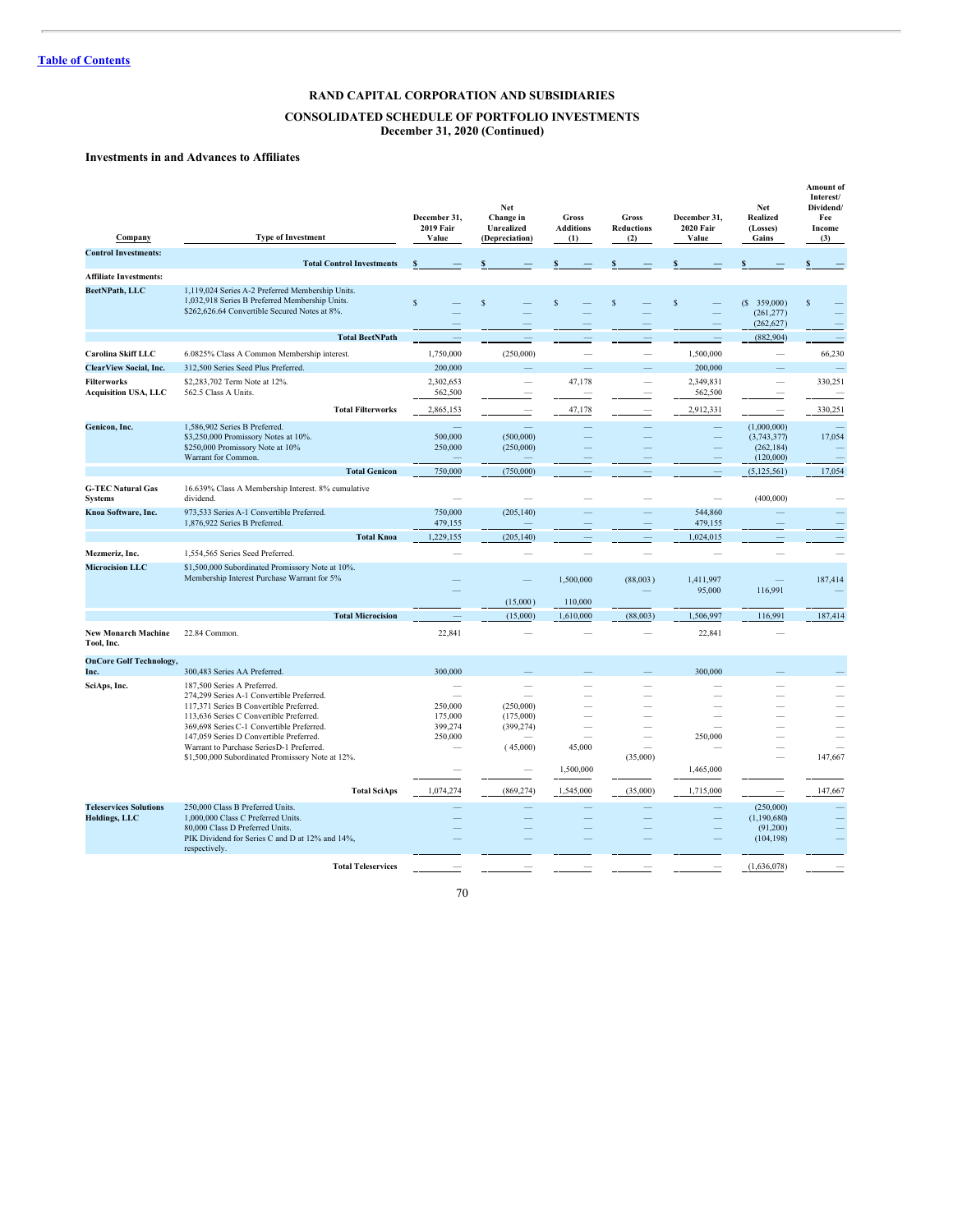[Table of Contents](#)

# RAND CAPITAL CORPORATION AND SUBSIDIARIES

## CONSOLIDATED SCHEDULE OF PORTFOLIO INVESTMENTS
## December 31, 2020 (Continued)

### Investments in and Advances to Affiliates

| Company | Type of Investment | December 31, 2019 Fair Value | Net Change in Unrealized (Depreciation) | Gross Additions (1) | Gross Reductions (2) | December 31, 2020 Fair Value | Net Realized (Losses) Gains | Amount of Interest/ Dividend/ Fee Income (3) |
|---|---|---|---|---|---|---|---|---|
| **Control Investments:** | | | | | | | | |
| | **Total Control Investments** | $ — | $ — | $ — | $ — | $ — | $ — | $ — |
| **Affiliate Investments:** | | | | | | | | |
| **BeetNPath, LLC** | 1,119,024 Series A-2 Preferred Membership Units. | $ — | $ — | $ — | $ — | $ — | ($ 359,000) | $ — |
| | 1,032,918 Series B Preferred Membership Units. | — | — | — | — | — | (261,277) | — |
| | $262,626.64 Convertible Secured Notes at 8%. | — | — | — | — | — | (262,627) | — |
| | **Total BeetNPath** | — | — | — | — | — | (882,904) | — |
| **Carolina Skiff LLC** | 6.0825% Class A Common Membership interest. | 1,750,000 | (250,000) | — | — | 1,500,000 | — | 66,230 |
| **ClearView Social, Inc.** | 312,500 Series Seed Plus Preferred. | 200,000 | — | — | — | 200,000 | — | — |
| **Filterworks Acquisition USA, LLC** | $2,283,702 Term Note at 12%. | 2,302,653 | — | 47,178 | — | 2,349,831 | — | 330,251 |
| | 562.5 Class A Units. | 562,500 | — | — | — | 562,500 | — | — |
| | **Total Filterworks** | 2,865,153 | — | 47,178 | — | 2,912,331 | — | 330,251 |
| **Genicon, Inc.** | 1,586,902 Series B Preferred. | — | — | — | — | — | (1,000,000) | — |
| | $3,250,000 Promissory Notes at 10%. | 500,000 | (500,000) | — | — | — | (3,743,377) | 17,054 |
| | $250,000 Promissory Note at 10% | 250,000 | (250,000) | — | — | — | (262,184) | — |
| | Warrant for Common. | — | — | — | — | — | (120,000) | — |
| | **Total Genicon** | 750,000 | (750,000) | — | — | — | (5,125,561) | 17,054 |
| **G-TEC Natural Gas Systems** | 16.639% Class A Membership Interest. 8% cumulative dividend. | — | — | — | — | — | (400,000) | — |
| **Knoa Software, Inc.** | 973,533 Series A-1 Convertible Preferred. | 750,000 | (205,140) | — | — | 544,860 | — | — |
| | 1,876,922 Series B Preferred. | 479,155 | — | — | — | 479,155 | — | — |
| | **Total Knoa** | 1,229,155 | (205,140) | — | — | 1,024,015 | — | — |
| **Mezmeriz, Inc.** | 1,554,565 Series Seed Preferred. | — | — | — | — | — | — | — |
| **Microcision LLC** | $1,500,000 Subordinated Promissory Note at 10%. | — | — | 1,500,000 | (88,003) | 1,411,997 | — | 187,414 |
| | Membership Interest Purchase Warrant for 5% | — | (15,000) | 110,000 | — | 95,000 | 116,991 | — |
| | **Total Microcision** | — | (15,000) | 1,610,000 | (88,003) | 1,506,997 | 116,991 | 187,414 |
| **New Monarch Machine Tool, Inc.** | 22.84 Common. | 22,841 | — | — | — | 22,841 | — | |
| **OnCore Golf Technology, Inc.** | 300,483 Series AA Preferred. | 300,000 | — | — | — | 300,000 | — | — |
| **SciAps, Inc.** | 187,500 Series A Preferred. | — | — | — | — | — | — | — |
| | 274,299 Series A-1 Convertible Preferred. | — | — | — | — | — | — | — |
| | 117,371 Series B Convertible Preferred. | 250,000 | (250,000) | — | — | — | — | — |
| | 113,636 Series C Convertible Preferred. | 175,000 | (175,000) | — | — | — | — | — |
| | 369,698 Series C-1 Convertible Preferred. | 399,274 | (399,274) | — | — | — | — | — |
| | 147,059 Series D Convertible Preferred. | 250,000 | — | — | — | 250,000 | — | — |
| | Warrant to Purchase SeriesD-1 Preferred. | — | (45,000) | 45,000 | — | — | — | — |
| | $1,500,000 Subordinated Promissory Note at 12%. | — | — | 1,500,000 | (35,000) | 1,465,000 | — | 147,667 |
| | **Total SciAps** | 1,074,274 | (869,274) | 1,545,000 | (35,000) | 1,715,000 | — | 147,667 |
| **Teleservices Solutions Holdings, LLC** | 250,000 Class B Preferred Units. | — | — | — | — | — | (250,000) | — |
| | 1,000,000 Class C Preferred Units. | — | — | — | — | — | (1,190,680) | — |
| | 80,000 Class D Preferred Units. | — | — | — | — | — | (91,200) | — |
| | PIK Dividend for Series C and D at 12% and 14%, respectively. | — | — | — | — | — | (104,198) | — |
| | **Total Teleservices** | — | — | — | — | — | (1,636,078) | — |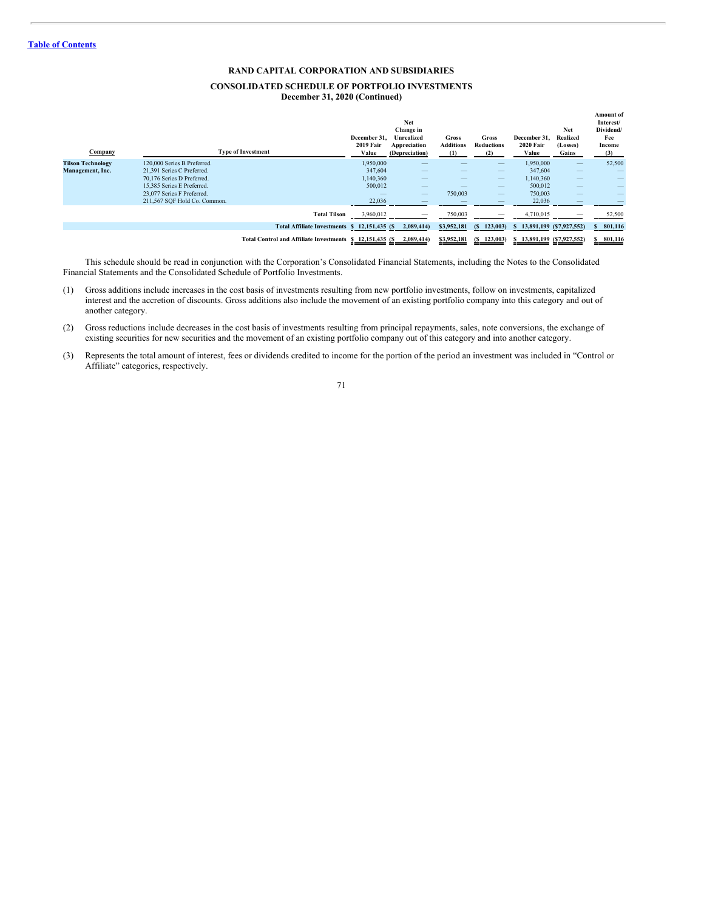[Table of Contents](#)

# RAND CAPITAL CORPORATION AND SUBSIDIARIES

## CONSOLIDATED SCHEDULE OF PORTFOLIO INVESTMENTS
### December 31, 2020 (Continued)

| Company | Type of Investment | December 31, 2019 Fair Value | Net Change in Unrealized Appreciation (Depreciation) | Gross Additions (1) | Gross Reductions (2) | December 31, 2020 Fair Value | Net Realized (Losses) Gains | Amount of Interest/ Dividend/ Fee Income (3) |
|---|---|---|---|---|---|---|---|---|
| **Tilson Technology Management, Inc.** | 120,000 Series B Preferred. | 1,950,000 | — | — | — | 1,950,000 | — | 52,500 |
| | 21,391 Series C Preferred. | 347,604 | — | — | — | 347,604 | — | — |
| | 70,176 Series D Preferred. | 1,140,360 | — | — | — | 1,140,360 | — | — |
| | 15,385 Series E Preferred. | 500,012 | — | — | — | 500,012 | — | — |
| | 23,077 Series F Preferred. | — | — | 750,003 | — | 750,003 | — | — |
| | 211,567 SQF Hold Co. Common. | 22,036 | — | — | — | 22,036 | — | — |
| | **Total Tilson** | 3,960,012 | — | 750,003 | — | 4,710,015 | — | 52,500 |
| | **Total Affiliate Investments** | $ 12,151,435 | ($ 2,089,414) | $3,952,181 | ($ 123,003) | $ 13,891,199 | ($7,927,552) | $ 801,116 |
| | **Total Control and Affiliate Investments** | $ 12,151,435 | ($ 2,089,414) | $3,952,181 | ($ 123,003) | $ 13,891,199 | ($7,927,552) | $ 801,116 |

This schedule should be read in conjunction with the Corporation's Consolidated Financial Statements, including the Notes to the Consolidated Financial Statements and the Consolidated Schedule of Portfolio Investments.

(1) Gross additions include increases in the cost basis of investments resulting from new portfolio investments, follow on investments, capitalized interest and the accretion of discounts. Gross additions also include the movement of an existing portfolio company into this category and out of another category.

(2) Gross reductions include decreases in the cost basis of investments resulting from principal repayments, sales, note conversions, the exchange of existing securities for new securities and the movement of an existing portfolio company out of this category and into another category.

(3) Represents the total amount of interest, fees or dividends credited to income for the portion of the period an investment was included in "Control or Affiliate" categories, respectively.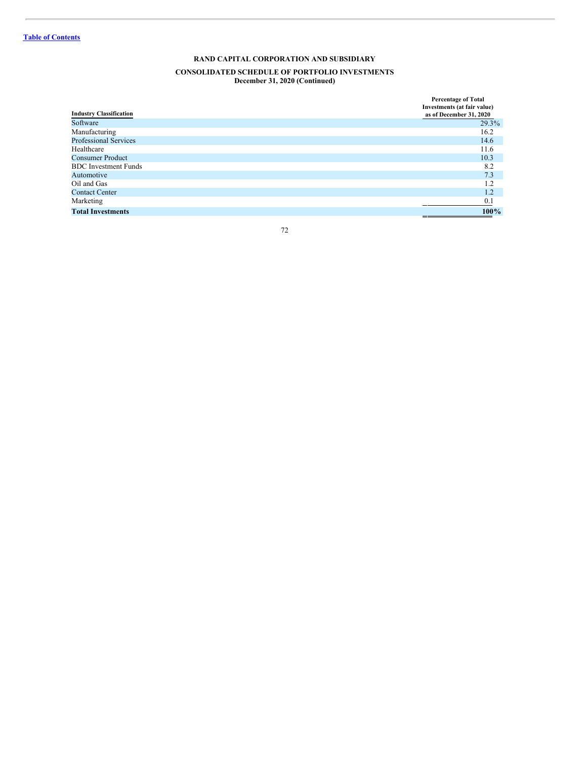**RAND CAPITAL CORPORATION AND SUBSIDIARY**

**CONSOLIDATED SCHEDULE OF PORTFOLIO INVESTMENTS**
**December 31, 2020 (Continued)**

| Industry Classification | Percentage of Total Investments (at fair value) as of December 31, 2020 |
|---|---|
| Software | 29.3% |
| Manufacturing | 16.2 |
| Professional Services | 14.6 |
| Healthcare | 11.6 |
| Consumer Product | 10.3 |
| BDC Investment Funds | 8.2 |
| Automotive | 7.3 |
| Oil and Gas | 1.2 |
| Contact Center | 1.2 |
| Marketing | 0.1 |
| **Total Investments** | **100%** |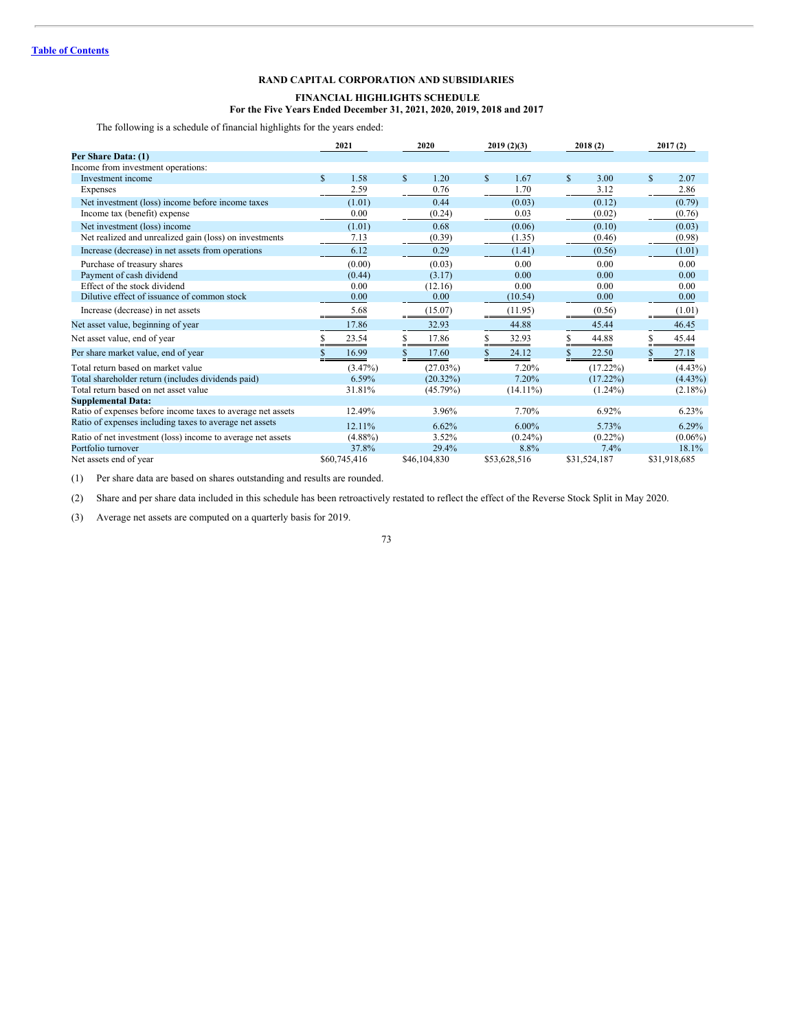**RAND CAPITAL CORPORATION AND SUBSIDIARIES**

**FINANCIAL HIGHLIGHTS SCHEDULE**
**For the Five Years Ended December 31, 2021, 2020, 2019, 2018 and 2017**

The following is a schedule of financial highlights for the years ended:

| | 2021 | 2020 | 2019 (2)(3) | 2018 (2) | 2017 (2) |
|---|---|---|---|---|---|
| **Per Share Data: (1)** | | | | | |
| Income from investment operations: | | | | | |
| Investment income | $ 1.58 | $ 1.20 | $ 1.67 | $ 3.00 | $ 2.07 |
| Expenses | 2.59 | 0.76 | 1.70 | 3.12 | 2.86 |
| Net investment (loss) income before income taxes | (1.01) | 0.44 | (0.03) | (0.12) | (0.79) |
| Income tax (benefit) expense | 0.00 | (0.24) | 0.03 | (0.02) | (0.76) |
| Net investment (loss) income | (1.01) | 0.68 | (0.06) | (0.10) | (0.03) |
| Net realized and unrealized gain (loss) on investments | 7.13 | (0.39) | (1.35) | (0.46) | (0.98) |
| Increase (decrease) in net assets from operations | 6.12 | 0.29 | (1.41) | (0.56) | (1.01) |
| Purchase of treasury shares | (0.00) | (0.03) | 0.00 | 0.00 | 0.00 |
| Payment of cash dividend | (0.44) | (3.17) | 0.00 | 0.00 | 0.00 |
| Effect of the stock dividend | 0.00 | (12.16) | 0.00 | 0.00 | 0.00 |
| Dilutive effect of issuance of common stock | 0.00 | 0.00 | (10.54) | 0.00 | 0.00 |
| Increase (decrease) in net assets | 5.68 | (15.07) | (11.95) | (0.56) | (1.01) |
| Net asset value, beginning of year | 17.86 | 32.93 | 44.88 | 45.44 | 46.45 |
| Net asset value, end of year | $ 23.54 | $ 17.86 | $ 32.93 | $ 44.88 | $ 45.44 |
| Per share market value, end of year | $ 16.99 | $ 17.60 | $ 24.12 | $ 22.50 | $ 27.18 |
| Total return based on market value | (3.47%) | (27.03%) | 7.20% | (17.22%) | (4.43%) |
| Total shareholder return (includes dividends paid) | 6.59% | (20.32%) | 7.20% | (17.22%) | (4.43%) |
| Total return based on net asset value | 31.81% | (45.79%) | (14.11%) | (1.24%) | (2.18%) |
| **Supplemental Data:** | | | | | |
| Ratio of expenses before income taxes to average net assets | 12.49% | 3.96% | 7.70% | 6.92% | 6.23% |
| Ratio of expenses including taxes to average net assets | 12.11% | 6.62% | 6.00% | 5.73% | 6.29% |
| Ratio of net investment (loss) income to average net assets | (4.88%) | 3.52% | (0.24%) | (0.22%) | (0.06%) |
| Portfolio turnover | 37.8% | 29.4% | 8.8% | 7.4% | 18.1% |
| Net assets end of year | $60,745,416 | $46,104,830 | $53,628,516 | $31,524,187 | $31,918,685 |

(1) Per share data are based on shares outstanding and results are rounded.

(2) Share and per share data included in this schedule has been retroactively restated to reflect the effect of the Reverse Stock Split in May 2020.

(3) Average net assets are computed on a quarterly basis for 2019.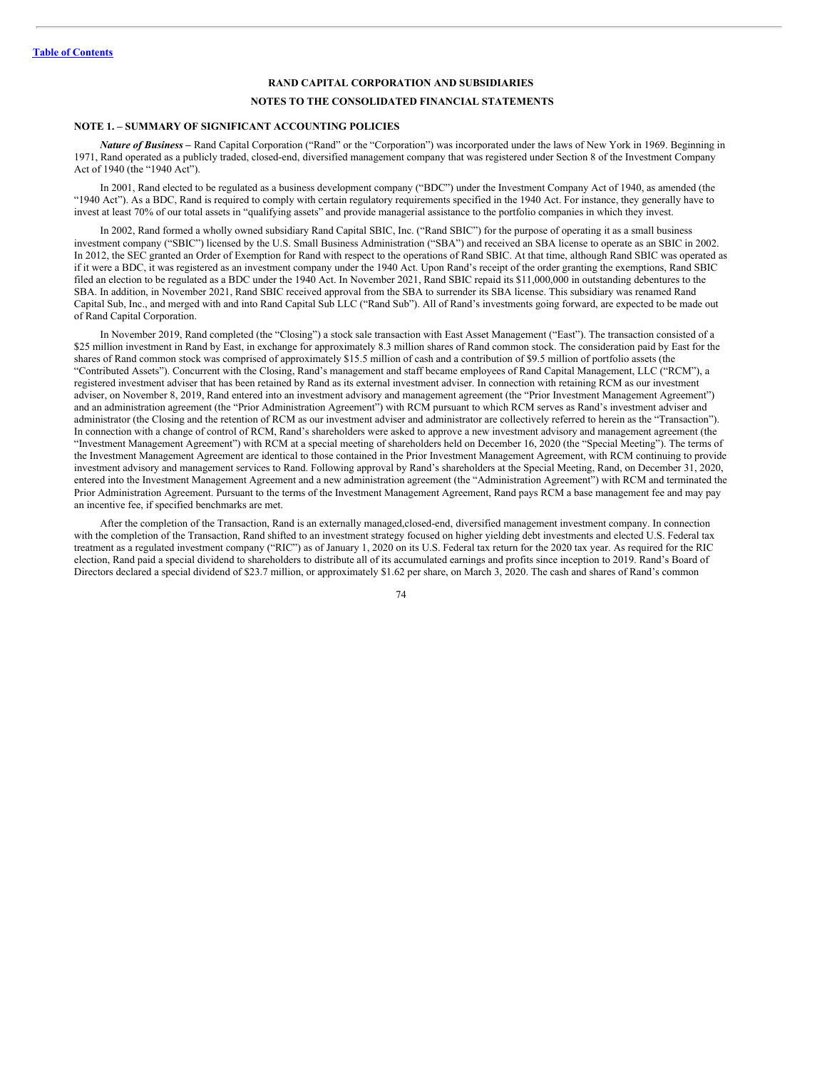**RAND CAPITAL CORPORATION AND SUBSIDIARIES**

**NOTES TO THE CONSOLIDATED FINANCIAL STATEMENTS**

### NOTE 1. – SUMMARY OF SIGNIFICANT ACCOUNTING POLICIES

***Nature of Business*** – Rand Capital Corporation ("Rand" or the "Corporation") was incorporated under the laws of New York in 1969. Beginning in 1971, Rand operated as a publicly traded, closed-end, diversified management company that was registered under Section 8 of the Investment Company Act of 1940 (the "1940 Act").

In 2001, Rand elected to be regulated as a business development company ("BDC") under the Investment Company Act of 1940, as amended (the "1940 Act"). As a BDC, Rand is required to comply with certain regulatory requirements specified in the 1940 Act. For instance, they generally have to invest at least 70% of our total assets in "qualifying assets" and provide managerial assistance to the portfolio companies in which they invest.

In 2002, Rand formed a wholly owned subsidiary Rand Capital SBIC, Inc. ("Rand SBIC") for the purpose of operating it as a small business investment company ("SBIC") licensed by the U.S. Small Business Administration ("SBA") and received an SBA license to operate as an SBIC in 2002. In 2012, the SEC granted an Order of Exemption for Rand with respect to the operations of Rand SBIC. At that time, although Rand SBIC was operated as if it were a BDC, it was registered as an investment company under the 1940 Act. Upon Rand's receipt of the order granting the exemptions, Rand SBIC filed an election to be regulated as a BDC under the 1940 Act. In November 2021, Rand SBIC repaid its $11,000,000 in outstanding debentures to the SBA. In addition, in November 2021, Rand SBIC received approval from the SBA to surrender its SBA license. This subsidiary was renamed Rand Capital Sub, Inc., and merged with and into Rand Capital Sub LLC ("Rand Sub"). All of Rand's investments going forward, are expected to be made out of Rand Capital Corporation.

In November 2019, Rand completed (the "Closing") a stock sale transaction with East Asset Management ("East"). The transaction consisted of a $25 million investment in Rand by East, in exchange for approximately 8.3 million shares of Rand common stock. The consideration paid by East for the shares of Rand common stock was comprised of approximately $15.5 million of cash and a contribution of $9.5 million of portfolio assets (the "Contributed Assets"). Concurrent with the Closing, Rand's management and staff became employees of Rand Capital Management, LLC ("RCM"), a registered investment adviser that has been retained by Rand as its external investment adviser. In connection with retaining RCM as our investment adviser, on November 8, 2019, Rand entered into an investment advisory and management agreement (the "Prior Investment Management Agreement") and an administration agreement (the "Prior Administration Agreement") with RCM pursuant to which RCM serves as Rand's investment adviser and administrator (the Closing and the retention of RCM as our investment adviser and administrator are collectively referred to herein as the "Transaction"). In connection with a change of control of RCM, Rand's shareholders were asked to approve a new investment advisory and management agreement (the "Investment Management Agreement") with RCM at a special meeting of shareholders held on December 16, 2020 (the "Special Meeting"). The terms of the Investment Management Agreement are identical to those contained in the Prior Investment Management Agreement, with RCM continuing to provide investment advisory and management services to Rand. Following approval by Rand's shareholders at the Special Meeting, Rand, on December 31, 2020, entered into the Investment Management Agreement and a new administration agreement (the "Administration Agreement") with RCM and terminated the Prior Administration Agreement. Pursuant to the terms of the Investment Management Agreement, Rand pays RCM a base management fee and may pay an incentive fee, if specified benchmarks are met.

After the completion of the Transaction, Rand is an externally managed,closed-end, diversified management investment company. In connection with the completion of the Transaction, Rand shifted to an investment strategy focused on higher yielding debt investments and elected U.S. Federal tax treatment as a regulated investment company ("RIC") as of January 1, 2020 on its U.S. Federal tax return for the 2020 tax year. As required for the RIC election, Rand paid a special dividend to shareholders to distribute all of its accumulated earnings and profits since inception to 2019. Rand's Board of Directors declared a special dividend of $23.7 million, or approximately $1.62 per share, on March 3, 2020. The cash and shares of Rand's common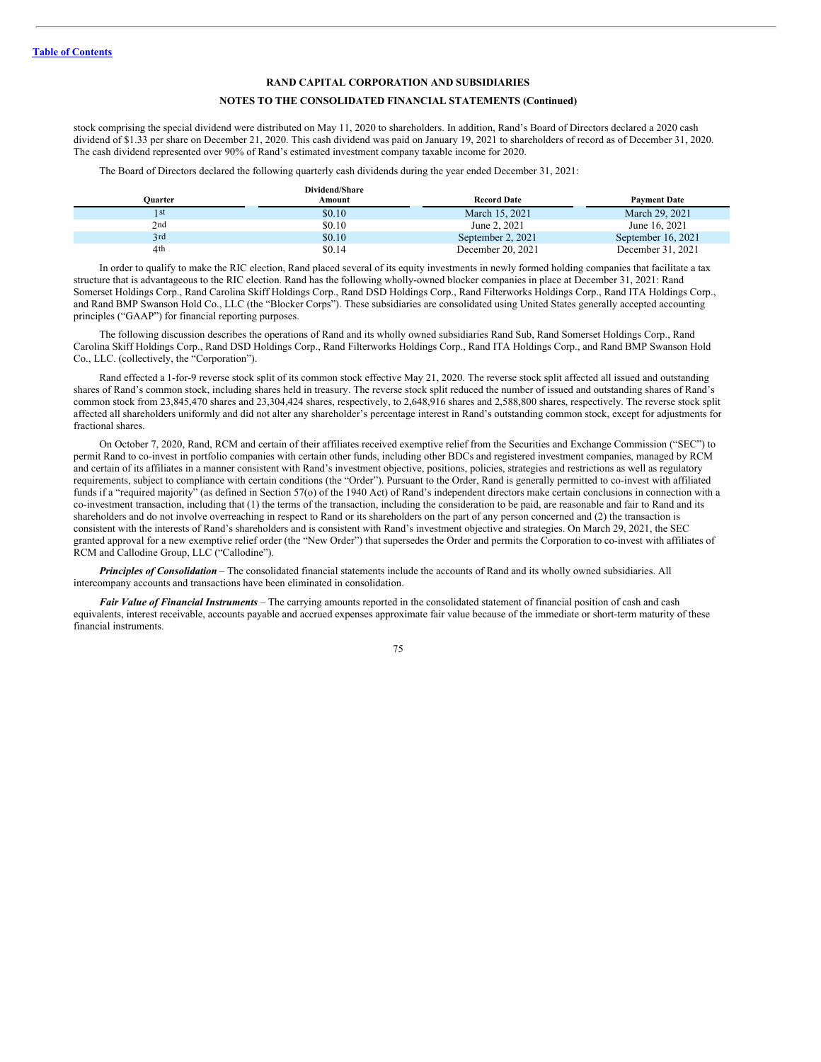stock comprising the special dividend were distributed on May 11, 2020 to shareholders. In addition, Rand's Board of Directors declared a 2020 cash dividend of $1.33 per share on December 21, 2020. This cash dividend was paid on January 19, 2021 to shareholders of record as of December 31, 2020. The cash dividend represented over 90% of Rand's estimated investment company taxable income for 2020.

The Board of Directors declared the following quarterly cash dividends during the year ended December 31, 2021:

| Quarter | Dividend/Share Amount | Record Date | Payment Date |
|---|---|---|---|
| 1st | $0.10 | March 15, 2021 | March 29, 2021 |
| 2nd | $0.10 | June 2, 2021 | June 16, 2021 |
| 3rd | $0.10 | September 2, 2021 | September 16, 2021 |
| 4th | $0.14 | December 20, 2021 | December 31, 2021 |

In order to qualify to make the RIC election, Rand placed several of its equity investments in newly formed holding companies that facilitate a tax structure that is advantageous to the RIC election. Rand has the following wholly-owned blocker companies in place at December 31, 2021: Rand Somerset Holdings Corp., Rand Carolina Skiff Holdings Corp., Rand DSD Holdings Corp., Rand Filterworks Holdings Corp., Rand ITA Holdings Corp., and Rand BMP Swanson Hold Co., LLC (the "Blocker Corps"). These subsidiaries are consolidated using United States generally accepted accounting principles ("GAAP") for financial reporting purposes.

The following discussion describes the operations of Rand and its wholly owned subsidiaries Rand Sub, Rand Somerset Holdings Corp., Rand Carolina Skiff Holdings Corp., Rand DSD Holdings Corp., Rand Filterworks Holdings Corp., Rand ITA Holdings Corp., and Rand BMP Swanson Hold Co., LLC. (collectively, the "Corporation").

Rand effected a 1-for-9 reverse stock split of its common stock effective May 21, 2020. The reverse stock split affected all issued and outstanding shares of Rand's common stock, including shares held in treasury. The reverse stock split reduced the number of issued and outstanding shares of Rand's common stock from 23,845,470 shares and 23,304,424 shares, respectively, to 2,648,916 shares and 2,588,800 shares, respectively. The reverse stock split affected all shareholders uniformly and did not alter any shareholder's percentage interest in Rand's outstanding common stock, except for adjustments for fractional shares.

On October 7, 2020, Rand, RCM and certain of their affiliates received exemptive relief from the Securities and Exchange Commission ("SEC") to permit Rand to co-invest in portfolio companies with certain other funds, including other BDCs and registered investment companies, managed by RCM and certain of its affiliates in a manner consistent with Rand's investment objective, positions, policies, strategies and restrictions as well as regulatory requirements, subject to compliance with certain conditions (the "Order"). Pursuant to the Order, Rand is generally permitted to co-invest with affiliated funds if a "required majority" (as defined in Section 57(o) of the 1940 Act) of Rand's independent directors make certain conclusions in connection with a co-investment transaction, including that (1) the terms of the transaction, including the consideration to be paid, are reasonable and fair to Rand and its shareholders and do not involve overreaching in respect to Rand or its shareholders on the part of any person concerned and (2) the transaction is consistent with the interests of Rand's shareholders and is consistent with Rand's investment objective and strategies. On March 29, 2021, the SEC granted approval for a new exemptive relief order (the "New Order") that supersedes the Order and permits the Corporation to co-invest with affiliates of RCM and Callodine Group, LLC ("Callodine").

***Principles of Consolidation*** – The consolidated financial statements include the accounts of Rand and its wholly owned subsidiaries. All intercompany accounts and transactions have been eliminated in consolidation.

***Fair Value of Financial Instruments*** – The carrying amounts reported in the consolidated statement of financial position of cash and cash equivalents, interest receivable, accounts payable and accrued expenses approximate fair value because of the immediate or short-term maturity of these financial instruments.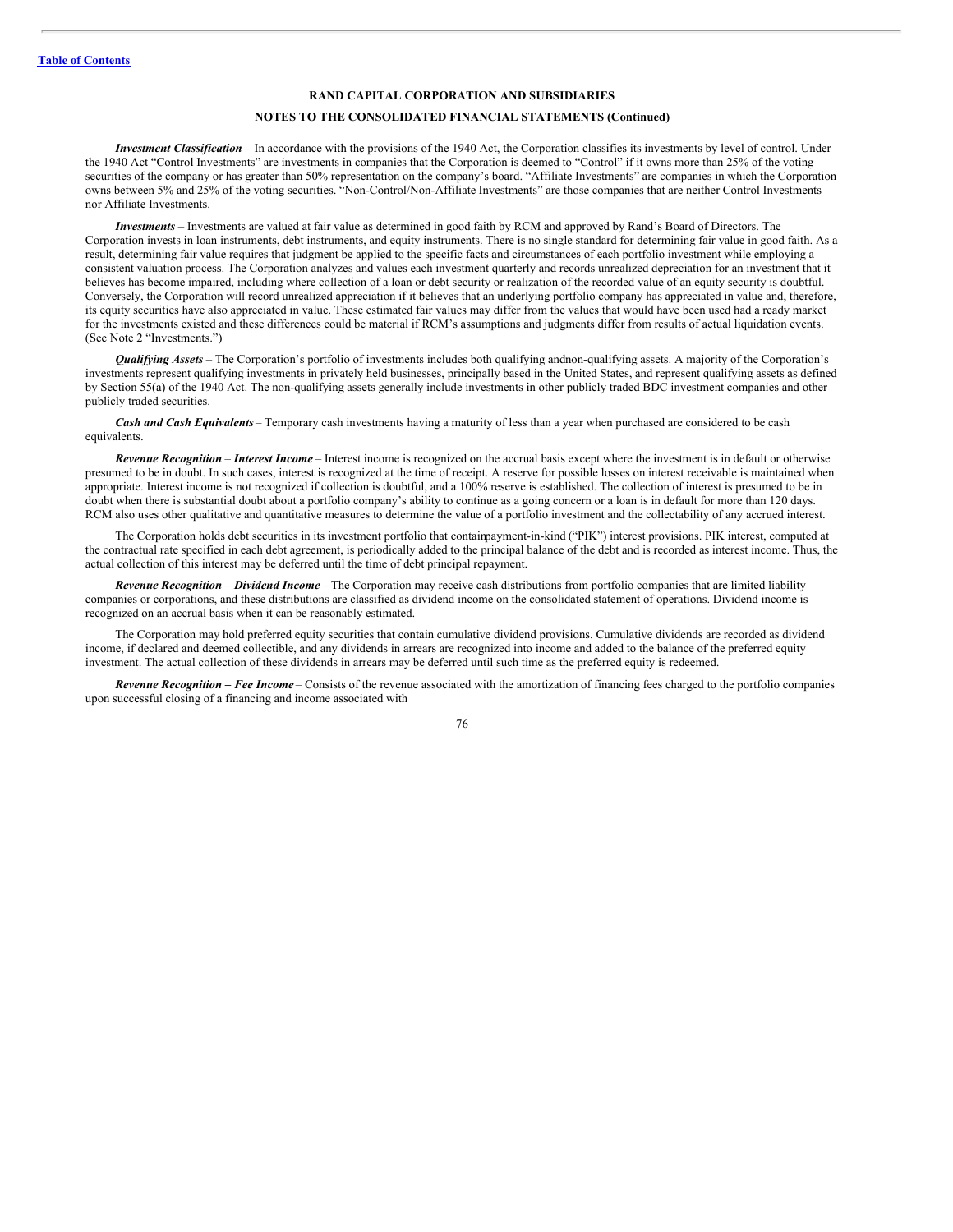## RAND CAPITAL CORPORATION AND SUBSIDIARIES

## NOTES TO THE CONSOLIDATED FINANCIAL STATEMENTS (Continued)

***Investment Classification*** **–** In accordance with the provisions of the 1940 Act, the Corporation classifies its investments by level of control. Under the 1940 Act "Control Investments" are investments in companies that the Corporation is deemed to "Control" if it owns more than 25% of the voting securities of the company or has greater than 50% representation on the company's board. "Affiliate Investments" are companies in which the Corporation owns between 5% and 25% of the voting securities. "Non-Control/Non-Affiliate Investments" are those companies that are neither Control Investments nor Affiliate Investments.

***Investments*** – Investments are valued at fair value as determined in good faith by RCM and approved by Rand's Board of Directors. The Corporation invests in loan instruments, debt instruments, and equity instruments. There is no single standard for determining fair value in good faith. As a result, determining fair value requires that judgment be applied to the specific facts and circumstances of each portfolio investment while employing a consistent valuation process. The Corporation analyzes and values each investment quarterly and records unrealized depreciation for an investment that it believes has become impaired, including where collection of a loan or debt security or realization of the recorded value of an equity security is doubtful. Conversely, the Corporation will record unrealized appreciation if it believes that an underlying portfolio company has appreciated in value and, therefore, its equity securities have also appreciated in value. These estimated fair values may differ from the values that would have been used had a ready market for the investments existed and these differences could be material if RCM's assumptions and judgments differ from results of actual liquidation events. (See Note 2 "Investments.")

***Qualifying Assets*** – The Corporation's portfolio of investments includes both qualifying and non-qualifying assets. A majority of the Corporation's investments represent qualifying investments in privately held businesses, principally based in the United States, and represent qualifying assets as defined by Section 55(a) of the 1940 Act. The non-qualifying assets generally include investments in other publicly traded BDC investment companies and other publicly traded securities.

***Cash and Cash Equivalents*** – Temporary cash investments having a maturity of less than a year when purchased are considered to be cash equivalents.

***Revenue Recognition*** – ***Interest Income*** – Interest income is recognized on the accrual basis except where the investment is in default or otherwise presumed to be in doubt. In such cases, interest is recognized at the time of receipt. A reserve for possible losses on interest receivable is maintained when appropriate. Interest income is not recognized if collection is doubtful, and a 100% reserve is established. The collection of interest is presumed to be in doubt when there is substantial doubt about a portfolio company's ability to continue as a going concern or a loan is in default for more than 120 days. RCM also uses other qualitative and quantitative measures to determine the value of a portfolio investment and the collectability of any accrued interest.

The Corporation holds debt securities in its investment portfolio that contain payment-in-kind ("PIK") interest provisions. PIK interest, computed at the contractual rate specified in each debt agreement, is periodically added to the principal balance of the debt and is recorded as interest income. Thus, the actual collection of this interest may be deferred until the time of debt principal repayment.

***Revenue Recognition – Dividend Income*** **–** The Corporation may receive cash distributions from portfolio companies that are limited liability companies or corporations, and these distributions are classified as dividend income on the consolidated statement of operations. Dividend income is recognized on an accrual basis when it can be reasonably estimated.

The Corporation may hold preferred equity securities that contain cumulative dividend provisions. Cumulative dividends are recorded as dividend income, if declared and deemed collectible, and any dividends in arrears are recognized into income and added to the balance of the preferred equity investment. The actual collection of these dividends in arrears may be deferred until such time as the preferred equity is redeemed.

***Revenue Recognition – Fee Income*** – Consists of the revenue associated with the amortization of financing fees charged to the portfolio companies upon successful closing of a financing and income associated with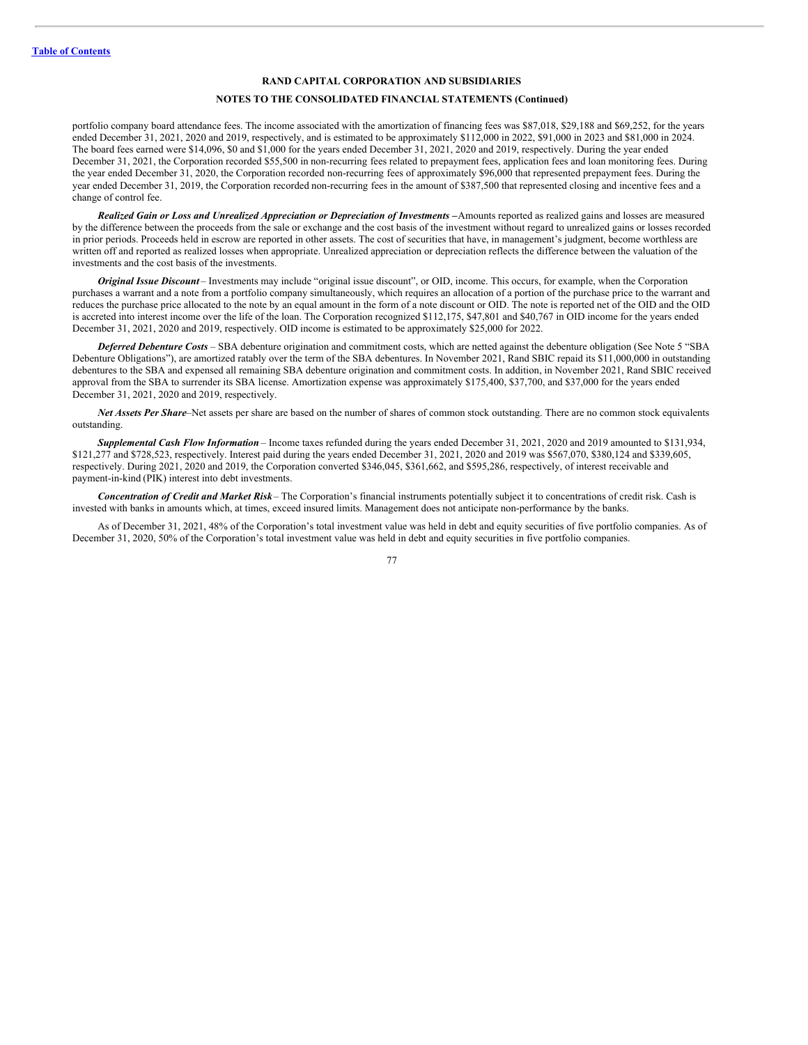**RAND CAPITAL CORPORATION AND SUBSIDIARIES**

**NOTES TO THE CONSOLIDATED FINANCIAL STATEMENTS (Continued)**

portfolio company board attendance fees. The income associated with the amortization of financing fees was $87,018, $29,188 and $69,252, for the years ended December 31, 2021, 2020 and 2019, respectively, and is estimated to be approximately $112,000 in 2022, $91,000 in 2023 and $81,000 in 2024. The board fees earned were $14,096, $0 and $1,000 for the years ended December 31, 2021, 2020 and 2019, respectively. During the year ended December 31, 2021, the Corporation recorded $55,500 in non-recurring fees related to prepayment fees, application fees and loan monitoring fees. During the year ended December 31, 2020, the Corporation recorded non-recurring fees of approximately $96,000 that represented prepayment fees. During the year ended December 31, 2019, the Corporation recorded non-recurring fees in the amount of $387,500 that represented closing and incentive fees and a change of control fee.

***Realized Gain or Loss and Unrealized Appreciation or Depreciation of Investments*** **–**Amounts reported as realized gains and losses are measured by the difference between the proceeds from the sale or exchange and the cost basis of the investment without regard to unrealized gains or losses recorded in prior periods. Proceeds held in escrow are reported in other assets. The cost of securities that have, in management's judgment, become worthless are written off and reported as realized losses when appropriate. Unrealized appreciation or depreciation reflects the difference between the valuation of the investments and the cost basis of the investments.

***Original Issue Discount*** – Investments may include "original issue discount", or OID, income. This occurs, for example, when the Corporation purchases a warrant and a note from a portfolio company simultaneously, which requires an allocation of a portion of the purchase price to the warrant and reduces the purchase price allocated to the note by an equal amount in the form of a note discount or OID. The note is reported net of the OID and the OID is accreted into interest income over the life of the loan. The Corporation recognized $112,175, $47,801 and $40,767 in OID income for the years ended December 31, 2021, 2020 and 2019, respectively. OID income is estimated to be approximately $25,000 for 2022.

***Deferred Debenture Costs*** – SBA debenture origination and commitment costs, which are netted against the debenture obligation (See Note 5 "SBA Debenture Obligations"), are amortized ratably over the term of the SBA debentures. In November 2021, Rand SBIC repaid its $11,000,000 in outstanding debentures to the SBA and expensed all remaining SBA debenture origination and commitment costs. In addition, in November 2021, Rand SBIC received approval from the SBA to surrender its SBA license. Amortization expense was approximately $175,400, $37,700, and $37,000 for the years ended December 31, 2021, 2020 and 2019, respectively.

***Net Assets Per Share***–Net assets per share are based on the number of shares of common stock outstanding. There are no common stock equivalents outstanding.

***Supplemental Cash Flow Information*** – Income taxes refunded during the years ended December 31, 2021, 2020 and 2019 amounted to $131,934, $121,277 and $728,523, respectively. Interest paid during the years ended December 31, 2021, 2020 and 2019 was $567,070, $380,124 and $339,605, respectively. During 2021, 2020 and 2019, the Corporation converted $346,045, $361,662, and $595,286, respectively, of interest receivable and payment-in-kind (PIK) interest into debt investments.

***Concentration of Credit and Market Risk*** – The Corporation's financial instruments potentially subject it to concentrations of credit risk. Cash is invested with banks in amounts which, at times, exceed insured limits. Management does not anticipate non-performance by the banks.

As of December 31, 2021, 48% of the Corporation's total investment value was held in debt and equity securities of five portfolio companies. As of December 31, 2020, 50% of the Corporation's total investment value was held in debt and equity securities in five portfolio companies.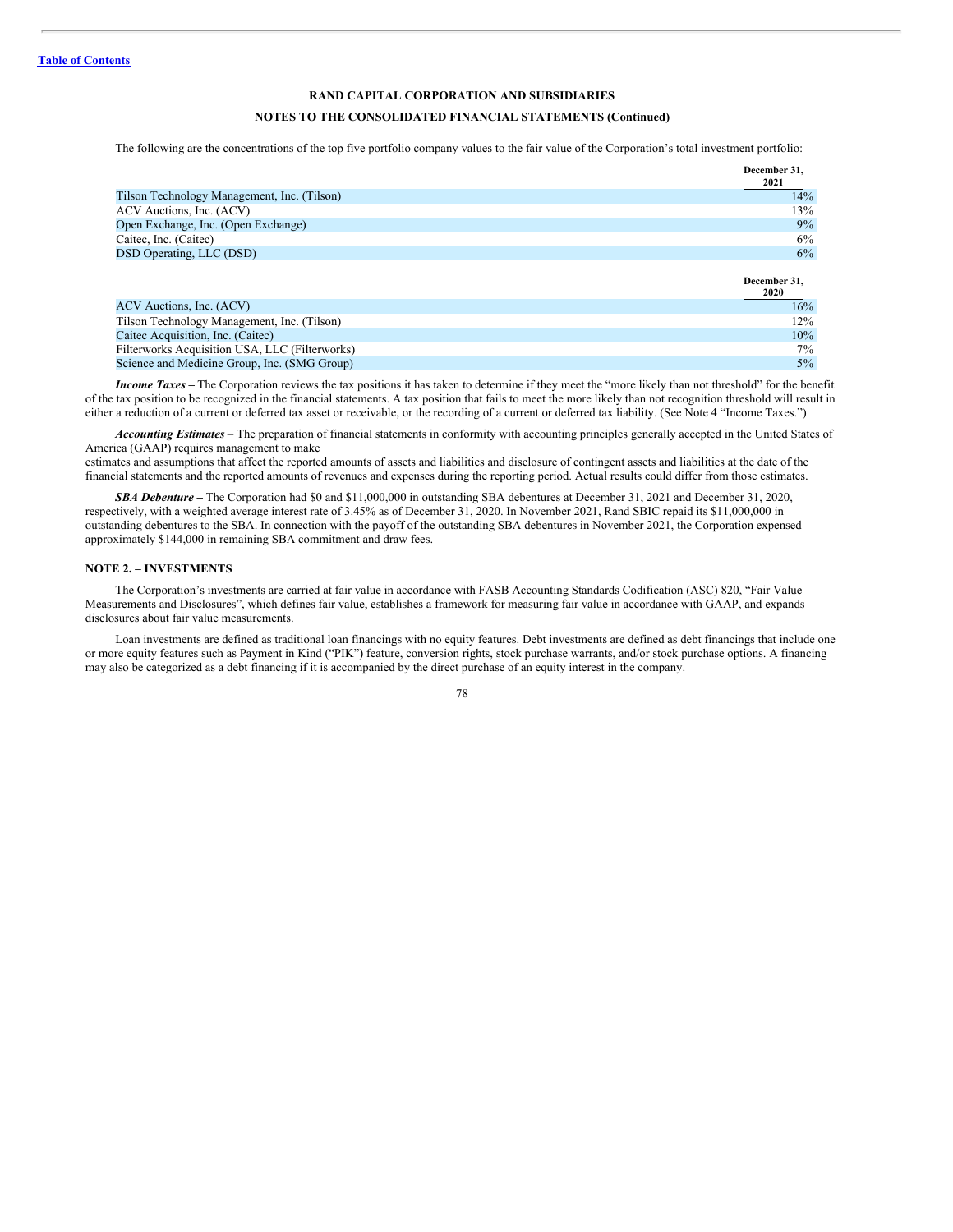**RAND CAPITAL CORPORATION AND SUBSIDIARIES**

**NOTES TO THE CONSOLIDATED FINANCIAL STATEMENTS (Continued)**

The following are the concentrations of the top five portfolio company values to the fair value of the Corporation's total investment portfolio:

| | December 31, 2021 |
|---|---|
| Tilson Technology Management, Inc. (Tilson) | 14% |
| ACV Auctions, Inc. (ACV) | 13% |
| Open Exchange, Inc. (Open Exchange) | 9% |
| Caitec, Inc. (Caitec) | 6% |
| DSD Operating, LLC (DSD) | 6% |

| | December 31, 2020 |
|---|---|
| ACV Auctions, Inc. (ACV) | 16% |
| Tilson Technology Management, Inc. (Tilson) | 12% |
| Caitec Acquisition, Inc. (Caitec) | 10% |
| Filterworks Acquisition USA, LLC (Filterworks) | 7% |
| Science and Medicine Group, Inc. (SMG Group) | 5% |

***Income Taxes*** – The Corporation reviews the tax positions it has taken to determine if they meet the "more likely than not threshold" for the benefit of the tax position to be recognized in the financial statements. A tax position that fails to meet the more likely than not recognition threshold will result in either a reduction of a current or deferred tax asset or receivable, or the recording of a current or deferred tax liability. (See Note 4 "Income Taxes.")

***Accounting Estimates*** – The preparation of financial statements in conformity with accounting principles generally accepted in the United States of America (GAAP) requires management to make estimates and assumptions that affect the reported amounts of assets and liabilities and disclosure of contingent assets and liabilities at the date of the financial statements and the reported amounts of revenues and expenses during the reporting period. Actual results could differ from those estimates.

***SBA Debenture*** – The Corporation had $0 and $11,000,000 in outstanding SBA debentures at December 31, 2021 and December 31, 2020, respectively, with a weighted average interest rate of 3.45% as of December 31, 2020. In November 2021, Rand SBIC repaid its $11,000,000 in outstanding debentures to the SBA. In connection with the payoff of the outstanding SBA debentures in November 2021, the Corporation expensed approximately $144,000 in remaining SBA commitment and draw fees.

## NOTE 2. – INVESTMENTS

The Corporation's investments are carried at fair value in accordance with FASB Accounting Standards Codification (ASC) 820, "Fair Value Measurements and Disclosures", which defines fair value, establishes a framework for measuring fair value in accordance with GAAP, and expands disclosures about fair value measurements.

Loan investments are defined as traditional loan financings with no equity features. Debt investments are defined as debt financings that include one or more equity features such as Payment in Kind ("PIK") feature, conversion rights, stock purchase warrants, and/or stock purchase options. A financing may also be categorized as a debt financing if it is accompanied by the direct purchase of an equity interest in the company.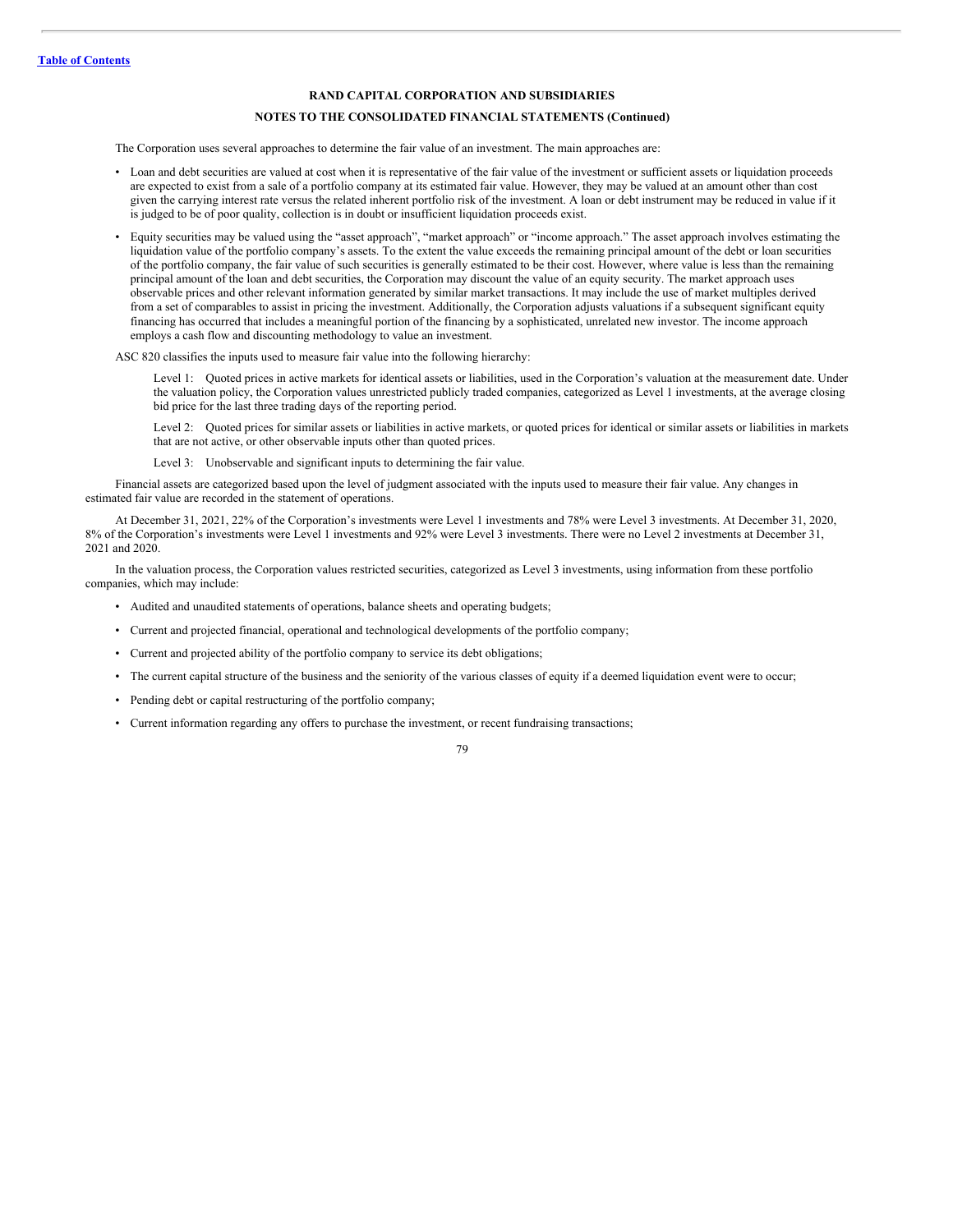**RAND CAPITAL CORPORATION AND SUBSIDIARIES**

**NOTES TO THE CONSOLIDATED FINANCIAL STATEMENTS (Continued)**

The Corporation uses several approaches to determine the fair value of an investment. The main approaches are:

- Loan and debt securities are valued at cost when it is representative of the fair value of the investment or sufficient assets or liquidation proceeds are expected to exist from a sale of a portfolio company at its estimated fair value. However, they may be valued at an amount other than cost given the carrying interest rate versus the related inherent portfolio risk of the investment. A loan or debt instrument may be reduced in value if it is judged to be of poor quality, collection is in doubt or insufficient liquidation proceeds exist.
- Equity securities may be valued using the "asset approach", "market approach" or "income approach." The asset approach involves estimating the liquidation value of the portfolio company's assets. To the extent the value exceeds the remaining principal amount of the debt or loan securities of the portfolio company, the fair value of such securities is generally estimated to be their cost. However, where value is less than the remaining principal amount of the loan and debt securities, the Corporation may discount the value of an equity security. The market approach uses observable prices and other relevant information generated by similar market transactions. It may include the use of market multiples derived from a set of comparables to assist in pricing the investment. Additionally, the Corporation adjusts valuations if a subsequent significant equity financing has occurred that includes a meaningful portion of the financing by a sophisticated, unrelated new investor. The income approach employs a cash flow and discounting methodology to value an investment.

ASC 820 classifies the inputs used to measure fair value into the following hierarchy:

Level 1: Quoted prices in active markets for identical assets or liabilities, used in the Corporation's valuation at the measurement date. Under the valuation policy, the Corporation values unrestricted publicly traded companies, categorized as Level 1 investments, at the average closing bid price for the last three trading days of the reporting period.

Level 2: Quoted prices for similar assets or liabilities in active markets, or quoted prices for identical or similar assets or liabilities in markets that are not active, or other observable inputs other than quoted prices.

Level 3: Unobservable and significant inputs to determining the fair value.

Financial assets are categorized based upon the level of judgment associated with the inputs used to measure their fair value. Any changes in estimated fair value are recorded in the statement of operations.

At December 31, 2021, 22% of the Corporation's investments were Level 1 investments and 78% were Level 3 investments. At December 31, 2020, 8% of the Corporation's investments were Level 1 investments and 92% were Level 3 investments. There were no Level 2 investments at December 31, 2021 and 2020.

In the valuation process, the Corporation values restricted securities, categorized as Level 3 investments, using information from these portfolio companies, which may include:

- Audited and unaudited statements of operations, balance sheets and operating budgets;
- Current and projected financial, operational and technological developments of the portfolio company;
- Current and projected ability of the portfolio company to service its debt obligations;
- The current capital structure of the business and the seniority of the various classes of equity if a deemed liquidation event were to occur;
- Pending debt or capital restructuring of the portfolio company;
- Current information regarding any offers to purchase the investment, or recent fundraising transactions;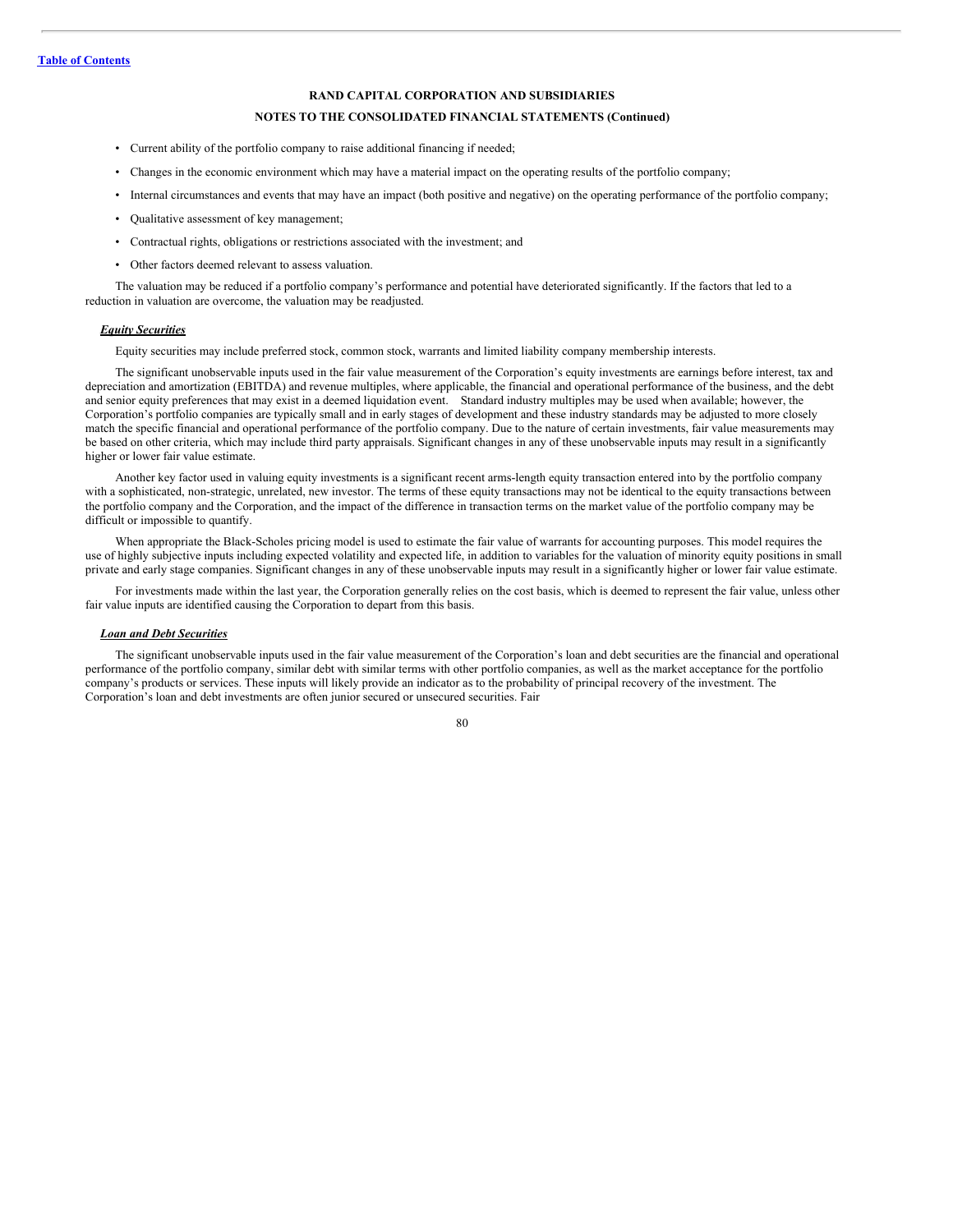- Current ability of the portfolio company to raise additional financing if needed;
- Changes in the economic environment which may have a material impact on the operating results of the portfolio company;
- Internal circumstances and events that may have an impact (both positive and negative) on the operating performance of the portfolio company;
- Qualitative assessment of key management;
- Contractual rights, obligations or restrictions associated with the investment; and
- Other factors deemed relevant to assess valuation.

The valuation may be reduced if a portfolio company's performance and potential have deteriorated significantly. If the factors that led to a reduction in valuation are overcome, the valuation may be readjusted.

***Equity Securities***

Equity securities may include preferred stock, common stock, warrants and limited liability company membership interests.

The significant unobservable inputs used in the fair value measurement of the Corporation's equity investments are earnings before interest, tax and depreciation and amortization (EBITDA) and revenue multiples, where applicable, the financial and operational performance of the business, and the debt and senior equity preferences that may exist in a deemed liquidation event. Standard industry multiples may be used when available; however, the Corporation's portfolio companies are typically small and in early stages of development and these industry standards may be adjusted to more closely match the specific financial and operational performance of the portfolio company. Due to the nature of certain investments, fair value measurements may be based on other criteria, which may include third party appraisals. Significant changes in any of these unobservable inputs may result in a significantly higher or lower fair value estimate.

Another key factor used in valuing equity investments is a significant recent arms-length equity transaction entered into by the portfolio company with a sophisticated, non-strategic, unrelated, new investor. The terms of these equity transactions may not be identical to the equity transactions between the portfolio company and the Corporation, and the impact of the difference in transaction terms on the market value of the portfolio company may be difficult or impossible to quantify.

When appropriate the Black-Scholes pricing model is used to estimate the fair value of warrants for accounting purposes. This model requires the use of highly subjective inputs including expected volatility and expected life, in addition to variables for the valuation of minority equity positions in small private and early stage companies. Significant changes in any of these unobservable inputs may result in a significantly higher or lower fair value estimate.

For investments made within the last year, the Corporation generally relies on the cost basis, which is deemed to represent the fair value, unless other fair value inputs are identified causing the Corporation to depart from this basis.

***Loan and Debt Securities***

The significant unobservable inputs used in the fair value measurement of the Corporation's loan and debt securities are the financial and operational performance of the portfolio company, similar debt with similar terms with other portfolio companies, as well as the market acceptance for the portfolio company's products or services. These inputs will likely provide an indicator as to the probability of principal recovery of the investment. The Corporation's loan and debt investments are often junior secured or unsecured securities. Fair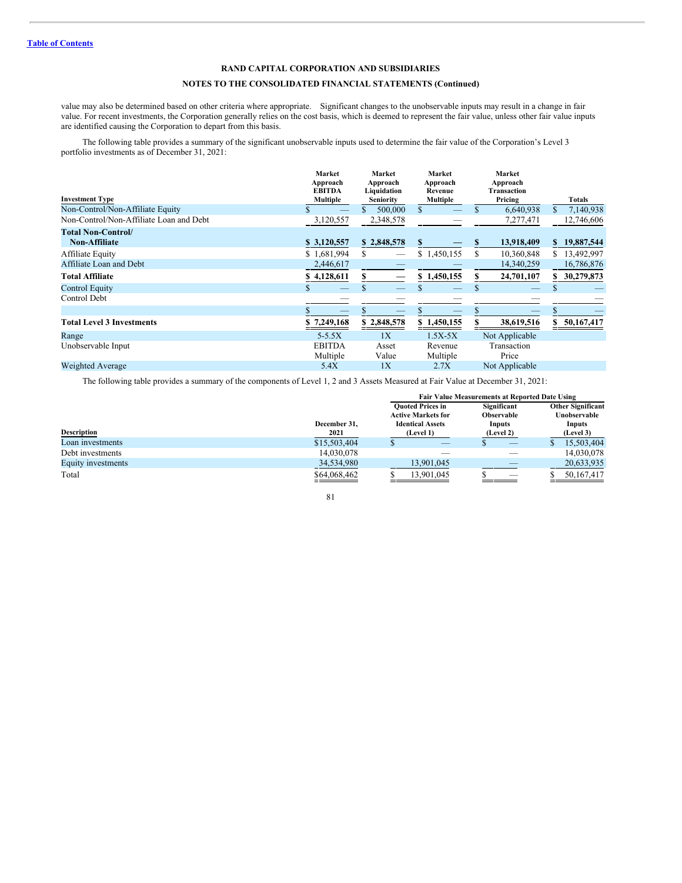value may also be determined based on other criteria where appropriate. Significant changes to the unobservable inputs may result in a change in fair value. For recent investments, the Corporation generally relies on the cost basis, which is deemed to represent the fair value, unless other fair value inputs are identified causing the Corporation to depart from this basis.

The following table provides a summary of the significant unobservable inputs used to determine the fair value of the Corporation's Level 3 portfolio investments as of December 31, 2021:

| Investment Type | Market Approach EBITDA Multiple | Market Approach Liquidation Seniority | Market Approach Revenue Multiple | Market Approach Transaction Pricing | Totals |
|---|---|---|---|---|---|
| Non-Control/Non-Affiliate Equity | $ — | $ 500,000 | $ — | $ 6,640,938 | $ 7,140,938 |
| Non-Control/Non-Affiliate Loan and Debt | 3,120,557 | 2,348,578 | — | 7,277,471 | 12,746,606 |
| **Total Non-Control/ Non-Affiliate** | **$ 3,120,557** | **$ 2,848,578** | **$ —** | **$ 13,918,409** | **$ 19,887,544** |
| Affiliate Equity | $ 1,681,994 | $ — | $ 1,450,155 | $ 10,360,848 | $ 13,492,997 |
| Affiliate Loan and Debt | 2,446,617 | — | — | 14,340,259 | 16,786,876 |
| **Total Affiliate** | **$ 4,128,611** | **$ —** | **$ 1,450,155** | **$ 24,701,107** | **$ 30,279,873** |
| Control Equity | $ — | $ — | $ — | $ — | $ — |
| Control Debt | — | — | — | — | — |
| | $ — | $ — | $ — | $ — | $ — |
| **Total Level 3 Investments** | **$ 7,249,168** | **$ 2,848,578** | **$ 1,450,155** | **$ 38,619,516** | **$ 50,167,417** |
| Range | 5-5.5X | 1X | 1.5X-5X | Not Applicable | |
| Unobservable Input | EBITDA Multiple | Asset Value | Revenue Multiple | Transaction Price | |
| Weighted Average | 5.4X | 1X | 2.7X | Not Applicable | |

The following table provides a summary of the components of Level 1, 2 and 3 Assets Measured at Fair Value at December 31, 2021:

| | | Fair Value Measurements at Reported Date Using | | |
|---|---|---|---|---|
| Description | December 31, 2021 | Quoted Prices in Active Markets for Identical Assets (Level 1) | Significant Observable Inputs (Level 2) | Other Significant Unobservable Inputs (Level 3) |
| Loan investments | $15,503,404 | $ — | $ — | $ 15,503,404 |
| Debt investments | 14,030,078 | — | — | 14,030,078 |
| Equity investments | 34,534,980 | 13,901,045 | — | 20,633,935 |
| Total | $64,068,462 | $ 13,901,045 | $ — | $ 50,167,417 |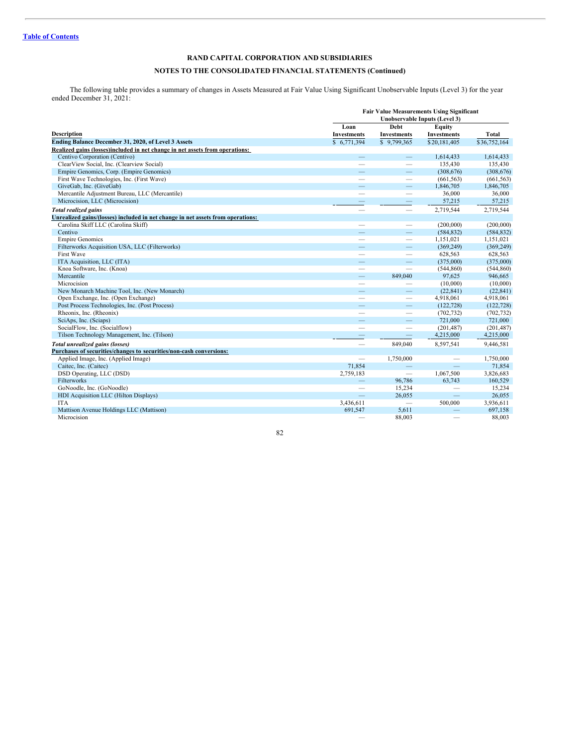[Table of Contents](#)

**RAND CAPITAL CORPORATION AND SUBSIDIARIES**

**NOTES TO THE CONSOLIDATED FINANCIAL STATEMENTS (Continued)**

The following table provides a summary of changes in Assets Measured at Fair Value Using Significant Unobservable Inputs (Level 3) for the year ended December 31, 2021:

| | Fair Value Measurements Using Significant Unobservable Inputs (Level 3) | | | |
|---|---|---|---|---|
| **Description** | **Loan Investments** | **Debt Investments** | **Equity Investments** | **Total** |
| **Ending Balance December 31, 2020, of Level 3 Assets** | $ 6,771,394 | $ 9,799,365 | $20,181,405 | $36,752,164 |
| **Realized gains (losses)included in net change in net assets from operations:** | | | | |
| Centivo Corporation (Centivo) | — | — | 1,614,433 | 1,614,433 |
| ClearView Social, Inc. (Clearview Social) | — | — | 135,430 | 135,430 |
| Empire Genomics, Corp. (Empire Genomics) | — | — | (308,676) | (308,676) |
| First Wave Technologies, Inc. (First Wave) | — | — | (661,563) | (661,563) |
| GiveGab, Inc. (GiveGab) | — | — | 1,846,705 | 1,846,705 |
| Mercantile Adjustment Bureau, LLC (Mercantile) | — | — | 36,000 | 36,000 |
| Microcision, LLC (Microcision) | — | — | 57,215 | 57,215 |
| ***Total realized gains*** | — | — | 2,719,544 | 2,719,544 |
| **Unrealized gains/(losses) included in net change in net assets from operations:** | | | | |
| Carolina Skiff LLC (Carolina Skiff) | — | — | (200,000) | (200,000) |
| Centivo | — | — | (584,832) | (584,832) |
| Empire Genomics | — | — | 1,151,021 | 1,151,021 |
| Filterworks Acquisition USA, LLC (Filterworks) | — | — | (369,249) | (369,249) |
| First Wave | — | — | 628,563 | 628,563 |
| ITA Acquisition, LLC (ITA) | — | — | (375,000) | (375,000) |
| Knoa Software, Inc. (Knoa) | — | — | (544,860) | (544,860) |
| Mercantile | — | 849,040 | 97,625 | 946,665 |
| Microcision | — | — | (10,000) | (10,000) |
| New Monarch Machine Tool, Inc. (New Monarch) | — | — | (22,841) | (22,841) |
| Open Exchange, Inc. (Open Exchange) | — | — | 4,918,061 | 4,918,061 |
| Post Process Technologies, Inc. (Post Process) | — | — | (122,728) | (122,728) |
| Rheonix, Inc. (Rheonix) | — | — | (702,732) | (702,732) |
| SciAps, Inc. (Sciaps) | — | — | 721,000 | 721,000 |
| SocialFlow, Inc. (Socialflow) | — | — | (201,487) | (201,487) |
| Tilson Technology Management, Inc. (Tilson) | — | — | 4,215,000 | 4,215,000 |
| ***Total unrealized gains (losses)*** | — | 849,040 | 8,597,541 | 9,446,581 |
| **Purchases of securities/changes to securities/non-cash conversions:** | | | | |
| Applied Image, Inc. (Applied Image) | — | 1,750,000 | — | 1,750,000 |
| Caitec, Inc. (Caitec) | 71,854 | — | — | 71,854 |
| DSD Operating, LLC (DSD) | 2,759,183 | — | 1,067,500 | 3,826,683 |
| Filterworks | — | 96,786 | 63,743 | 160,529 |
| GoNoodle, Inc. (GoNoodle) | — | 15,234 | — | 15,234 |
| HDI Acquisition LLC (Hilton Displays) | — | 26,055 | — | 26,055 |
| ITA | 3,436,611 | — | 500,000 | 3,936,611 |
| Mattison Avenue Holdings LLC (Mattison) | 691,547 | 5,611 | — | 697,158 |
| Microcision | — | 88,003 | — | 88,003 |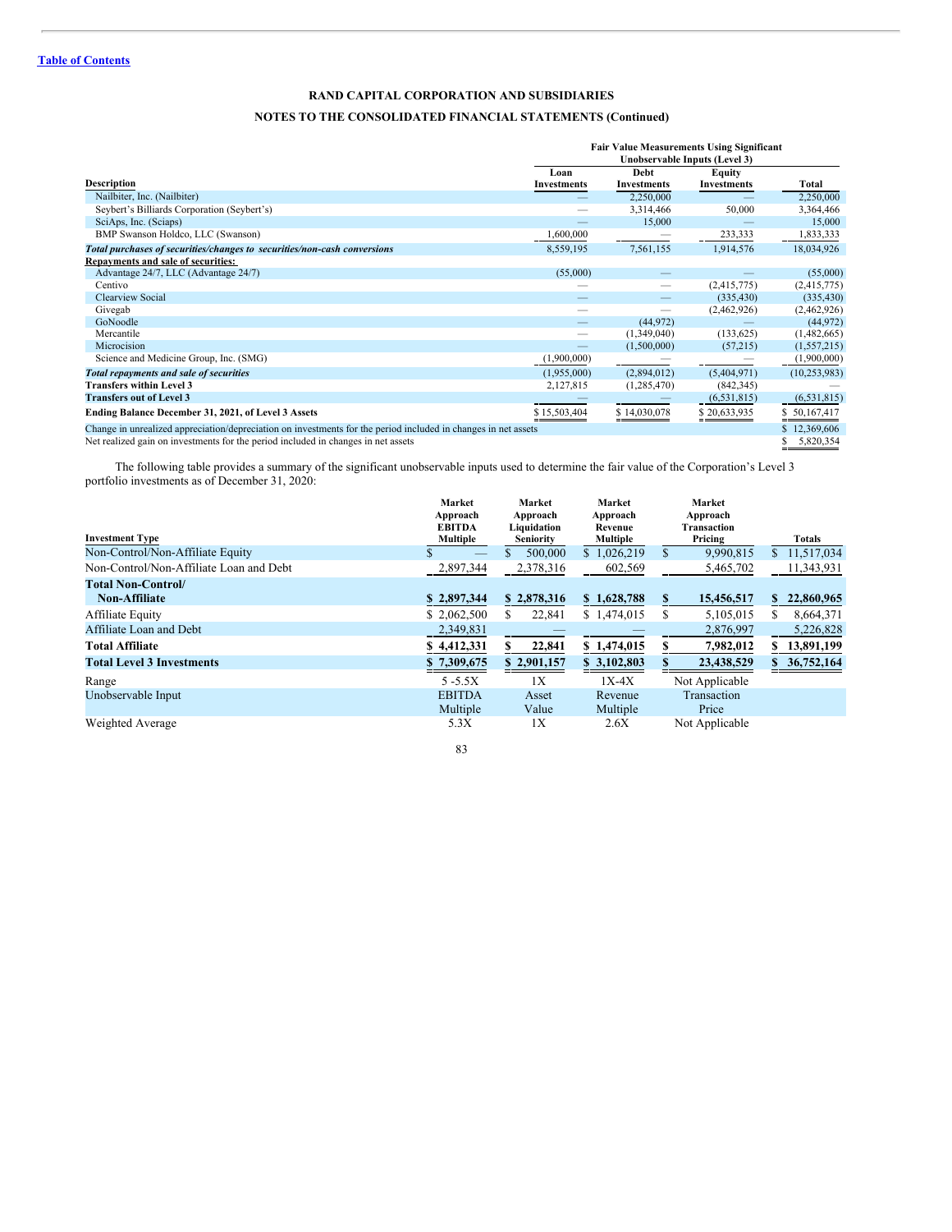**RAND CAPITAL CORPORATION AND SUBSIDIARIES**

**NOTES TO THE CONSOLIDATED FINANCIAL STATEMENTS (Continued)**

| Description | Fair Value Measurements Using Significant Unobservable Inputs (Level 3) | | | |
|---|---|---|---|---|
| | Loan Investments | Debt Investments | Equity Investments | Total |
| Nailbiter, Inc. (Nailbiter) | — | 2,250,000 | — | 2,250,000 |
| Seybert's Billiards Corporation (Seybert's) | — | 3,314,466 | 50,000 | 3,364,466 |
| SciAps, Inc. (Sciaps) | — | 15,000 | — | 15,000 |
| BMP Swanson Holdco, LLC (Swanson) | 1,600,000 | — | 233,333 | 1,833,333 |
| ***Total purchases of securities/changes to securities/non-cash conversions*** | 8,559,195 | 7,561,155 | 1,914,576 | 18,034,926 |
| **Repayments and sale of securities:** | | | | |
| Advantage 24/7, LLC (Advantage 24/7) | (55,000) | — | — | (55,000) |
| Centivo | — | — | (2,415,775) | (2,415,775) |
| Clearview Social | — | — | (335,430) | (335,430) |
| Givegab | — | — | (2,462,926) | (2,462,926) |
| GoNoodle | — | (44,972) | — | (44,972) |
| Mercantile | — | (1,349,040) | (133,625) | (1,482,665) |
| Microcision | — | (1,500,000) | (57,215) | (1,557,215) |
| Science and Medicine Group, Inc. (SMG) | (1,900,000) | — | — | (1,900,000) |
| ***Total repayments and sale of securities*** | (1,955,000) | (2,894,012) | (5,404,971) | (10,253,983) |
| **Transfers within Level 3** | 2,127,815 | (1,285,470) | (842,345) | — |
| **Transfers out of Level 3** | — | — | (6,531,815) | (6,531,815) |
| **Ending Balance December 31, 2021, of Level 3 Assets** | $ 15,503,404 | $ 14,030,078 | $ 20,633,935 | $ 50,167,417 |
| Change in unrealized appreciation/depreciation on investments for the period included in changes in net assets | | | | $ 12,369,606 |
| Net realized gain on investments for the period included in changes in net assets | | | | $ 5,820,354 |

The following table provides a summary of the significant unobservable inputs used to determine the fair value of the Corporation's Level 3 portfolio investments as of December 31, 2020:

| Investment Type | Market Approach EBITDA Multiple | Market Approach Liquidation Seniority | Market Approach Revenue Multiple | Market Approach Transaction Pricing | Totals |
|---|---|---|---|---|---|
| Non-Control/Non-Affiliate Equity | $ — | $ 500,000 | $ 1,026,219 | $ 9,990,815 | $ 11,517,034 |
| Non-Control/Non-Affiliate Loan and Debt | 2,897,344 | 2,378,316 | 602,569 | 5,465,702 | 11,343,931 |
| **Total Non-Control/ Non-Affiliate** | **$ 2,897,344** | **$ 2,878,316** | **$ 1,628,788** | **$ 15,456,517** | **$ 22,860,965** |
| Affiliate Equity | $ 2,062,500 | $ 22,841 | $ 1,474,015 | $ 5,105,015 | $ 8,664,371 |
| Affiliate Loan and Debt | 2,349,831 | — | — | 2,876,997 | 5,226,828 |
| **Total Affiliate** | **$ 4,412,331** | **$ 22,841** | **$ 1,474,015** | **$ 7,982,012** | **$ 13,891,199** |
| **Total Level 3 Investments** | **$ 7,309,675** | **$ 2,901,157** | **$ 3,102,803** | **$ 23,438,529** | **$ 36,752,164** |
| Range | 5 -5.5X | 1X | 1X-4X | Not Applicable | |
| Unobservable Input | EBITDA Multiple | Asset Value | Revenue Multiple | Transaction Price | |
| Weighted Average | 5.3X | 1X | 2.6X | Not Applicable | |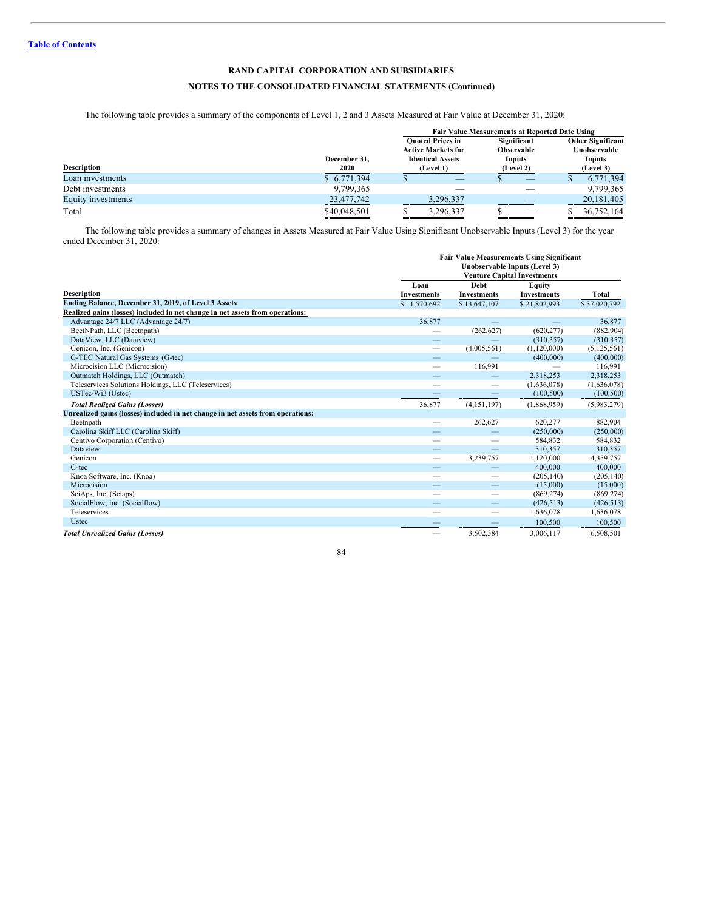**Table of Contents**

## RAND CAPITAL CORPORATION AND SUBSIDIARIES

### NOTES TO THE CONSOLIDATED FINANCIAL STATEMENTS (Continued)

The following table provides a summary of the components of Level 1, 2 and 3 Assets Measured at Fair Value at December 31, 2020:

| | | Fair Value Measurements at Reported Date Using | | |
|---|---|---|---|---|
| **Description** | **December 31, 2020** | **Quoted Prices in Active Markets for Identical Assets (Level 1)** | **Significant Observable Inputs (Level 2)** | **Other Significant Unobservable Inputs (Level 3)** |
| Loan investments | $ 6,771,394 | $ — | $ — | $ 6,771,394 |
| Debt investments | 9,799,365 | — | — | 9,799,365 |
| Equity investments | 23,477,742 | 3,296,337 | — | 20,181,405 |
| Total | $40,048,501 | $ 3,296,337 | $ — | $ 36,752,164 |

The following table provides a summary of changes in Assets Measured at Fair Value Using Significant Unobservable Inputs (Level 3) for the year ended December 31, 2020:

| | Fair Value Measurements Using Significant Unobservable Inputs (Level 3) Venture Capital Investments | | | |
|---|---|---|---|---|
| **Description** | **Loan Investments** | **Debt Investments** | **Equity Investments** | **Total** |
| **Ending Balance, December 31, 2019, of Level 3 Assets** | $ 1,570,692 | $ 13,647,107 | $ 21,802,993 | $ 37,020,792 |
| **Realized gains (losses) included in net change in net assets from operations:** | | | | |
| Advantage 24/7 LLC (Advantage 24/7) | 36,877 | — | — | 36,877 |
| BeetNPath, LLC (Beetnpath) | — | (262,627) | (620,277) | (882,904) |
| DataView, LLC (Dataview) | — | — | (310,357) | (310,357) |
| Genicon, Inc. (Genicon) | — | (4,005,561) | (1,120,000) | (5,125,561) |
| G-TEC Natural Gas Systems (G-tec) | — | — | (400,000) | (400,000) |
| Microcision LLC (Microcision) | — | 116,991 | — | 116,991 |
| Outmatch Holdings, LLC (Outmatch) | — | — | 2,318,253 | 2,318,253 |
| Teleservices Solutions Holdings, LLC (Teleservices) | — | — | (1,636,078) | (1,636,078) |
| USTec/Wi3 (Ustec) | — | — | (100,500) | (100,500) |
| ***Total Realized Gains (Losses)*** | 36,877 | (4,151,197) | (1,868,959) | (5,983,279) |
| **Unrealized gains (losses) included in net change in net assets from operations:** | | | | |
| Beetnpath | — | 262,627 | 620,277 | 882,904 |
| Carolina Skiff LLC (Carolina Skiff) | — | — | (250,000) | (250,000) |
| Centivo Corporation (Centivo) | — | — | 584,832 | 584,832 |
| Dataview | — | — | 310,357 | 310,357 |
| Genicon | — | 3,239,757 | 1,120,000 | 4,359,757 |
| G-tec | — | — | 400,000 | 400,000 |
| Knoa Software, Inc. (Knoa) | — | — | (205,140) | (205,140) |
| Microcision | — | — | (15,000) | (15,000) |
| SciAps, Inc. (Sciaps) | — | — | (869,274) | (869,274) |
| SocialFlow, Inc. (Socialflow) | — | — | (426,513) | (426,513) |
| Teleservices | — | — | 1,636,078 | 1,636,078 |
| Ustec | — | — | 100,500 | 100,500 |
| ***Total Unrealized Gains (Losses)*** | — | 3,502,384 | 3,006,117 | 6,508,501 |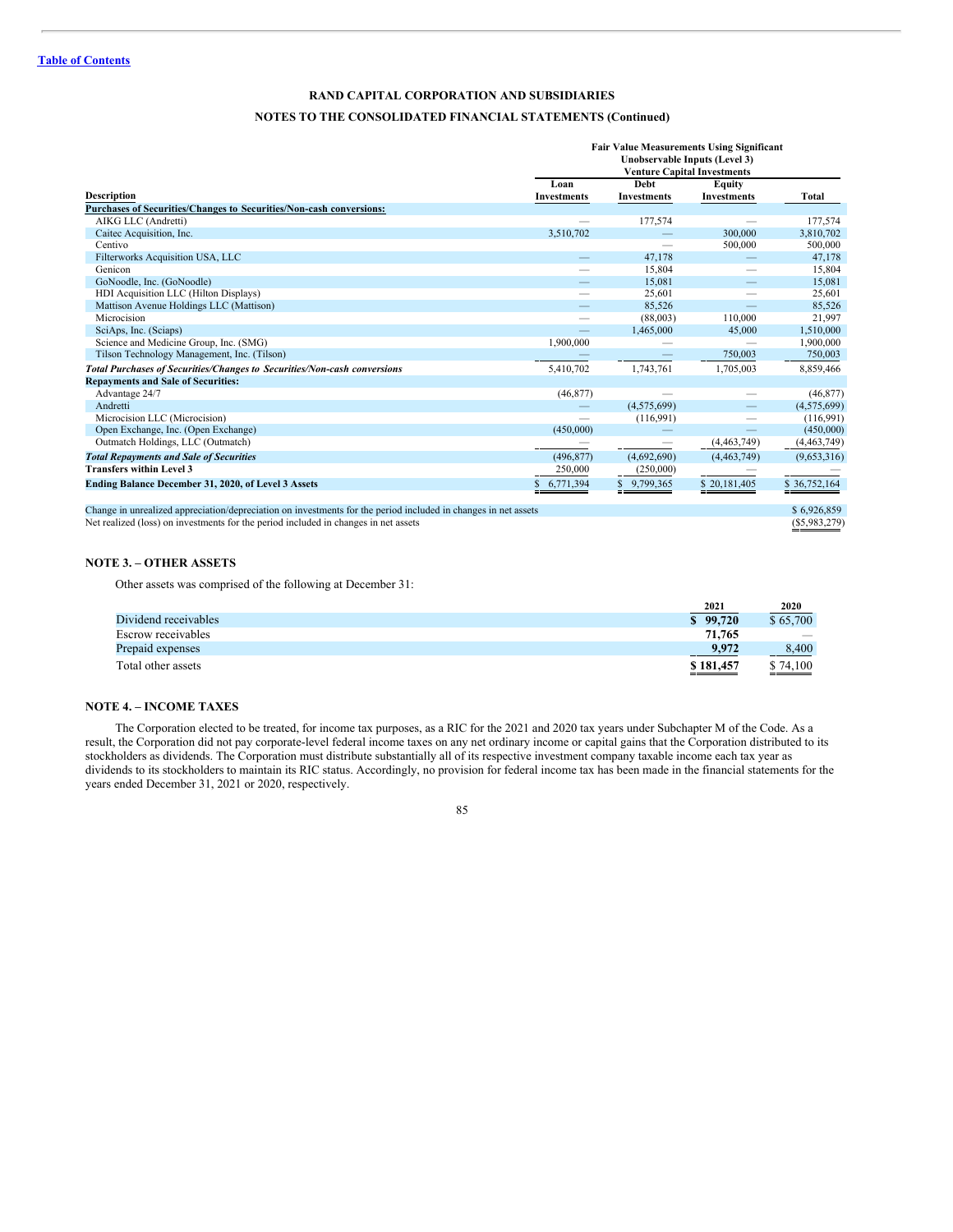**RAND CAPITAL CORPORATION AND SUBSIDIARIES**

**NOTES TO THE CONSOLIDATED FINANCIAL STATEMENTS (Continued)**

| | Fair Value Measurements Using Significant Unobservable Inputs (Level 3) Venture Capital Investments | | | |
|---|---|---|---|---|
| **Description** | **Loan Investments** | **Debt Investments** | **Equity Investments** | **Total** |
| **Purchases of Securities/Changes to Securities/Non-cash conversions:** | | | | |
| AIKG LLC (Andretti) | — | 177,574 | — | 177,574 |
| Caitec Acquisition, Inc. | 3,510,702 | — | 300,000 | 3,810,702 |
| Centivo | | — | 500,000 | 500,000 |
| Filterworks Acquisition USA, LLC | — | 47,178 | — | 47,178 |
| Genicon | — | 15,804 | — | 15,804 |
| GoNoodle, Inc. (GoNoodle) | — | 15,081 | — | 15,081 |
| HDI Acquisition LLC (Hilton Displays) | — | 25,601 | — | 25,601 |
| Mattison Avenue Holdings LLC (Mattison) | — | 85,526 | — | 85,526 |
| Microcision | — | (88,003) | 110,000 | 21,997 |
| SciAps, Inc. (Sciaps) | — | 1,465,000 | 45,000 | 1,510,000 |
| Science and Medicine Group, Inc. (SMG) | 1,900,000 | — | — | 1,900,000 |
| Tilson Technology Management, Inc. (Tilson) | — | — | 750,003 | 750,003 |
| ***Total Purchases of Securities/Changes to Securities/Non-cash conversions*** | 5,410,702 | 1,743,761 | 1,705,003 | 8,859,466 |
| **Repayments and Sale of Securities:** | | | | |
| Advantage 24/7 | (46,877) | — | — | (46,877) |
| Andretti | — | (4,575,699) | — | (4,575,699) |
| Microcision LLC (Microcision) | — | (116,991) | — | (116,991) |
| Open Exchange, Inc. (Open Exchange) | (450,000) | — | — | (450,000) |
| Outmatch Holdings, LLC (Outmatch) | — | — | (4,463,749) | (4,463,749) |
| ***Total Repayments and Sale of Securities*** | (496,877) | (4,692,690) | (4,463,749) | (9,653,316) |
| **Transfers within Level 3** | 250,000 | (250,000) | — | — |
| **Ending Balance December 31, 2020, of Level 3 Assets** | $ 6,771,394 | $ 9,799,365 | $ 20,181,405 | $ 36,752,164 |
| | | | | |
| Change in unrealized appreciation/depreciation on investments for the period included in changes in net assets | | | | $ 6,926,859 |
| Net realized (loss) on investments for the period included in changes in net assets | | | | ($5,983,279) |

## NOTE 3. – OTHER ASSETS

Other assets was comprised of the following at December 31:

| | 2021 | 2020 |
|---|---|---|
| Dividend receivables | **$ 99,720** | $ 65,700 |
| Escrow receivables | **71,765** | — |
| Prepaid expenses | **9,972** | 8,400 |
| Total other assets | **$ 181,457** | $ 74,100 |

## NOTE 4. – INCOME TAXES

The Corporation elected to be treated, for income tax purposes, as a RIC for the 2021 and 2020 tax years under Subchapter M of the Code. As a result, the Corporation did not pay corporate-level federal income taxes on any net ordinary income or capital gains that the Corporation distributed to its stockholders as dividends. The Corporation must distribute substantially all of its respective investment company taxable income each tax year as dividends to its stockholders to maintain its RIC status. Accordingly, no provision for federal income tax has been made in the financial statements for the years ended December 31, 2021 or 2020, respectively.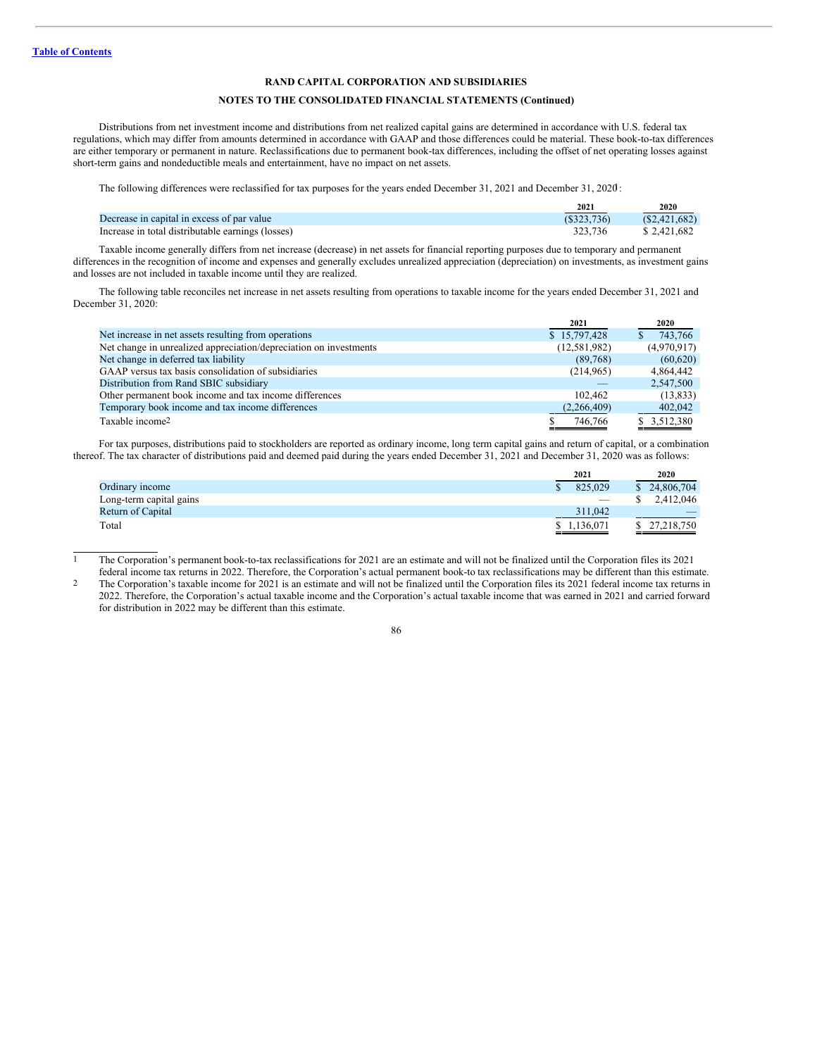Table of Contents

**RAND CAPITAL CORPORATION AND SUBSIDIARIES**

**NOTES TO THE CONSOLIDATED FINANCIAL STATEMENTS (Continued)**

Distributions from net investment income and distributions from net realized capital gains are determined in accordance with U.S. federal tax regulations, which may differ from amounts determined in accordance with GAAP and those differences could be material. These book-to-tax differences are either temporary or permanent in nature. Reclassifications due to permanent book-tax differences, including the offset of net operating losses against short-term gains and nondeductible meals and entertainment, have no impact on net assets.

The following differences were reclassified for tax purposes for the years ended December 31, 2021 and December 31, 2020[1]:

| | 2021 | 2020 |
|---|---|---|
| Decrease in capital in excess of par value | ($323,736) | ($2,421,682) |
| Increase in total distributable earnings (losses) | 323,736 | $ 2,421,682 |

Taxable income generally differs from net increase (decrease) in net assets for financial reporting purposes due to temporary and permanent differences in the recognition of income and expenses and generally excludes unrealized appreciation (depreciation) on investments, as investment gains and losses are not included in taxable income until they are realized.

The following table reconciles net increase in net assets resulting from operations to taxable income for the years ended December 31, 2021 and December 31, 2020:

| | 2021 | 2020 |
|---|---|---|
| Net increase in net assets resulting from operations | $ 15,797,428 | $ 743,766 |
| Net change in unrealized appreciation/depreciation on investments | (12,581,982) | (4,970,917) |
| Net change in deferred tax liability | (89,768) | (60,620) |
| GAAP versus tax basis consolidation of subsidiaries | (214,965) | 4,864,442 |
| Distribution from Rand SBIC subsidiary | — | 2,547,500 |
| Other permanent book income and tax income differences | 102,462 | (13,833) |
| Temporary book income and tax income differences | (2,266,409) | 402,042 |
| Taxable income[2] | $ 746,766 | $ 3,512,380 |

For tax purposes, distributions paid to stockholders are reported as ordinary income, long term capital gains and return of capital, or a combination thereof. The tax character of distributions paid and deemed paid during the years ended December 31, 2021 and December 31, 2020 was as follows:

| | 2021 | 2020 |
|---|---|---|
| Ordinary income | $ 825,029 | $ 24,806,704 |
| Long-term capital gains | — | $ 2,412,046 |
| Return of Capital | 311,042 | — |
| Total | $ 1,136,071 | $ 27,218,750 |

1 The Corporation's permanent book-to-tax reclassifications for 2021 are an estimate and will not be finalized until the Corporation files its 2021 federal income tax returns in 2022. Therefore, the Corporation's actual permanent book-to tax reclassifications may be different than this estimate.

2 The Corporation's taxable income for 2021 is an estimate and will not be finalized until the Corporation files its 2021 federal income tax returns in 2022. Therefore, the Corporation's actual taxable income and the Corporation's actual taxable income that was earned in 2021 and carried forward for distribution in 2022 may be different than this estimate.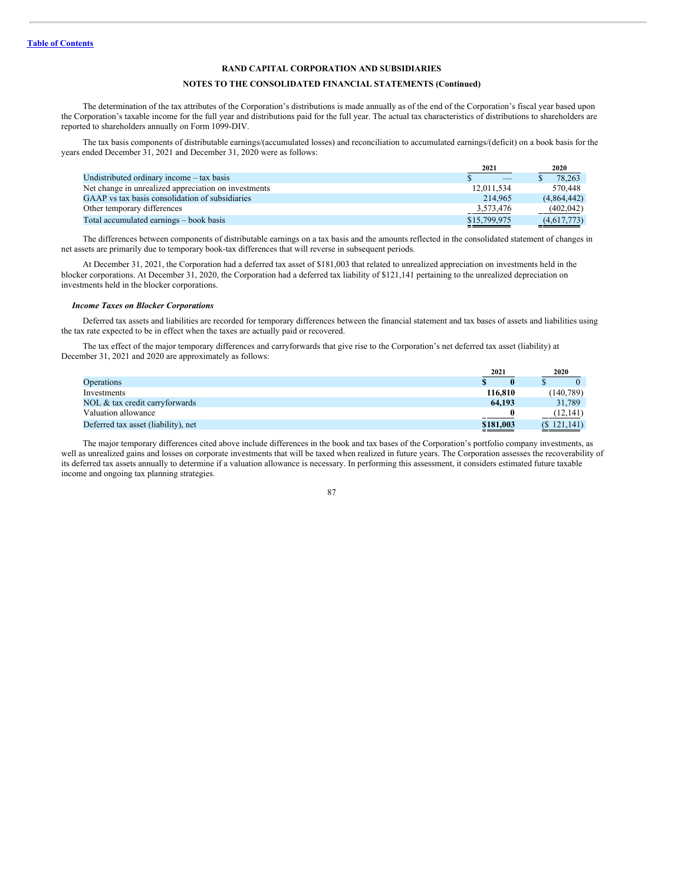**RAND CAPITAL CORPORATION AND SUBSIDIARIES**

**NOTES TO THE CONSOLIDATED FINANCIAL STATEMENTS (Continued)**

The determination of the tax attributes of the Corporation's distributions is made annually as of the end of the Corporation's fiscal year based upon the Corporation's taxable income for the full year and distributions paid for the full year. The actual tax characteristics of distributions to shareholders are reported to shareholders annually on Form 1099-DIV.

The tax basis components of distributable earnings/(accumulated losses) and reconciliation to accumulated earnings/(deficit) on a book basis for the years ended December 31, 2021 and December 31, 2020 were as follows:

| | 2021 | 2020 |
|---|---|---|
| Undistributed ordinary income – tax basis | $ — | $ 78,263 |
| Net change in unrealized appreciation on investments | 12,011,534 | 570,448 |
| GAAP vs tax basis consolidation of subsidiaries | 214,965 | (4,864,442) |
| Other temporary differences | 3,573,476 | (402,042) |
| Total accumulated earnings – book basis | $15,799,975 | (4,617,773) |

The differences between components of distributable earnings on a tax basis and the amounts reflected in the consolidated statement of changes in net assets are primarily due to temporary book-tax differences that will reverse in subsequent periods.

At December 31, 2021, the Corporation had a deferred tax asset of $181,003 that related to unrealized appreciation on investments held in the blocker corporations. At December 31, 2020, the Corporation had a deferred tax liability of $121,141 pertaining to the unrealized depreciation on investments held in the blocker corporations.

***Income Taxes on Blocker Corporations***

Deferred tax assets and liabilities are recorded for temporary differences between the financial statement and tax bases of assets and liabilities using the tax rate expected to be in effect when the taxes are actually paid or recovered.

The tax effect of the major temporary differences and carryforwards that give rise to the Corporation's net deferred tax asset (liability) at December 31, 2021 and 2020 are approximately as follows:

| | 2021 | 2020 |
|---|---|---|
| Operations | **$ 0** | $ 0 |
| Investments | **116,810** | (140,789) |
| NOL & tax credit carryforwards | **64,193** | 31,789 |
| Valuation allowance | **0** | (12,141) |
| Deferred tax asset (liability), net | **$181,003** | ($ 121,141) |

The major temporary differences cited above include differences in the book and tax bases of the Corporation's portfolio company investments, as well as unrealized gains and losses on corporate investments that will be taxed when realized in future years. The Corporation assesses the recoverability of its deferred tax assets annually to determine if a valuation allowance is necessary. In performing this assessment, it considers estimated future taxable income and ongoing tax planning strategies.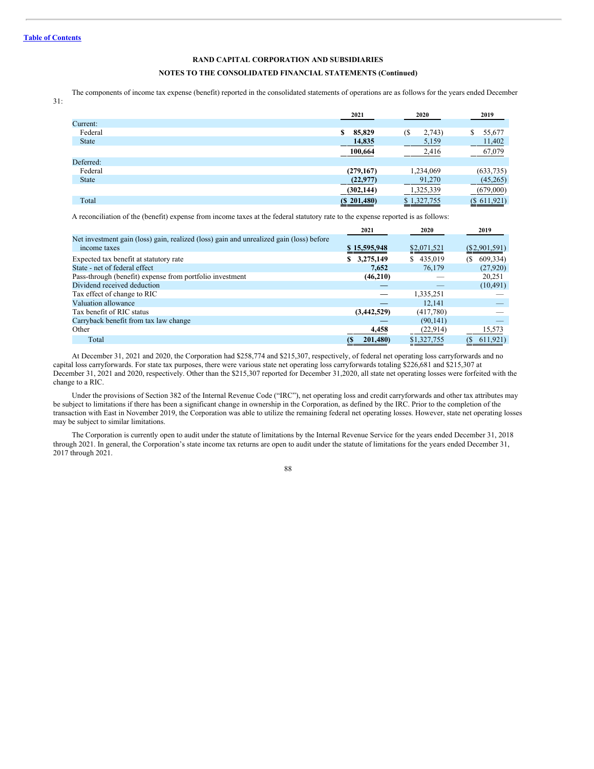**RAND CAPITAL CORPORATION AND SUBSIDIARIES**

**NOTES TO THE CONSOLIDATED FINANCIAL STATEMENTS (Continued)**

The components of income tax expense (benefit) reported in the consolidated statements of operations are as follows for the years ended December 31:

| | 2021 | 2020 | 2019 |
|---|---|---|---|
| Current: | | | |
| Federal | **$ 85,829** | ($ 2,743) | $ 55,677 |
| State | **14,835** | 5,159 | 11,402 |
| | **100,664** | 2,416 | 67,079 |
| Deferred: | | | |
| Federal | **(279,167)** | 1,234,069 | (633,735) |
| State | **(22,977)** | 91,270 | (45,265) |
| | **(302,144)** | 1,325,339 | (679,000) |
| Total | **($ 201,480)** | $ 1,327,755 | ($ 611,921) |

A reconciliation of the (benefit) expense from income taxes at the federal statutory rate to the expense reported is as follows:

| | 2021 | 2020 | 2019 |
|---|---|---|---|
| Net investment gain (loss) gain, realized (loss) gain and unrealized gain (loss) before income taxes | **$ 15,595,948** | $2,071,521 | ($2,901,591) |
| Expected tax benefit at statutory rate | **$ 3,275,149** | $ 435,019 | ($ 609,334) |
| State - net of federal effect | **7,652** | 76,179 | (27,920) |
| Pass-through (benefit) expense from portfolio investment | **(46,210)** | — | 20,251 |
| Dividend received deduction | **—** | — | (10,491) |
| Tax effect of change to RIC | — | 1,335,251 | — |
| Valuation allowance | **—** | 12,141 | — |
| Tax benefit of RIC status | **(3,442,529)** | (417,780) | — |
| Carryback benefit from tax law change | **—** | (90,141) | — |
| Other | **4,458** | (22,914) | 15,573 |
| Total | **($ 201,480)** | $1,327,755 | ($ 611,921) |

At December 31, 2021 and 2020, the Corporation had $258,774 and $215,307, respectively, of federal net operating loss carryforwards and no capital loss carryforwards. For state tax purposes, there were various state net operating loss carryforwards totaling $226,681 and $215,307 at December 31, 2021 and 2020, respectively. Other than the $215,307 reported for December 31,2020, all state net operating losses were forfeited with the change to a RIC.

Under the provisions of Section 382 of the Internal Revenue Code ("IRC"), net operating loss and credit carryforwards and other tax attributes may be subject to limitations if there has been a significant change in ownership in the Corporation, as defined by the IRC. Prior to the completion of the transaction with East in November 2019, the Corporation was able to utilize the remaining federal net operating losses. However, state net operating losses may be subject to similar limitations.

The Corporation is currently open to audit under the statute of limitations by the Internal Revenue Service for the years ended December 31, 2018 through 2021. In general, the Corporation's state income tax returns are open to audit under the statute of limitations for the years ended December 31, 2017 through 2021.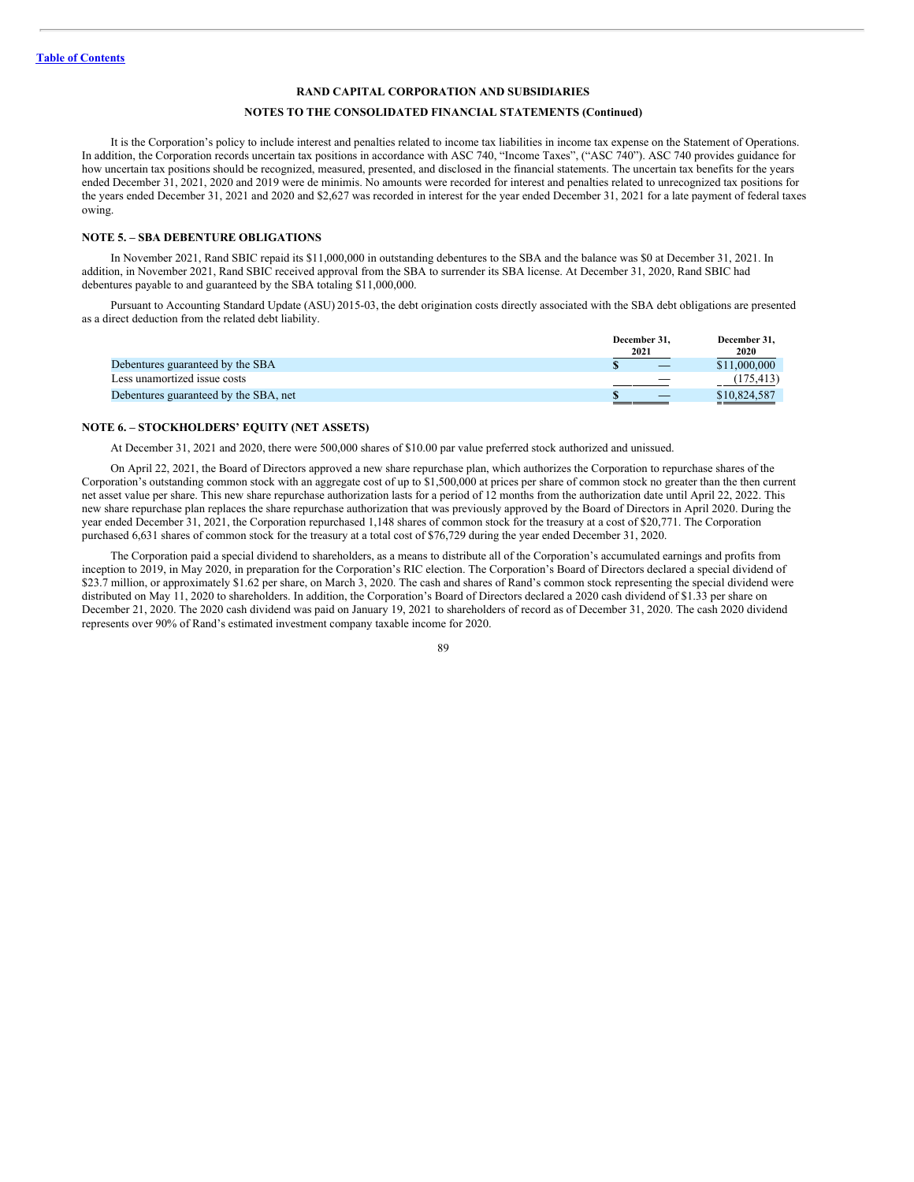RAND CAPITAL CORPORATION AND SUBSIDIARIES

NOTES TO THE CONSOLIDATED FINANCIAL STATEMENTS (Continued)

It is the Corporation's policy to include interest and penalties related to income tax liabilities in income tax expense on the Statement of Operations. In addition, the Corporation records uncertain tax positions in accordance with ASC 740, "Income Taxes", ("ASC 740"). ASC 740 provides guidance for how uncertain tax positions should be recognized, measured, presented, and disclosed in the financial statements. The uncertain tax benefits for the years ended December 31, 2021, 2020 and 2019 were de minimis. No amounts were recorded for interest and penalties related to unrecognized tax positions for the years ended December 31, 2021 and 2020 and $2,627 was recorded in interest for the year ended December 31, 2021 for a late payment of federal taxes owing.

### NOTE 5. – SBA DEBENTURE OBLIGATIONS

In November 2021, Rand SBIC repaid its $11,000,000 in outstanding debentures to the SBA and the balance was $0 at December 31, 2021. In addition, in November 2021, Rand SBIC received approval from the SBA to surrender its SBA license. At December 31, 2020, Rand SBIC had debentures payable to and guaranteed by the SBA totaling $11,000,000.

Pursuant to Accounting Standard Update (ASU) 2015-03, the debt origination costs directly associated with the SBA debt obligations are presented as a direct deduction from the related debt liability.

| | December 31, 2021 | December 31, 2020 |
|---|---|---|
| Debentures guaranteed by the SBA | $ — | $11,000,000 |
| Less unamortized issue costs | — | (175,413) |
| Debentures guaranteed by the SBA, net | $ — | $10,824,587 |

### NOTE 6. – STOCKHOLDERS' EQUITY (NET ASSETS)

At December 31, 2021 and 2020, there were 500,000 shares of $10.00 par value preferred stock authorized and unissued.

On April 22, 2021, the Board of Directors approved a new share repurchase plan, which authorizes the Corporation to repurchase shares of the Corporation's outstanding common stock with an aggregate cost of up to $1,500,000 at prices per share of common stock no greater than the then current net asset value per share. This new share repurchase authorization lasts for a period of 12 months from the authorization date until April 22, 2022. This new share repurchase plan replaces the share repurchase authorization that was previously approved by the Board of Directors in April 2020. During the year ended December 31, 2021, the Corporation repurchased 1,148 shares of common stock for the treasury at a cost of $20,771. The Corporation purchased 6,631 shares of common stock for the treasury at a total cost of $76,729 during the year ended December 31, 2020.

The Corporation paid a special dividend to shareholders, as a means to distribute all of the Corporation's accumulated earnings and profits from inception to 2019, in May 2020, in preparation for the Corporation's RIC election. The Corporation's Board of Directors declared a special dividend of $23.7 million, or approximately $1.62 per share, on March 3, 2020. The cash and shares of Rand's common stock representing the special dividend were distributed on May 11, 2020 to shareholders. In addition, the Corporation's Board of Directors declared a 2020 cash dividend of $1.33 per share on December 21, 2020. The 2020 cash dividend was paid on January 19, 2021 to shareholders of record as of December 31, 2020. The cash 2020 dividend represents over 90% of Rand's estimated investment company taxable income for 2020.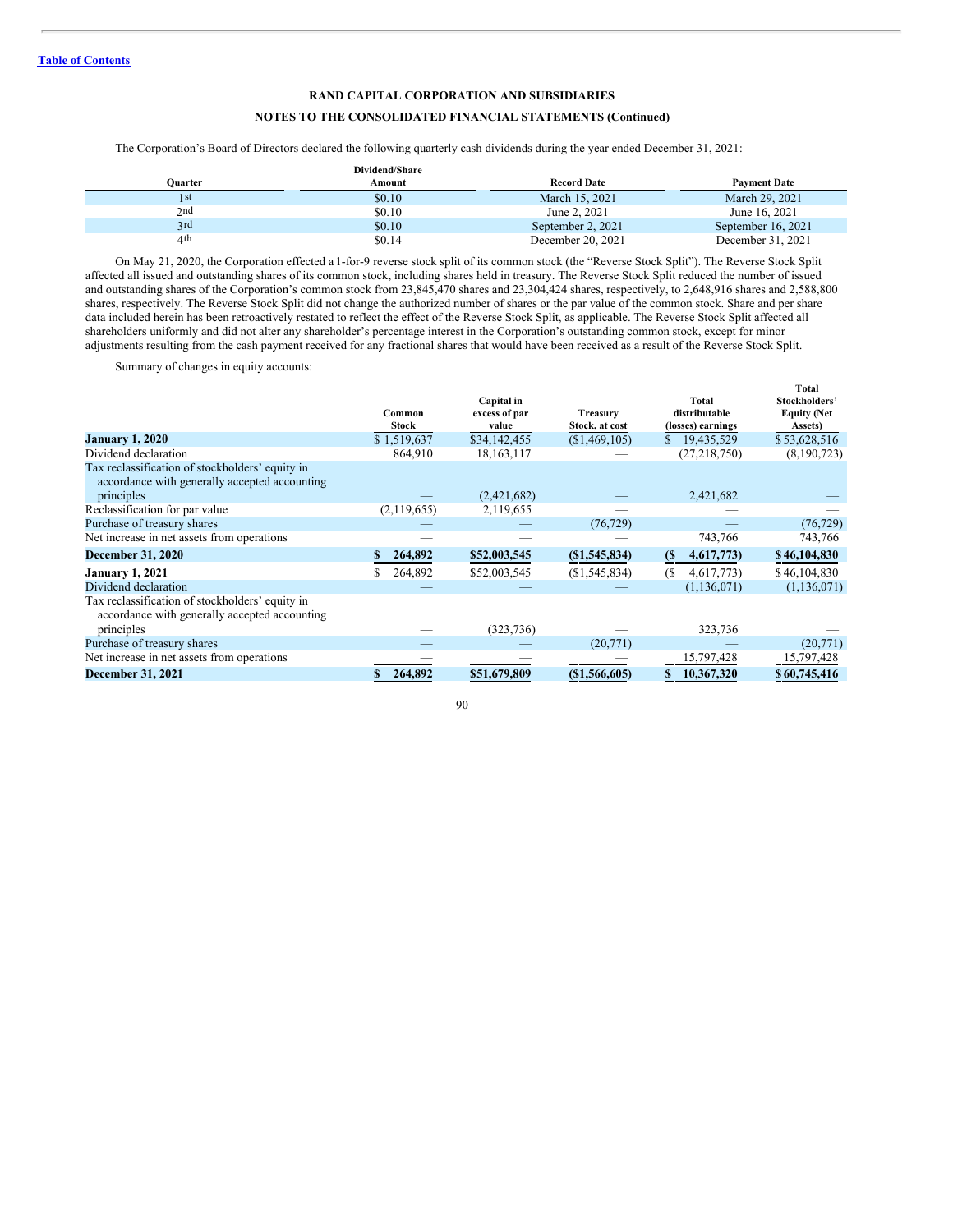## RAND CAPITAL CORPORATION AND SUBSIDIARIES

## NOTES TO THE CONSOLIDATED FINANCIAL STATEMENTS (Continued)

The Corporation's Board of Directors declared the following quarterly cash dividends during the year ended December 31, 2021:

| Quarter | Dividend/Share Amount | Record Date | Payment Date |
|---|---|---|---|
| 1st | $0.10 | March 15, 2021 | March 29, 2021 |
| 2nd | $0.10 | June 2, 2021 | June 16, 2021 |
| 3rd | $0.10 | September 2, 2021 | September 16, 2021 |
| 4th | $0.14 | December 20, 2021 | December 31, 2021 |

On May 21, 2020, the Corporation effected a 1-for-9 reverse stock split of its common stock (the "Reverse Stock Split"). The Reverse Stock Split affected all issued and outstanding shares of its common stock, including shares held in treasury. The Reverse Stock Split reduced the number of issued and outstanding shares of the Corporation's common stock from 23,845,470 shares and 23,304,424 shares, respectively, to 2,648,916 shares and 2,588,800 shares, respectively. The Reverse Stock Split did not change the authorized number of shares or the par value of the common stock. Share and per share data included herein has been retroactively restated to reflect the effect of the Reverse Stock Split, as applicable. The Reverse Stock Split affected all shareholders uniformly and did not alter any shareholder's percentage interest in the Corporation's outstanding common stock, except for minor adjustments resulting from the cash payment received for any fractional shares that would have been received as a result of the Reverse Stock Split.

Summary of changes in equity accounts:

| | Common Stock | Capital in excess of par value | Treasury Stock, at cost | Total distributable (losses) earnings | Total Stockholders' Equity (Net Assets) |
|---|---|---|---|---|---|
| **January 1, 2020** | $ 1,519,637 | $34,142,455 | ($1,469,105) | $ 19,435,529 | $53,628,516 |
| Dividend declaration | 864,910 | 18,163,117 | — | (27,218,750) | (8,190,723) |
| Tax reclassification of stockholders' equity in accordance with generally accepted accounting principles | — | (2,421,682) | — | 2,421,682 | — |
| Reclassification for par value | (2,119,655) | 2,119,655 | — | — | — |
| Purchase of treasury shares | — | — | (76,729) | — | (76,729) |
| Net increase in net assets from operations | — | — | — | 743,766 | 743,766 |
| **December 31, 2020** | **$ 264,892** | **$52,003,545** | **($1,545,834)** | **($ 4,617,773)** | **$46,104,830** |
| **January 1, 2021** | $ 264,892 | $52,003,545 | ($1,545,834) | ($ 4,617,773) | $46,104,830 |
| Dividend declaration | — | — | — | (1,136,071) | (1,136,071) |
| Tax reclassification of stockholders' equity in accordance with generally accepted accounting principles | — | (323,736) | — | 323,736 | — |
| Purchase of treasury shares | — | — | (20,771) | — | (20,771) |
| Net increase in net assets from operations | — | — | — | 15,797,428 | 15,797,428 |
| **December 31, 2021** | **$ 264,892** | **$51,679,809** | **($1,566,605)** | **$ 10,367,320** | **$60,745,416** |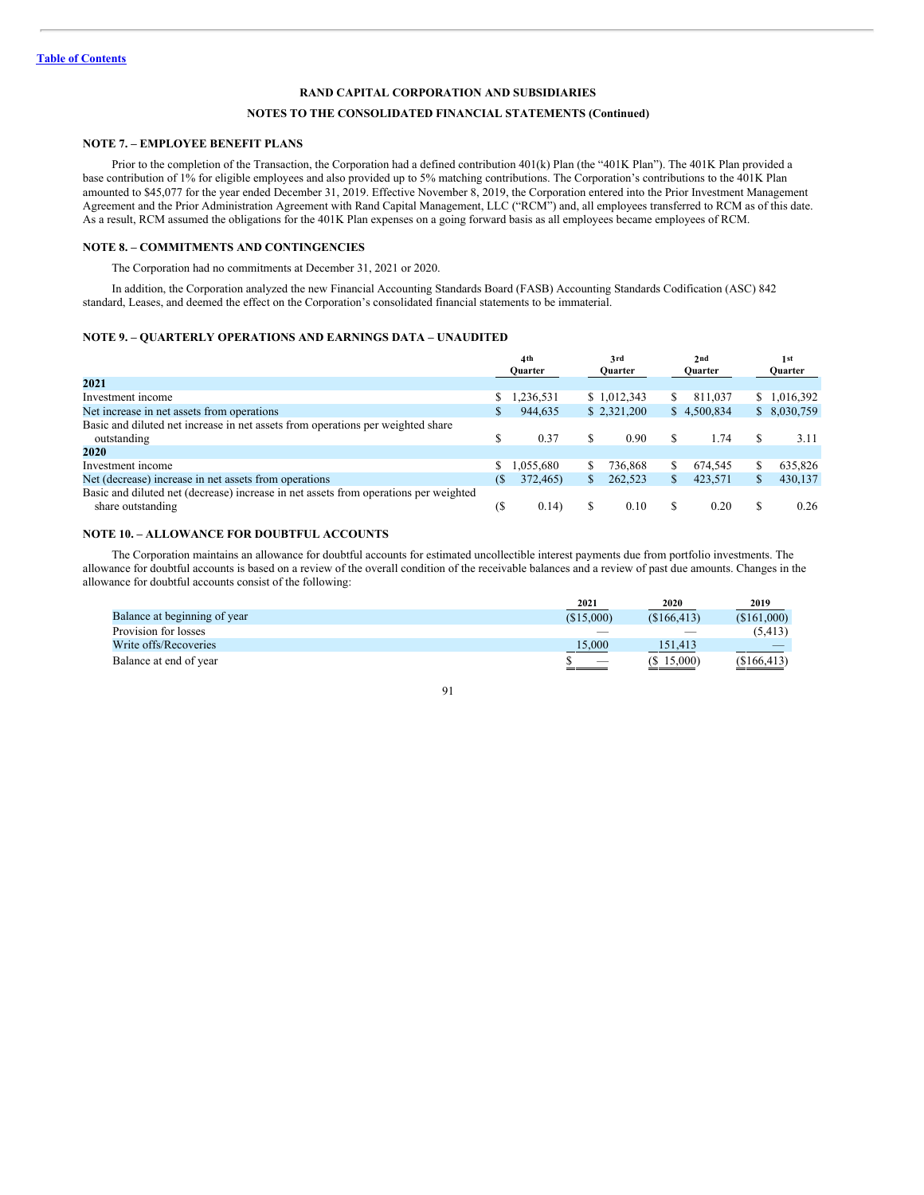Table of Contents

**RAND CAPITAL CORPORATION AND SUBSIDIARIES**

**NOTES TO THE CONSOLIDATED FINANCIAL STATEMENTS (Continued)**

### NOTE 7. – EMPLOYEE BENEFIT PLANS

Prior to the completion of the Transaction, the Corporation had a defined contribution 401(k) Plan (the "401K Plan"). The 401K Plan provided a base contribution of 1% for eligible employees and also provided up to 5% matching contributions. The Corporation's contributions to the 401K Plan amounted to $45,077 for the year ended December 31, 2019. Effective November 8, 2019, the Corporation entered into the Prior Investment Management Agreement and the Prior Administration Agreement with Rand Capital Management, LLC ("RCM") and, all employees transferred to RCM as of this date. As a result, RCM assumed the obligations for the 401K Plan expenses on a going forward basis as all employees became employees of RCM.

### NOTE 8. – COMMITMENTS AND CONTINGENCIES

The Corporation had no commitments at December 31, 2021 or 2020.

In addition, the Corporation analyzed the new Financial Accounting Standards Board (FASB) Accounting Standards Codification (ASC) 842 standard, Leases, and deemed the effect on the Corporation's consolidated financial statements to be immaterial.

### NOTE 9. – QUARTERLY OPERATIONS AND EARNINGS DATA – UNAUDITED

| | 4th Quarter | 3rd Quarter | 2nd Quarter | 1st Quarter |
|---|---|---|---|---|
| **2021** | | | | |
| Investment income | $ 1,236,531 | $ 1,012,343 | $ 811,037 | $ 1,016,392 |
| Net increase in net assets from operations | $ 944,635 | $ 2,321,200 | $ 4,500,834 | $ 8,030,759 |
| Basic and diluted net increase in net assets from operations per weighted share outstanding | $ 0.37 | $ 0.90 | $ 1.74 | $ 3.11 |
| **2020** | | | | |
| Investment income | $ 1,055,680 | $ 736,868 | $ 674,545 | $ 635,826 |
| Net (decrease) increase in net assets from operations | ($ 372,465) | $ 262,523 | $ 423,571 | $ 430,137 |
| Basic and diluted net (decrease) increase in net assets from operations per weighted share outstanding | ($ 0.14) | $ 0.10 | $ 0.20 | $ 0.26 |

### NOTE 10. – ALLOWANCE FOR DOUBTFUL ACCOUNTS

The Corporation maintains an allowance for doubtful accounts for estimated uncollectible interest payments due from portfolio investments. The allowance for doubtful accounts is based on a review of the overall condition of the receivable balances and a review of past due amounts. Changes in the allowance for doubtful accounts consist of the following:

| | 2021 | 2020 | 2019 |
|---|---|---|---|
| Balance at beginning of year | ($15,000) | ($166,413) | ($161,000) |
| Provision for losses | — | — | (5,413) |
| Write offs/Recoveries | 15,000 | 151,413 | — |
| Balance at end of year | $ — | ($ 15,000) | ($166,413) |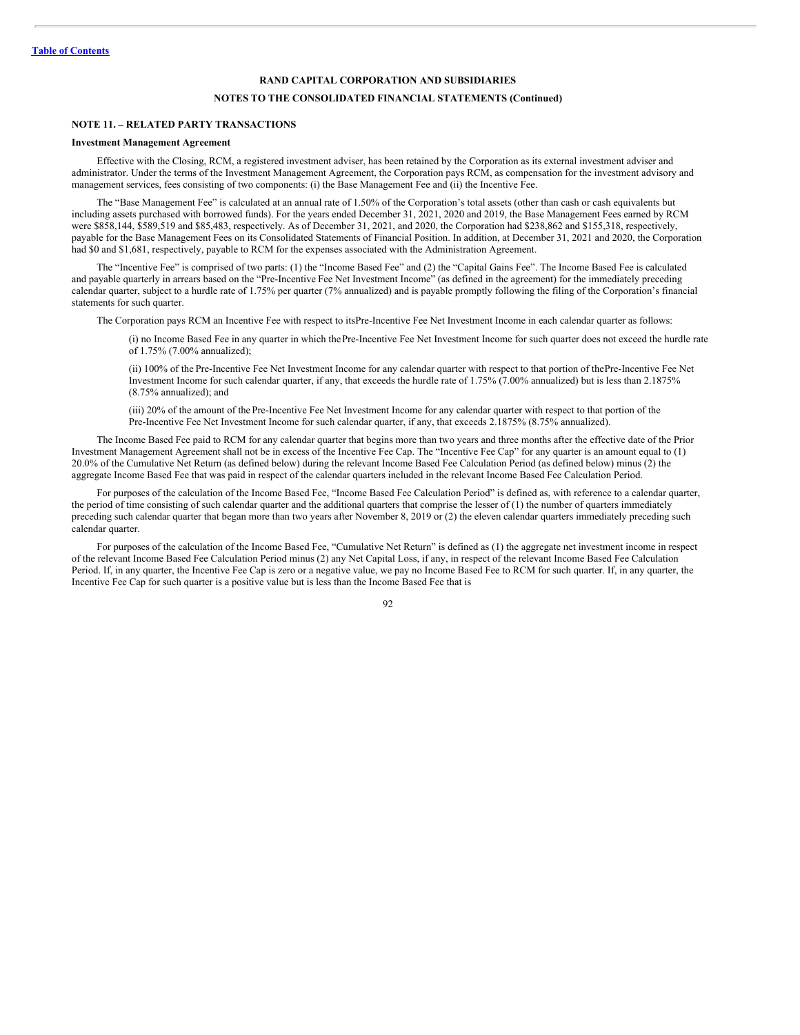**RAND CAPITAL CORPORATION AND SUBSIDIARIES**

**NOTES TO THE CONSOLIDATED FINANCIAL STATEMENTS (Continued)**

**NOTE 11. – RELATED PARTY TRANSACTIONS**

**Investment Management Agreement**

Effective with the Closing, RCM, a registered investment adviser, has been retained by the Corporation as its external investment adviser and administrator. Under the terms of the Investment Management Agreement, the Corporation pays RCM, as compensation for the investment advisory and management services, fees consisting of two components: (i) the Base Management Fee and (ii) the Incentive Fee.

The "Base Management Fee" is calculated at an annual rate of 1.50% of the Corporation's total assets (other than cash or cash equivalents but including assets purchased with borrowed funds). For the years ended December 31, 2021, 2020 and 2019, the Base Management Fees earned by RCM were $858,144, $589,519 and $85,483, respectively. As of December 31, 2021, and 2020, the Corporation had $238,862 and $155,318, respectively, payable for the Base Management Fees on its Consolidated Statements of Financial Position. In addition, at December 31, 2021 and 2020, the Corporation had $0 and $1,681, respectively, payable to RCM for the expenses associated with the Administration Agreement.

The "Incentive Fee" is comprised of two parts: (1) the "Income Based Fee" and (2) the "Capital Gains Fee". The Income Based Fee is calculated and payable quarterly in arrears based on the "Pre-Incentive Fee Net Investment Income" (as defined in the agreement) for the immediately preceding calendar quarter, subject to a hurdle rate of 1.75% per quarter (7% annualized) and is payable promptly following the filing of the Corporation's financial statements for such quarter.

The Corporation pays RCM an Incentive Fee with respect to its Pre-Incentive Fee Net Investment Income in each calendar quarter as follows:

(i) no Income Based Fee in any quarter in which the Pre-Incentive Fee Net Investment Income for such quarter does not exceed the hurdle rate of 1.75% (7.00% annualized);

(ii) 100% of the Pre-Incentive Fee Net Investment Income for any calendar quarter with respect to that portion of the Pre-Incentive Fee Net Investment Income for such calendar quarter, if any, that exceeds the hurdle rate of 1.75% (7.00% annualized) but is less than 2.1875% (8.75% annualized); and

(iii) 20% of the amount of the Pre-Incentive Fee Net Investment Income for any calendar quarter with respect to that portion of the Pre-Incentive Fee Net Investment Income for such calendar quarter, if any, that exceeds 2.1875% (8.75% annualized).

The Income Based Fee paid to RCM for any calendar quarter that begins more than two years and three months after the effective date of the Prior Investment Management Agreement shall not be in excess of the Incentive Fee Cap. The "Incentive Fee Cap" for any quarter is an amount equal to (1) 20.0% of the Cumulative Net Return (as defined below) during the relevant Income Based Fee Calculation Period (as defined below) minus (2) the aggregate Income Based Fee that was paid in respect of the calendar quarters included in the relevant Income Based Fee Calculation Period.

For purposes of the calculation of the Income Based Fee, "Income Based Fee Calculation Period" is defined as, with reference to a calendar quarter, the period of time consisting of such calendar quarter and the additional quarters that comprise the lesser of (1) the number of quarters immediately preceding such calendar quarter that began more than two years after November 8, 2019 or (2) the eleven calendar quarters immediately preceding such calendar quarter.

For purposes of the calculation of the Income Based Fee, "Cumulative Net Return" is defined as (1) the aggregate net investment income in respect of the relevant Income Based Fee Calculation Period minus (2) any Net Capital Loss, if any, in respect of the relevant Income Based Fee Calculation Period. If, in any quarter, the Incentive Fee Cap is zero or a negative value, we pay no Income Based Fee to RCM for such quarter. If, in any quarter, the Incentive Fee Cap for such quarter is a positive value but is less than the Income Based Fee that is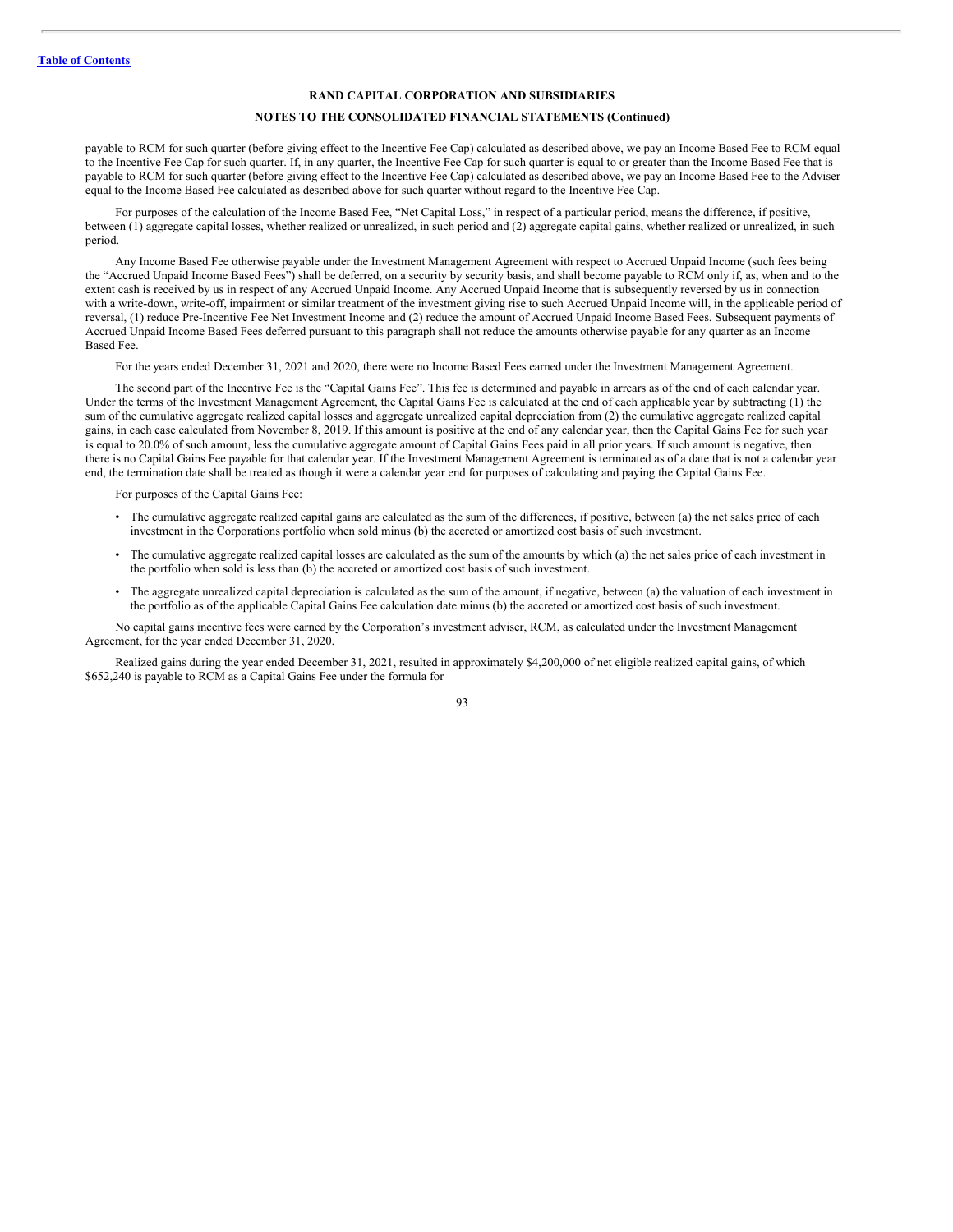payable to RCM for such quarter (before giving effect to the Incentive Fee Cap) calculated as described above, we pay an Income Based Fee to RCM equal to the Incentive Fee Cap for such quarter. If, in any quarter, the Incentive Fee Cap for such quarter is equal to or greater than the Income Based Fee that is payable to RCM for such quarter (before giving effect to the Incentive Fee Cap) calculated as described above, we pay an Income Based Fee to the Adviser equal to the Income Based Fee calculated as described above for such quarter without regard to the Incentive Fee Cap.

For purposes of the calculation of the Income Based Fee, "Net Capital Loss," in respect of a particular period, means the difference, if positive, between (1) aggregate capital losses, whether realized or unrealized, in such period and (2) aggregate capital gains, whether realized or unrealized, in such period.

Any Income Based Fee otherwise payable under the Investment Management Agreement with respect to Accrued Unpaid Income (such fees being the "Accrued Unpaid Income Based Fees") shall be deferred, on a security by security basis, and shall become payable to RCM only if, as, when and to the extent cash is received by us in respect of any Accrued Unpaid Income. Any Accrued Unpaid Income that is subsequently reversed by us in connection with a write-down, write-off, impairment or similar treatment of the investment giving rise to such Accrued Unpaid Income will, in the applicable period of reversal, (1) reduce Pre-Incentive Fee Net Investment Income and (2) reduce the amount of Accrued Unpaid Income Based Fees. Subsequent payments of Accrued Unpaid Income Based Fees deferred pursuant to this paragraph shall not reduce the amounts otherwise payable for any quarter as an Income Based Fee.

For the years ended December 31, 2021 and 2020, there were no Income Based Fees earned under the Investment Management Agreement.

The second part of the Incentive Fee is the "Capital Gains Fee". This fee is determined and payable in arrears as of the end of each calendar year. Under the terms of the Investment Management Agreement, the Capital Gains Fee is calculated at the end of each applicable year by subtracting (1) the sum of the cumulative aggregate realized capital losses and aggregate unrealized capital depreciation from (2) the cumulative aggregate realized capital gains, in each case calculated from November 8, 2019. If this amount is positive at the end of any calendar year, then the Capital Gains Fee for such year is equal to 20.0% of such amount, less the cumulative aggregate amount of Capital Gains Fees paid in all prior years. If such amount is negative, then there is no Capital Gains Fee payable for that calendar year. If the Investment Management Agreement is terminated as of a date that is not a calendar year end, the termination date shall be treated as though it were a calendar year end for purposes of calculating and paying the Capital Gains Fee.

For purposes of the Capital Gains Fee:

- The cumulative aggregate realized capital gains are calculated as the sum of the differences, if positive, between (a) the net sales price of each investment in the Corporations portfolio when sold minus (b) the accreted or amortized cost basis of such investment.
- The cumulative aggregate realized capital losses are calculated as the sum of the amounts by which (a) the net sales price of each investment in the portfolio when sold is less than (b) the accreted or amortized cost basis of such investment.
- The aggregate unrealized capital depreciation is calculated as the sum of the amount, if negative, between (a) the valuation of each investment in the portfolio as of the applicable Capital Gains Fee calculation date minus (b) the accreted or amortized cost basis of such investment.

No capital gains incentive fees were earned by the Corporation's investment adviser, RCM, as calculated under the Investment Management Agreement, for the year ended December 31, 2020.

Realized gains during the year ended December 31, 2021, resulted in approximately $4,200,000 of net eligible realized capital gains, of which $652,240 is payable to RCM as a Capital Gains Fee under the formula for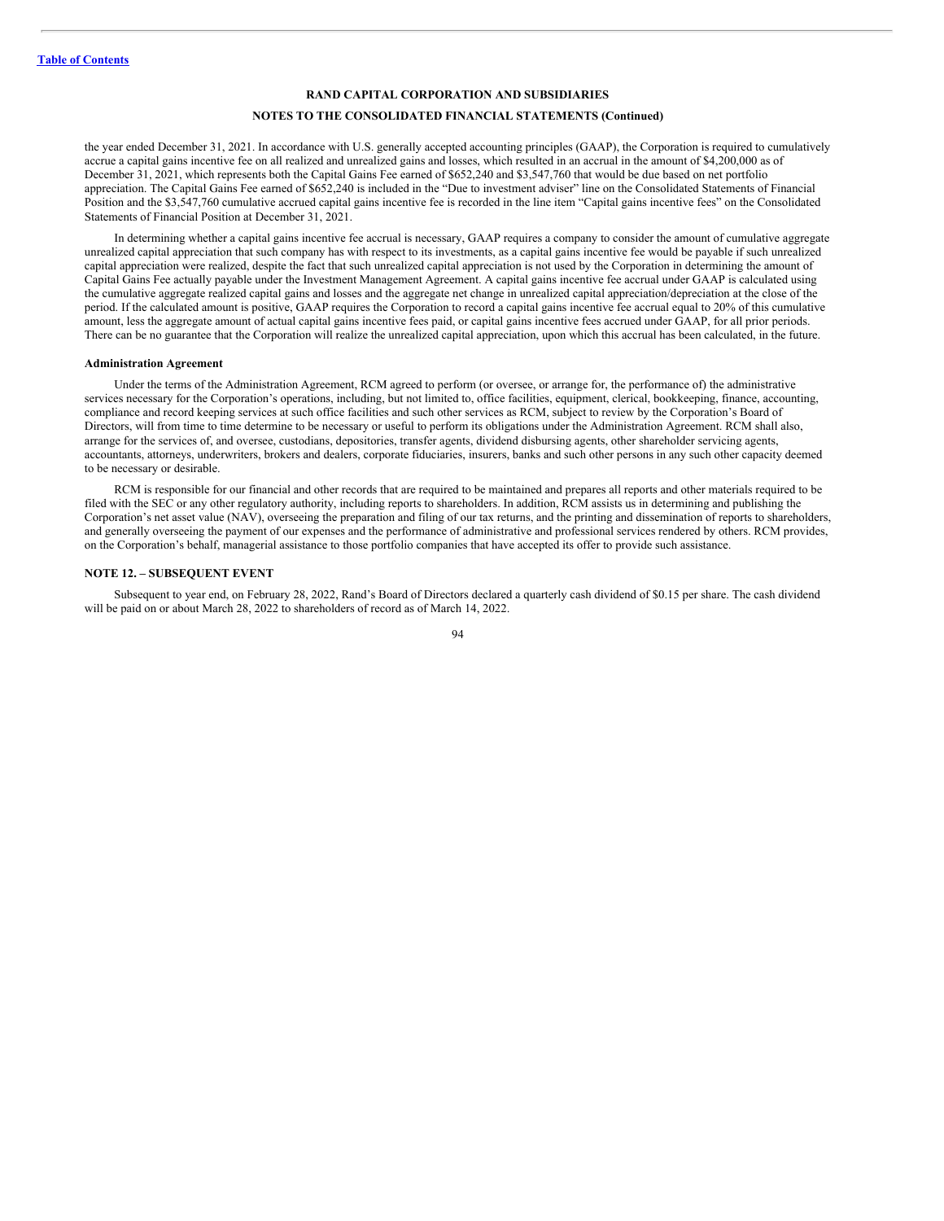the year ended December 31, 2021. In accordance with U.S. generally accepted accounting principles (GAAP), the Corporation is required to cumulatively accrue a capital gains incentive fee on all realized and unrealized gains and losses, which resulted in an accrual in the amount of $4,200,000 as of December 31, 2021, which represents both the Capital Gains Fee earned of $652,240 and $3,547,760 that would be due based on net portfolio appreciation. The Capital Gains Fee earned of $652,240 is included in the "Due to investment adviser" line on the Consolidated Statements of Financial Position and the $3,547,760 cumulative accrued capital gains incentive fee is recorded in the line item "Capital gains incentive fees" on the Consolidated Statements of Financial Position at December 31, 2021.

In determining whether a capital gains incentive fee accrual is necessary, GAAP requires a company to consider the amount of cumulative aggregate unrealized capital appreciation that such company has with respect to its investments, as a capital gains incentive fee would be payable if such unrealized capital appreciation were realized, despite the fact that such unrealized capital appreciation is not used by the Corporation in determining the amount of Capital Gains Fee actually payable under the Investment Management Agreement. A capital gains incentive fee accrual under GAAP is calculated using the cumulative aggregate realized capital gains and losses and the aggregate net change in unrealized capital appreciation/depreciation at the close of the period. If the calculated amount is positive, GAAP requires the Corporation to record a capital gains incentive fee accrual equal to 20% of this cumulative amount, less the aggregate amount of actual capital gains incentive fees paid, or capital gains incentive fees accrued under GAAP, for all prior periods. There can be no guarantee that the Corporation will realize the unrealized capital appreciation, upon which this accrual has been calculated, in the future.

**Administration Agreement**

Under the terms of the Administration Agreement, RCM agreed to perform (or oversee, or arrange for, the performance of) the administrative services necessary for the Corporation's operations, including, but not limited to, office facilities, equipment, clerical, bookkeeping, finance, accounting, compliance and record keeping services at such office facilities and such other services as RCM, subject to review by the Corporation's Board of Directors, will from time to time determine to be necessary or useful to perform its obligations under the Administration Agreement. RCM shall also, arrange for the services of, and oversee, custodians, depositories, transfer agents, dividend disbursing agents, other shareholder servicing agents, accountants, attorneys, underwriters, brokers and dealers, corporate fiduciaries, insurers, banks and such other persons in any such other capacity deemed to be necessary or desirable.

RCM is responsible for our financial and other records that are required to be maintained and prepares all reports and other materials required to be filed with the SEC or any other regulatory authority, including reports to shareholders. In addition, RCM assists us in determining and publishing the Corporation's net asset value (NAV), overseeing the preparation and filing of our tax returns, and the printing and dissemination of reports to shareholders, and generally overseeing the payment of our expenses and the performance of administrative and professional services rendered by others. RCM provides, on the Corporation's behalf, managerial assistance to those portfolio companies that have accepted its offer to provide such assistance.

## NOTE 12. – SUBSEQUENT EVENT

Subsequent to year end, on February 28, 2022, Rand's Board of Directors declared a quarterly cash dividend of $0.15 per share. The cash dividend will be paid on or about March 28, 2022 to shareholders of record as of March 14, 2022.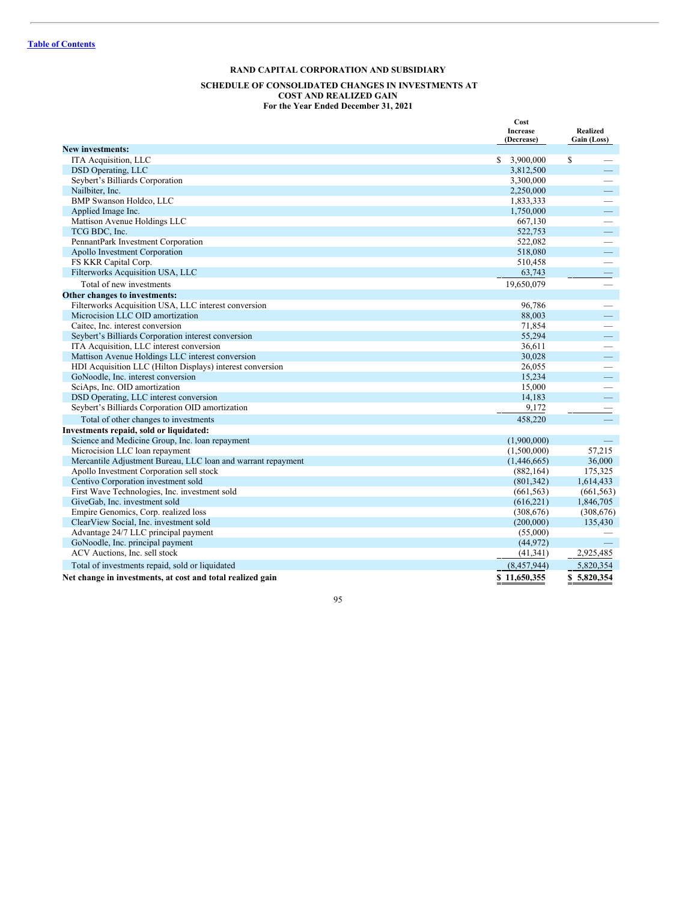**Table of Contents**

### RAND CAPITAL CORPORATION AND SUBSIDIARY

### SCHEDULE OF CONSOLIDATED CHANGES IN INVESTMENTS AT COST AND REALIZED GAIN
### For the Year Ended December 31, 2021

| | Cost Increase (Decrease) | Realized Gain (Loss) |
|---|---|---|
| **New investments:** | | |
| ITA Acquisition, LLC | $ 3,900,000 | $ — |
| DSD Operating, LLC | 3,812,500 | — |
| Seybert's Billiards Corporation | 3,300,000 | — |
| Nailbiter, Inc. | 2,250,000 | — |
| BMP Swanson Holdco, LLC | 1,833,333 | — |
| Applied Image Inc. | 1,750,000 | — |
| Mattison Avenue Holdings LLC | 667,130 | — |
| TCG BDC, Inc. | 522,753 | — |
| PennantPark Investment Corporation | 522,082 | — |
| Apollo Investment Corporation | 518,080 | — |
| FS KKR Capital Corp. | 510,458 | — |
| Filterworks Acquisition USA, LLC | 63,743 | — |
| Total of new investments | 19,650,079 | — |
| **Other changes to investments:** | | |
| Filterworks Acquisition USA, LLC interest conversion | 96,786 | — |
| Microcision LLC OID amortization | 88,003 | — |
| Caitec, Inc. interest conversion | 71,854 | — |
| Seybert's Billiards Corporation interest conversion | 55,294 | — |
| ITA Acquisition, LLC interest conversion | 36,611 | — |
| Mattison Avenue Holdings LLC interest conversion | 30,028 | — |
| HDI Acquisition LLC (Hilton Displays) interest conversion | 26,055 | — |
| GoNoodle, Inc. interest conversion | 15,234 | — |
| SciAps, Inc. OID amortization | 15,000 | — |
| DSD Operating, LLC interest conversion | 14,183 | — |
| Seybert's Billiards Corporation OID amortization | 9,172 | — |
| Total of other changes to investments | 458,220 | — |
| **Investments repaid, sold or liquidated:** | | |
| Science and Medicine Group, Inc. loan repayment | (1,900,000) | — |
| Microcision LLC loan repayment | (1,500,000) | 57,215 |
| Mercantile Adjustment Bureau, LLC loan and warrant repayment | (1,446,665) | 36,000 |
| Apollo Investment Corporation sell stock | (882,164) | 175,325 |
| Centivo Corporation investment sold | (801,342) | 1,614,433 |
| First Wave Technologies, Inc. investment sold | (661,563) | (661,563) |
| GiveGab, Inc. investment sold | (616,221) | 1,846,705 |
| Empire Genomics, Corp. realized loss | (308,676) | (308,676) |
| ClearView Social, Inc. investment sold | (200,000) | 135,430 |
| Advantage 24/7 LLC principal payment | (55,000) | — |
| GoNoodle, Inc. principal payment | (44,972) | — |
| ACV Auctions, Inc. sell stock | (41,341) | 2,925,485 |
| Total of investments repaid, sold or liquidated | (8,457,944) | 5,820,354 |
| **Net change in investments, at cost and total realized gain** | **$ 11,650,355** | **$ 5,820,354** |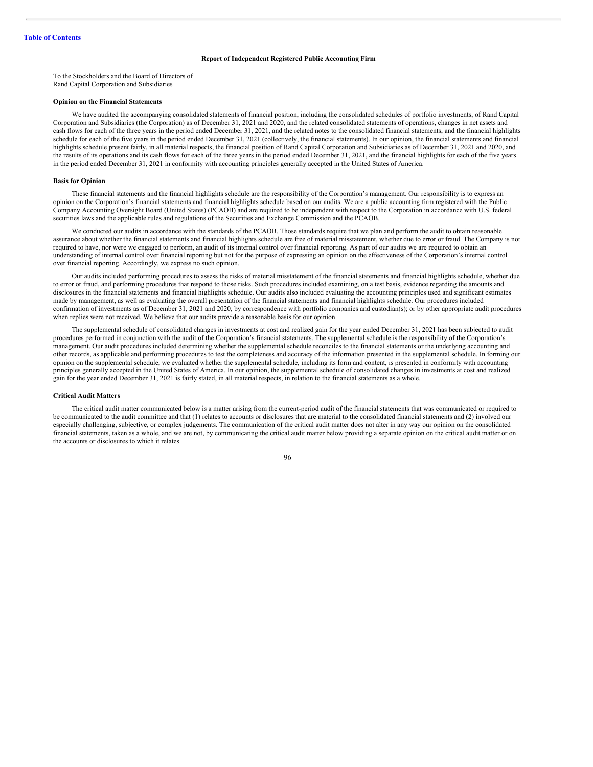[Table of Contents](#)

## Report of Independent Registered Public Accounting Firm

To the Stockholders and the Board of Directors of
Rand Capital Corporation and Subsidiaries

### Opinion on the Financial Statements

We have audited the accompanying consolidated statements of financial position, including the consolidated schedules of portfolio investments, of Rand Capital Corporation and Subsidiaries (the Corporation) as of December 31, 2021 and 2020, and the related consolidated statements of operations, changes in net assets and cash flows for each of the three years in the period ended December 31, 2021, and the related notes to the consolidated financial statements, and the financial highlights schedule for each of the five years in the period ended December 31, 2021 (collectively, the financial statements). In our opinion, the financial statements and financial highlights schedule present fairly, in all material respects, the financial position of Rand Capital Corporation and Subsidiaries as of December 31, 2021 and 2020, and the results of its operations and its cash flows for each of the three years in the period ended December 31, 2021, and the financial highlights for each of the five years in the period ended December 31, 2021 in conformity with accounting principles generally accepted in the United States of America.

### Basis for Opinion

These financial statements and the financial highlights schedule are the responsibility of the Corporation's management. Our responsibility is to express an opinion on the Corporation's financial statements and financial highlights schedule based on our audits. We are a public accounting firm registered with the Public Company Accounting Oversight Board (United States) (PCAOB) and are required to be independent with respect to the Corporation in accordance with U.S. federal securities laws and the applicable rules and regulations of the Securities and Exchange Commission and the PCAOB.

We conducted our audits in accordance with the standards of the PCAOB. Those standards require that we plan and perform the audit to obtain reasonable assurance about whether the financial statements and financial highlights schedule are free of material misstatement, whether due to error or fraud. The Company is not required to have, nor were we engaged to perform, an audit of its internal control over financial reporting. As part of our audits we are required to obtain an understanding of internal control over financial reporting but not for the purpose of expressing an opinion on the effectiveness of the Corporation's internal control over financial reporting. Accordingly, we express no such opinion.

Our audits included performing procedures to assess the risks of material misstatement of the financial statements and financial highlights schedule, whether due to error or fraud, and performing procedures that respond to those risks. Such procedures included examining, on a test basis, evidence regarding the amounts and disclosures in the financial statements and financial highlights schedule. Our audits also included evaluating the accounting principles used and significant estimates made by management, as well as evaluating the overall presentation of the financial statements and financial highlights schedule. Our procedures included confirmation of investments as of December 31, 2021 and 2020, by correspondence with portfolio companies and custodian(s); or by other appropriate audit procedures when replies were not received. We believe that our audits provide a reasonable basis for our opinion.

The supplemental schedule of consolidated changes in investments at cost and realized gain for the year ended December 31, 2021 has been subjected to audit procedures performed in conjunction with the audit of the Corporation's financial statements. The supplemental schedule is the responsibility of the Corporation's management. Our audit procedures included determining whether the supplemental schedule reconciles to the financial statements or the underlying accounting and other records, as applicable and performing procedures to test the completeness and accuracy of the information presented in the supplemental schedule. In forming our opinion on the supplemental schedule, we evaluated whether the supplemental schedule, including its form and content, is presented in conformity with accounting principles generally accepted in the United States of America. In our opinion, the supplemental schedule of consolidated changes in investments at cost and realized gain for the year ended December 31, 2021 is fairly stated, in all material respects, in relation to the financial statements as a whole.

### Critical Audit Matters

The critical audit matter communicated below is a matter arising from the current-period audit of the financial statements that was communicated or required to be communicated to the audit committee and that (1) relates to accounts or disclosures that are material to the consolidated financial statements and (2) involved our especially challenging, subjective, or complex judgements. The communication of the critical audit matter does not alter in any way our opinion on the consolidated financial statements, taken as a whole, and we are not, by communicating the critical audit matter below providing a separate opinion on the critical audit matter or on the accounts or disclosures to which it relates.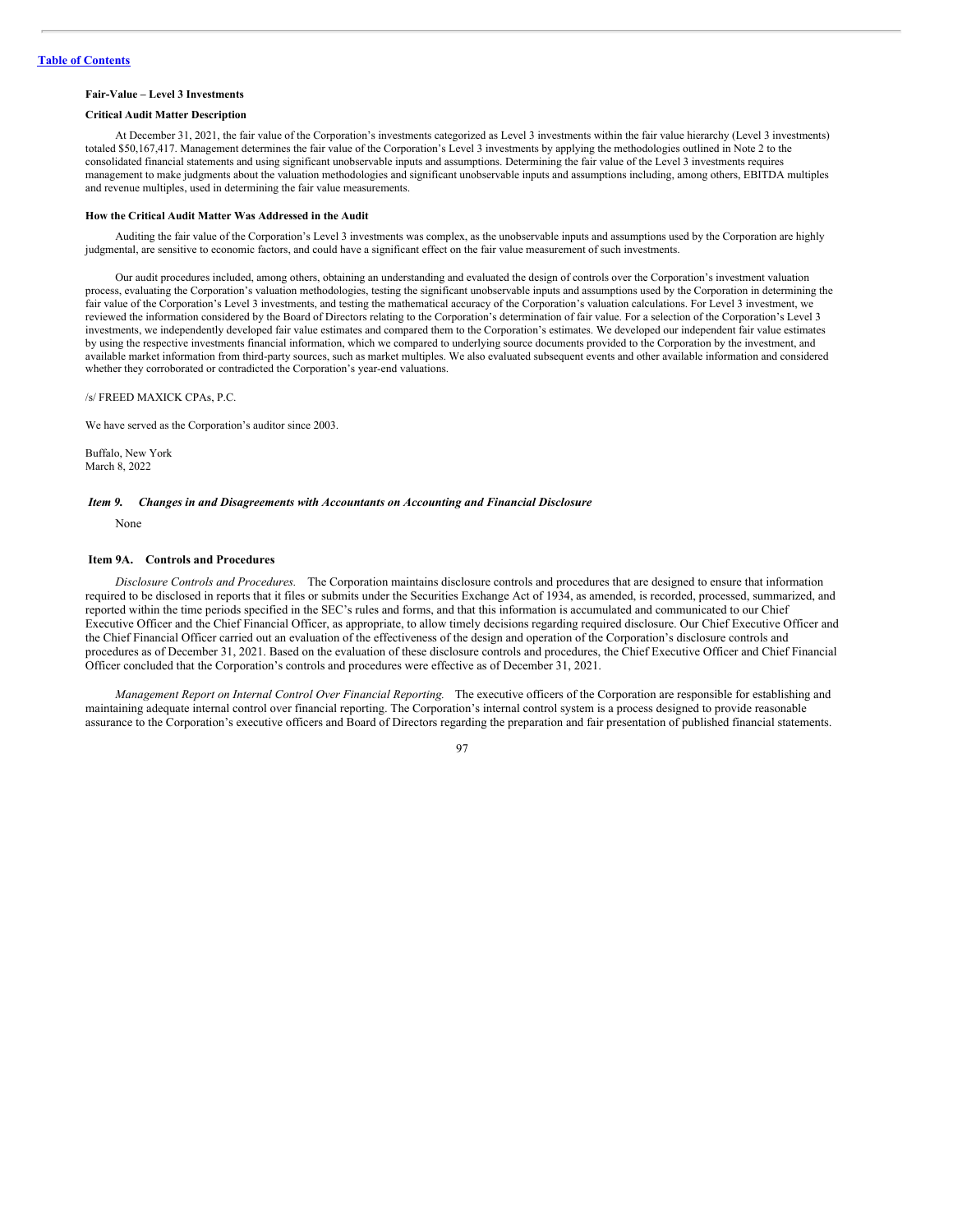**Fair-Value – Level 3 Investments**

**Critical Audit Matter Description**

At December 31, 2021, the fair value of the Corporation's investments categorized as Level 3 investments within the fair value hierarchy (Level 3 investments) totaled $50,167,417. Management determines the fair value of the Corporation's Level 3 investments by applying the methodologies outlined in Note 2 to the consolidated financial statements and using significant unobservable inputs and assumptions. Determining the fair value of the Level 3 investments requires management to make judgments about the valuation methodologies and significant unobservable inputs and assumptions including, among others, EBITDA multiples and revenue multiples, used in determining the fair value measurements.

**How the Critical Audit Matter Was Addressed in the Audit**

Auditing the fair value of the Corporation's Level 3 investments was complex, as the unobservable inputs and assumptions used by the Corporation are highly judgmental, are sensitive to economic factors, and could have a significant effect on the fair value measurement of such investments.

Our audit procedures included, among others, obtaining an understanding and evaluated the design of controls over the Corporation's investment valuation process, evaluating the Corporation's valuation methodologies, testing the significant unobservable inputs and assumptions used by the Corporation in determining the fair value of the Corporation's Level 3 investments, and testing the mathematical accuracy of the Corporation's valuation calculations. For Level 3 investment, we reviewed the information considered by the Board of Directors relating to the Corporation's determination of fair value. For a selection of the Corporation's Level 3 investments, we independently developed fair value estimates and compared them to the Corporation's estimates. We developed our independent fair value estimates by using the respective investments financial information, which we compared to underlying source documents provided to the Corporation by the investment, and available market information from third-party sources, such as market multiples. We also evaluated subsequent events and other available information and considered whether they corroborated or contradicted the Corporation's year-end valuations.

/s/ FREED MAXICK CPAs, P.C.

We have served as the Corporation's auditor since 2003.

Buffalo, New York
March 8, 2022

### *Item 9. Changes in and Disagreements with Accountants on Accounting and Financial Disclosure*

None

### Item 9A. Controls and Procedures

*Disclosure Controls and Procedures.* The Corporation maintains disclosure controls and procedures that are designed to ensure that information required to be disclosed in reports that it files or submits under the Securities Exchange Act of 1934, as amended, is recorded, processed, summarized, and reported within the time periods specified in the SEC's rules and forms, and that this information is accumulated and communicated to our Chief Executive Officer and the Chief Financial Officer, as appropriate, to allow timely decisions regarding required disclosure. Our Chief Executive Officer and the Chief Financial Officer carried out an evaluation of the effectiveness of the design and operation of the Corporation's disclosure controls and procedures as of December 31, 2021. Based on the evaluation of these disclosure controls and procedures, the Chief Executive Officer and Chief Financial Officer concluded that the Corporation's controls and procedures were effective as of December 31, 2021.

*Management Report on Internal Control Over Financial Reporting.* The executive officers of the Corporation are responsible for establishing and maintaining adequate internal control over financial reporting. The Corporation's internal control system is a process designed to provide reasonable assurance to the Corporation's executive officers and Board of Directors regarding the preparation and fair presentation of published financial statements.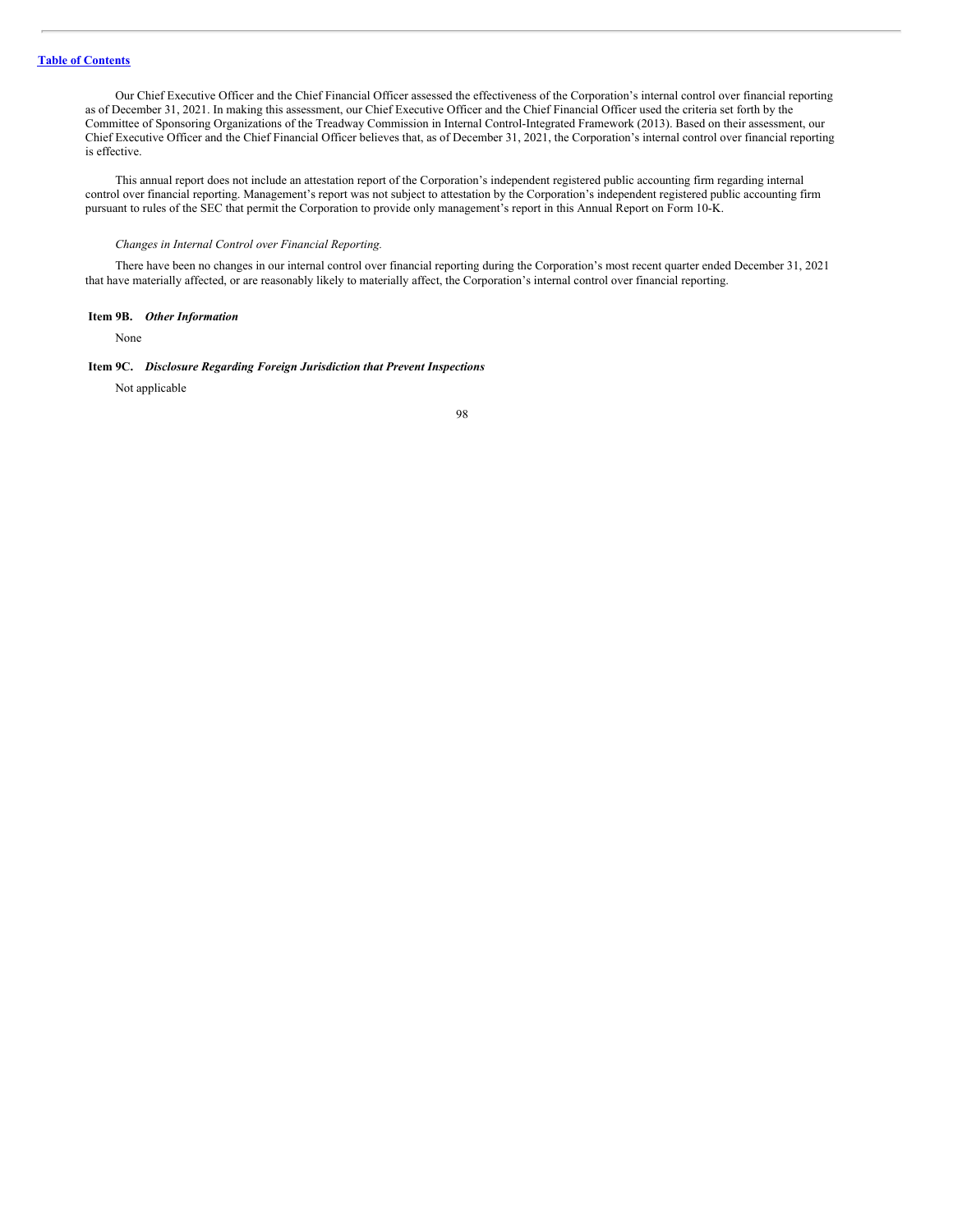Our Chief Executive Officer and the Chief Financial Officer assessed the effectiveness of the Corporation's internal control over financial reporting as of December 31, 2021. In making this assessment, our Chief Executive Officer and the Chief Financial Officer used the criteria set forth by the Committee of Sponsoring Organizations of the Treadway Commission in Internal Control-Integrated Framework (2013). Based on their assessment, our Chief Executive Officer and the Chief Financial Officer believes that, as of December 31, 2021, the Corporation's internal control over financial reporting is effective.

This annual report does not include an attestation report of the Corporation's independent registered public accounting firm regarding internal control over financial reporting. Management's report was not subject to attestation by the Corporation's independent registered public accounting firm pursuant to rules of the SEC that permit the Corporation to provide only management's report in this Annual Report on Form 10-K.

*Changes in Internal Control over Financial Reporting.*

There have been no changes in our internal control over financial reporting during the Corporation's most recent quarter ended December 31, 2021 that have materially affected, or are reasonably likely to materially affect, the Corporation's internal control over financial reporting.

**Item 9B.** ***Other Information***

None

**Item 9C.** ***Disclosure Regarding Foreign Jurisdiction that Prevent Inspections***

Not applicable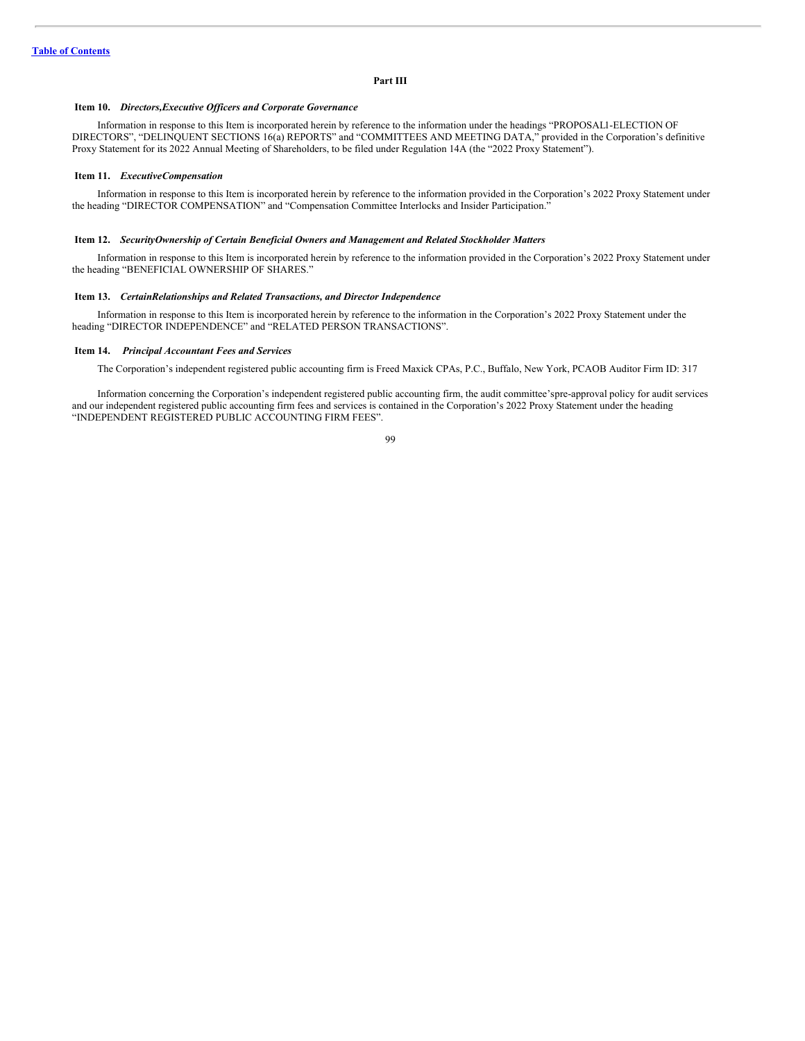## Part III

### Item 10. *Directors,Executive Officers and Corporate Governance*

Information in response to this Item is incorporated herein by reference to the information under the headings "PROPOSAL1-ELECTION OF DIRECTORS", "DELINQUENT SECTIONS 16(a) REPORTS" and "COMMITTEES AND MEETING DATA," provided in the Corporation's definitive Proxy Statement for its 2022 Annual Meeting of Shareholders, to be filed under Regulation 14A (the "2022 Proxy Statement").

### Item 11. *ExecutiveCompensation*

Information in response to this Item is incorporated herein by reference to the information provided in the Corporation's 2022 Proxy Statement under the heading "DIRECTOR COMPENSATION" and "Compensation Committee Interlocks and Insider Participation."

### Item 12. *SecurityOwnership of Certain Beneficial Owners and Management and Related Stockholder Matters*

Information in response to this Item is incorporated herein by reference to the information provided in the Corporation's 2022 Proxy Statement under the heading "BENEFICIAL OWNERSHIP OF SHARES."

### Item 13. *CertainRelationships and Related Transactions, and Director Independence*

Information in response to this Item is incorporated herein by reference to the information in the Corporation's 2022 Proxy Statement under the heading "DIRECTOR INDEPENDENCE" and "RELATED PERSON TRANSACTIONS".

### Item 14. *Principal Accountant Fees and Services*

The Corporation's independent registered public accounting firm is Freed Maxick CPAs, P.C., Buffalo, New York, PCAOB Auditor Firm ID: 317

Information concerning the Corporation's independent registered public accounting firm, the audit committee'spre-approval policy for audit services and our independent registered public accounting firm fees and services is contained in the Corporation's 2022 Proxy Statement under the heading "INDEPENDENT REGISTERED PUBLIC ACCOUNTING FIRM FEES".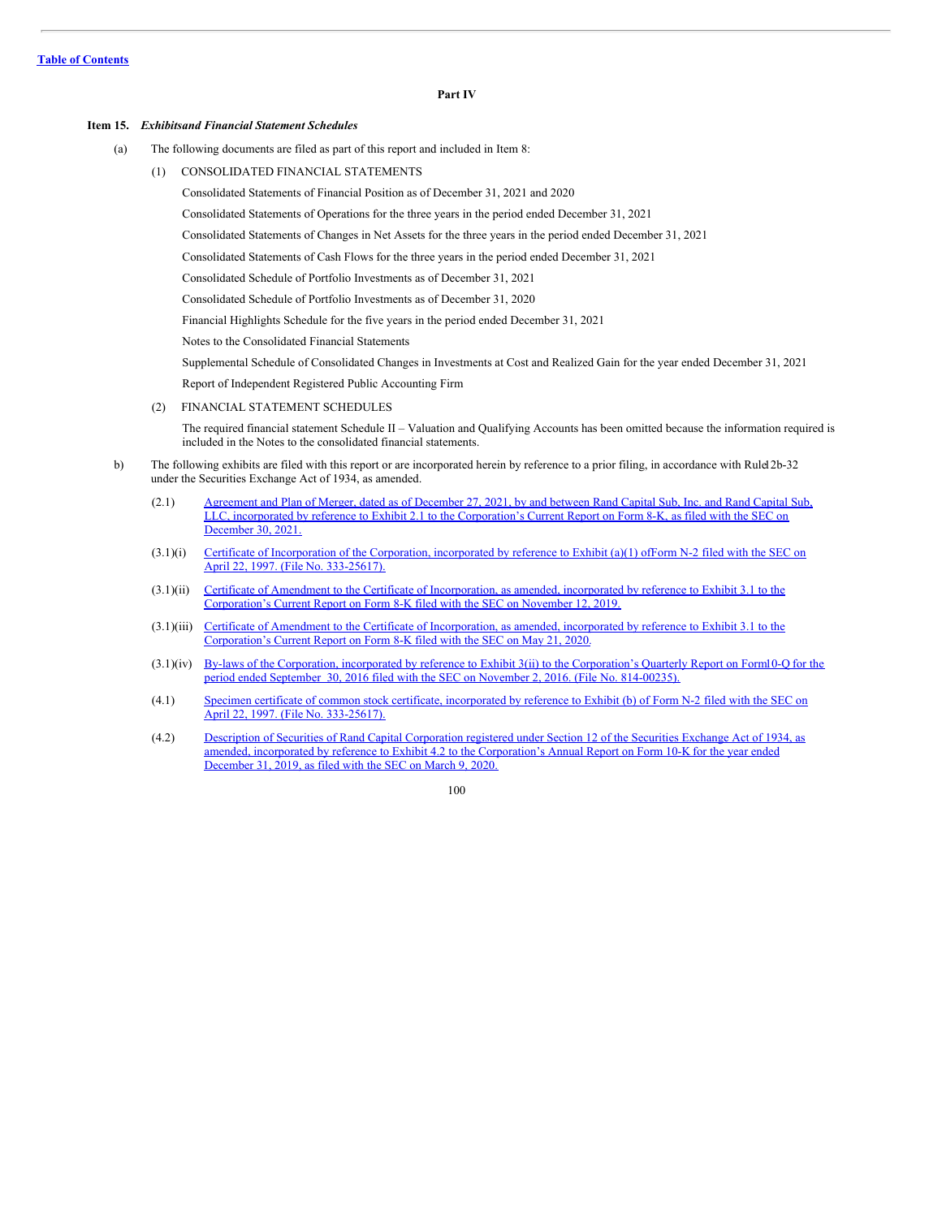[Table of Contents](#)

## Part IV

### Item 15. *Exhibitsand Financial Statement Schedules*

(a) The following documents are filed as part of this report and included in Item 8:

(1) CONSOLIDATED FINANCIAL STATEMENTS

Consolidated Statements of Financial Position as of December 31, 2021 and 2020

Consolidated Statements of Operations for the three years in the period ended December 31, 2021

Consolidated Statements of Changes in Net Assets for the three years in the period ended December 31, 2021

Consolidated Statements of Cash Flows for the three years in the period ended December 31, 2021

Consolidated Schedule of Portfolio Investments as of December 31, 2021

Consolidated Schedule of Portfolio Investments as of December 31, 2020

Financial Highlights Schedule for the five years in the period ended December 31, 2021

Notes to the Consolidated Financial Statements

Supplemental Schedule of Consolidated Changes in Investments at Cost and Realized Gain for the year ended December 31, 2021

Report of Independent Registered Public Accounting Firm

(2) FINANCIAL STATEMENT SCHEDULES

The required financial statement Schedule II – Valuation and Qualifying Accounts has been omitted because the information required is included in the Notes to the consolidated financial statements.

b) The following exhibits are filed with this report or are incorporated herein by reference to a prior filing, in accordance with Rule12b-32 under the Securities Exchange Act of 1934, as amended.

(2.1) Agreement and Plan of Merger, dated as of December 27, 2021, by and between Rand Capital Sub, Inc. and Rand Capital Sub, LLC, incorporated by reference to Exhibit 2.1 to the Corporation's Current Report on Form 8-K, as filed with the SEC on December 30, 2021.

(3.1)(i) Certificate of Incorporation of the Corporation, incorporated by reference to Exhibit (a)(1) ofForm N-2 filed with the SEC on April 22, 1997. (File No. 333-25617).

(3.1)(ii) Certificate of Amendment to the Certificate of Incorporation, as amended, incorporated by reference to Exhibit 3.1 to the Corporation's Current Report on Form 8-K filed with the SEC on November 12, 2019.

(3.1)(iii) Certificate of Amendment to the Certificate of Incorporation, as amended, incorporated by reference to Exhibit 3.1 to the Corporation's Current Report on Form 8-K filed with the SEC on May 21, 2020.

(3.1)(iv) By-laws of the Corporation, incorporated by reference to Exhibit 3(ii) to the Corporation's Quarterly Report on Form10-Q for the period ended September 30, 2016 filed with the SEC on November 2, 2016. (File No. 814-00235).

(4.1) Specimen certificate of common stock certificate, incorporated by reference to Exhibit (b) of Form N-2 filed with the SEC on April 22, 1997. (File No. 333-25617).

(4.2) Description of Securities of Rand Capital Corporation registered under Section 12 of the Securities Exchange Act of 1934, as amended, incorporated by reference to Exhibit 4.2 to the Corporation's Annual Report on Form 10-K for the year ended December 31, 2019, as filed with the SEC on March 9, 2020.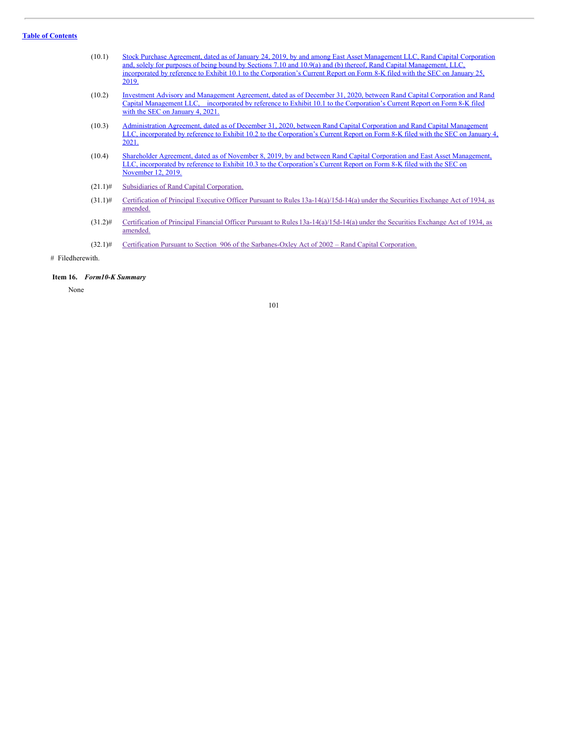(10.1) Stock Purchase Agreement, dated as of January 24, 2019, by and among East Asset Management LLC, Rand Capital Corporation and, solely for purposes of being bound by Sections 7.10 and 10.9(a) and (b) thereof, Rand Capital Management, LLC, incorporated by reference to Exhibit 10.1 to the Corporation's Current Report on Form 8-K filed with the SEC on January 25, 2019.

(10.2) Investment Advisory and Management Agreement, dated as of December 31, 2020, between Rand Capital Corporation and Rand Capital Management LLC, incorporated by reference to Exhibit 10.1 to the Corporation's Current Report on Form 8-K filed with the SEC on January 4, 2021.

(10.3) Administration Agreement, dated as of December 31, 2020, between Rand Capital Corporation and Rand Capital Management LLC, incorporated by reference to Exhibit 10.2 to the Corporation's Current Report on Form 8-K filed with the SEC on January 4, 2021.

(10.4) Shareholder Agreement, dated as of November 8, 2019, by and between Rand Capital Corporation and East Asset Management, LLC, incorporated by reference to Exhibit 10.3 to the Corporation's Current Report on Form 8-K filed with the SEC on November 12, 2019.

(21.1)# Subsidiaries of Rand Capital Corporation.

(31.1)# Certification of Principal Executive Officer Pursuant to Rules 13a-14(a)/15d-14(a) under the Securities Exchange Act of 1934, as amended.

(31.2)# Certification of Principal Financial Officer Pursuant to Rules 13a-14(a)/15d-14(a) under the Securities Exchange Act of 1934, as amended.

(32.1)# Certification Pursuant to Section 906 of the Sarbanes-Oxley Act of 2002 – Rand Capital Corporation.

# Filed herewith.

**Item 16.** ***Form 10-K Summary***

None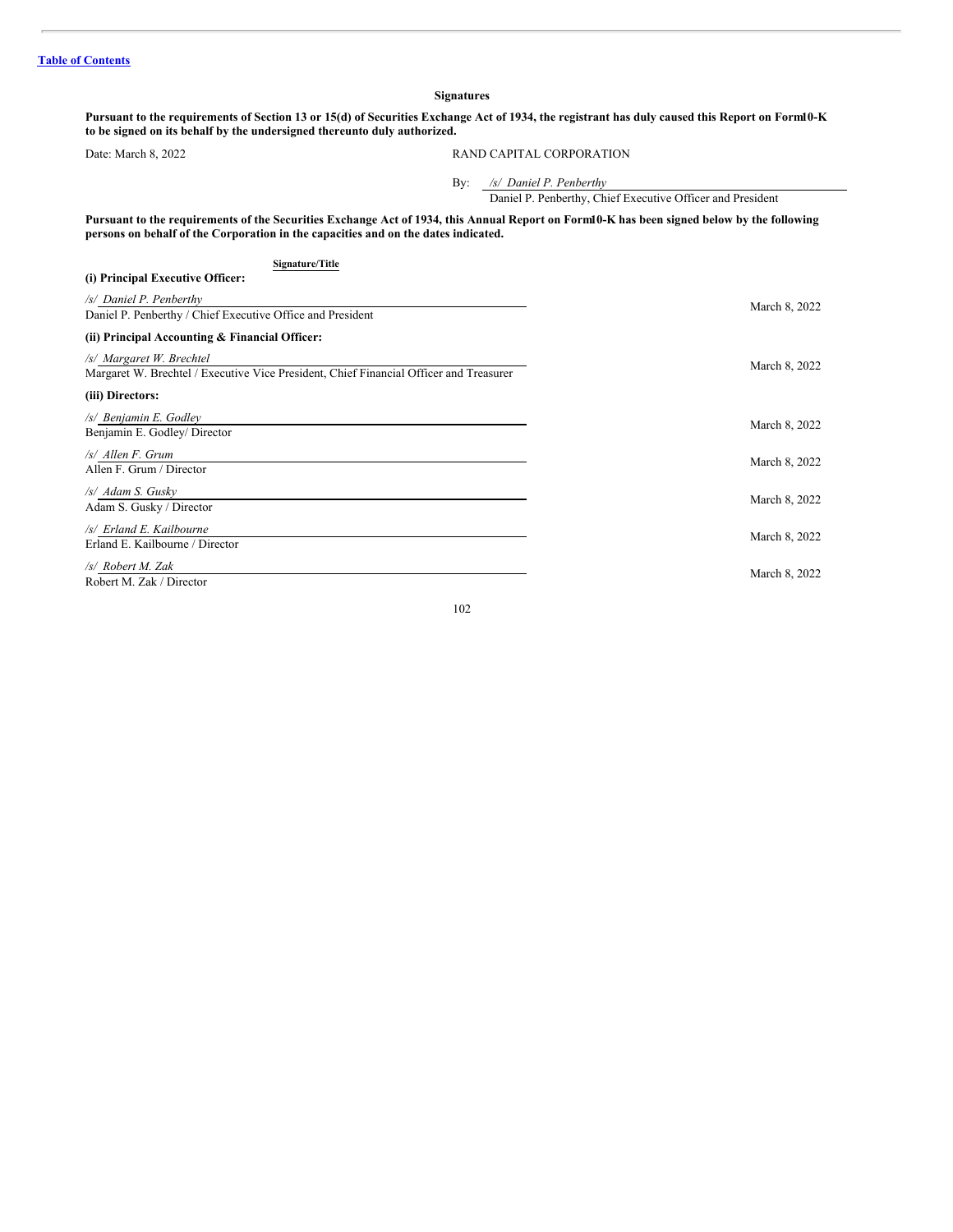[Table of Contents](#)

## Signatures

**Pursuant to the requirements of Section 13 or 15(d) of Securities Exchange Act of 1934, the registrant has duly caused this Report on Form10-K to be signed on its behalf by the undersigned thereunto duly authorized.**

Date: March 8, 2022

RAND CAPITAL CORPORATION

By: */s/ Daniel P. Penberthy*
Daniel P. Penberthy, Chief Executive Officer and President

**Pursuant to the requirements of the Securities Exchange Act of 1934, this Annual Report on Form10-K has been signed below by the following persons on behalf of the Corporation in the capacities and on the dates indicated.**

| Signature/Title | |
|---|---|
| **(i) Principal Executive Officer:** | |
| */s/ Daniel P. Penberthy*<br>Daniel P. Penberthy / Chief Executive Office and President | March 8, 2022 |
| **(ii) Principal Accounting & Financial Officer:** | |
| */s/ Margaret W. Brechtel*<br>Margaret W. Brechtel / Executive Vice President, Chief Financial Officer and Treasurer | March 8, 2022 |
| **(iii) Directors:** | |
| */s/ Benjamin E. Godley*<br>Benjamin E. Godley/ Director | March 8, 2022 |
| */s/ Allen F. Grum*<br>Allen F. Grum / Director | March 8, 2022 |
| */s/ Adam S. Gusky*<br>Adam S. Gusky / Director | March 8, 2022 |
| */s/ Erland E. Kailbourne*<br>Erland E. Kailbourne / Director | March 8, 2022 |
| */s/ Robert M. Zak*<br>Robert M. Zak / Director | March 8, 2022 |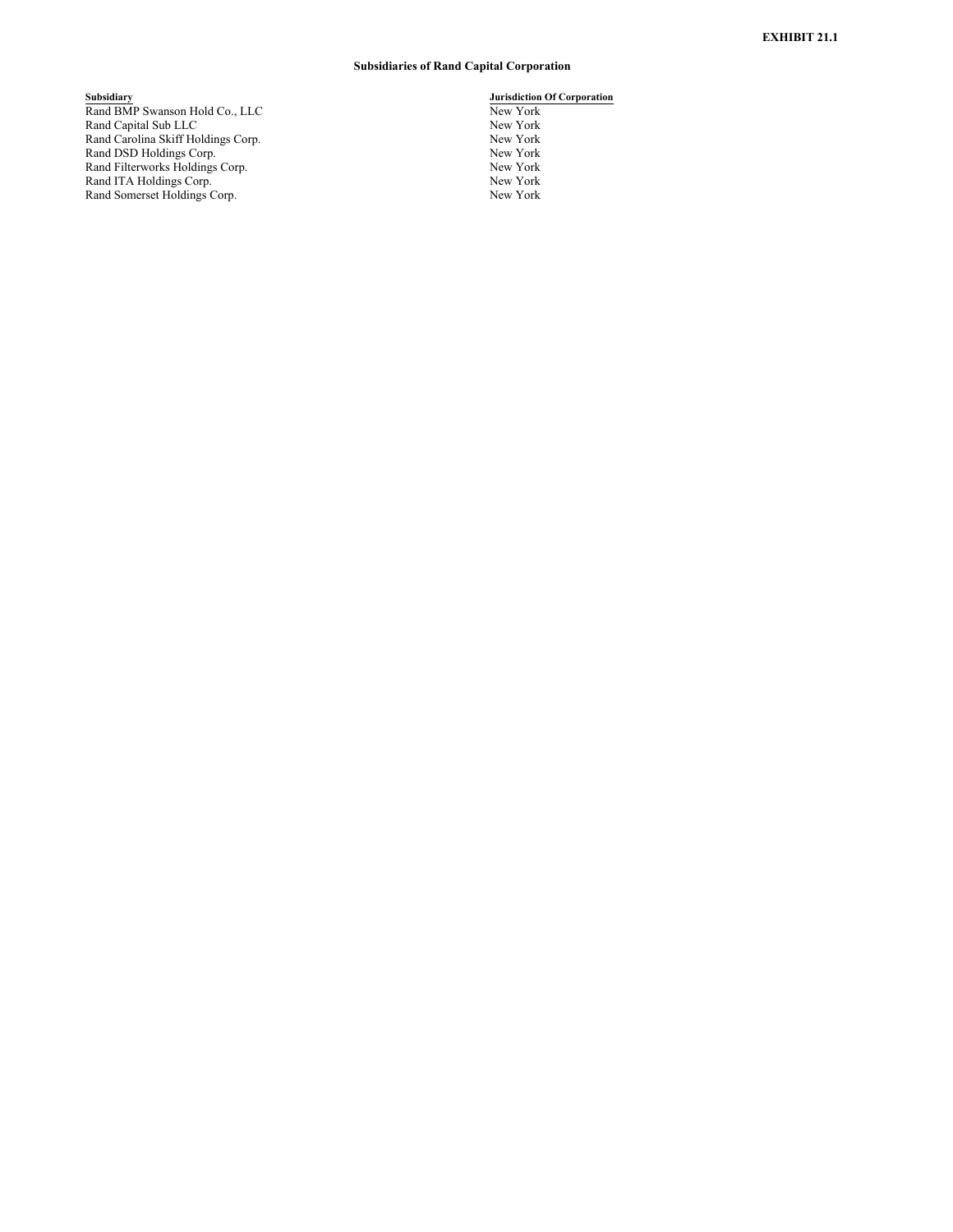**EXHIBIT 21.1**

**Subsidiaries of Rand Capital Corporation**

| Subsidiary | Jurisdiction Of Corporation |
| --- | --- |
| Rand BMP Swanson Hold Co., LLC | New York |
| Rand Capital Sub LLC | New York |
| Rand Carolina Skiff Holdings Corp. | New York |
| Rand DSD Holdings Corp. | New York |
| Rand Filterworks Holdings Corp. | New York |
| Rand ITA Holdings Corp. | New York |
| Rand Somerset Holdings Corp. | New York |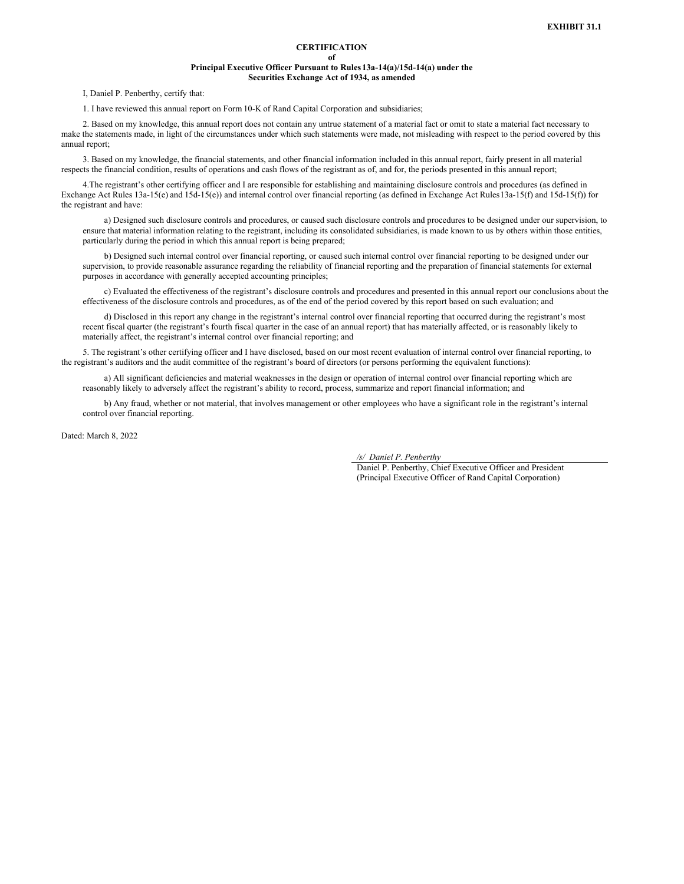**EXHIBIT 31.1**

**CERTIFICATION**
**of**
**Principal Executive Officer Pursuant to Rules 13a-14(a)/15d-14(a) under the Securities Exchange Act of 1934, as amended**

I, Daniel P. Penberthy, certify that:

1. I have reviewed this annual report on Form 10-K of Rand Capital Corporation and subsidiaries;

2. Based on my knowledge, this annual report does not contain any untrue statement of a material fact or omit to state a material fact necessary to make the statements made, in light of the circumstances under which such statements were made, not misleading with respect to the period covered by this annual report;

3. Based on my knowledge, the financial statements, and other financial information included in this annual report, fairly present in all material respects the financial condition, results of operations and cash flows of the registrant as of, and for, the periods presented in this annual report;

4.The registrant's other certifying officer and I are responsible for establishing and maintaining disclosure controls and procedures (as defined in Exchange Act Rules 13a-15(e) and 15d-15(e)) and internal control over financial reporting (as defined in Exchange Act Rules 13a-15(f) and 15d-15(f)) for the registrant and have:

a) Designed such disclosure controls and procedures, or caused such disclosure controls and procedures to be designed under our supervision, to ensure that material information relating to the registrant, including its consolidated subsidiaries, is made known to us by others within those entities, particularly during the period in which this annual report is being prepared;

b) Designed such internal control over financial reporting, or caused such internal control over financial reporting to be designed under our supervision, to provide reasonable assurance regarding the reliability of financial reporting and the preparation of financial statements for external purposes in accordance with generally accepted accounting principles;

c) Evaluated the effectiveness of the registrant's disclosure controls and procedures and presented in this annual report our conclusions about the effectiveness of the disclosure controls and procedures, as of the end of the period covered by this report based on such evaluation; and

d) Disclosed in this report any change in the registrant's internal control over financial reporting that occurred during the registrant's most recent fiscal quarter (the registrant's fourth fiscal quarter in the case of an annual report) that has materially affected, or is reasonably likely to materially affect, the registrant's internal control over financial reporting; and

5. The registrant's other certifying officer and I have disclosed, based on our most recent evaluation of internal control over financial reporting, to the registrant's auditors and the audit committee of the registrant's board of directors (or persons performing the equivalent functions):

a) All significant deficiencies and material weaknesses in the design or operation of internal control over financial reporting which are reasonably likely to adversely affect the registrant's ability to record, process, summarize and report financial information; and

b) Any fraud, whether or not material, that involves management or other employees who have a significant role in the registrant's internal control over financial reporting.

Dated: March 8, 2022

*/s/ Daniel P. Penberthy*
Daniel P. Penberthy, Chief Executive Officer and President
(Principal Executive Officer of Rand Capital Corporation)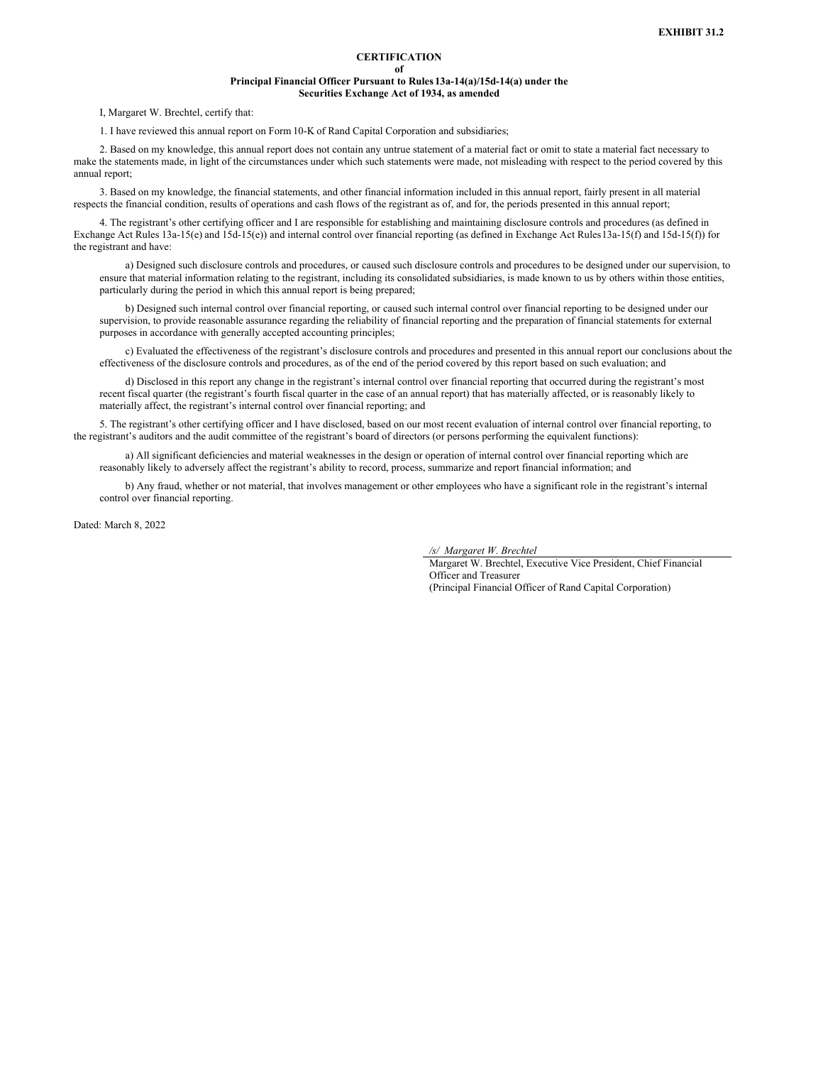**EXHIBIT 31.2**

**CERTIFICATION**
**of**
**Principal Financial Officer Pursuant to Rules 13a-14(a)/15d-14(a) under the Securities Exchange Act of 1934, as amended**

I, Margaret W. Brechtel, certify that:

1. I have reviewed this annual report on Form 10-K of Rand Capital Corporation and subsidiaries;

2. Based on my knowledge, this annual report does not contain any untrue statement of a material fact or omit to state a material fact necessary to make the statements made, in light of the circumstances under which such statements were made, not misleading with respect to the period covered by this annual report;

3. Based on my knowledge, the financial statements, and other financial information included in this annual report, fairly present in all material respects the financial condition, results of operations and cash flows of the registrant as of, and for, the periods presented in this annual report;

4. The registrant's other certifying officer and I are responsible for establishing and maintaining disclosure controls and procedures (as defined in Exchange Act Rules 13a-15(e) and 15d-15(e)) and internal control over financial reporting (as defined in Exchange Act Rules 13a-15(f) and 15d-15(f)) for the registrant and have:

a) Designed such disclosure controls and procedures, or caused such disclosure controls and procedures to be designed under our supervision, to ensure that material information relating to the registrant, including its consolidated subsidiaries, is made known to us by others within those entities, particularly during the period in which this annual report is being prepared;

b) Designed such internal control over financial reporting, or caused such internal control over financial reporting to be designed under our supervision, to provide reasonable assurance regarding the reliability of financial reporting and the preparation of financial statements for external purposes in accordance with generally accepted accounting principles;

c) Evaluated the effectiveness of the registrant's disclosure controls and procedures and presented in this annual report our conclusions about the effectiveness of the disclosure controls and procedures, as of the end of the period covered by this report based on such evaluation; and

d) Disclosed in this report any change in the registrant's internal control over financial reporting that occurred during the registrant's most recent fiscal quarter (the registrant's fourth fiscal quarter in the case of an annual report) that has materially affected, or is reasonably likely to materially affect, the registrant's internal control over financial reporting; and

5. The registrant's other certifying officer and I have disclosed, based on our most recent evaluation of internal control over financial reporting, to the registrant's auditors and the audit committee of the registrant's board of directors (or persons performing the equivalent functions):

a) All significant deficiencies and material weaknesses in the design or operation of internal control over financial reporting which are reasonably likely to adversely affect the registrant's ability to record, process, summarize and report financial information; and

b) Any fraud, whether or not material, that involves management or other employees who have a significant role in the registrant's internal control over financial reporting.

Dated: March 8, 2022

*/s/ Margaret W. Brechtel*
Margaret W. Brechtel, Executive Vice President, Chief Financial Officer and Treasurer
(Principal Financial Officer of Rand Capital Corporation)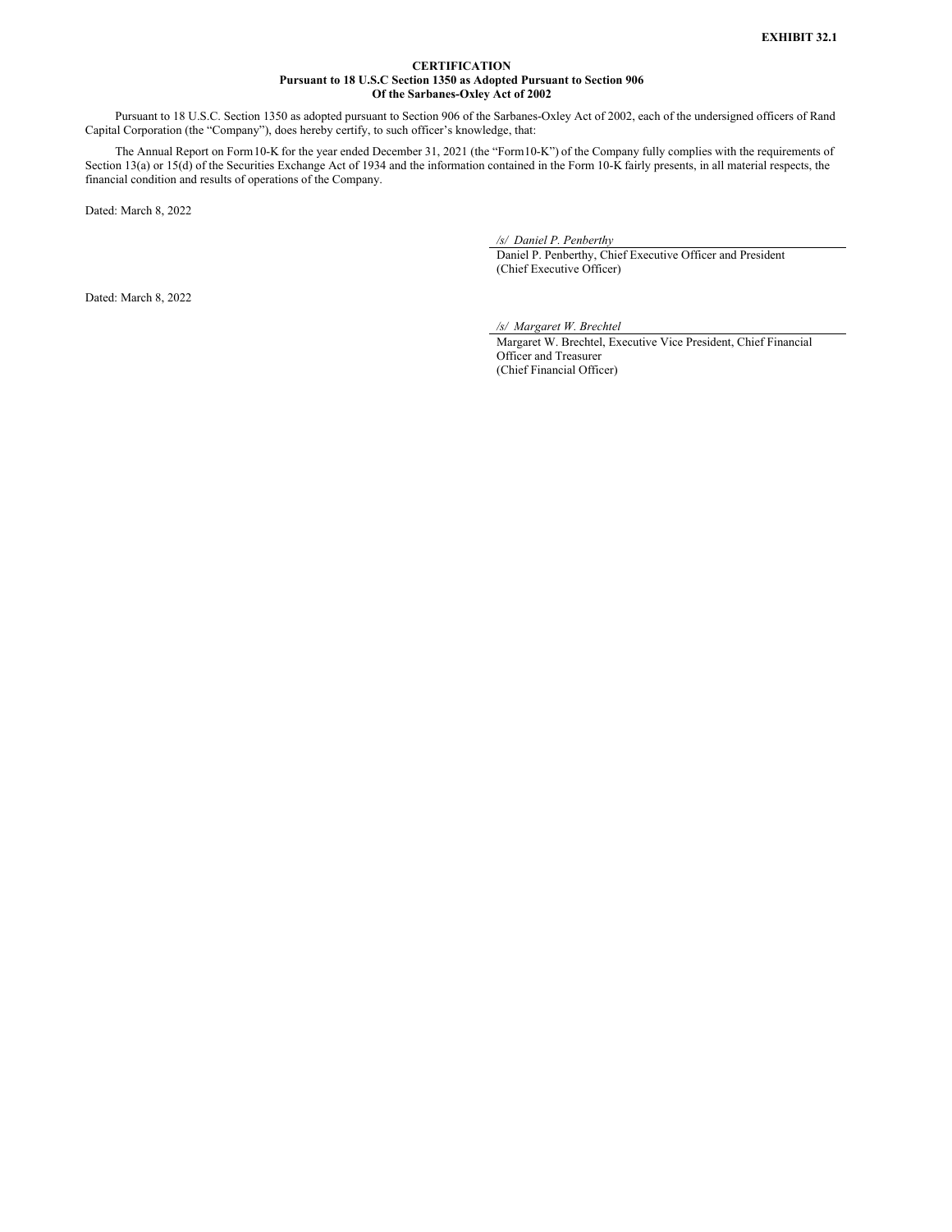**EXHIBIT 32.1**

**CERTIFICATION**
**Pursuant to 18 U.S.C Section 1350 as Adopted Pursuant to Section 906**
**Of the Sarbanes-Oxley Act of 2002**

Pursuant to 18 U.S.C. Section 1350 as adopted pursuant to Section 906 of the Sarbanes-Oxley Act of 2002, each of the undersigned officers of Rand Capital Corporation (the "Company"), does hereby certify, to such officer's knowledge, that:

The Annual Report on Form10-K for the year ended December 31, 2021 (the "Form10-K") of the Company fully complies with the requirements of Section 13(a) or 15(d) of the Securities Exchange Act of 1934 and the information contained in the Form 10-K fairly presents, in all material respects, the financial condition and results of operations of the Company.

Dated: March 8, 2022

*/s/ Daniel P. Penberthy*

Daniel P. Penberthy, Chief Executive Officer and President
(Chief Executive Officer)

Dated: March 8, 2022

*/s/ Margaret W. Brechtel*

Margaret W. Brechtel, Executive Vice President, Chief Financial Officer and Treasurer
(Chief Financial Officer)